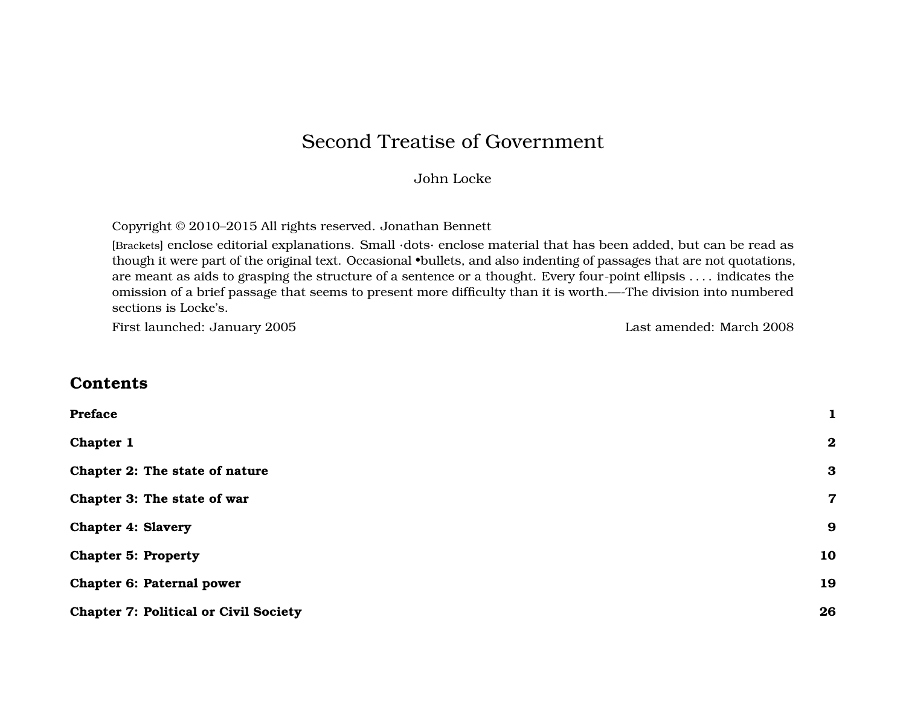# Second Treatise of Government

John Locke

Copyright © 2010–2015 All rights reserved. Jonathan Bennett

[Brackets] enclose editorial explanations. Small ·dots· enclose material that has been added, but can be read as though it were part of the original text. Occasional •bullets, and also indenting of passages that are not quotations, are meant as aids to grasping the structure of a sentence or a thought. Every four-point ellipsis . . . . indicates the omission of a brief passage that seems to present more difficulty than it is worth.—-The division into numbered sections is Locke's.

First launched: January 2005 Last amended: March 2008

## Contents

**Preface** **1**

**Chapter 1** **2**

**Chapter 2: The state of nature** **3**

**Chapter 3: The state of war** **7**

**Chapter 4: Slavery** **9**

**Chapter 5: Property** **10**

**Chapter 6: Paternal power** **19**

**Chapter 7: Political or Civil Society** **26**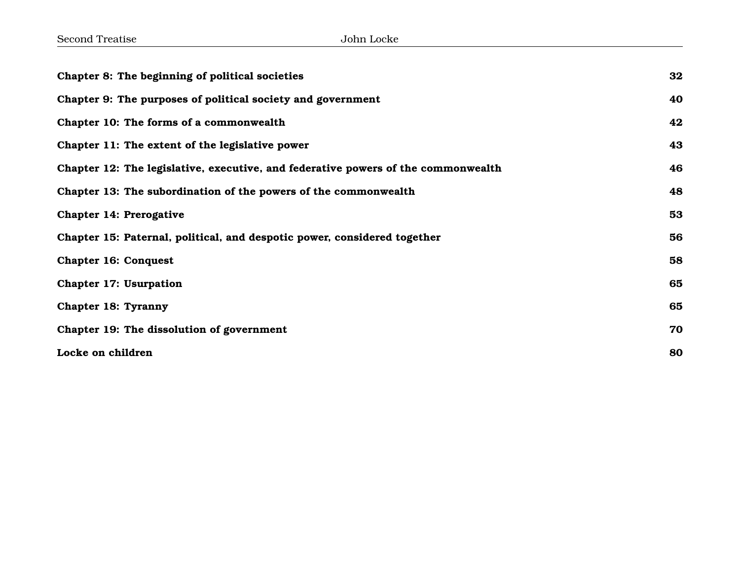**Chapter 8: The beginning of political societies** **32**

**Chapter 9: The purposes of political society and government** **40**

**Chapter 10: The forms of a commonwealth** **42**

**Chapter 11: The extent of the legislative power** **43**

**Chapter 12: The legislative, executive, and federative powers of the commonwealth** **46**

**Chapter 13: The subordination of the powers of the commonwealth** **48**

**Chapter 14: Prerogative** **53**

**Chapter 15: Paternal, political, and despotic power, considered together** **56**

**Chapter 16: Conquest** **58**

**Chapter 17: Usurpation** **65**

**Chapter 18: Tyranny** **65**

**Chapter 19: The dissolution of government** **70**

**Locke on children** **80**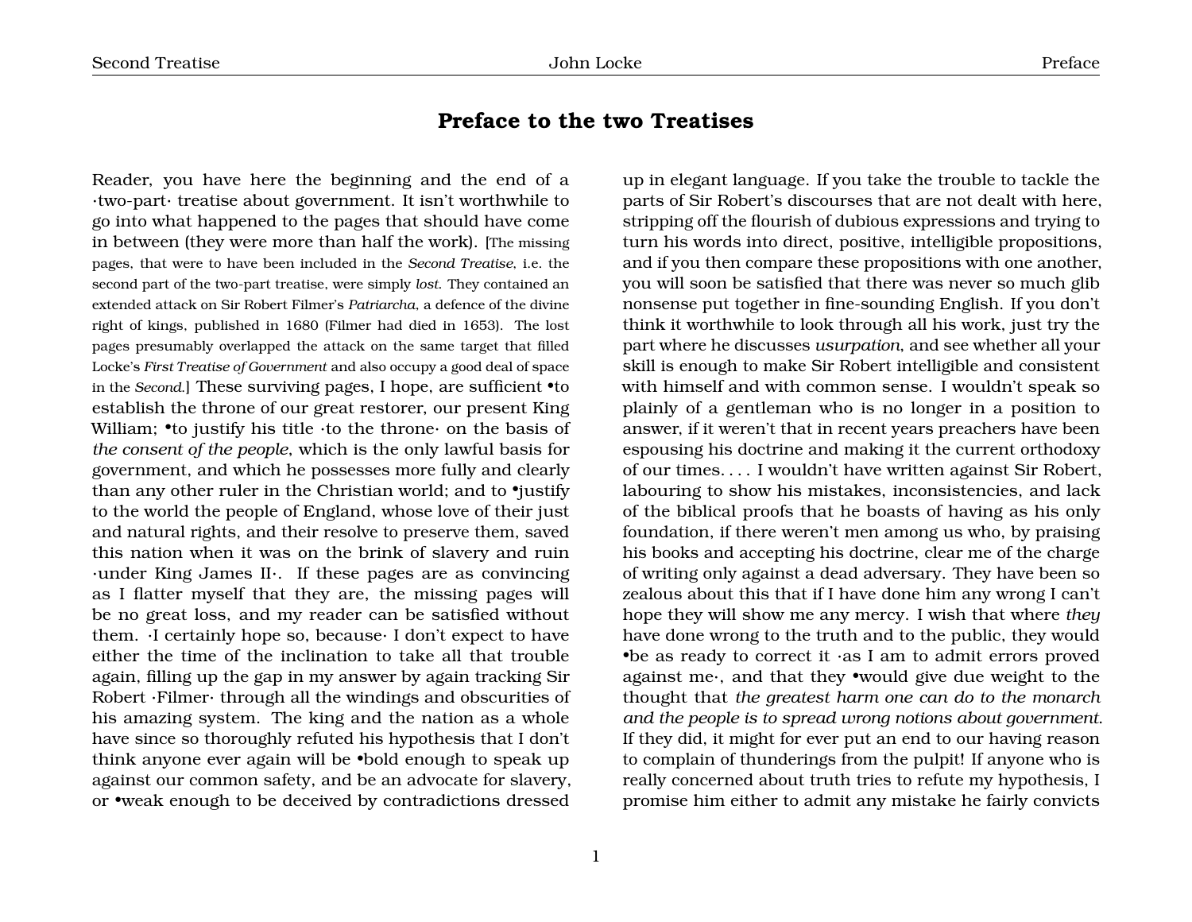# Preface to the two Treatises

Reader, you have here the beginning and the end of a ·two-part· treatise about government. It isn't worthwhile to go into what happened to the pages that should have come in between (they were more than half the work). [The missing pages, that were to have been included in the *Second Treatise*, i.e. the second part of the two-part treatise, were simply *lost*. They contained an extended attack on Sir Robert Filmer's *Patriarcha*, a defence of the divine right of kings, published in 1680 (Filmer had died in 1653). The lost pages presumably overlapped the attack on the same target that filled Locke's *First Treatise of Government* and also occupy a good deal of space in the *Second*.] These surviving pages, I hope, are sufficient •to establish the throne of our great restorer, our present King William; •to justify his title ·to the throne· on the basis of *the consent of the people*, which is the only lawful basis for government, and which he possesses more fully and clearly than any other ruler in the Christian world; and to •justify to the world the people of England, whose love of their just and natural rights, and their resolve to preserve them, saved this nation when it was on the brink of slavery and ruin ·under King James II·. If these pages are as convincing as I flatter myself that they are, the missing pages will be no great loss, and my reader can be satisfied without them. ·I certainly hope so, because· I don't expect to have either the time of the inclination to take all that trouble again, filling up the gap in my answer by again tracking Sir Robert ·Filmer· through all the windings and obscurities of his amazing system. The king and the nation as a whole have since so thoroughly refuted his hypothesis that I don't think anyone ever again will be •bold enough to speak up against our common safety, and be an advocate for slavery, or •weak enough to be deceived by contradictions dressed up in elegant language. If you take the trouble to tackle the parts of Sir Robert's discourses that are not dealt with here, stripping off the flourish of dubious expressions and trying to turn his words into direct, positive, intelligible propositions, and if you then compare these propositions with one another, you will soon be satisfied that there was never so much glib nonsense put together in fine-sounding English. If you don't think it worthwhile to look through all his work, just try the part where he discusses *usurpation*, and see whether all your skill is enough to make Sir Robert intelligible and consistent with himself and with common sense. I wouldn't speak so plainly of a gentleman who is no longer in a position to answer, if it weren't that in recent years preachers have been espousing his doctrine and making it the current orthodoxy of our times. . . . I wouldn't have written against Sir Robert, labouring to show his mistakes, inconsistencies, and lack of the biblical proofs that he boasts of having as his only foundation, if there weren't men among us who, by praising his books and accepting his doctrine, clear me of the charge of writing only against a dead adversary. They have been so zealous about this that if I have done him any wrong I can't hope they will show me any mercy. I wish that where *they* have done wrong to the truth and to the public, they would •be as ready to correct it ·as I am to admit errors proved against me·, and that they •would give due weight to the thought that *the greatest harm one can do to the monarch and the people is to spread wrong notions about government*. If they did, it might for ever put an end to our having reason to complain of thunderings from the pulpit! If anyone who is really concerned about truth tries to refute my hypothesis, I promise him either to admit any mistake he fairly convicts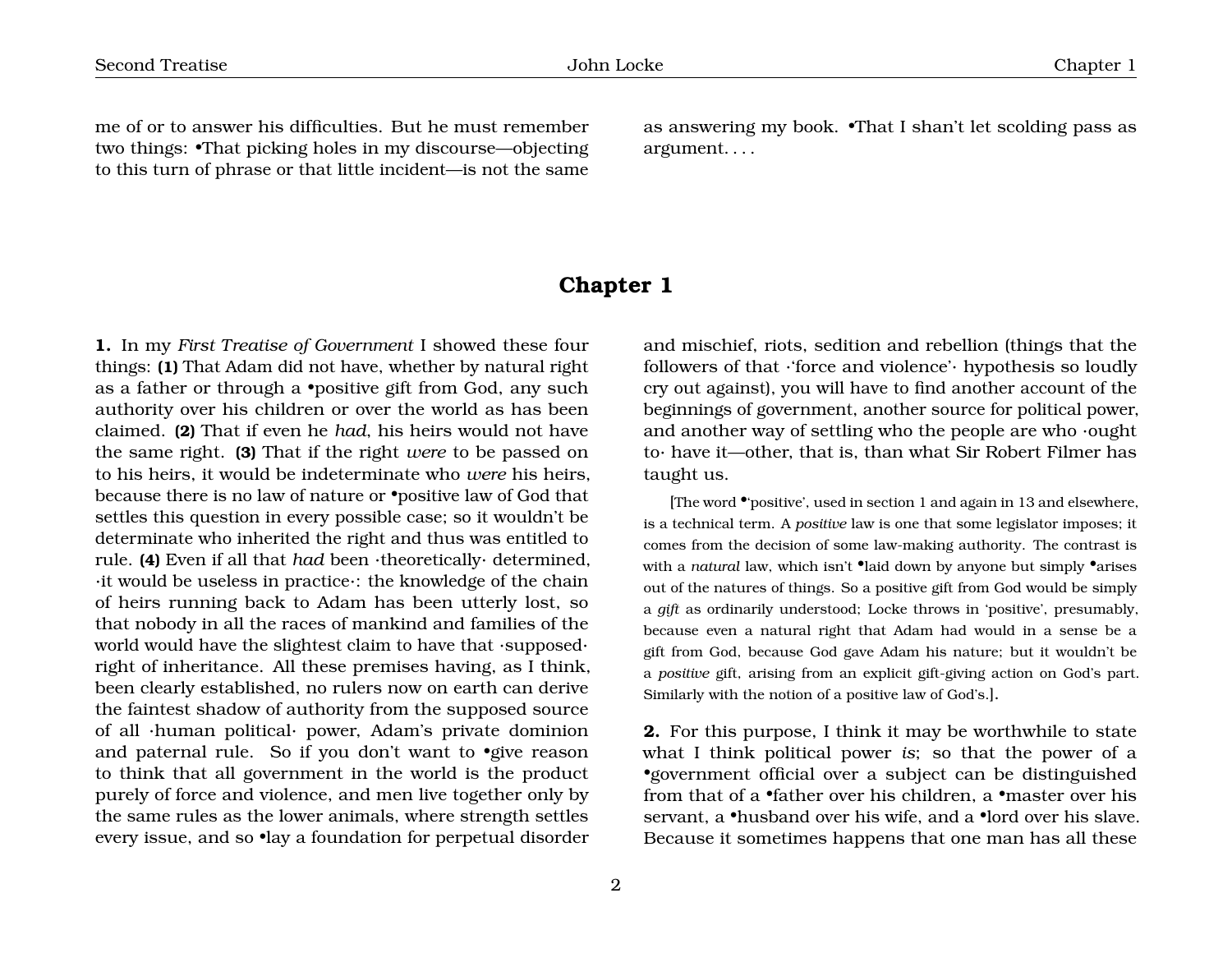me of or to answer his difficulties. But he must remember two things: •That picking holes in my discourse—objecting to this turn of phrase or that little incident—is not the same as answering my book. •That I shan't let scolding pass as argument. . . .

## Chapter 1

**1.** In my *First Treatise of Government* I showed these four things: **(1)** That Adam did not have, whether by natural right as a father or through a •positive gift from God, any such authority over his children or over the world as has been claimed. **(2)** That if even he *had*, his heirs would not have the same right. **(3)** That if the right *were* to be passed on to his heirs, it would be indeterminate who *were* his heirs, because there is no law of nature or •positive law of God that settles this question in every possible case; so it wouldn't be determinate who inherited the right and thus was entitled to rule. **(4)** Even if all that *had* been ·theoretically· determined, ·it would be useless in practice·: the knowledge of the chain of heirs running back to Adam has been utterly lost, so that nobody in all the races of mankind and families of the world would have the slightest claim to have that ·supposed· right of inheritance. All these premises having, as I think, been clearly established, no rulers now on earth can derive the faintest shadow of authority from the supposed source of all ·human political· power, Adam's private dominion and paternal rule. So if you don't want to •give reason to think that all government in the world is the product purely of force and violence, and men live together only by the same rules as the lower animals, where strength settles every issue, and so •lay a foundation for perpetual disorder and mischief, riots, sedition and rebellion (things that the followers of that ·'force and violence'· hypothesis so loudly cry out against), you will have to find another account of the beginnings of government, another source for political power, and another way of settling who the people are who ·ought to· have it—other, that is, than what Sir Robert Filmer has taught us.

[The word •'positive', used in section 1 and again in 13 and elsewhere, is a technical term. A *positive* law is one that some legislator imposes; it comes from the decision of some law-making authority. The contrast is with a *natural* law, which isn't •laid down by anyone but simply •arises out of the natures of things. So a positive gift from God would be simply a *gift* as ordinarily understood; Locke throws in 'positive', presumably, because even a natural right that Adam had would in a sense be a gift from God, because God gave Adam his nature; but it wouldn't be a *positive* gift, arising from an explicit gift-giving action on God's part. Similarly with the notion of a positive law of God's.].

**2.** For this purpose, I think it may be worthwhile to state what I think political power *is*; so that the power of a •government official over a subject can be distinguished from that of a •father over his children, a •master over his servant, a •husband over his wife, and a •lord over his slave. Because it sometimes happens that one man has all these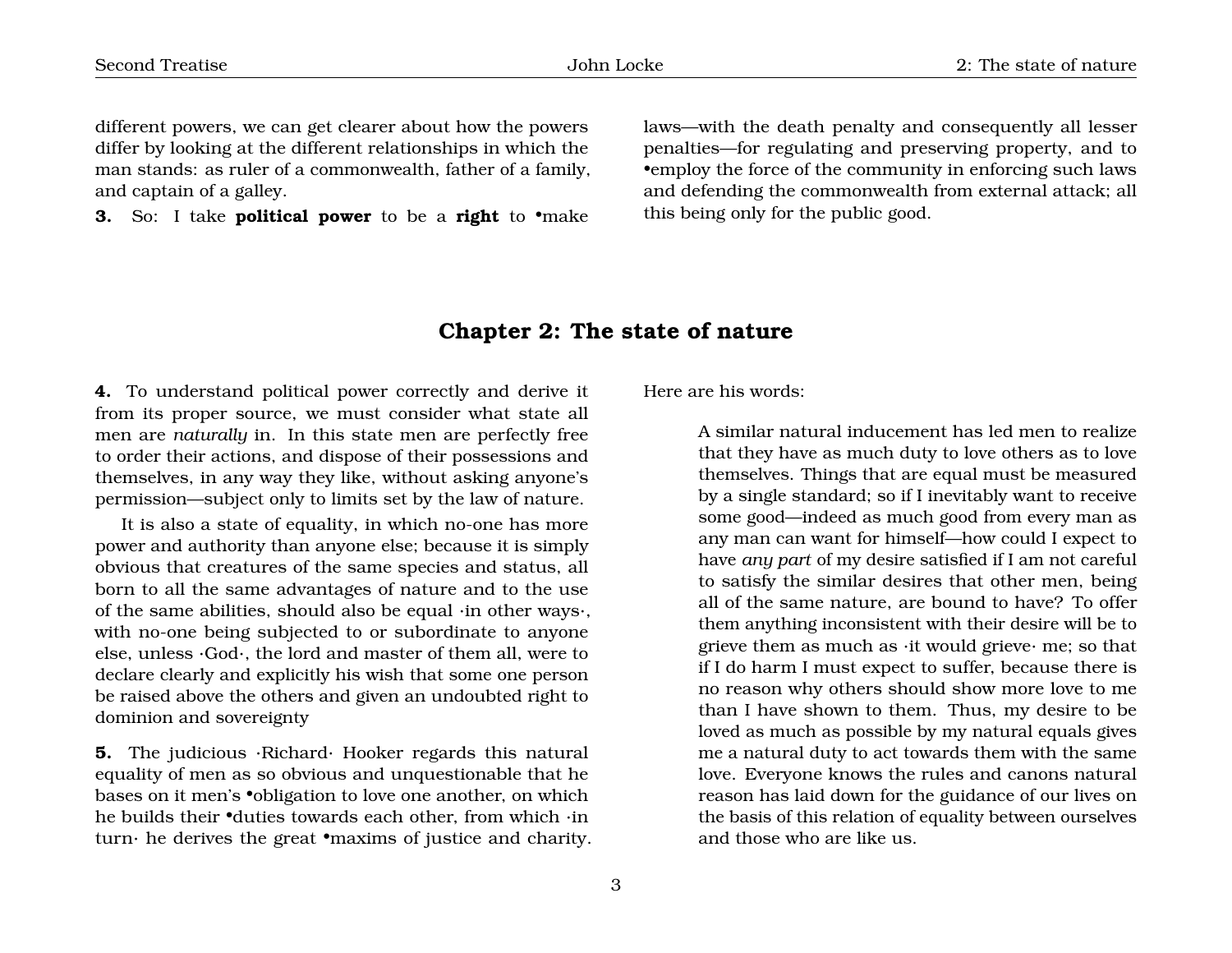different powers, we can get clearer about how the powers differ by looking at the different relationships in which the man stands: as ruler of a commonwealth, father of a family, and captain of a galley.

**3.** So: I take **political power** to be a **right** to •make laws—with the death penalty and consequently all lesser penalties—for regulating and preserving property, and to •employ the force of the community in enforcing such laws and defending the commonwealth from external attack; all this being only for the public good.

## Chapter 2: The state of nature

**4.** To understand political power correctly and derive it from its proper source, we must consider what state all men are *naturally* in. In this state men are perfectly free to order their actions, and dispose of their possessions and themselves, in any way they like, without asking anyone's permission—subject only to limits set by the law of nature.

It is also a state of equality, in which no-one has more power and authority than anyone else; because it is simply obvious that creatures of the same species and status, all born to all the same advantages of nature and to the use of the same abilities, should also be equal ·in other ways·, with no-one being subjected to or subordinate to anyone else, unless ·God·, the lord and master of them all, were to declare clearly and explicitly his wish that some one person be raised above the others and given an undoubted right to dominion and sovereignty

**5.** The judicious ·Richard· Hooker regards this natural equality of men as so obvious and unquestionable that he bases on it men's •obligation to love one another, on which he builds their •duties towards each other, from which ·in turn· he derives the great •maxims of justice and charity. Here are his words:

> A similar natural inducement has led men to realize that they have as much duty to love others as to love themselves. Things that are equal must be measured by a single standard; so if I inevitably want to receive some good—indeed as much good from every man as any man can want for himself—how could I expect to have *any part* of my desire satisfied if I am not careful to satisfy the similar desires that other men, being all of the same nature, are bound to have? To offer them anything inconsistent with their desire will be to grieve them as much as ·it would grieve· me; so that if I do harm I must expect to suffer, because there is no reason why others should show more love to me than I have shown to them. Thus, my desire to be loved as much as possible by my natural equals gives me a natural duty to act towards them with the same love. Everyone knows the rules and canons natural reason has laid down for the guidance of our lives on the basis of this relation of equality between ourselves and those who are like us.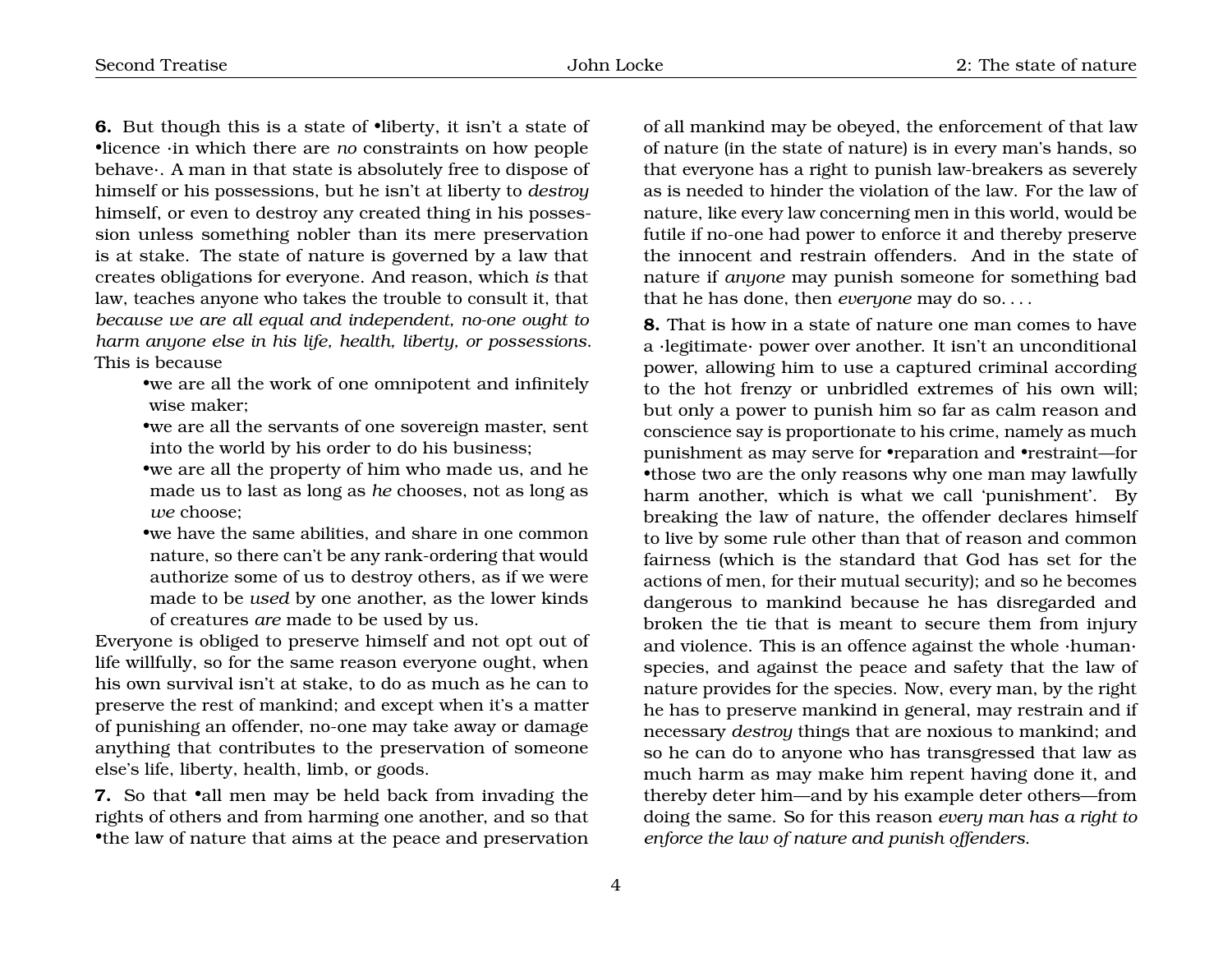**6.** But though this is a state of •liberty, it isn't a state of •licence ·in which there are *no* constraints on how people behave·. A man in that state is absolutely free to dispose of himself or his possessions, but he isn't at liberty to *destroy* himself, or even to destroy any created thing in his possession unless something nobler than its mere preservation is at stake. The state of nature is governed by a law that creates obligations for everyone. And reason, which *is* that law, teaches anyone who takes the trouble to consult it, that *because we are all equal and independent, no-one ought to harm anyone else in his life, health, liberty, or possessions*. This is because

- •we are all the work of one omnipotent and infinitely wise maker;
- •we are all the servants of one sovereign master, sent into the world by his order to do his business;
- •we are all the property of him who made us, and he made us to last as long as *he* chooses, not as long as *we* choose;
- •we have the same abilities, and share in one common nature, so there can't be any rank-ordering that would authorize some of us to destroy others, as if we were made to be *used* by one another, as the lower kinds of creatures *are* made to be used by us.

Everyone is obliged to preserve himself and not opt out of life willfully, so for the same reason everyone ought, when his own survival isn't at stake, to do as much as he can to preserve the rest of mankind; and except when it's a matter of punishing an offender, no-one may take away or damage anything that contributes to the preservation of someone else's life, liberty, health, limb, or goods.

**7.** So that •all men may be held back from invading the rights of others and from harming one another, and so that •the law of nature that aims at the peace and preservation of all mankind may be obeyed, the enforcement of that law of nature (in the state of nature) is in every man's hands, so that everyone has a right to punish law-breakers as severely as is needed to hinder the violation of the law. For the law of nature, like every law concerning men in this world, would be futile if no-one had power to enforce it and thereby preserve the innocent and restrain offenders. And in the state of nature if *anyone* may punish someone for something bad that he has done, then *everyone* may do so. . . .

**8.** That is how in a state of nature one man comes to have a ·legitimate· power over another. It isn't an unconditional power, allowing him to use a captured criminal according to the hot frenzy or unbridled extremes of his own will; but only a power to punish him so far as calm reason and conscience say is proportionate to his crime, namely as much punishment as may serve for •reparation and •restraint—for •those two are the only reasons why one man may lawfully harm another, which is what we call 'punishment'. By breaking the law of nature, the offender declares himself to live by some rule other than that of reason and common fairness (which is the standard that God has set for the actions of men, for their mutual security); and so he becomes dangerous to mankind because he has disregarded and broken the tie that is meant to secure them from injury and violence. This is an offence against the whole ·human· species, and against the peace and safety that the law of nature provides for the species. Now, every man, by the right he has to preserve mankind in general, may restrain and if necessary *destroy* things that are noxious to mankind; and so he can do to anyone who has transgressed that law as much harm as may make him repent having done it, and thereby deter him—and by his example deter others—from doing the same. So for this reason *every man has a right to enforce the law of nature and punish offenders*.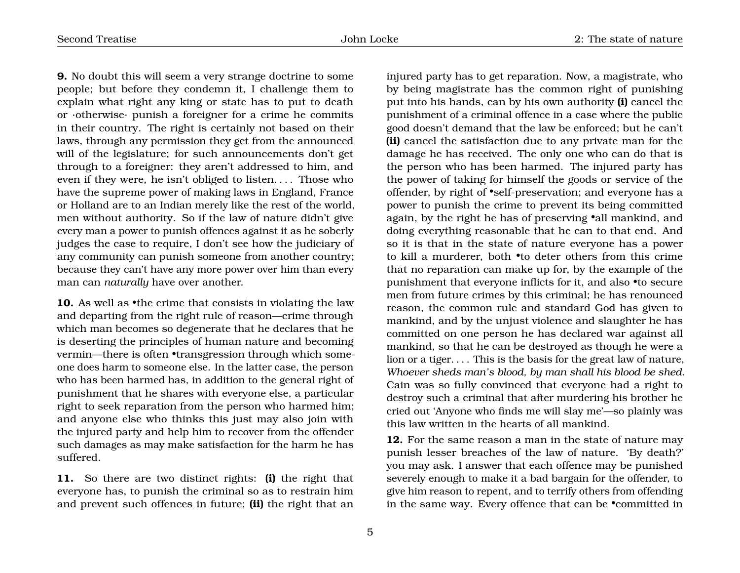**9.** No doubt this will seem a very strange doctrine to some people; but before they condemn it, I challenge them to explain what right any king or state has to put to death or ·otherwise· punish a foreigner for a crime he commits in their country. The right is certainly not based on their laws, through any permission they get from the announced will of the legislature; for such announcements don't get through to a foreigner: they aren't addressed to him, and even if they were, he isn't obliged to listen. . . . Those who have the supreme power of making laws in England, France or Holland are to an Indian merely like the rest of the world, men without authority. So if the law of nature didn't give every man a power to punish offences against it as he soberly judges the case to require, I don't see how the judiciary of any community can punish someone from another country; because they can't have any more power over him than every man can *naturally* have over another.

**10.** As well as •the crime that consists in violating the law and departing from the right rule of reason—crime through which man becomes so degenerate that he declares that he is deserting the principles of human nature and becoming vermin—there is often •transgression through which someone does harm to someone else. In the latter case, the person who has been harmed has, in addition to the general right of punishment that he shares with everyone else, a particular right to seek reparation from the person who harmed him; and anyone else who thinks this just may also join with the injured party and help him to recover from the offender such damages as may make satisfaction for the harm he has suffered.

**11.** So there are two distinct rights: **(i)** the right that everyone has, to punish the criminal so as to restrain him and prevent such offences in future; **(ii)** the right that an injured party has to get reparation. Now, a magistrate, who by being magistrate has the common right of punishing put into his hands, can by his own authority **(i)** cancel the punishment of a criminal offence in a case where the public good doesn't demand that the law be enforced; but he can't **(ii)** cancel the satisfaction due to any private man for the damage he has received. The only one who can do that is the person who has been harmed. The injured party has the power of taking for himself the goods or service of the offender, by right of •self-preservation; and everyone has a power to punish the crime to prevent its being committed again, by the right he has of preserving •all mankind, and doing everything reasonable that he can to that end. And so it is that in the state of nature everyone has a power to kill a murderer, both •to deter others from this crime that no reparation can make up for, by the example of the punishment that everyone inflicts for it, and also •to secure men from future crimes by this criminal; he has renounced reason, the common rule and standard God has given to mankind, and by the unjust violence and slaughter he has committed on one person he has declared war against all mankind, so that he can be destroyed as though he were a lion or a tiger. . . . This is the basis for the great law of nature, *Whoever sheds man's blood, by man shall his blood be shed.* Cain was so fully convinced that everyone had a right to destroy such a criminal that after murdering his brother he cried out 'Anyone who finds me will slay me'—so plainly was this law written in the hearts of all mankind.

**12.** For the same reason a man in the state of nature may punish lesser breaches of the law of nature. 'By death?' you may ask. I answer that each offence may be punished severely enough to make it a bad bargain for the offender, to give him reason to repent, and to terrify others from offending in the same way. Every offence that can be •committed in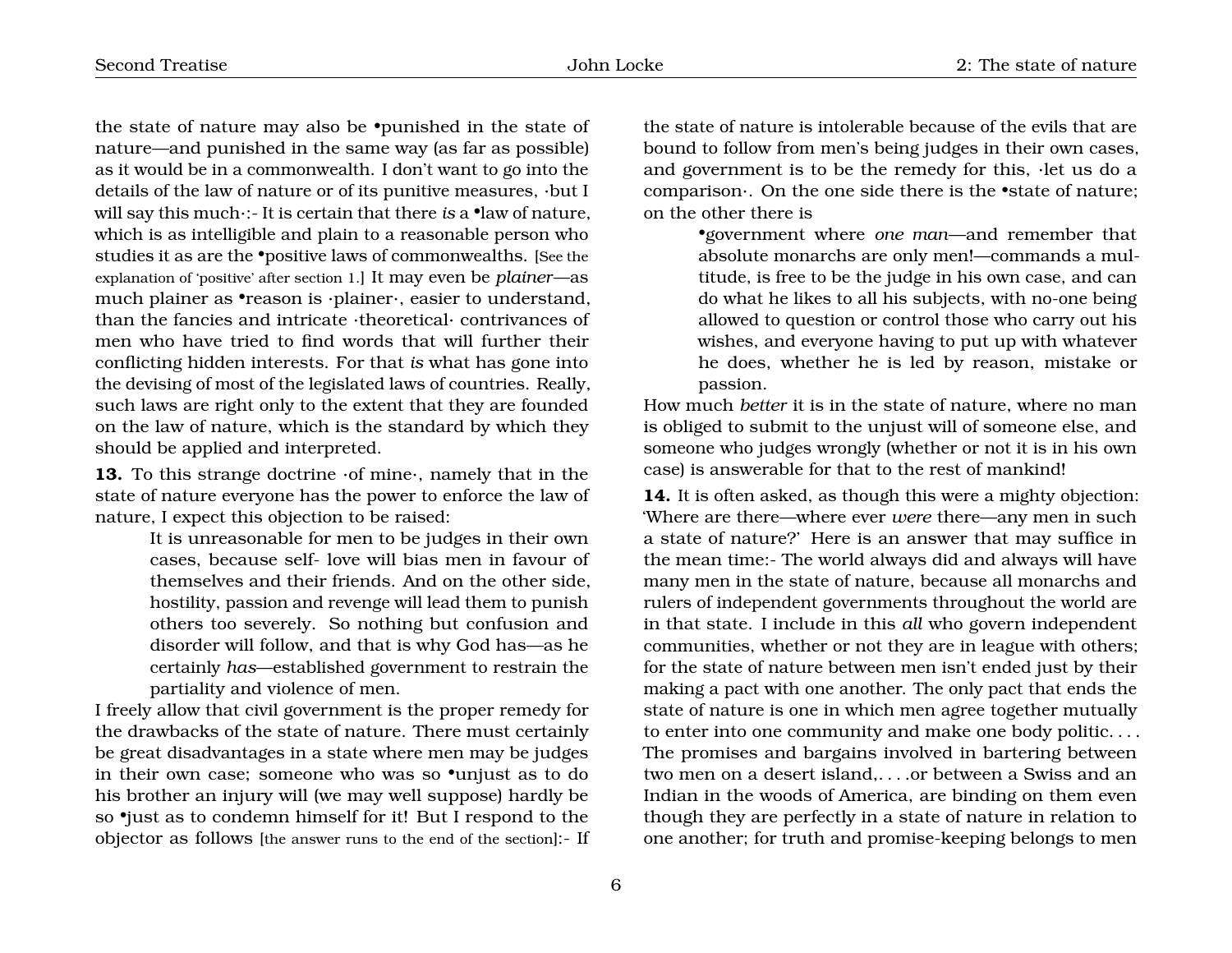the state of nature may also be •punished in the state of nature—and punished in the same way (as far as possible) as it would be in a commonwealth. I don't want to go into the details of the law of nature or of its punitive measures, ·but I will say this much·:- It is certain that there *is* a •law of nature, which is as intelligible and plain to a reasonable person who studies it as are the •positive laws of commonwealths. [See the explanation of 'positive' after section 1.] It may even be *plainer*—as much plainer as •reason is ·plainer·, easier to understand, than the fancies and intricate ·theoretical· contrivances of men who have tried to find words that will further their conflicting hidden interests. For that *is* what has gone into the devising of most of the legislated laws of countries. Really, such laws are right only to the extent that they are founded on the law of nature, which is the standard by which they should be applied and interpreted.

**13.** To this strange doctrine ·of mine·, namely that in the state of nature everyone has the power to enforce the law of nature, I expect this objection to be raised:

> It is unreasonable for men to be judges in their own cases, because self- love will bias men in favour of themselves and their friends. And on the other side, hostility, passion and revenge will lead them to punish others too severely. So nothing but confusion and disorder will follow, and that is why God has—as he certainly *has*—established government to restrain the partiality and violence of men.

I freely allow that civil government is the proper remedy for the drawbacks of the state of nature. There must certainly be great disadvantages in a state where men may be judges in their own case; someone who was so •unjust as to do his brother an injury will (we may well suppose) hardly be so •just as to condemn himself for it! But I respond to the objector as follows [the answer runs to the end of the section]:- If the state of nature is intolerable because of the evils that are bound to follow from men's being judges in their own cases, and government is to be the remedy for this, ·let us do a comparison·. On the one side there is the •state of nature; on the other there is

> •government where *one man*—and remember that absolute monarchs are only men!—commands a multitude, is free to be the judge in his own case, and can do what he likes to all his subjects, with no-one being allowed to question or control those who carry out his wishes, and everyone having to put up with whatever he does, whether he is led by reason, mistake or passion.

How much *better* it is in the state of nature, where no man is obliged to submit to the unjust will of someone else, and someone who judges wrongly (whether or not it is in his own case) is answerable for that to the rest of mankind!

**14.** It is often asked, as though this were a mighty objection: 'Where are there—where ever *were* there—any men in such a state of nature?' Here is an answer that may suffice in the mean time:- The world always did and always will have many men in the state of nature, because all monarchs and rulers of independent governments throughout the world are in that state. I include in this *all* who govern independent communities, whether or not they are in league with others; for the state of nature between men isn't ended just by their making a pact with one another. The only pact that ends the state of nature is one in which men agree together mutually to enter into one community and make one body politic. . . . The promises and bargains involved in bartering between two men on a desert island,. . . .or between a Swiss and an Indian in the woods of America, are binding on them even though they are perfectly in a state of nature in relation to one another; for truth and promise-keeping belongs to men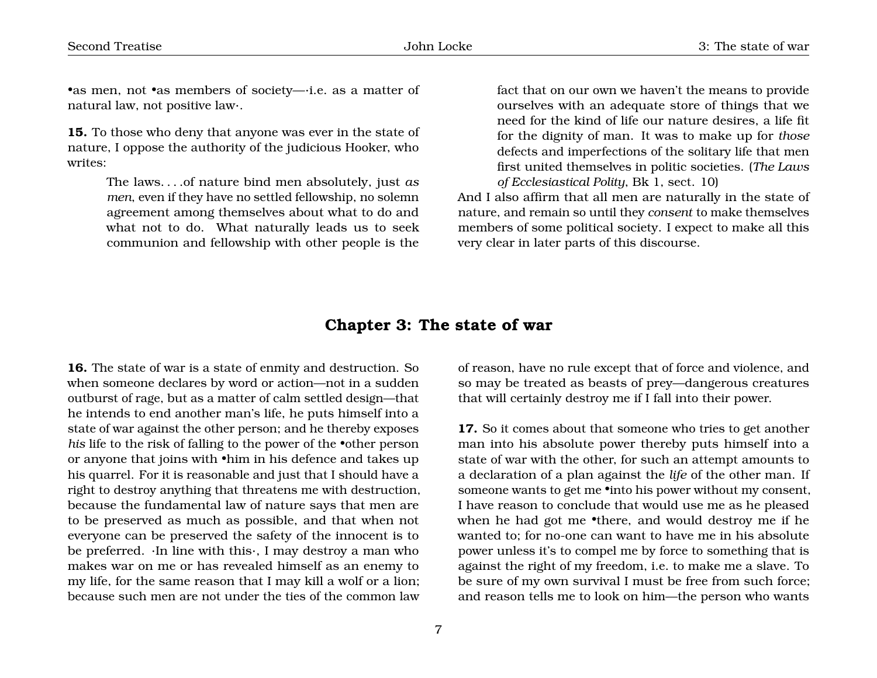•as men, not •as members of society—·i.e. as a matter of natural law, not positive law·.

**15.** To those who deny that anyone was ever in the state of nature, I oppose the authority of the judicious Hooker, who writes:

> The laws. . . .of nature bind men absolutely, just *as men*, even if they have no settled fellowship, no solemn agreement among themselves about what to do and what not to do. What naturally leads us to seek communion and fellowship with other people is the fact that on our own we haven't the means to provide ourselves with an adequate store of things that we need for the kind of life our nature desires, a life fit for the dignity of man. It was to make up for *those* defects and imperfections of the solitary life that men first united themselves in politic societies. (*The Laws of Ecclesiastical Polity*, Bk 1, sect. 10)

And I also affirm that all men are naturally in the state of nature, and remain so until they *consent* to make themselves members of some political society. I expect to make all this very clear in later parts of this discourse.

## Chapter 3: The state of war

**16.** The state of war is a state of enmity and destruction. So when someone declares by word or action—not in a sudden outburst of rage, but as a matter of calm settled design—that he intends to end another man's life, he puts himself into a state of war against the other person; and he thereby exposes *his* life to the risk of falling to the power of the •other person or anyone that joins with •him in his defence and takes up his quarrel. For it is reasonable and just that I should have a right to destroy anything that threatens me with destruction, because the fundamental law of nature says that men are to be preserved as much as possible, and that when not everyone can be preserved the safety of the innocent is to be preferred. ·In line with this·, I may destroy a man who makes war on me or has revealed himself as an enemy to my life, for the same reason that I may kill a wolf or a lion; because such men are not under the ties of the common law of reason, have no rule except that of force and violence, and so may be treated as beasts of prey—dangerous creatures that will certainly destroy me if I fall into their power.

**17.** So it comes about that someone who tries to get another man into his absolute power thereby puts himself into a state of war with the other, for such an attempt amounts to a declaration of a plan against the *life* of the other man. If someone wants to get me •into his power without my consent, I have reason to conclude that would use me as he pleased when he had got me •there, and would destroy me if he wanted to; for no-one can want to have me in his absolute power unless it's to compel me by force to something that is against the right of my freedom, i.e. to make me a slave. To be sure of my own survival I must be free from such force; and reason tells me to look on him—the person who wants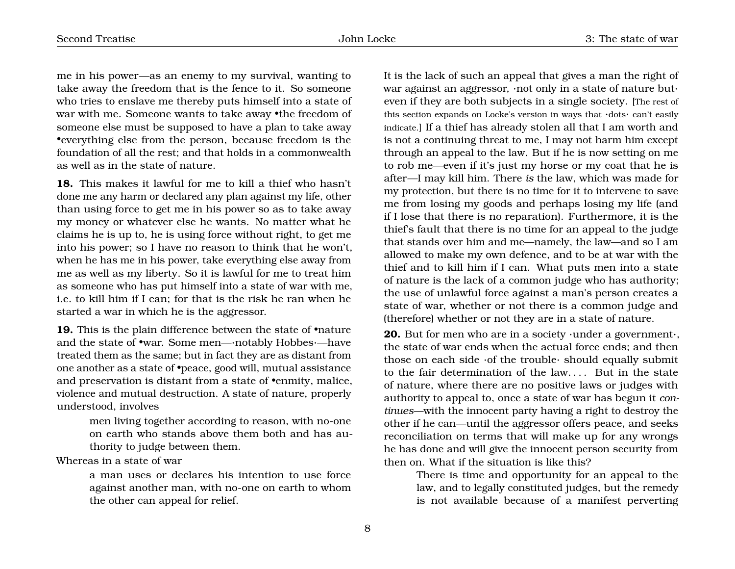me in his power—as an enemy to my survival, wanting to take away the freedom that is the fence to it. So someone who tries to enslave me thereby puts himself into a state of war with me. Someone wants to take away •the freedom of someone else must be supposed to have a plan to take away •everything else from the person, because freedom is the foundation of all the rest; and that holds in a commonwealth as well as in the state of nature.

**18.** This makes it lawful for me to kill a thief who hasn't done me any harm or declared any plan against my life, other than using force to get me in his power so as to take away my money or whatever else he wants. No matter what he claims he is up to, he is using force without right, to get me into his power; so I have no reason to think that he won't, when he has me in his power, take everything else away from me as well as my liberty. So it is lawful for me to treat him as someone who has put himself into a state of war with me, i.e. to kill him if I can; for that is the risk he ran when he started a war in which he is the aggressor.

**19.** This is the plain difference between the state of •nature and the state of •war. Some men—·notably Hobbes·—have treated them as the same; but in fact they are as distant from one another as a state of •peace, good will, mutual assistance and preservation is distant from a state of •enmity, malice, violence and mutual destruction. A state of nature, properly understood, involves

> men living together according to reason, with no-one on earth who stands above them both and has authority to judge between them.

Whereas in a state of war

> a man uses or declares his intention to use force against another man, with no-one on earth to whom the other can appeal for relief.

It is the lack of such an appeal that gives a man the right of war against an aggressor, ·not only in a state of nature but· even if they are both subjects in a single society. [The rest of this section expands on Locke's version in ways that ·dots· can't easily indicate.] If a thief has already stolen all that I am worth and is not a continuing threat to me, I may not harm him except through an appeal to the law. But if he is now setting on me to rob me—even if it's just my horse or my coat that he is after—I may kill him. There *is* the law, which was made for my protection, but there is no time for it to intervene to save me from losing my goods and perhaps losing my life (and if I lose that there is no reparation). Furthermore, it is the thief's fault that there is no time for an appeal to the judge that stands over him and me—namely, the law—and so I am allowed to make my own defence, and to be at war with the thief and to kill him if I can. What puts men into a state of nature is the lack of a common judge who has authority; the use of unlawful force against a man's person creates a state of war, whether or not there is a common judge and (therefore) whether or not they are in a state of nature.

**20.** But for men who are in a society ·under a government·, the state of war ends when the actual force ends; and then those on each side ·of the trouble· should equally submit to the fair determination of the law. . . . But in the state of nature, where there are no positive laws or judges with authority to appeal to, once a state of war has begun it *continues*—with the innocent party having a right to destroy the other if he can—until the aggressor offers peace, and seeks reconciliation on terms that will make up for any wrongs he has done and will give the innocent person security from then on. What if the situation is like this?

> There is time and opportunity for an appeal to the law, and to legally constituted judges, but the remedy is not available because of a manifest perverting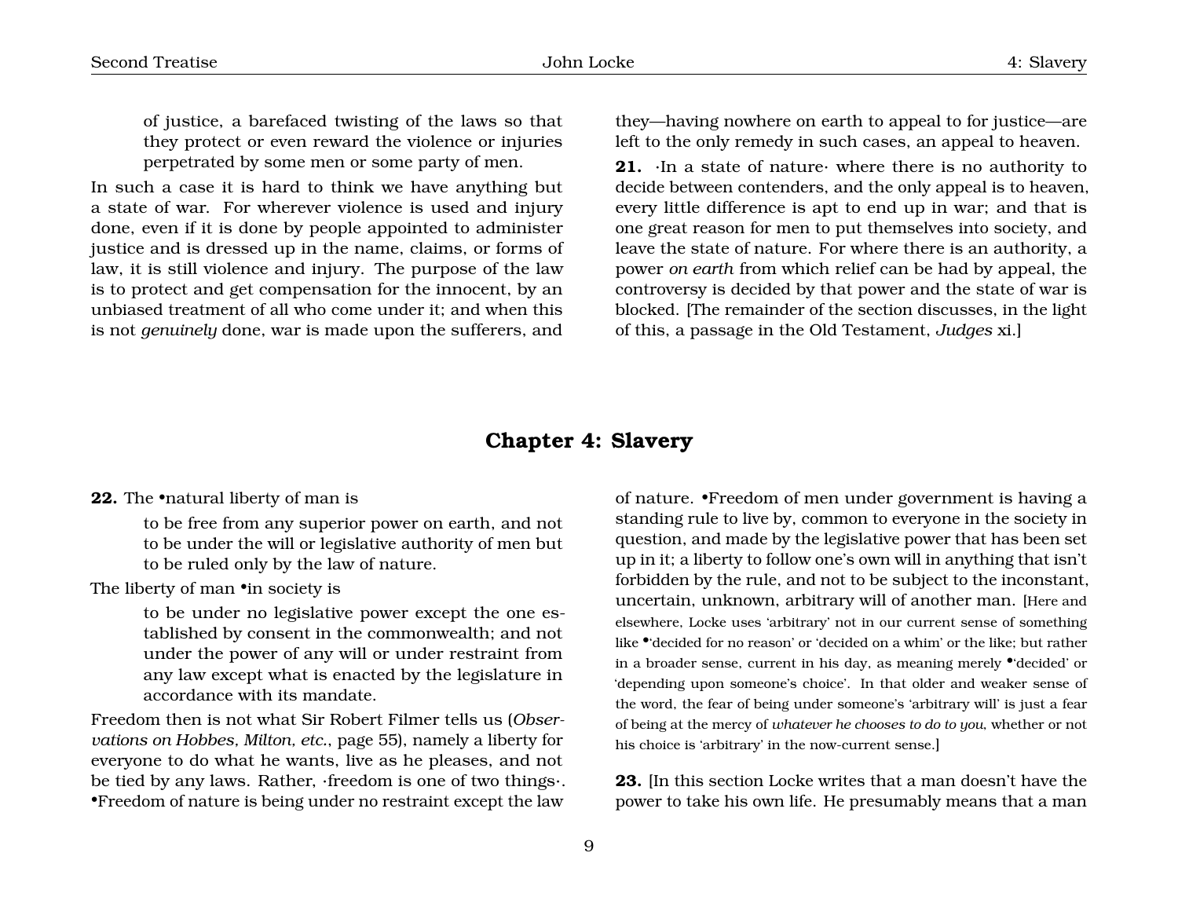of justice, a barefaced twisting of the laws so that they protect or even reward the violence or injuries perpetrated by some men or some party of men.

In such a case it is hard to think we have anything but a state of war. For wherever violence is used and injury done, even if it is done by people appointed to administer justice and is dressed up in the name, claims, or forms of law, it is still violence and injury. The purpose of the law is to protect and get compensation for the innocent, by an unbiased treatment of all who come under it; and when this is not *genuinely* done, war is made upon the sufferers, and they—having nowhere on earth to appeal to for justice—are left to the only remedy in such cases, an appeal to heaven.

**21.** ·In a state of nature· where there is no authority to decide between contenders, and the only appeal is to heaven, every little difference is apt to end up in war; and that is one great reason for men to put themselves into society, and leave the state of nature. For where there is an authority, a power *on earth* from which relief can be had by appeal, the controversy is decided by that power and the state of war is blocked. [The remainder of the section discusses, in the light of this, a passage in the Old Testament, *Judges* xi.]

## Chapter 4: Slavery

**22.** The •natural liberty of man is

> to be free from any superior power on earth, and not to be under the will or legislative authority of men but to be ruled only by the law of nature.

The liberty of man •in society is

> to be under no legislative power except the one established by consent in the commonwealth; and not under the power of any will or under restraint from any law except what is enacted by the legislature in accordance with its mandate.

Freedom then is not what Sir Robert Filmer tells us (*Observations on Hobbes, Milton, etc.*, page 55), namely a liberty for everyone to do what he wants, live as he pleases, and not be tied by any laws. Rather, ·freedom is one of two things·. •Freedom of nature is being under no restraint except the law of nature. •Freedom of men under government is having a standing rule to live by, common to everyone in the society in question, and made by the legislative power that has been set up in it; a liberty to follow one's own will in anything that isn't forbidden by the rule, and not to be subject to the inconstant, uncertain, unknown, arbitrary will of another man. [Here and elsewhere, Locke uses 'arbitrary' not in our current sense of something like •'decided for no reason' or 'decided on a whim' or the like; but rather in a broader sense, current in his day, as meaning merely •'decided' or 'depending upon someone's choice'. In that older and weaker sense of the word, the fear of being under someone's 'arbitrary will' is just a fear of being at the mercy of *whatever he chooses to do to you*, whether or not his choice is 'arbitrary' in the now-current sense.]

**23.** [In this section Locke writes that a man doesn't have the power to take his own life. He presumably means that a man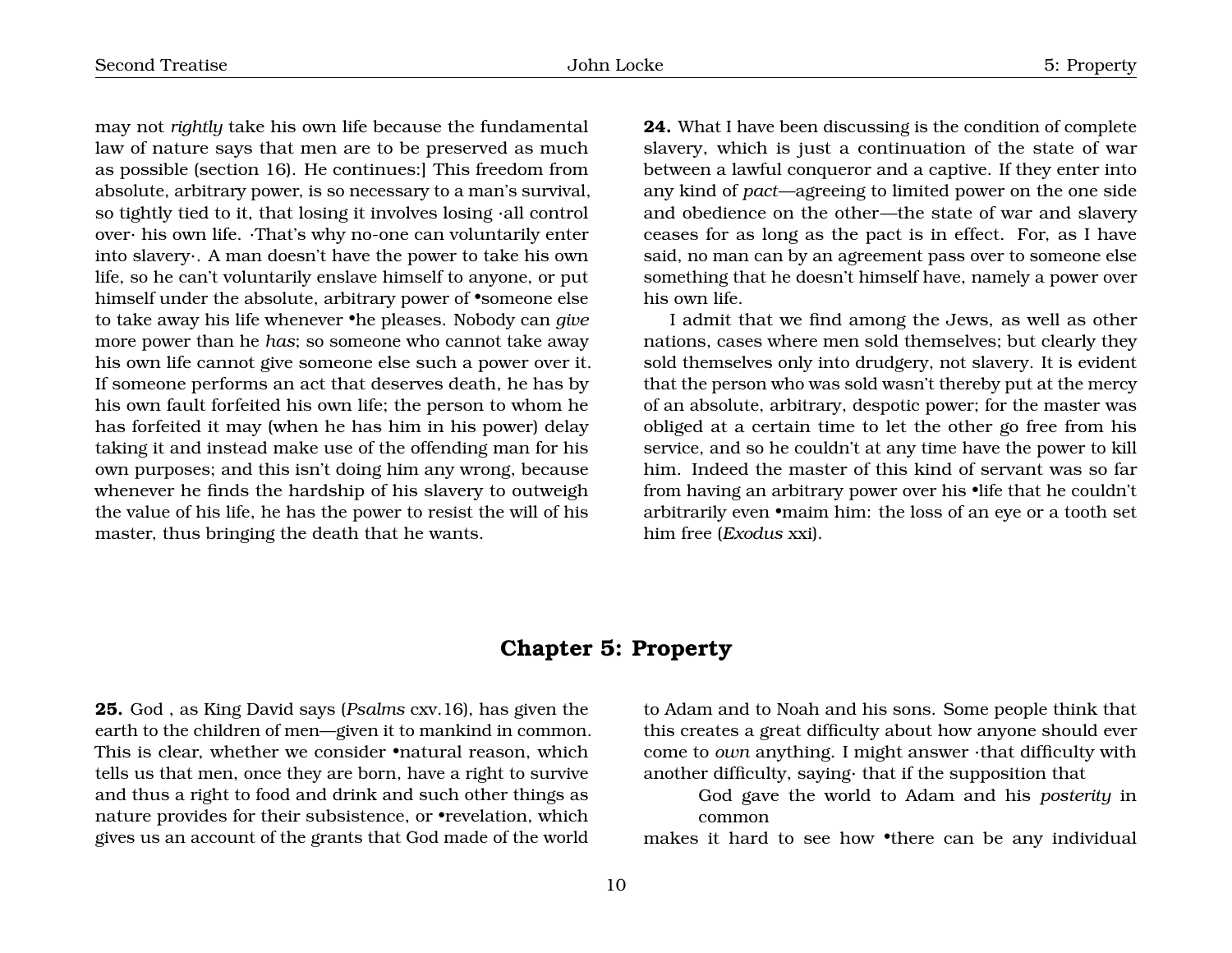may not *rightly* take his own life because the fundamental law of nature says that men are to be preserved as much as possible (section 16). He continues:] This freedom from absolute, arbitrary power, is so necessary to a man's survival, so tightly tied to it, that losing it involves losing ·all control over· his own life. ·That's why no-one can voluntarily enter into slavery·. A man doesn't have the power to take his own life, so he can't voluntarily enslave himself to anyone, or put himself under the absolute, arbitrary power of •someone else to take away his life whenever •he pleases. Nobody can *give* more power than he *has*; so someone who cannot take away his own life cannot give someone else such a power over it. If someone performs an act that deserves death, he has by his own fault forfeited his own life; the person to whom he has forfeited it may (when he has him in his power) delay taking it and instead make use of the offending man for his own purposes; and this isn't doing him any wrong, because whenever he finds the hardship of his slavery to outweigh the value of his life, he has the power to resist the will of his master, thus bringing the death that he wants.

**24.** What I have been discussing is the condition of complete slavery, which is just a continuation of the state of war between a lawful conqueror and a captive. If they enter into any kind of *pact*—agreeing to limited power on the one side and obedience on the other—the state of war and slavery ceases for as long as the pact is in effect. For, as I have said, no man can by an agreement pass over to someone else something that he doesn't himself have, namely a power over his own life.

I admit that we find among the Jews, as well as other nations, cases where men sold themselves; but clearly they sold themselves only into drudgery, not slavery. It is evident that the person who was sold wasn't thereby put at the mercy of an absolute, arbitrary, despotic power; for the master was obliged at a certain time to let the other go free from his service, and so he couldn't at any time have the power to kill him. Indeed the master of this kind of servant was so far from having an arbitrary power over his •life that he couldn't arbitrarily even •maim him: the loss of an eye or a tooth set him free (*Exodus* xxi).

## Chapter 5: Property

**25.** God , as King David says (*Psalms* cxv.16), has given the earth to the children of men—given it to mankind in common. This is clear, whether we consider •natural reason, which tells us that men, once they are born, have a right to survive and thus a right to food and drink and such other things as nature provides for their subsistence, or •revelation, which gives us an account of the grants that God made of the world to Adam and to Noah and his sons. Some people think that this creates a great difficulty about how anyone should ever come to *own* anything. I might answer ·that difficulty with another difficulty, saying· that if the supposition that

> God gave the world to Adam and his *posterity* in common

makes it hard to see how •there can be any individual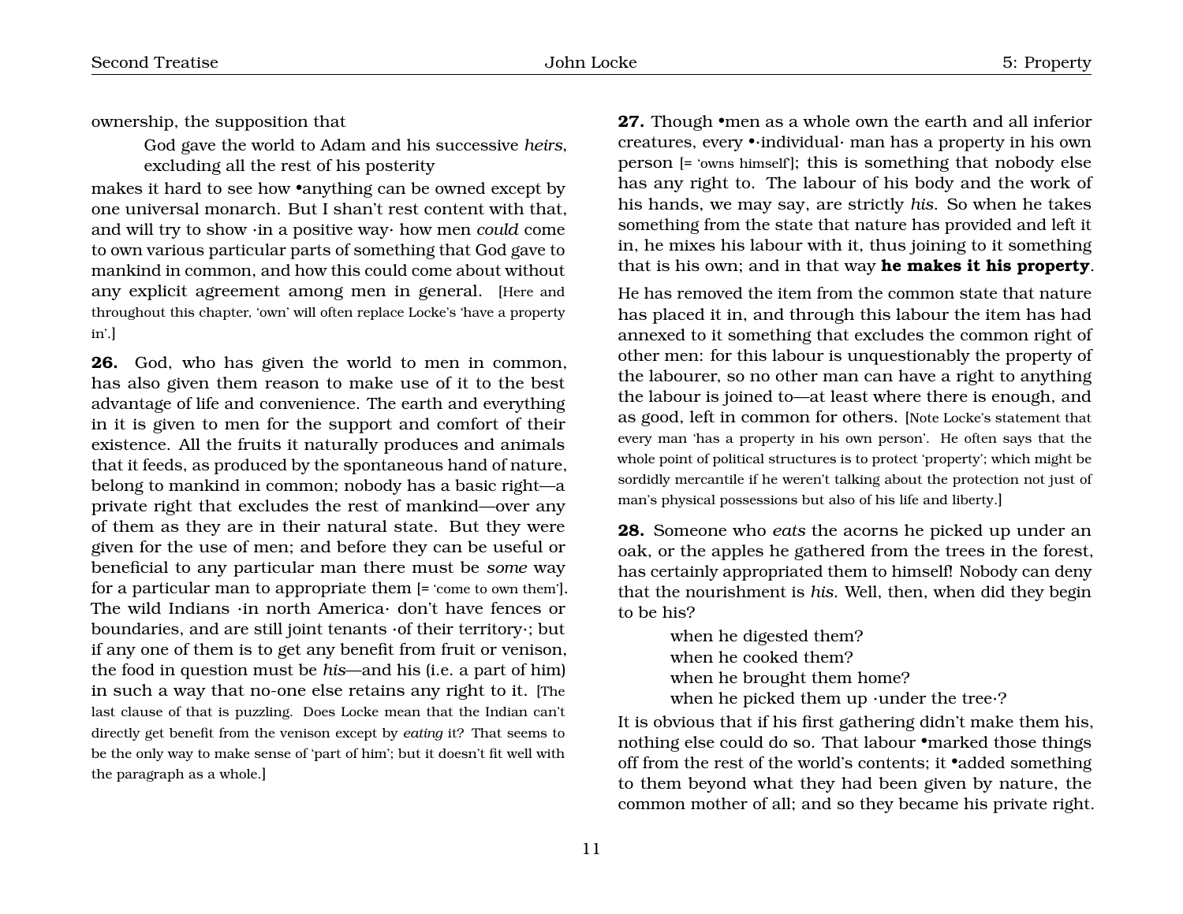ownership, the supposition that

> God gave the world to Adam and his successive *heirs*, excluding all the rest of his posterity

makes it hard to see how •anything can be owned except by one universal monarch. But I shan't rest content with that, and will try to show ·in a positive way· how men *could* come to own various particular parts of something that God gave to mankind in common, and how this could come about without any explicit agreement among men in general. [Here and throughout this chapter, 'own' will often replace Locke's 'have a property in'.]

**26.** God, who has given the world to men in common, has also given them reason to make use of it to the best advantage of life and convenience. The earth and everything in it is given to men for the support and comfort of their existence. All the fruits it naturally produces and animals that it feeds, as produced by the spontaneous hand of nature, belong to mankind in common; nobody has a basic right—a private right that excludes the rest of mankind—over any of them as they are in their natural state. But they were given for the use of men; and before they can be useful or beneficial to any particular man there must be *some* way for a particular man to appropriate them [= 'come to own them']. The wild Indians ·in north America· don't have fences or boundaries, and are still joint tenants ·of their territory·; but if any one of them is to get any benefit from fruit or venison, the food in question must be *his*—and his (i.e. a part of him) in such a way that no-one else retains any right to it. [The last clause of that is puzzling. Does Locke mean that the Indian can't directly get benefit from the venison except by *eating* it? That seems to be the only way to make sense of 'part of him'; but it doesn't fit well with the paragraph as a whole.]

**27.** Though •men as a whole own the earth and all inferior creatures, every •·individual· man has a property in his own person [= 'owns himself']; this is something that nobody else has any right to. The labour of his body and the work of his hands, we may say, are strictly *his*. So when he takes something from the state that nature has provided and left it in, he mixes his labour with it, thus joining to it something that is his own; and in that way **he makes it his property**.

He has removed the item from the common state that nature has placed it in, and through this labour the item has had annexed to it something that excludes the common right of other men: for this labour is unquestionably the property of the labourer, so no other man can have a right to anything the labour is joined to—at least where there is enough, and as good, left in common for others. [Note Locke's statement that every man 'has a property in his own person'. He often says that the whole point of political structures is to protect 'property'; which might be sordidly mercantile if he weren't talking about the protection not just of man's physical possessions but also of his life and liberty.]

**28.** Someone who *eats* the acorns he picked up under an oak, or the apples he gathered from the trees in the forest, has certainly appropriated them to himself! Nobody can deny that the nourishment is *his*. Well, then, when did they begin to be his?

> when he digested them?
> when he cooked them?
> when he brought them home?
> when he picked them up ·under the tree·?

It is obvious that if his first gathering didn't make them his, nothing else could do so. That labour •marked those things off from the rest of the world's contents; it •added something to them beyond what they had been given by nature, the common mother of all; and so they became his private right.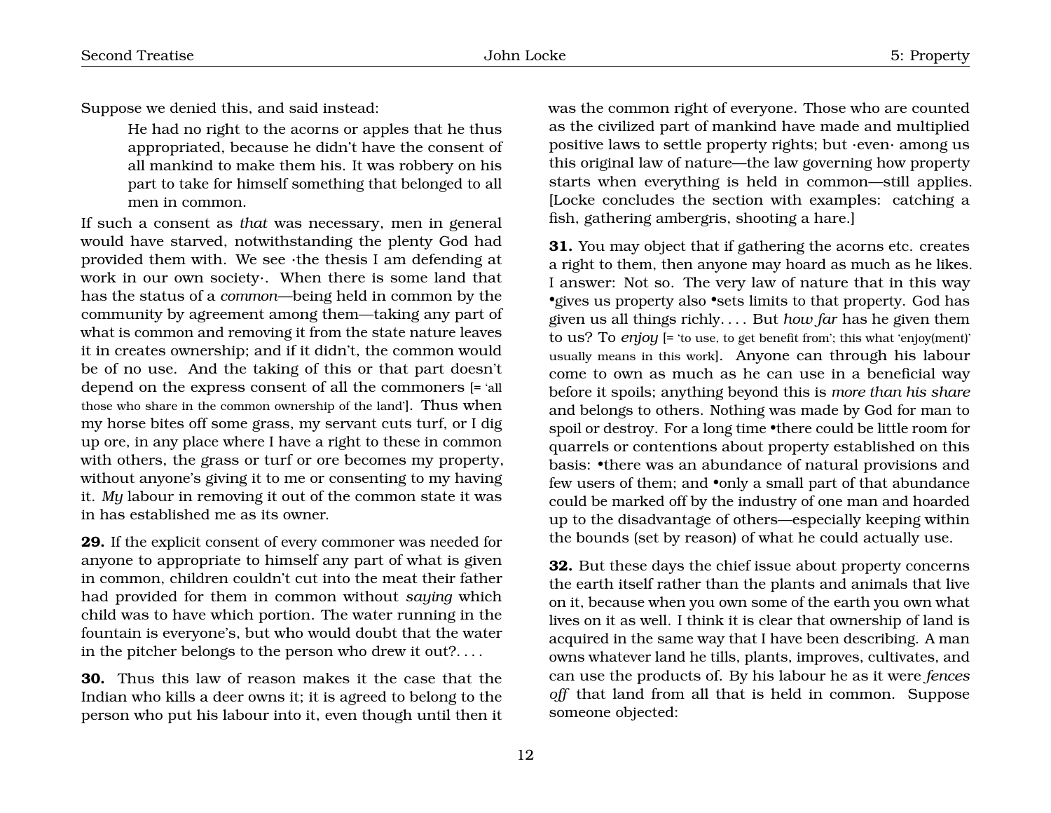Suppose we denied this, and said instead:

> He had no right to the acorns or apples that he thus appropriated, because he didn't have the consent of all mankind to make them his. It was robbery on his part to take for himself something that belonged to all men in common.

If such a consent as *that* was necessary, men in general would have starved, notwithstanding the plenty God had provided them with. We see ·the thesis I am defending at work in our own society·. When there is some land that has the status of a *common*—being held in common by the community by agreement among them—taking any part of what is common and removing it from the state nature leaves it in creates ownership; and if it didn't, the common would be of no use. And the taking of this or that part doesn't depend on the express consent of all the commoners [= 'all those who share in the common ownership of the land']. Thus when my horse bites off some grass, my servant cuts turf, or I dig up ore, in any place where I have a right to these in common with others, the grass or turf or ore becomes my property, without anyone's giving it to me or consenting to my having it. *My* labour in removing it out of the common state it was in has established me as its owner.

**29.** If the explicit consent of every commoner was needed for anyone to appropriate to himself any part of what is given in common, children couldn't cut into the meat their father had provided for them in common without *saying* which child was to have which portion. The water running in the fountain is everyone's, but who would doubt that the water in the pitcher belongs to the person who drew it out?. . . .

**30.** Thus this law of reason makes it the case that the Indian who kills a deer owns it; it is agreed to belong to the person who put his labour into it, even though until then it was the common right of everyone. Those who are counted as the civilized part of mankind have made and multiplied positive laws to settle property rights; but ·even· among us this original law of nature—the law governing how property starts when everything is held in common—still applies. [Locke concludes the section with examples: catching a fish, gathering ambergris, shooting a hare.]

**31.** You may object that if gathering the acorns etc. creates a right to them, then anyone may hoard as much as he likes. I answer: Not so. The very law of nature that in this way •gives us property also •sets limits to that property. God has given us all things richly. . . . But *how far* has he given them to us? To *enjoy* [= 'to use, to get benefit from'; this what 'enjoy(ment)' usually means in this work]. Anyone can through his labour come to own as much as he can use in a beneficial way before it spoils; anything beyond this is *more than his share* and belongs to others. Nothing was made by God for man to spoil or destroy. For a long time •there could be little room for quarrels or contentions about property established on this basis: •there was an abundance of natural provisions and few users of them; and •only a small part of that abundance could be marked off by the industry of one man and hoarded up to the disadvantage of others—especially keeping within the bounds (set by reason) of what he could actually use.

**32.** But these days the chief issue about property concerns the earth itself rather than the plants and animals that live on it, because when you own some of the earth you own what lives on it as well. I think it is clear that ownership of land is acquired in the same way that I have been describing. A man owns whatever land he tills, plants, improves, cultivates, and can use the products of. By his labour he as it were *fences off* that land from all that is held in common. Suppose someone objected: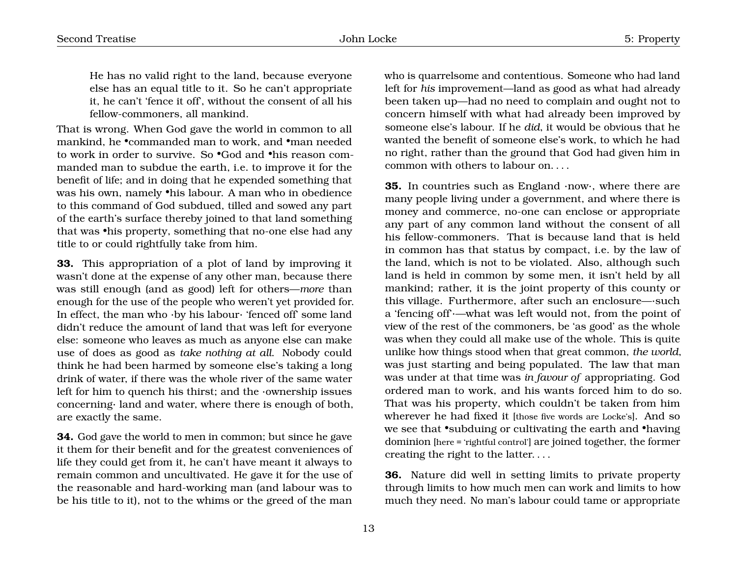> He has no valid right to the land, because everyone else has an equal title to it. So he can't appropriate it, he can't 'fence it off', without the consent of all his fellow-commoners, all mankind.

That is wrong. When God gave the world in common to all mankind, he •commanded man to work, and •man needed to work in order to survive. So •God and •his reason commanded man to subdue the earth, i.e. to improve it for the benefit of life; and in doing that he expended something that was his own, namely •his labour. A man who in obedience to this command of God subdued, tilled and sowed any part of the earth's surface thereby joined to that land something that was •his property, something that no-one else had any title to or could rightfully take from him.

**33.** This appropriation of a plot of land by improving it wasn't done at the expense of any other man, because there was still enough (and as good) left for others—*more* than enough for the use of the people who weren't yet provided for. In effect, the man who ·by his labour· 'fenced off' some land didn't reduce the amount of land that was left for everyone else: someone who leaves as much as anyone else can make use of does as good as *take nothing at all*. Nobody could think he had been harmed by someone else's taking a long drink of water, if there was the whole river of the same water left for him to quench his thirst; and the ·ownership issues concerning· land and water, where there is enough of both, are exactly the same.

**34.** God gave the world to men in common; but since he gave it them for their benefit and for the greatest conveniences of life they could get from it, he can't have meant it always to remain common and uncultivated. He gave it for the use of the reasonable and hard-working man (and labour was to be his title to it), not to the whims or the greed of the man who is quarrelsome and contentious. Someone who had land left for *his* improvement—land as good as what had already been taken up—had no need to complain and ought not to concern himself with what had already been improved by someone else's labour. If he *did*, it would be obvious that he wanted the benefit of someone else's work, to which he had no right, rather than the ground that God had given him in common with others to labour on. . . .

**35.** In countries such as England ·now·, where there are many people living under a government, and where there is money and commerce, no-one can enclose or appropriate any part of any common land without the consent of all his fellow-commoners. That is because land that is held in common has that status by compact, i.e. by the law of the land, which is not to be violated. Also, although such land is held in common by some men, it isn't held by all mankind; rather, it is the joint property of this county or this village. Furthermore, after such an enclosure—·such a 'fencing off'·—what was left would not, from the point of view of the rest of the commoners, be 'as good' as the whole was when they could all make use of the whole. This is quite unlike how things stood when that great common, *the world*, was just starting and being populated. The law that man was under at that time was *in favour of* appropriating. God ordered man to work, and his wants forced him to do so. That was his property, which couldn't be taken from him wherever he had fixed it [those five words are Locke's]. And so we see that •subduing or cultivating the earth and •having dominion [here = 'rightful control'] are joined together, the former creating the right to the latter. . . .

**36.** Nature did well in setting limits to private property through limits to how much men can work and limits to how much they need. No man's labour could tame or appropriate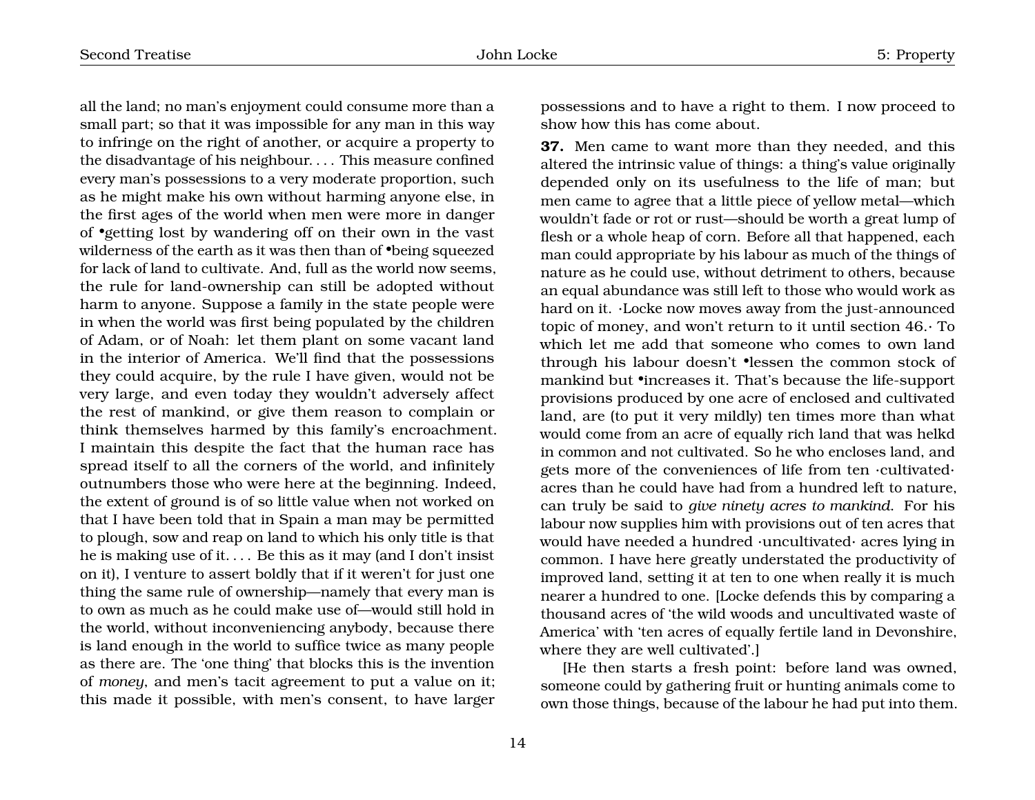all the land; no man's enjoyment could consume more than a small part; so that it was impossible for any man in this way to infringe on the right of another, or acquire a property to the disadvantage of his neighbour. . . . This measure confined every man's possessions to a very moderate proportion, such as he might make his own without harming anyone else, in the first ages of the world when men were more in danger of •getting lost by wandering off on their own in the vast wilderness of the earth as it was then than of •being squeezed for lack of land to cultivate. And, full as the world now seems, the rule for land-ownership can still be adopted without harm to anyone. Suppose a family in the state people were in when the world was first being populated by the children of Adam, or of Noah: let them plant on some vacant land in the interior of America. We'll find that the possessions they could acquire, by the rule I have given, would not be very large, and even today they wouldn't adversely affect the rest of mankind, or give them reason to complain or think themselves harmed by this family's encroachment. I maintain this despite the fact that the human race has spread itself to all the corners of the world, and infinitely outnumbers those who were here at the beginning. Indeed, the extent of ground is of so little value when not worked on that I have been told that in Spain a man may be permitted to plough, sow and reap on land to which his only title is that he is making use of it. . . . Be this as it may (and I don't insist on it), I venture to assert boldly that if it weren't for just one thing the same rule of ownership—namely that every man is to own as much as he could make use of—would still hold in the world, without inconveniencing anybody, because there is land enough in the world to suffice twice as many people as there are. The 'one thing' that blocks this is the invention of *money*, and men's tacit agreement to put a value on it; this made it possible, with men's consent, to have larger possessions and to have a right to them. I now proceed to show how this has come about.

**37.** Men came to want more than they needed, and this altered the intrinsic value of things: a thing's value originally depended only on its usefulness to the life of man; but men came to agree that a little piece of yellow metal—which wouldn't fade or rot or rust—should be worth a great lump of flesh or a whole heap of corn. Before all that happened, each man could appropriate by his labour as much of the things of nature as he could use, without detriment to others, because an equal abundance was still left to those who would work as hard on it. ·Locke now moves away from the just-announced topic of money, and won't return to it until section 46.· To which let me add that someone who comes to own land through his labour doesn't •lessen the common stock of mankind but •increases it. That's because the life-support provisions produced by one acre of enclosed and cultivated land, are (to put it very mildly) ten times more than what would come from an acre of equally rich land that was helkd in common and not cultivated. So he who encloses land, and gets more of the conveniences of life from ten ·cultivated· acres than he could have had from a hundred left to nature, can truly be said to *give ninety acres to mankind*. For his labour now supplies him with provisions out of ten acres that would have needed a hundred ·uncultivated· acres lying in common. I have here greatly understated the productivity of improved land, setting it at ten to one when really it is much nearer a hundred to one. [Locke defends this by comparing a thousand acres of 'the wild woods and uncultivated waste of America' with 'ten acres of equally fertile land in Devonshire, where they are well cultivated'.]

[He then starts a fresh point: before land was owned, someone could by gathering fruit or hunting animals come to own those things, because of the labour he had put into them.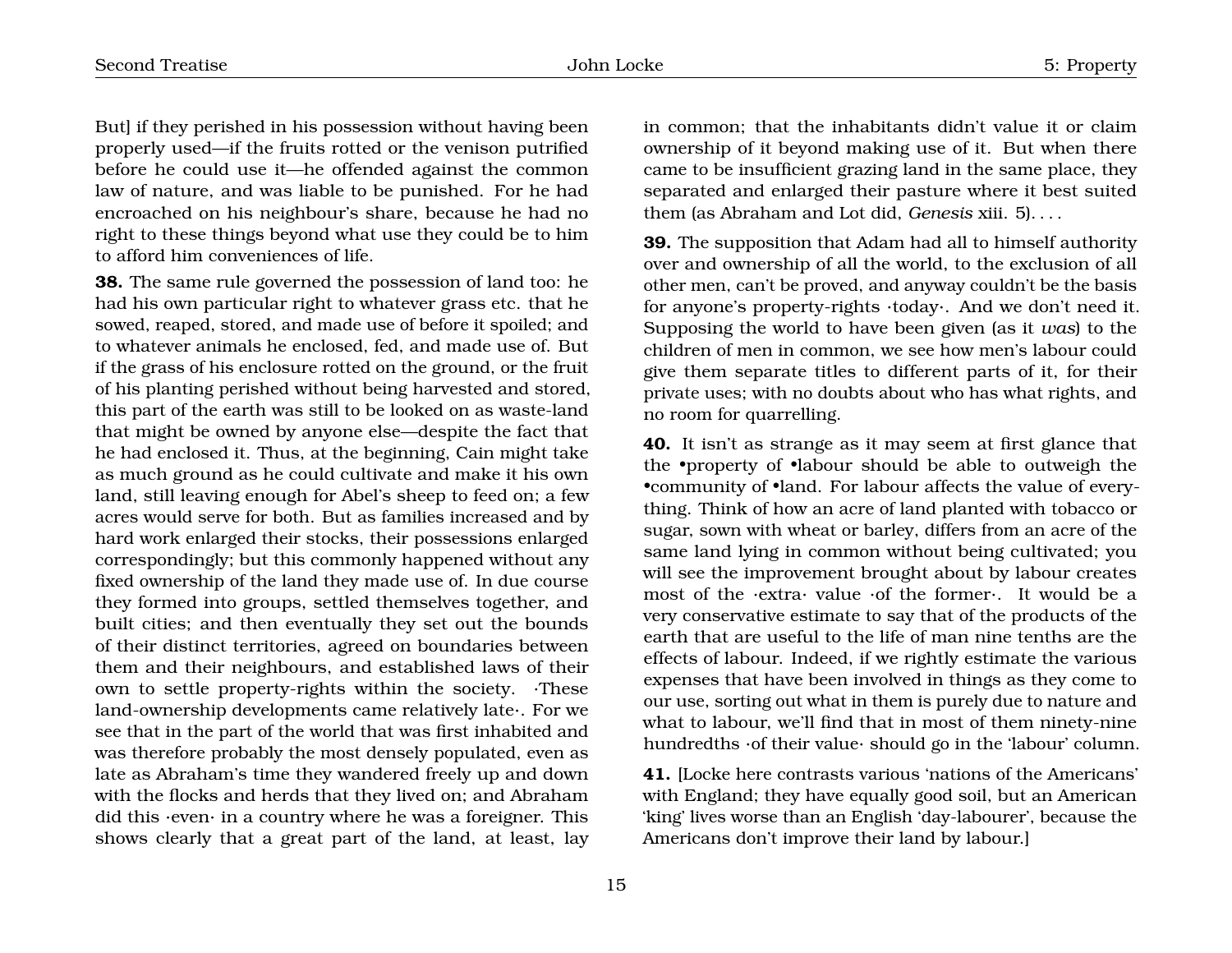But] if they perished in his possession without having been properly used—if the fruits rotted or the venison putrified before he could use it—he offended against the common law of nature, and was liable to be punished. For he had encroached on his neighbour's share, because he had no right to these things beyond what use they could be to him to afford him conveniences of life.

**38.** The same rule governed the possession of land too: he had his own particular right to whatever grass etc. that he sowed, reaped, stored, and made use of before it spoiled; and to whatever animals he enclosed, fed, and made use of. But if the grass of his enclosure rotted on the ground, or the fruit of his planting perished without being harvested and stored, this part of the earth was still to be looked on as waste-land that might be owned by anyone else—despite the fact that he had enclosed it. Thus, at the beginning, Cain might take as much ground as he could cultivate and make it his own land, still leaving enough for Abel's sheep to feed on; a few acres would serve for both. But as families increased and by hard work enlarged their stocks, their possessions enlarged correspondingly; but this commonly happened without any fixed ownership of the land they made use of. In due course they formed into groups, settled themselves together, and built cities; and then eventually they set out the bounds of their distinct territories, agreed on boundaries between them and their neighbours, and established laws of their own to settle property-rights within the society. ·These land-ownership developments came relatively late·. For we see that in the part of the world that was first inhabited and was therefore probably the most densely populated, even as late as Abraham's time they wandered freely up and down with the flocks and herds that they lived on; and Abraham did this ·even· in a country where he was a foreigner. This shows clearly that a great part of the land, at least, lay in common; that the inhabitants didn't value it or claim ownership of it beyond making use of it. But when there came to be insufficient grazing land in the same place, they separated and enlarged their pasture where it best suited them (as Abraham and Lot did, *Genesis* xiii. 5). . . .

**39.** The supposition that Adam had all to himself authority over and ownership of all the world, to the exclusion of all other men, can't be proved, and anyway couldn't be the basis for anyone's property-rights ·today·. And we don't need it. Supposing the world to have been given (as it *was*) to the children of men in common, we see how men's labour could give them separate titles to different parts of it, for their private uses; with no doubts about who has what rights, and no room for quarrelling.

**40.** It isn't as strange as it may seem at first glance that the •property of •labour should be able to outweigh the •community of •land. For labour affects the value of everything. Think of how an acre of land planted with tobacco or sugar, sown with wheat or barley, differs from an acre of the same land lying in common without being cultivated; you will see the improvement brought about by labour creates most of the ·extra· value ·of the former·. It would be a very conservative estimate to say that of the products of the earth that are useful to the life of man nine tenths are the effects of labour. Indeed, if we rightly estimate the various expenses that have been involved in things as they come to our use, sorting out what in them is purely due to nature and what to labour, we'll find that in most of them ninety-nine hundredths ·of their value· should go in the 'labour' column.

**41.** [Locke here contrasts various 'nations of the Americans' with England; they have equally good soil, but an American 'king' lives worse than an English 'day-labourer', because the Americans don't improve their land by labour.]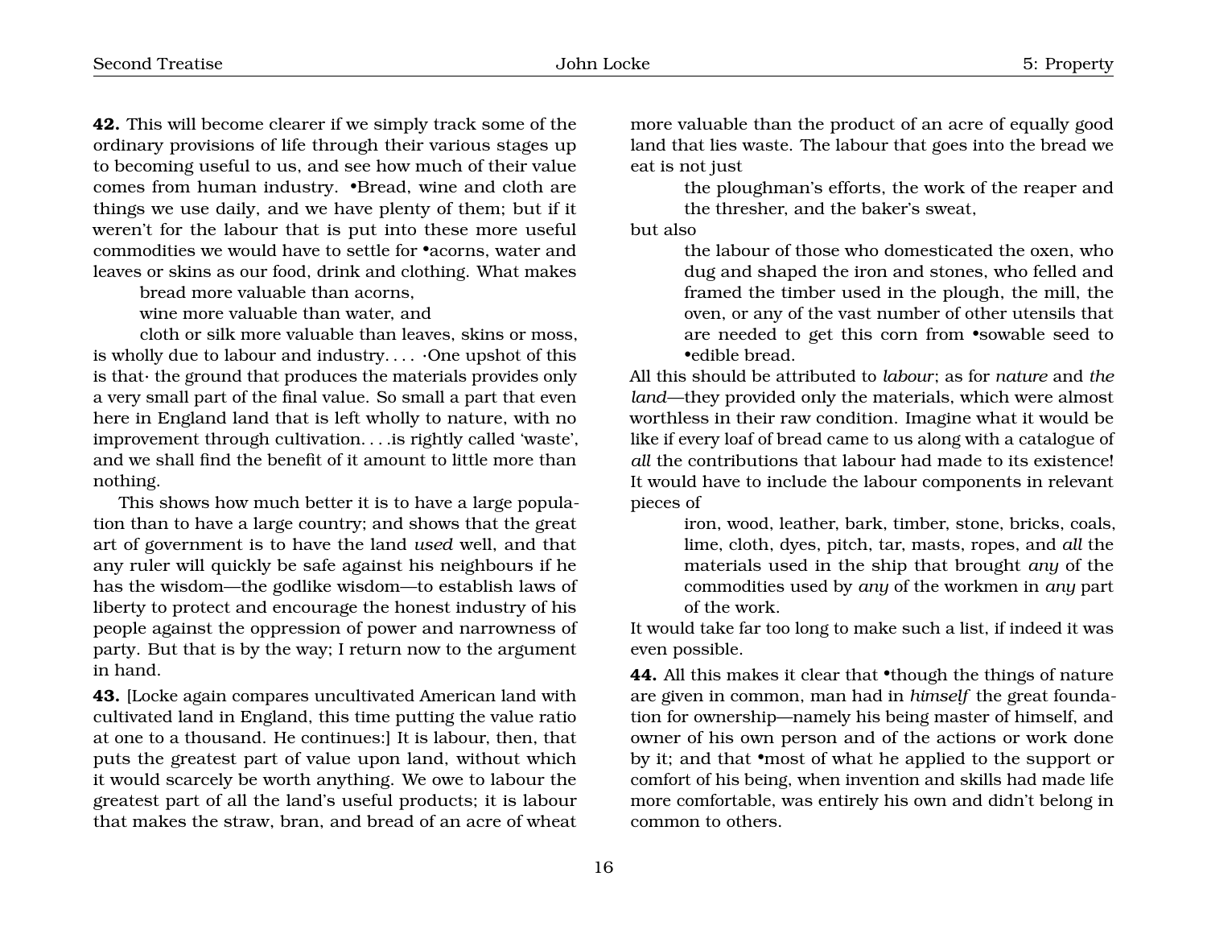**42.** This will become clearer if we simply track some of the ordinary provisions of life through their various stages up to becoming useful to us, and see how much of their value comes from human industry. •Bread, wine and cloth are things we use daily, and we have plenty of them; but if it weren't for the labour that is put into these more useful commodities we would have to settle for •acorns, water and leaves or skins as our food, drink and clothing. What makes

> bread more valuable than acorns,
>
> wine more valuable than water, and
>
> cloth or silk more valuable than leaves, skins or moss,

is wholly due to labour and industry. . . . ·One upshot of this is that· the ground that produces the materials provides only a very small part of the final value. So small a part that even here in England land that is left wholly to nature, with no improvement through cultivation. . . .is rightly called 'waste', and we shall find the benefit of it amount to little more than nothing.

This shows how much better it is to have a large population than to have a large country; and shows that the great art of government is to have the land *used* well, and that any ruler will quickly be safe against his neighbours if he has the wisdom—the godlike wisdom—to establish laws of liberty to protect and encourage the honest industry of his people against the oppression of power and narrowness of party. But that is by the way; I return now to the argument in hand.

**43.** [Locke again compares uncultivated American land with cultivated land in England, this time putting the value ratio at one to a thousand. He continues:] It is labour, then, that puts the greatest part of value upon land, without which it would scarcely be worth anything. We owe to labour the greatest part of all the land's useful products; it is labour that makes the straw, bran, and bread of an acre of wheat more valuable than the product of an acre of equally good land that lies waste. The labour that goes into the bread we eat is not just

> the ploughman's efforts, the work of the reaper and the thresher, and the baker's sweat,

but also

> the labour of those who domesticated the oxen, who dug and shaped the iron and stones, who felled and framed the timber used in the plough, the mill, the oven, or any of the vast number of other utensils that are needed to get this corn from •sowable seed to •edible bread.

All this should be attributed to *labour*; as for *nature* and *the land*—they provided only the materials, which were almost worthless in their raw condition. Imagine what it would be like if every loaf of bread came to us along with a catalogue of *all* the contributions that labour had made to its existence! It would have to include the labour components in relevant pieces of

> iron, wood, leather, bark, timber, stone, bricks, coals, lime, cloth, dyes, pitch, tar, masts, ropes, and *all* the materials used in the ship that brought *any* of the commodities used by *any* of the workmen in *any* part of the work.

It would take far too long to make such a list, if indeed it was even possible.

**44.** All this makes it clear that •though the things of nature are given in common, man had in *himself* the great foundation for ownership—namely his being master of himself, and owner of his own person and of the actions or work done by it; and that •most of what he applied to the support or comfort of his being, when invention and skills had made life more comfortable, was entirely his own and didn't belong in common to others.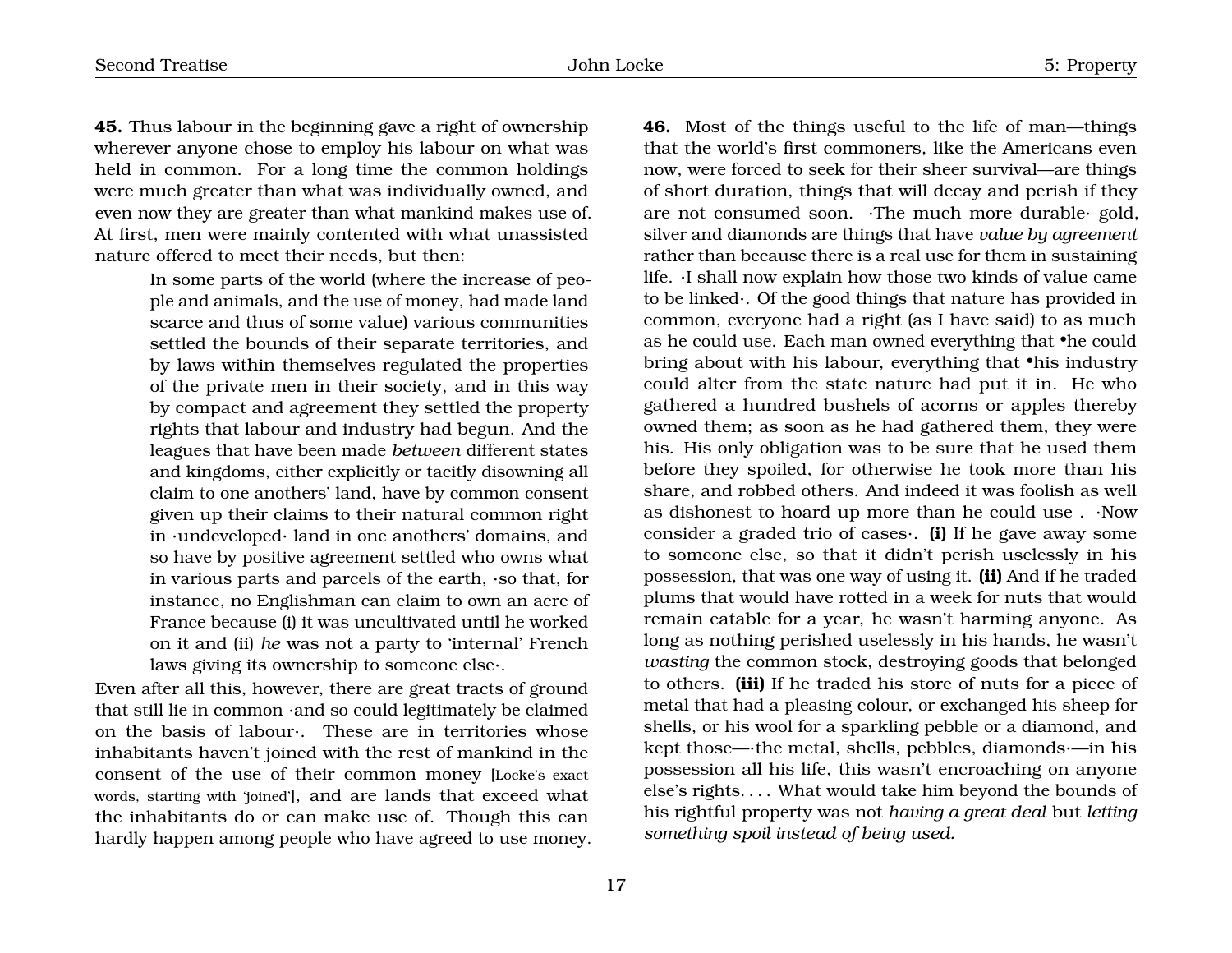**45.** Thus labour in the beginning gave a right of ownership wherever anyone chose to employ his labour on what was held in common. For a long time the common holdings were much greater than what was individually owned, and even now they are greater than what mankind makes use of. At first, men were mainly contented with what unassisted nature offered to meet their needs, but then:

> In some parts of the world (where the increase of people and animals, and the use of money, had made land scarce and thus of some value) various communities settled the bounds of their separate territories, and by laws within themselves regulated the properties of the private men in their society, and in this way by compact and agreement they settled the property rights that labour and industry had begun. And the leagues that have been made *between* different states and kingdoms, either explicitly or tacitly disowning all claim to one anothers' land, have by common consent given up their claims to their natural common right in ·undeveloped· land in one anothers' domains, and so have by positive agreement settled who owns what in various parts and parcels of the earth, ·so that, for instance, no Englishman can claim to own an acre of France because (i) it was uncultivated until he worked on it and (ii) *he* was not a party to 'internal' French laws giving its ownership to someone else·.

Even after all this, however, there are great tracts of ground that still lie in common ·and so could legitimately be claimed on the basis of labour·. These are in territories whose inhabitants haven't joined with the rest of mankind in the consent of the use of their common money [Locke's exact words, starting with 'joined'], and are lands that exceed what the inhabitants do or can make use of. Though this can hardly happen among people who have agreed to use money.

**46.** Most of the things useful to the life of man—things that the world's first commoners, like the Americans even now, were forced to seek for their sheer survival—are things of short duration, things that will decay and perish if they are not consumed soon. ·The much more durable· gold, silver and diamonds are things that have *value by agreement* rather than because there is a real use for them in sustaining life. ·I shall now explain how those two kinds of value came to be linked·. Of the good things that nature has provided in common, everyone had a right (as I have said) to as much as he could use. Each man owned everything that •he could bring about with his labour, everything that •his industry could alter from the state nature had put it in. He who gathered a hundred bushels of acorns or apples thereby owned them; as soon as he had gathered them, they were his. His only obligation was to be sure that he used them before they spoiled, for otherwise he took more than his share, and robbed others. And indeed it was foolish as well as dishonest to hoard up more than he could use . ·Now consider a graded trio of cases·. **(i)** If he gave away some to someone else, so that it didn't perish uselessly in his possession, that was one way of using it. **(ii)** And if he traded plums that would have rotted in a week for nuts that would remain eatable for a year, he wasn't harming anyone. As long as nothing perished uselessly in his hands, he wasn't *wasting* the common stock, destroying goods that belonged to others. **(iii)** If he traded his store of nuts for a piece of metal that had a pleasing colour, or exchanged his sheep for shells, or his wool for a sparkling pebble or a diamond, and kept those—·the metal, shells, pebbles, diamonds·—in his possession all his life, this wasn't encroaching on anyone else's rights. . . . What would take him beyond the bounds of his rightful property was not *having a great deal* but *letting something spoil instead of being used.*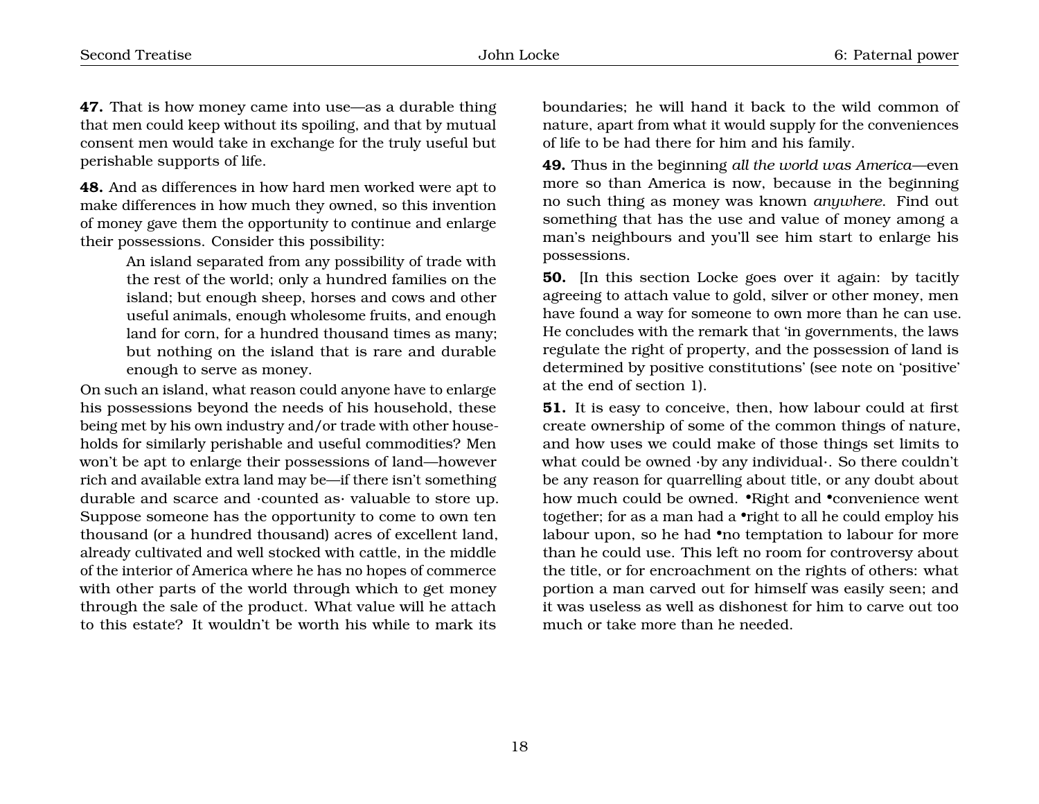**47.** That is how money came into use—as a durable thing that men could keep without its spoiling, and that by mutual consent men would take in exchange for the truly useful but perishable supports of life.

**48.** And as differences in how hard men worked were apt to make differences in how much they owned, so this invention of money gave them the opportunity to continue and enlarge their possessions. Consider this possibility:

> An island separated from any possibility of trade with the rest of the world; only a hundred families on the island; but enough sheep, horses and cows and other useful animals, enough wholesome fruits, and enough land for corn, for a hundred thousand times as many; but nothing on the island that is rare and durable enough to serve as money.

On such an island, what reason could anyone have to enlarge his possessions beyond the needs of his household, these being met by his own industry and/or trade with other households for similarly perishable and useful commodities? Men won't be apt to enlarge their possessions of land—however rich and available extra land may be—if there isn't something durable and scarce and ·counted as· valuable to store up. Suppose someone has the opportunity to come to own ten thousand (or a hundred thousand) acres of excellent land, already cultivated and well stocked with cattle, in the middle of the interior of America where he has no hopes of commerce with other parts of the world through which to get money through the sale of the product. What value will he attach to this estate? It wouldn't be worth his while to mark its boundaries; he will hand it back to the wild common of nature, apart from what it would supply for the conveniences of life to be had there for him and his family.

**49.** Thus in the beginning *all the world was America*—even more so than America is now, because in the beginning no such thing as money was known *anywhere*. Find out something that has the use and value of money among a man's neighbours and you'll see him start to enlarge his possessions.

**50.** [In this section Locke goes over it again: by tacitly agreeing to attach value to gold, silver or other money, men have found a way for someone to own more than he can use. He concludes with the remark that 'in governments, the laws regulate the right of property, and the possession of land is determined by positive constitutions' (see note on 'positive' at the end of section 1).

**51.** It is easy to conceive, then, how labour could at first create ownership of some of the common things of nature, and how uses we could make of those things set limits to what could be owned ·by any individual·. So there couldn't be any reason for quarrelling about title, or any doubt about how much could be owned. •Right and •convenience went together; for as a man had a •right to all he could employ his labour upon, so he had •no temptation to labour for more than he could use. This left no room for controversy about the title, or for encroachment on the rights of others: what portion a man carved out for himself was easily seen; and it was useless as well as dishonest for him to carve out too much or take more than he needed.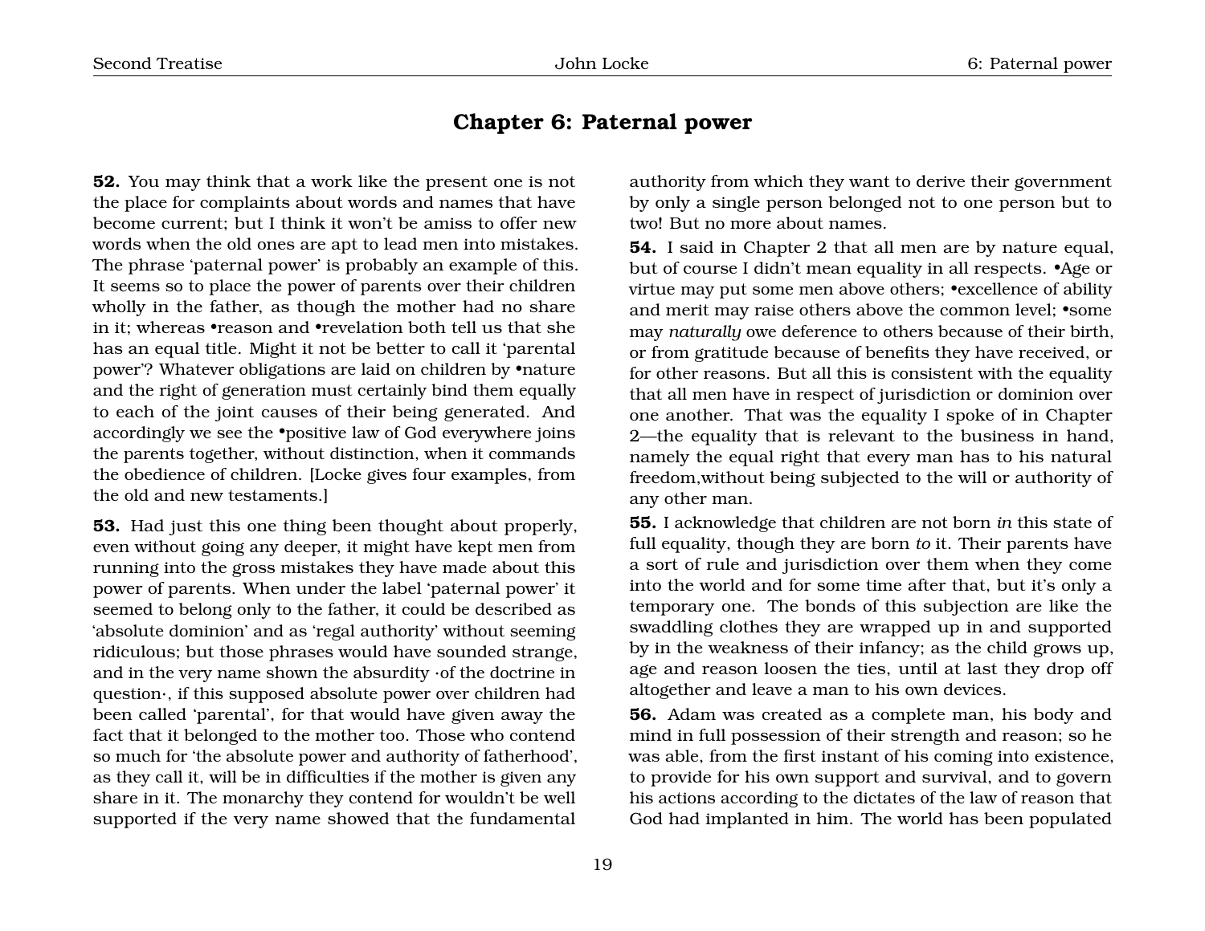## Chapter 6: Paternal power

**52.** You may think that a work like the present one is not the place for complaints about words and names that have become current; but I think it won't be amiss to offer new words when the old ones are apt to lead men into mistakes. The phrase 'paternal power' is probably an example of this. It seems so to place the power of parents over their children wholly in the father, as though the mother had no share in it; whereas •reason and •revelation both tell us that she has an equal title. Might it not be better to call it 'parental power'? Whatever obligations are laid on children by •nature and the right of generation must certainly bind them equally to each of the joint causes of their being generated. And accordingly we see the •positive law of God everywhere joins the parents together, without distinction, when it commands the obedience of children. [Locke gives four examples, from the old and new testaments.]

**53.** Had just this one thing been thought about properly, even without going any deeper, it might have kept men from running into the gross mistakes they have made about this power of parents. When under the label 'paternal power' it seemed to belong only to the father, it could be described as 'absolute dominion' and as 'regal authority' without seeming ridiculous; but those phrases would have sounded strange, and in the very name shown the absurdity ·of the doctrine in question·, if this supposed absolute power over children had been called 'parental', for that would have given away the fact that it belonged to the mother too. Those who contend so much for 'the absolute power and authority of fatherhood', as they call it, will be in difficulties if the mother is given any share in it. The monarchy they contend for wouldn't be well supported if the very name showed that the fundamental authority from which they want to derive their government by only a single person belonged not to one person but to two! But no more about names.

**54.** I said in Chapter 2 that all men are by nature equal, but of course I didn't mean equality in all respects. •Age or virtue may put some men above others; •excellence of ability and merit may raise others above the common level; •some may *naturally* owe deference to others because of their birth, or from gratitude because of benefits they have received, or for other reasons. But all this is consistent with the equality that all men have in respect of jurisdiction or dominion over one another. That was the equality I spoke of in Chapter 2—the equality that is relevant to the business in hand, namely the equal right that every man has to his natural freedom,without being subjected to the will or authority of any other man.

**55.** I acknowledge that children are not born *in* this state of full equality, though they are born *to* it. Their parents have a sort of rule and jurisdiction over them when they come into the world and for some time after that, but it's only a temporary one. The bonds of this subjection are like the swaddling clothes they are wrapped up in and supported by in the weakness of their infancy; as the child grows up, age and reason loosen the ties, until at last they drop off altogether and leave a man to his own devices.

**56.** Adam was created as a complete man, his body and mind in full possession of their strength and reason; so he was able, from the first instant of his coming into existence, to provide for his own support and survival, and to govern his actions according to the dictates of the law of reason that God had implanted in him. The world has been populated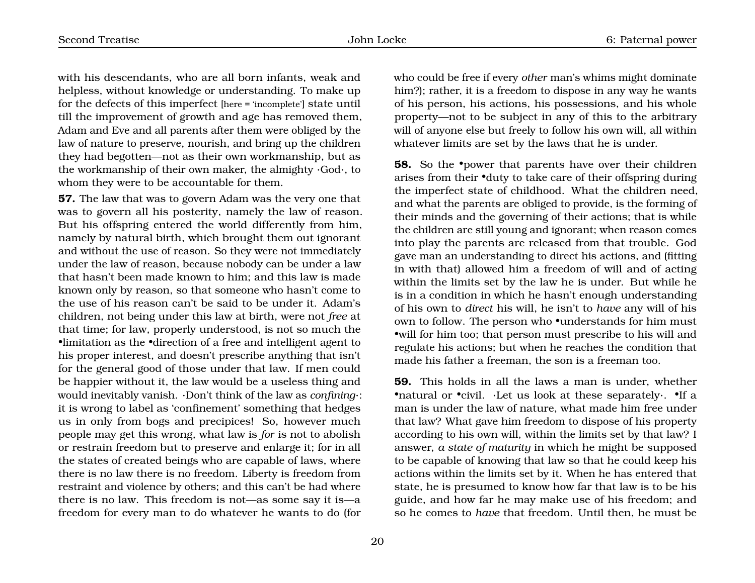with his descendants, who are all born infants, weak and helpless, without knowledge or understanding. To make up for the defects of this imperfect [here = 'incomplete'] state until till the improvement of growth and age has removed them, Adam and Eve and all parents after them were obliged by the law of nature to preserve, nourish, and bring up the children they had begotten—not as their own workmanship, but as the workmanship of their own maker, the almighty ·God·, to whom they were to be accountable for them.

**57.** The law that was to govern Adam was the very one that was to govern all his posterity, namely the law of reason. But his offspring entered the world differently from him, namely by natural birth, which brought them out ignorant and without the use of reason. So they were not immediately under the law of reason, because nobody can be under a law that hasn't been made known to him; and this law is made known only by reason, so that someone who hasn't come to the use of his reason can't be said to be under it. Adam's children, not being under this law at birth, were not *free* at that time; for law, properly understood, is not so much the •limitation as the •direction of a free and intelligent agent to his proper interest, and doesn't prescribe anything that isn't for the general good of those under that law. If men could be happier without it, the law would be a useless thing and would inevitably vanish. ·Don't think of the law as *confining*·: it is wrong to label as 'confinement' something that hedges us in only from bogs and precipices! So, however much people may get this wrong, what law is *for* is not to abolish or restrain freedom but to preserve and enlarge it; for in all the states of created beings who are capable of laws, where there is no law there is no freedom. Liberty is freedom from restraint and violence by others; and this can't be had where there is no law. This freedom is not—as some say it is—a freedom for every man to do whatever he wants to do (for who could be free if every *other* man's whims might dominate him?); rather, it is a freedom to dispose in any way he wants of his person, his actions, his possessions, and his whole property—not to be subject in any of this to the arbitrary will of anyone else but freely to follow his own will, all within whatever limits are set by the laws that he is under.

**58.** So the •power that parents have over their children arises from their •duty to take care of their offspring during the imperfect state of childhood. What the children need, and what the parents are obliged to provide, is the forming of their minds and the governing of their actions; that is while the children are still young and ignorant; when reason comes into play the parents are released from that trouble. God gave man an understanding to direct his actions, and (fitting in with that) allowed him a freedom of will and of acting within the limits set by the law he is under. But while he is in a condition in which he hasn't enough understanding of his own to *direct* his will, he isn't to *have* any will of his own to follow. The person who •understands for him must •will for him too; that person must prescribe to his will and regulate his actions; but when he reaches the condition that made his father a freeman, the son is a freeman too.

**59.** This holds in all the laws a man is under, whether •natural or •civil. ·Let us look at these separately·. •If a man is under the law of nature, what made him free under that law? What gave him freedom to dispose of his property according to his own will, within the limits set by that law? I answer, *a state of maturity* in which he might be supposed to be capable of knowing that law so that he could keep his actions within the limits set by it. When he has entered that state, he is presumed to know how far that law is to be his guide, and how far he may make use of his freedom; and so he comes to *have* that freedom. Until then, he must be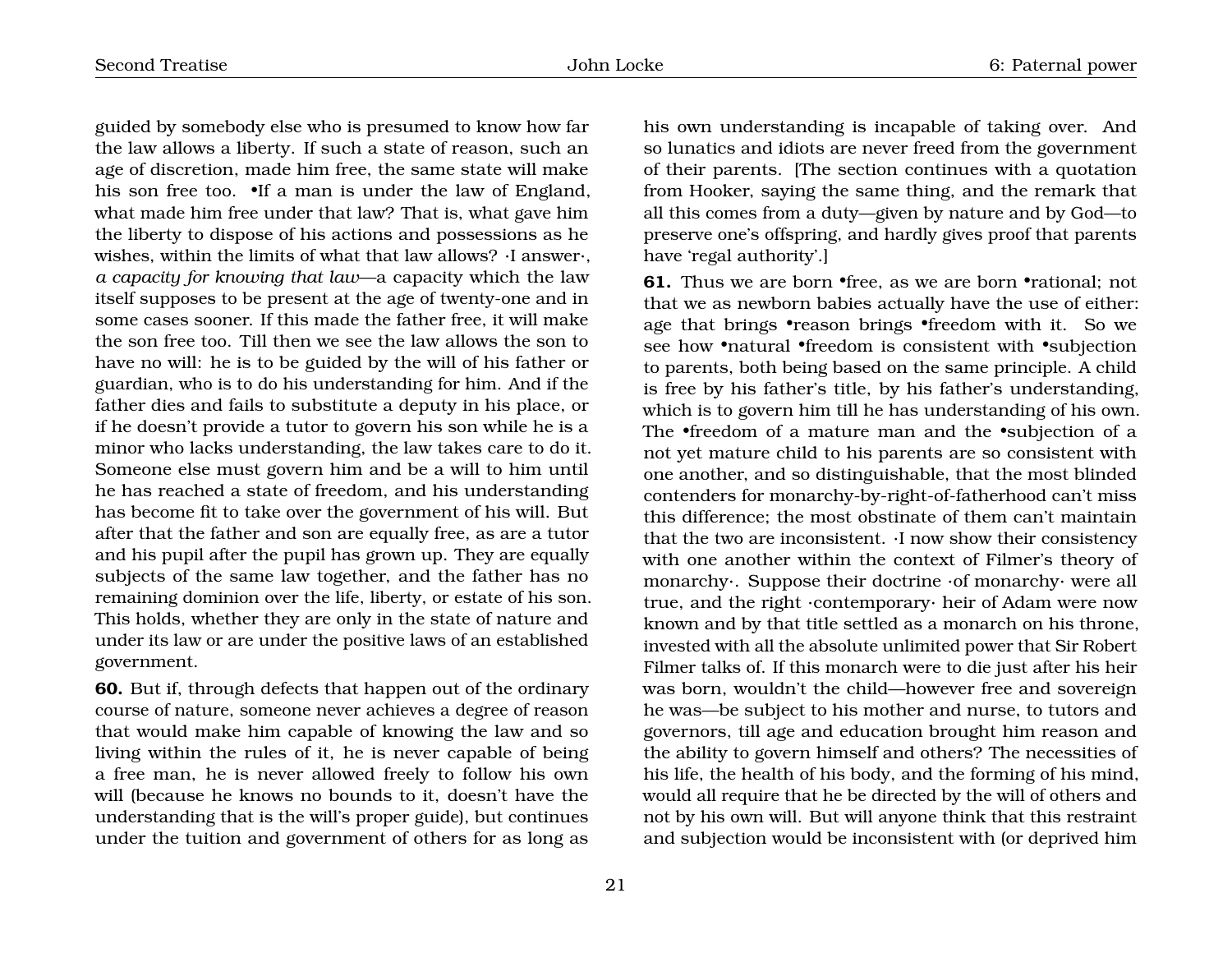guided by somebody else who is presumed to know how far the law allows a liberty. If such a state of reason, such an age of discretion, made him free, the same state will make his son free too. •If a man is under the law of England, what made him free under that law? That is, what gave him the liberty to dispose of his actions and possessions as he wishes, within the limits of what that law allows? ·I answer·, *a capacity for knowing that law*—a capacity which the law itself supposes to be present at the age of twenty-one and in some cases sooner. If this made the father free, it will make the son free too. Till then we see the law allows the son to have no will: he is to be guided by the will of his father or guardian, who is to do his understanding for him. And if the father dies and fails to substitute a deputy in his place, or if he doesn't provide a tutor to govern his son while he is a minor who lacks understanding, the law takes care to do it. Someone else must govern him and be a will to him until he has reached a state of freedom, and his understanding has become fit to take over the government of his will. But after that the father and son are equally free, as are a tutor and his pupil after the pupil has grown up. They are equally subjects of the same law together, and the father has no remaining dominion over the life, liberty, or estate of his son. This holds, whether they are only in the state of nature and under its law or are under the positive laws of an established government.

**60.** But if, through defects that happen out of the ordinary course of nature, someone never achieves a degree of reason that would make him capable of knowing the law and so living within the rules of it, he is never capable of being a free man, he is never allowed freely to follow his own will (because he knows no bounds to it, doesn't have the understanding that is the will's proper guide), but continues under the tuition and government of others for as long as his own understanding is incapable of taking over. And so lunatics and idiots are never freed from the government of their parents. [The section continues with a quotation from Hooker, saying the same thing, and the remark that all this comes from a duty—given by nature and by God—to preserve one's offspring, and hardly gives proof that parents have 'regal authority'.]

**61.** Thus we are born •free, as we are born •rational; not that we as newborn babies actually have the use of either: age that brings •reason brings •freedom with it. So we see how •natural •freedom is consistent with •subjection to parents, both being based on the same principle. A child is free by his father's title, by his father's understanding, which is to govern him till he has understanding of his own. The •freedom of a mature man and the •subjection of a not yet mature child to his parents are so consistent with one another, and so distinguishable, that the most blinded contenders for monarchy-by-right-of-fatherhood can't miss this difference; the most obstinate of them can't maintain that the two are inconsistent. ·I now show their consistency with one another within the context of Filmer's theory of monarchy·. Suppose their doctrine ·of monarchy· were all true, and the right ·contemporary· heir of Adam were now known and by that title settled as a monarch on his throne, invested with all the absolute unlimited power that Sir Robert Filmer talks of. If this monarch were to die just after his heir was born, wouldn't the child—however free and sovereign he was—be subject to his mother and nurse, to tutors and governors, till age and education brought him reason and the ability to govern himself and others? The necessities of his life, the health of his body, and the forming of his mind, would all require that he be directed by the will of others and not by his own will. But will anyone think that this restraint and subjection would be inconsistent with (or deprived him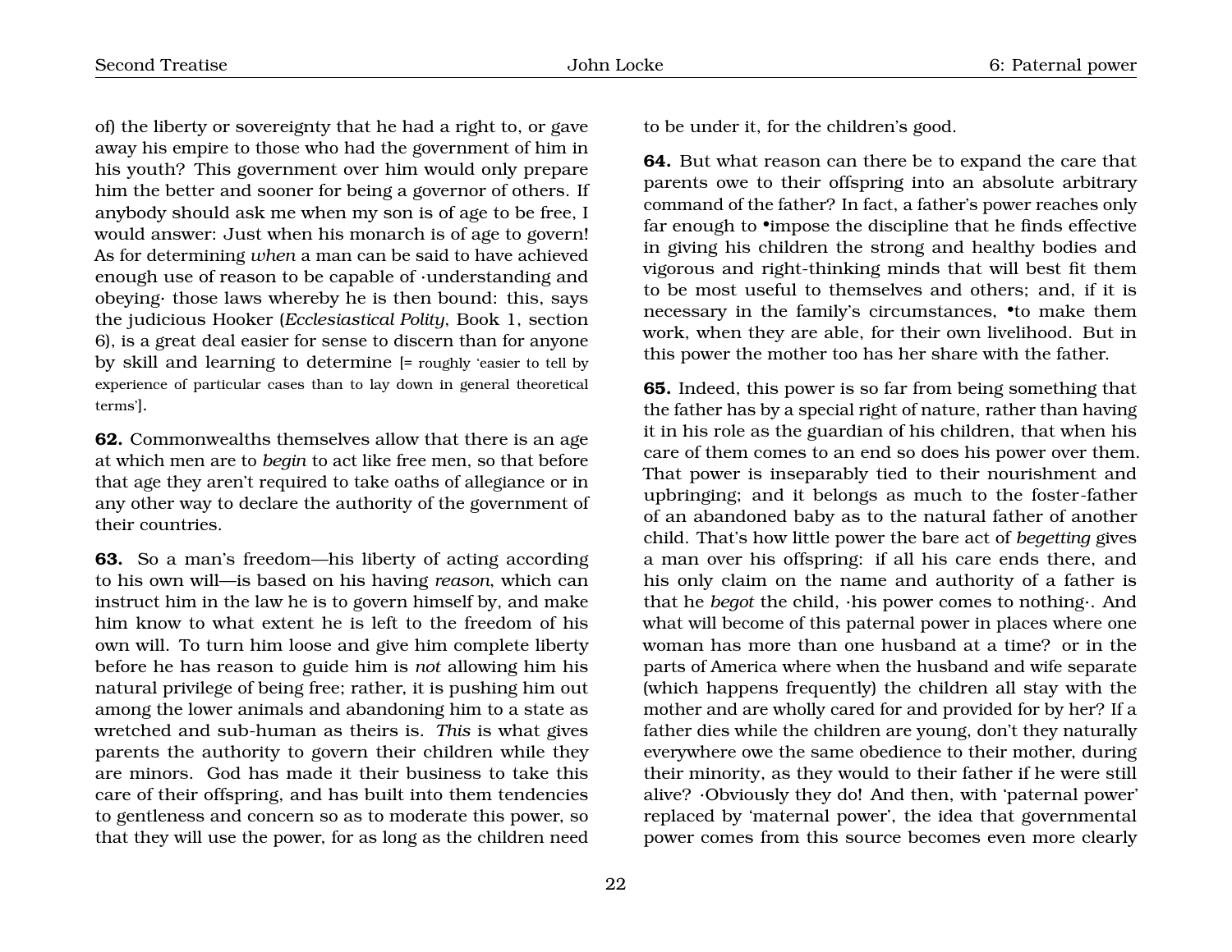of) the liberty or sovereignty that he had a right to, or gave away his empire to those who had the government of him in his youth? This government over him would only prepare him the better and sooner for being a governor of others. If anybody should ask me when my son is of age to be free, I would answer: Just when his monarch is of age to govern! As for determining *when* a man can be said to have achieved enough use of reason to be capable of ·understanding and obeying· those laws whereby he is then bound: this, says the judicious Hooker (*Ecclesiastical Polity*, Book 1, section 6), is a great deal easier for sense to discern than for anyone by skill and learning to determine [= roughly 'easier to tell by experience of particular cases than to lay down in general theoretical terms'].

**62.** Commonwealths themselves allow that there is an age at which men are to *begin* to act like free men, so that before that age they aren't required to take oaths of allegiance or in any other way to declare the authority of the government of their countries.

**63.** So a man's freedom—his liberty of acting according to his own will—is based on his having *reason*, which can instruct him in the law he is to govern himself by, and make him know to what extent he is left to the freedom of his own will. To turn him loose and give him complete liberty before he has reason to guide him is *not* allowing him his natural privilege of being free; rather, it is pushing him out among the lower animals and abandoning him to a state as wretched and sub-human as theirs is. *This* is what gives parents the authority to govern their children while they are minors. God has made it their business to take this care of their offspring, and has built into them tendencies to gentleness and concern so as to moderate this power, so that they will use the power, for as long as the children need to be under it, for the children's good.

**64.** But what reason can there be to expand the care that parents owe to their offspring into an absolute arbitrary command of the father? In fact, a father's power reaches only far enough to •impose the discipline that he finds effective in giving his children the strong and healthy bodies and vigorous and right-thinking minds that will best fit them to be most useful to themselves and others; and, if it is necessary in the family's circumstances, •to make them work, when they are able, for their own livelihood. But in this power the mother too has her share with the father.

**65.** Indeed, this power is so far from being something that the father has by a special right of nature, rather than having it in his role as the guardian of his children, that when his care of them comes to an end so does his power over them. That power is inseparably tied to their nourishment and upbringing; and it belongs as much to the foster-father of an abandoned baby as to the natural father of another child. That's how little power the bare act of *begetting* gives a man over his offspring: if all his care ends there, and his only claim on the name and authority of a father is that he *begot* the child, ·his power comes to nothing·. And what will become of this paternal power in places where one woman has more than one husband at a time? or in the parts of America where when the husband and wife separate (which happens frequently) the children all stay with the mother and are wholly cared for and provided for by her? If a father dies while the children are young, don't they naturally everywhere owe the same obedience to their mother, during their minority, as they would to their father if he were still alive? ·Obviously they do! And then, with 'paternal power' replaced by 'maternal power', the idea that governmental power comes from this source becomes even more clearly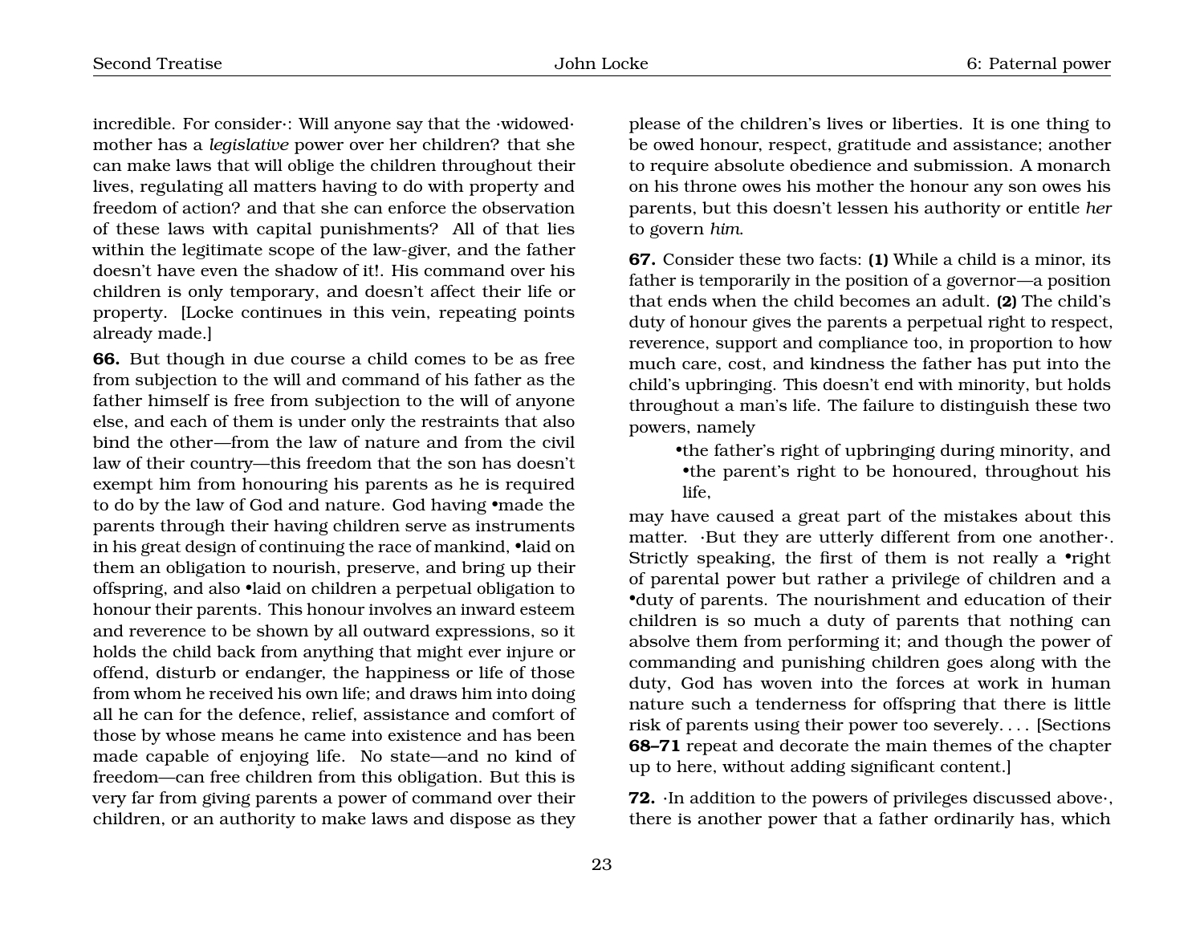incredible. For consider·: Will anyone say that the ·widowed· mother has a *legislative* power over her children? that she can make laws that will oblige the children throughout their lives, regulating all matters having to do with property and freedom of action? and that she can enforce the observation of these laws with capital punishments? All of that lies within the legitimate scope of the law-giver, and the father doesn't have even the shadow of it!. His command over his children is only temporary, and doesn't affect their life or property. [Locke continues in this vein, repeating points already made.]

**66.** But though in due course a child comes to be as free from subjection to the will and command of his father as the father himself is free from subjection to the will of anyone else, and each of them is under only the restraints that also bind the other—from the law of nature and from the civil law of their country—this freedom that the son has doesn't exempt him from honouring his parents as he is required to do by the law of God and nature. God having •made the parents through their having children serve as instruments in his great design of continuing the race of mankind, •laid on them an obligation to nourish, preserve, and bring up their offspring, and also •laid on children a perpetual obligation to honour their parents. This honour involves an inward esteem and reverence to be shown by all outward expressions, so it holds the child back from anything that might ever injure or offend, disturb or endanger, the happiness or life of those from whom he received his own life; and draws him into doing all he can for the defence, relief, assistance and comfort of those by whose means he came into existence and has been made capable of enjoying life. No state—and no kind of freedom—can free children from this obligation. But this is very far from giving parents a power of command over their children, or an authority to make laws and dispose as they please of the children's lives or liberties. It is one thing to be owed honour, respect, gratitude and assistance; another to require absolute obedience and submission. A monarch on his throne owes his mother the honour any son owes his parents, but this doesn't lessen his authority or entitle *her* to govern *him*.

**67.** Consider these two facts: **(1)** While a child is a minor, its father is temporarily in the position of a governor—a position that ends when the child becomes an adult. **(2)** The child's duty of honour gives the parents a perpetual right to respect, reverence, support and compliance too, in proportion to how much care, cost, and kindness the father has put into the child's upbringing. This doesn't end with minority, but holds throughout a man's life. The failure to distinguish these two powers, namely

> •the father's right of upbringing during minority, and
> •the parent's right to be honoured, throughout his life,

may have caused a great part of the mistakes about this matter. ·But they are utterly different from one another·. Strictly speaking, the first of them is not really a •right of parental power but rather a privilege of children and a •duty of parents. The nourishment and education of their children is so much a duty of parents that nothing can absolve them from performing it; and though the power of commanding and punishing children goes along with the duty, God has woven into the forces at work in human nature such a tenderness for offspring that there is little risk of parents using their power too severely. . . . [Sections **68–71** repeat and decorate the main themes of the chapter up to here, without adding significant content.]

**72.** ·In addition to the powers of privileges discussed above·, there is another power that a father ordinarily has, which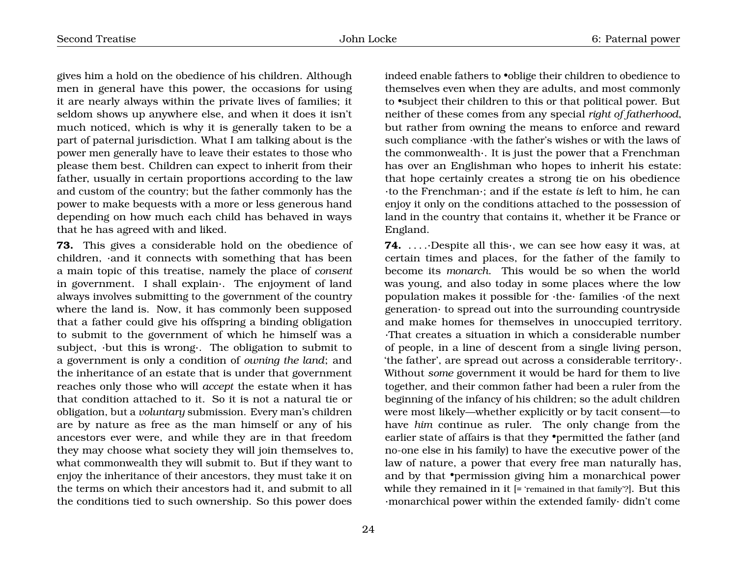gives him a hold on the obedience of his children. Although men in general have this power, the occasions for using it are nearly always within the private lives of families; it seldom shows up anywhere else, and when it does it isn't much noticed, which is why it is generally taken to be a part of paternal jurisdiction. What I am talking about is the power men generally have to leave their estates to those who please them best. Children can expect to inherit from their father, usually in certain proportions according to the law and custom of the country; but the father commonly has the power to make bequests with a more or less generous hand depending on how much each child has behaved in ways that he has agreed with and liked.

**73.** This gives a considerable hold on the obedience of children, ·and it connects with something that has been a main topic of this treatise, namely the place of *consent* in government. I shall explain·. The enjoyment of land always involves submitting to the government of the country where the land is. Now, it has commonly been supposed that a father could give his offspring a binding obligation to submit to the government of which he himself was a subject, ·but this is wrong·. The obligation to submit to a government is only a condition of *owning the land*; and the inheritance of an estate that is under that government reaches only those who will *accept* the estate when it has that condition attached to it. So it is not a natural tie or obligation, but a *voluntary* submission. Every man's children are by nature as free as the man himself or any of his ancestors ever were, and while they are in that freedom they may choose what society they will join themselves to, what commonwealth they will submit to. But if they want to enjoy the inheritance of their ancestors, they must take it on the terms on which their ancestors had it, and submit to all the conditions tied to such ownership. So this power does indeed enable fathers to •oblige their children to obedience to themselves even when they are adults, and most commonly to •subject their children to this or that political power. But neither of these comes from any special *right of fatherhood*, but rather from owning the means to enforce and reward such compliance ·with the father's wishes or with the laws of the commonwealth·. It is just the power that a Frenchman has over an Englishman who hopes to inherit his estate: that hope certainly creates a strong tie on his obedience ·to the Frenchman·; and if the estate *is* left to him, he can enjoy it only on the conditions attached to the possession of land in the country that contains it, whether it be France or England.

**74.** . . . .·Despite all this·, we can see how easy it was, at certain times and places, for the father of the family to become its *monarch*. This would be so when the world was young, and also today in some places where the low population makes it possible for ·the· families ·of the next generation· to spread out into the surrounding countryside and make homes for themselves in unoccupied territory. ·That creates a situation in which a considerable number of people, in a line of descent from a single living person, 'the father', are spread out across a considerable territory·. Without *some* government it would be hard for them to live together, and their common father had been a ruler from the beginning of the infancy of his children; so the adult children were most likely—whether explicitly or by tacit consent—to have *him* continue as ruler. The only change from the earlier state of affairs is that they •permitted the father (and no-one else in his family) to have the executive power of the law of nature, a power that every free man naturally has, and by that •permission giving him a monarchical power while they remained in it [= 'remained in that family'?]. But this ·monarchical power within the extended family· didn't come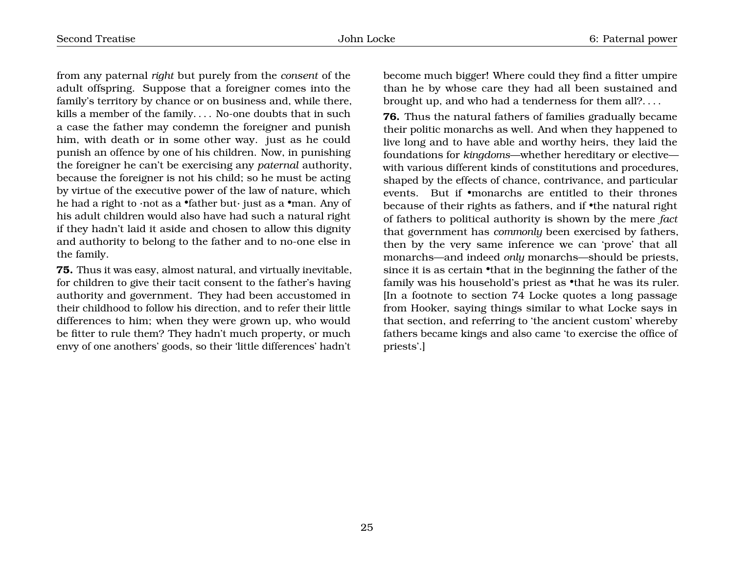from any paternal *right* but purely from the *consent* of the adult offspring. Suppose that a foreigner comes into the family's territory by chance or on business and, while there, kills a member of the family. . . . No-one doubts that in such a case the father may condemn the foreigner and punish him, with death or in some other way. just as he could punish an offence by one of his children. Now, in punishing the foreigner he can't be exercising any *paternal* authority, because the foreigner is not his child; so he must be acting by virtue of the executive power of the law of nature, which he had a right to ·not as a •father but· just as a •man. Any of his adult children would also have had such a natural right if they hadn't laid it aside and chosen to allow this dignity and authority to belong to the father and to no-one else in the family.

**75.** Thus it was easy, almost natural, and virtually inevitable, for children to give their tacit consent to the father's having authority and government. They had been accustomed in their childhood to follow his direction, and to refer their little differences to him; when they were grown up, who would be fitter to rule them? They hadn't much property, or much envy of one anothers' goods, so their 'little differences' hadn't become much bigger! Where could they find a fitter umpire than he by whose care they had all been sustained and brought up, and who had a tenderness for them all?. . . .

**76.** Thus the natural fathers of families gradually became their politic monarchs as well. And when they happened to live long and to have able and worthy heirs, they laid the foundations for *kingdoms*—whether hereditary or elective—with various different kinds of constitutions and procedures, shaped by the effects of chance, contrivance, and particular events. But if •monarchs are entitled to their thrones because of their rights as fathers, and if •the natural right of fathers to political authority is shown by the mere *fact* that government has *commonly* been exercised by fathers, then by the very same inference we can 'prove' that all monarchs—and indeed *only* monarchs—should be priests, since it is as certain •that in the beginning the father of the family was his household's priest as •that he was its ruler. [In a footnote to section 74 Locke quotes a long passage from Hooker, saying things similar to what Locke says in that section, and referring to 'the ancient custom' whereby fathers became kings and also came 'to exercise the office of priests'.]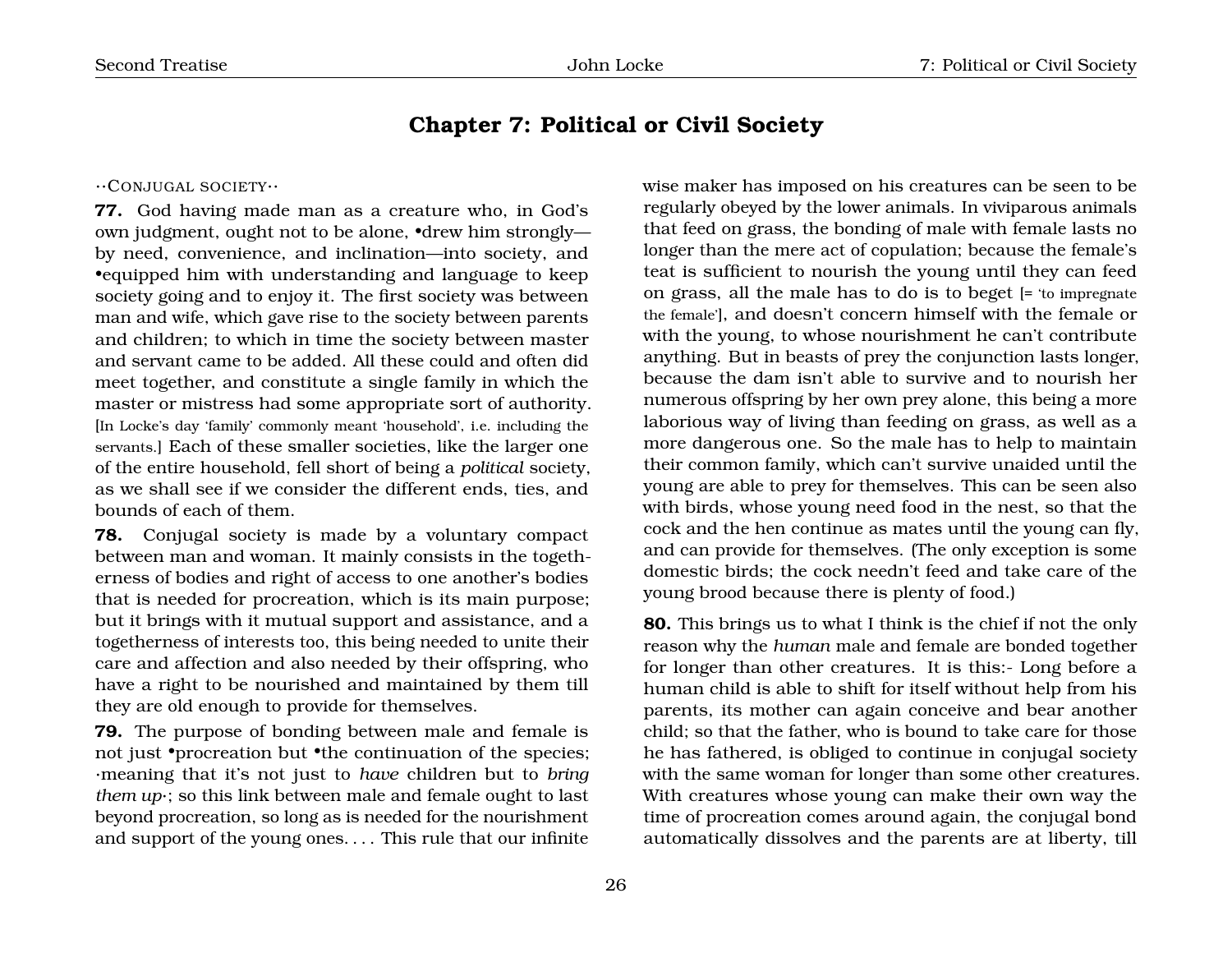# Chapter 7: Political or Civil Society

··CONJUGAL SOCIETY··

**77.** God having made man as a creature who, in God's own judgment, ought not to be alone, •drew him strongly—by need, convenience, and inclination—into society, and •equipped him with understanding and language to keep society going and to enjoy it. The first society was between man and wife, which gave rise to the society between parents and children; to which in time the society between master and servant came to be added. All these could and often did meet together, and constitute a single family in which the master or mistress had some appropriate sort of authority. [In Locke's day 'family' commonly meant 'household', i.e. including the servants.] Each of these smaller societies, like the larger one of the entire household, fell short of being a *political* society, as we shall see if we consider the different ends, ties, and bounds of each of them.

**78.** Conjugal society is made by a voluntary compact between man and woman. It mainly consists in the togetherness of bodies and right of access to one another's bodies that is needed for procreation, which is its main purpose; but it brings with it mutual support and assistance, and a togetherness of interests too, this being needed to unite their care and affection and also needed by their offspring, who have a right to be nourished and maintained by them till they are old enough to provide for themselves.

**79.** The purpose of bonding between male and female is not just •procreation but •the continuation of the species; ·meaning that it's not just to *have* children but to *bring them up*·; so this link between male and female ought to last beyond procreation, so long as is needed for the nourishment and support of the young ones. . . . This rule that our infinite wise maker has imposed on his creatures can be seen to be regularly obeyed by the lower animals. In viviparous animals that feed on grass, the bonding of male with female lasts no longer than the mere act of copulation; because the female's teat is sufficient to nourish the young until they can feed on grass, all the male has to do is to beget [= 'to impregnate the female'], and doesn't concern himself with the female or with the young, to whose nourishment he can't contribute anything. But in beasts of prey the conjunction lasts longer, because the dam isn't able to survive and to nourish her numerous offspring by her own prey alone, this being a more laborious way of living than feeding on grass, as well as a more dangerous one. So the male has to help to maintain their common family, which can't survive unaided until the young are able to prey for themselves. This can be seen also with birds, whose young need food in the nest, so that the cock and the hen continue as mates until the young can fly, and can provide for themselves. (The only exception is some domestic birds; the cock needn't feed and take care of the young brood because there is plenty of food.)

**80.** This brings us to what I think is the chief if not the only reason why the *human* male and female are bonded together for longer than other creatures. It is this:- Long before a human child is able to shift for itself without help from his parents, its mother can again conceive and bear another child; so that the father, who is bound to take care for those he has fathered, is obliged to continue in conjugal society with the same woman for longer than some other creatures. With creatures whose young can make their own way the time of procreation comes around again, the conjugal bond automatically dissolves and the parents are at liberty, till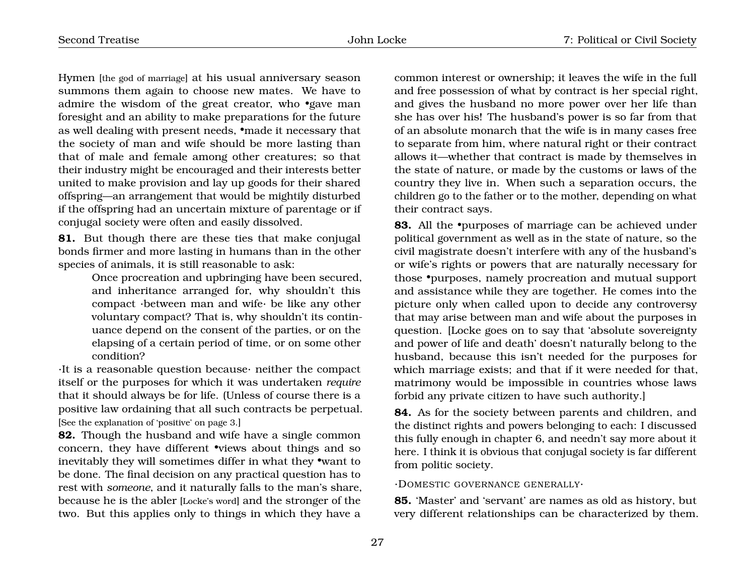Hymen [the god of marriage] at his usual anniversary season summons them again to choose new mates. We have to admire the wisdom of the great creator, who •gave man foresight and an ability to make preparations for the future as well dealing with present needs, •made it necessary that the society of man and wife should be more lasting than that of male and female among other creatures; so that their industry might be encouraged and their interests better united to make provision and lay up goods for their shared offspring—an arrangement that would be mightily disturbed if the offspring had an uncertain mixture of parentage or if conjugal society were often and easily dissolved.

**81.** But though there are these ties that make conjugal bonds firmer and more lasting in humans than in the other species of animals, it is still reasonable to ask:

> Once procreation and upbringing have been secured, and inheritance arranged for, why shouldn't this compact ·between man and wife· be like any other voluntary compact? That is, why shouldn't its continuance depend on the consent of the parties, or on the elapsing of a certain period of time, or on some other condition?

·It is a reasonable question because· neither the compact itself or the purposes for which it was undertaken *require* that it should always be for life. (Unless of course there is a positive law ordaining that all such contracts be perpetual. [See the explanation of 'positive' on page 3.]

**82.** Though the husband and wife have a single common concern, they have different •views about things and so inevitably they will sometimes differ in what they •want to be done. The final decision on any practical question has to rest with *someone*, and it naturally falls to the man's share, because he is the abler [Locke's word] and the stronger of the two. But this applies only to things in which they have a common interest or ownership; it leaves the wife in the full and free possession of what by contract is her special right, and gives the husband no more power over her life than she has over his! The husband's power is so far from that of an absolute monarch that the wife is in many cases free to separate from him, where natural right or their contract allows it—whether that contract is made by themselves in the state of nature, or made by the customs or laws of the country they live in. When such a separation occurs, the children go to the father or to the mother, depending on what their contract says.

**83.** All the •purposes of marriage can be achieved under political government as well as in the state of nature, so the civil magistrate doesn't interfere with any of the husband's or wife's rights or powers that are naturally necessary for those •purposes, namely procreation and mutual support and assistance while they are together. He comes into the picture only when called upon to decide any controversy that may arise between man and wife about the purposes in question. [Locke goes on to say that 'absolute sovereignty and power of life and death' doesn't naturally belong to the husband, because this isn't needed for the purposes for which marriage exists; and that if it were needed for that, matrimony would be impossible in countries whose laws forbid any private citizen to have such authority.]

**84.** As for the society between parents and children, and the distinct rights and powers belonging to each: I discussed this fully enough in chapter 6, and needn't say more about it here. I think it is obvious that conjugal society is far different from politic society.

### ·Domestic governance generally·

**85.** 'Master' and 'servant' are names as old as history, but very different relationships can be characterized by them.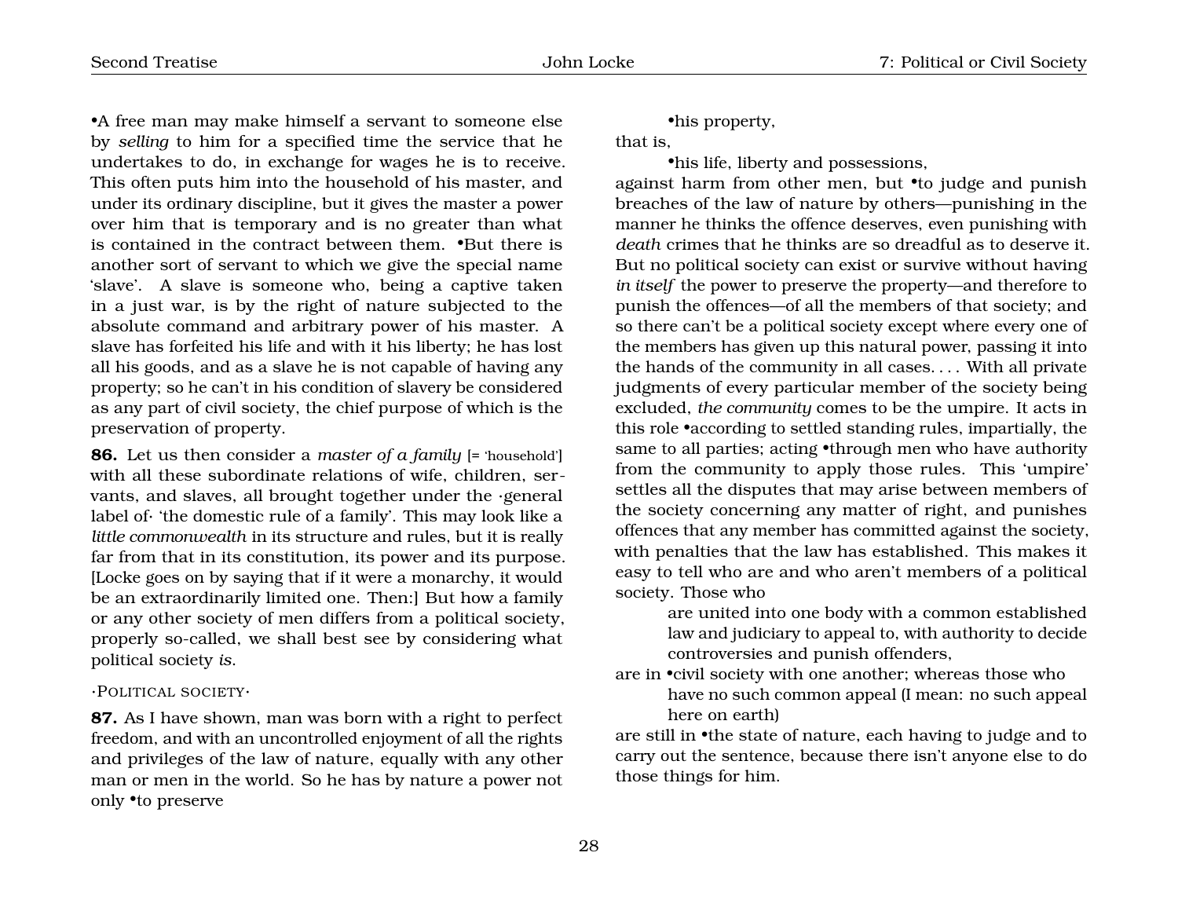•A free man may make himself a servant to someone else by *selling* to him for a specified time the service that he undertakes to do, in exchange for wages he is to receive. This often puts him into the household of his master, and under its ordinary discipline, but it gives the master a power over him that is temporary and is no greater than what is contained in the contract between them. •But there is another sort of servant to which we give the special name 'slave'. A slave is someone who, being a captive taken in a just war, is by the right of nature subjected to the absolute command and arbitrary power of his master. A slave has forfeited his life and with it his liberty; he has lost all his goods, and as a slave he is not capable of having any property; so he can't in his condition of slavery be considered as any part of civil society, the chief purpose of which is the preservation of property.

**86.** Let us then consider a *master of a family* [= 'household'] with all these subordinate relations of wife, children, servants, and slaves, all brought together under the ·general label of· 'the domestic rule of a family'. This may look like a *little commonwealth* in its structure and rules, but it is really far from that in its constitution, its power and its purpose. [Locke goes on by saying that if it were a monarchy, it would be an extraordinarily limited one. Then:] But how a family or any other society of men differs from a political society, properly so-called, we shall best see by considering what political society *is*.

·Political society·

**87.** As I have shown, man was born with a right to perfect freedom, and with an uncontrolled enjoyment of all the rights and privileges of the law of nature, equally with any other man or men in the world. So he has by nature a power not only •to preserve

> •his property,

that is,

> •his life, liberty and possessions,

against harm from other men, but •to judge and punish breaches of the law of nature by others—punishing in the manner he thinks the offence deserves, even punishing with *death* crimes that he thinks are so dreadful as to deserve it. But no political society can exist or survive without having *in itself* the power to preserve the property—and therefore to punish the offences—of all the members of that society; and so there can't be a political society except where every one of the members has given up this natural power, passing it into the hands of the community in all cases. . . . With all private judgments of every particular member of the society being excluded, *the community* comes to be the umpire. It acts in this role •according to settled standing rules, impartially, the same to all parties; acting •through men who have authority from the community to apply those rules. This 'umpire' settles all the disputes that may arise between members of the society concerning any matter of right, and punishes offences that any member has committed against the society, with penalties that the law has established. This makes it easy to tell who are and who aren't members of a political society. Those who

> are united into one body with a common established law and judiciary to appeal to, with authority to decide controversies and punish offenders,

are in •civil society with one another; whereas those who

> have no such common appeal (I mean: no such appeal here on earth)

are still in •the state of nature, each having to judge and to carry out the sentence, because there isn't anyone else to do those things for him.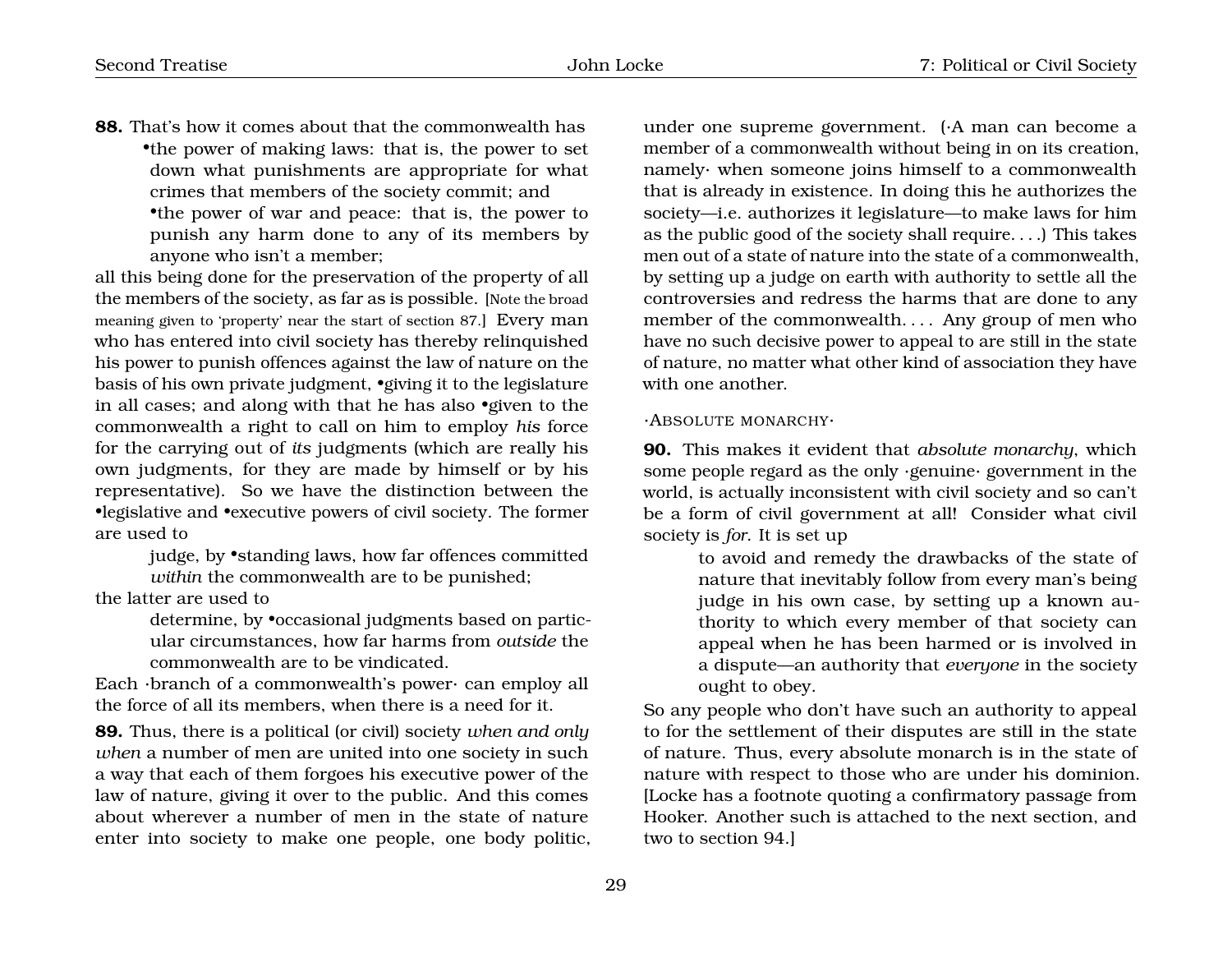**88.** That's how it comes about that the commonwealth has

- •the power of making laws: that is, the power to set down what punishments are appropriate for what crimes that members of the society commit; and
- •the power of war and peace: that is, the power to punish any harm done to any of its members by anyone who isn't a member;

all this being done for the preservation of the property of all the members of the society, as far as is possible. [Note the broad meaning given to 'property' near the start of section 87.] Every man who has entered into civil society has thereby relinquished his power to punish offences against the law of nature on the basis of his own private judgment, •giving it to the legislature in all cases; and along with that he has also •given to the commonwealth a right to call on him to employ *his* force for the carrying out of *its* judgments (which are really his own judgments, for they are made by himself or by his representative). So we have the distinction between the •legislative and •executive powers of civil society. The former are used to

> judge, by •standing laws, how far offences committed *within* the commonwealth are to be punished;

the latter are used to

> determine, by •occasional judgments based on particular circumstances, how far harms from *outside* the commonwealth are to be vindicated.

Each ·branch of a commonwealth's power· can employ all the force of all its members, when there is a need for it.

**89.** Thus, there is a political (or civil) society *when and only when* a number of men are united into one society in such a way that each of them forgoes his executive power of the law of nature, giving it over to the public. And this comes about wherever a number of men in the state of nature enter into society to make one people, one body politic, under one supreme government. (·A man can become a member of a commonwealth without being in on its creation, namely· when someone joins himself to a commonwealth that is already in existence. In doing this he authorizes the society—i.e. authorizes it legislature—to make laws for him as the public good of the society shall require. . . .) This takes men out of a state of nature into the state of a commonwealth, by setting up a judge on earth with authority to settle all the controversies and redress the harms that are done to any member of the commonwealth. . . . Any group of men who have no such decisive power to appeal to are still in the state of nature, no matter what other kind of association they have with one another.

### ·Absolute monarchy·

**90.** This makes it evident that *absolute monarchy*, which some people regard as the only ·genuine· government in the world, is actually inconsistent with civil society and so can't be a form of civil government at all! Consider what civil society is *for*. It is set up

> to avoid and remedy the drawbacks of the state of nature that inevitably follow from every man's being judge in his own case, by setting up a known authority to which every member of that society can appeal when he has been harmed or is involved in a dispute—an authority that *everyone* in the society ought to obey.

So any people who don't have such an authority to appeal to for the settlement of their disputes are still in the state of nature. Thus, every absolute monarch is in the state of nature with respect to those who are under his dominion. [Locke has a footnote quoting a confirmatory passage from Hooker. Another such is attached to the next section, and two to section 94.]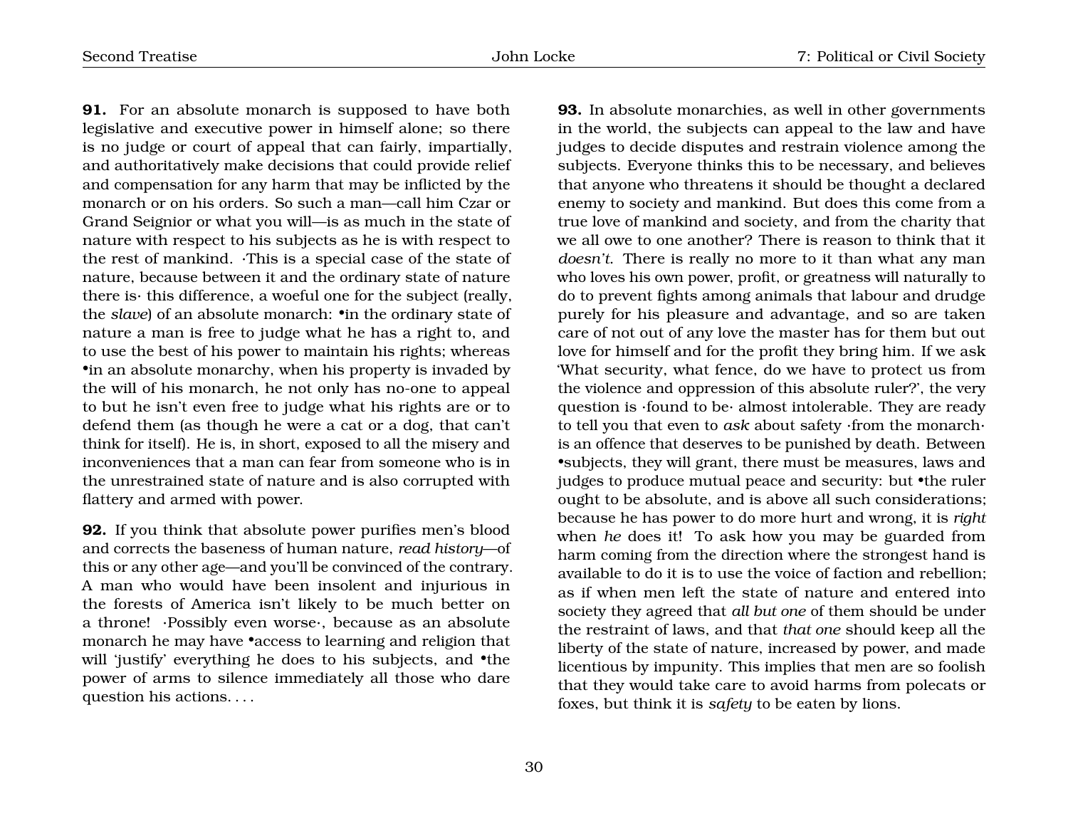**91.** For an absolute monarch is supposed to have both legislative and executive power in himself alone; so there is no judge or court of appeal that can fairly, impartially, and authoritatively make decisions that could provide relief and compensation for any harm that may be inflicted by the monarch or on his orders. So such a man—call him Czar or Grand Seignior or what you will—is as much in the state of nature with respect to his subjects as he is with respect to the rest of mankind. ·This is a special case of the state of nature, because between it and the ordinary state of nature there is· this difference, a woeful one for the subject (really, the *slave*) of an absolute monarch: •in the ordinary state of nature a man is free to judge what he has a right to, and to use the best of his power to maintain his rights; whereas •in an absolute monarchy, when his property is invaded by the will of his monarch, he not only has no-one to appeal to but he isn't even free to judge what his rights are or to defend them (as though he were a cat or a dog, that can't think for itself). He is, in short, exposed to all the misery and inconveniences that a man can fear from someone who is in the unrestrained state of nature and is also corrupted with flattery and armed with power.

**92.** If you think that absolute power purifies men's blood and corrects the baseness of human nature, *read history*—of this or any other age—and you'll be convinced of the contrary. A man who would have been insolent and injurious in the forests of America isn't likely to be much better on a throne! ·Possibly even worse·, because as an absolute monarch he may have •access to learning and religion that will 'justify' everything he does to his subjects, and •the power of arms to silence immediately all those who dare question his actions. . . .

**93.** In absolute monarchies, as well in other governments in the world, the subjects can appeal to the law and have judges to decide disputes and restrain violence among the subjects. Everyone thinks this to be necessary, and believes that anyone who threatens it should be thought a declared enemy to society and mankind. But does this come from a true love of mankind and society, and from the charity that we all owe to one another? There is reason to think that it *doesn't*. There is really no more to it than what any man who loves his own power, profit, or greatness will naturally to do to prevent fights among animals that labour and drudge purely for his pleasure and advantage, and so are taken care of not out of any love the master has for them but out love for himself and for the profit they bring him. If we ask 'What security, what fence, do we have to protect us from the violence and oppression of this absolute ruler?', the very question is ·found to be· almost intolerable. They are ready to tell you that even to *ask* about safety ·from the monarch· is an offence that deserves to be punished by death. Between •subjects, they will grant, there must be measures, laws and judges to produce mutual peace and security: but •the ruler ought to be absolute, and is above all such considerations; because he has power to do more hurt and wrong, it is *right* when *he* does it! To ask how you may be guarded from harm coming from the direction where the strongest hand is available to do it is to use the voice of faction and rebellion; as if when men left the state of nature and entered into society they agreed that *all but one* of them should be under the restraint of laws, and that *that one* should keep all the liberty of the state of nature, increased by power, and made licentious by impunity. This implies that men are so foolish that they would take care to avoid harms from polecats or foxes, but think it is *safety* to be eaten by lions.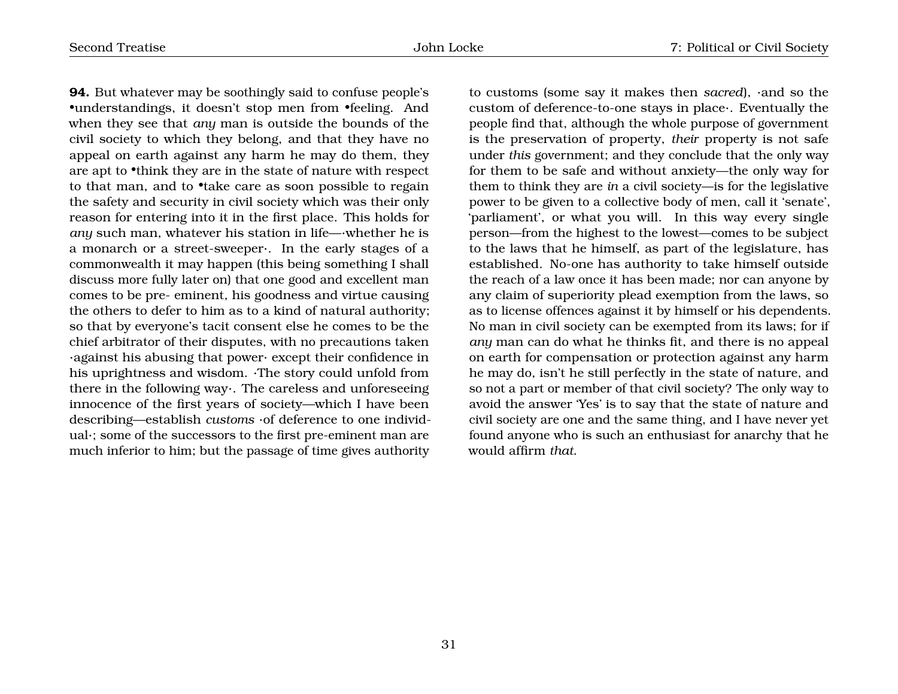**94.** But whatever may be soothingly said to confuse people's •understandings, it doesn't stop men from •feeling. And when they see that *any* man is outside the bounds of the civil society to which they belong, and that they have no appeal on earth against any harm he may do them, they are apt to •think they are in the state of nature with respect to that man, and to •take care as soon possible to regain the safety and security in civil society which was their only reason for entering into it in the first place. This holds for *any* such man, whatever his station in life—·whether he is a monarch or a street-sweeper·. In the early stages of a commonwealth it may happen (this being something I shall discuss more fully later on) that one good and excellent man comes to be pre- eminent, his goodness and virtue causing the others to defer to him as to a kind of natural authority; so that by everyone's tacit consent else he comes to be the chief arbitrator of their disputes, with no precautions taken ·against his abusing that power· except their confidence in his uprightness and wisdom. ·The story could unfold from there in the following way·. The careless and unforeseeing innocence of the first years of society—which I have been describing—establish *customs* ·of deference to one individual·; some of the successors to the first pre-eminent man are much inferior to him; but the passage of time gives authority to customs (some say it makes then *sacred*), ·and so the custom of deference-to-one stays in place·. Eventually the people find that, although the whole purpose of government is the preservation of property, *their* property is not safe under *this* government; and they conclude that the only way for them to be safe and without anxiety—the only way for them to think they are *in* a civil society—is for the legislative power to be given to a collective body of men, call it 'senate', 'parliament', or what you will. In this way every single person—from the highest to the lowest—comes to be subject to the laws that he himself, as part of the legislature, has established. No-one has authority to take himself outside the reach of a law once it has been made; nor can anyone by any claim of superiority plead exemption from the laws, so as to license offences against it by himself or his dependents. No man in civil society can be exempted from its laws; for if *any* man can do what he thinks fit, and there is no appeal on earth for compensation or protection against any harm he may do, isn't he still perfectly in the state of nature, and so not a part or member of that civil society? The only way to avoid the answer 'Yes' is to say that the state of nature and civil society are one and the same thing, and I have never yet found anyone who is such an enthusiast for anarchy that he would affirm *that*.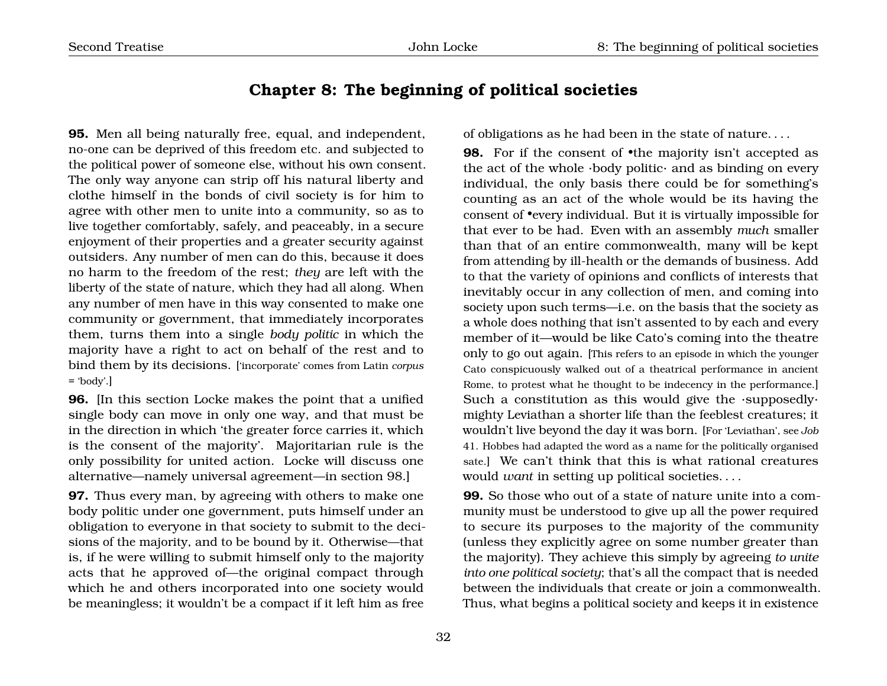## Chapter 8: The beginning of political societies

**95.** Men all being naturally free, equal, and independent, no-one can be deprived of this freedom etc. and subjected to the political power of someone else, without his own consent. The only way anyone can strip off his natural liberty and clothe himself in the bonds of civil society is for him to agree with other men to unite into a community, so as to live together comfortably, safely, and peaceably, in a secure enjoyment of their properties and a greater security against outsiders. Any number of men can do this, because it does no harm to the freedom of the rest; *they* are left with the liberty of the state of nature, which they had all along. When any number of men have in this way consented to make one community or government, that immediately incorporates them, turns them into a single *body politic* in which the majority have a right to act on behalf of the rest and to bind them by its decisions. ['incorporate' comes from Latin *corpus* = 'body'.]

**96.** [In this section Locke makes the point that a unified single body can move in only one way, and that must be in the direction in which 'the greater force carries it, which is the consent of the majority'. Majoritarian rule is the only possibility for united action. Locke will discuss one alternative—namely universal agreement—in section 98.]

**97.** Thus every man, by agreeing with others to make one body politic under one government, puts himself under an obligation to everyone in that society to submit to the decisions of the majority, and to be bound by it. Otherwise—that is, if he were willing to submit himself only to the majority acts that he approved of—the original compact through which he and others incorporated into one society would be meaningless; it wouldn't be a compact if it left him as free of obligations as he had been in the state of nature. . . .

**98.** For if the consent of •the majority isn't accepted as the act of the whole ·body politic· and as binding on every individual, the only basis there could be for something's counting as an act of the whole would be its having the consent of •every individual. But it is virtually impossible for that ever to be had. Even with an assembly *much* smaller than that of an entire commonwealth, many will be kept from attending by ill-health or the demands of business. Add to that the variety of opinions and conflicts of interests that inevitably occur in any collection of men, and coming into society upon such terms—i.e. on the basis that the society as a whole does nothing that isn't assented to by each and every member of it—would be like Cato's coming into the theatre only to go out again. [This refers to an episode in which the younger Cato conspicuously walked out of a theatrical performance in ancient Rome, to protest what he thought to be indecency in the performance.] Such a constitution as this would give the ·supposedly· mighty Leviathan a shorter life than the feeblest creatures; it wouldn't live beyond the day it was born. [For 'Leviathan', see *Job* 41. Hobbes had adapted the word as a name for the politically organised sate.] We can't think that this is what rational creatures would *want* in setting up political societies. . . .

**99.** So those who out of a state of nature unite into a community must be understood to give up all the power required to secure its purposes to the majority of the community (unless they explicitly agree on some number greater than the majority). They achieve this simply by agreeing *to unite into one political society*; that's all the compact that is needed between the individuals that create or join a commonwealth. Thus, what begins a political society and keeps it in existence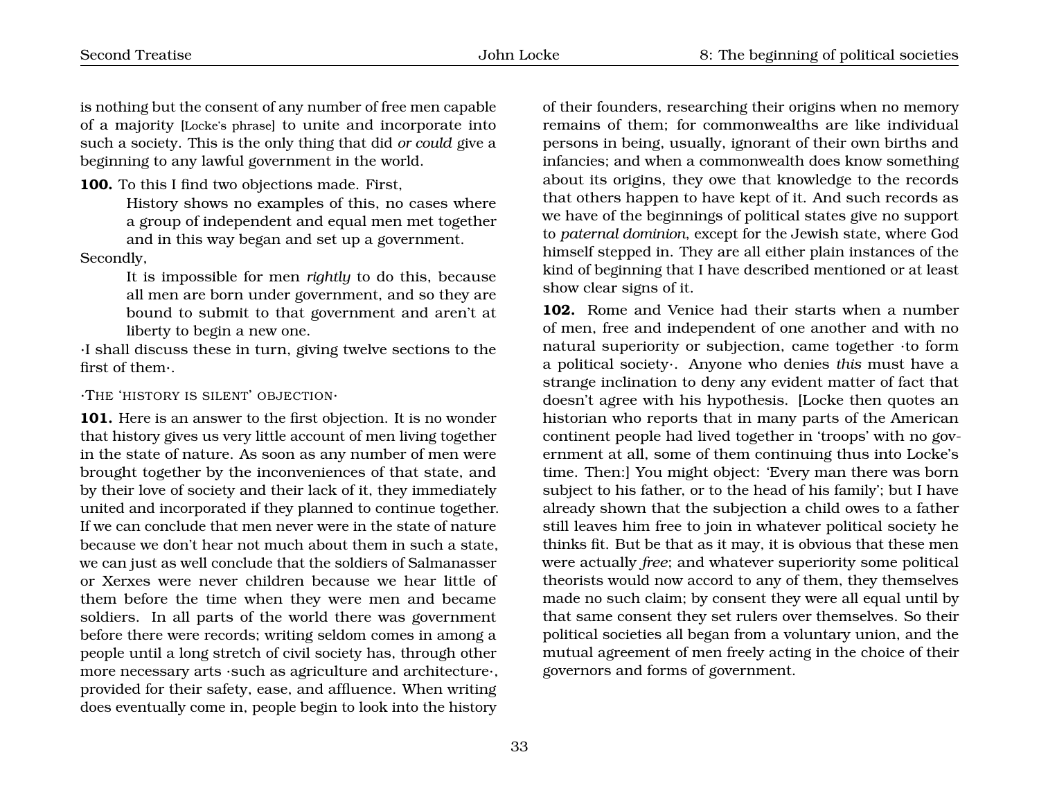is nothing but the consent of any number of free men capable of a majority [Locke's phrase] to unite and incorporate into such a society. This is the only thing that did *or could* give a beginning to any lawful government in the world.

**100.** To this I find two objections made. First,

> History shows no examples of this, no cases where a group of independent and equal men met together and in this way began and set up a government.

Secondly,

> It is impossible for men *rightly* to do this, because all men are born under government, and so they are bound to submit to that government and aren't at liberty to begin a new one.

·I shall discuss these in turn, giving twelve sections to the first of them·.

·The 'history is silent' objection·

**101.** Here is an answer to the first objection. It is no wonder that history gives us very little account of men living together in the state of nature. As soon as any number of men were brought together by the inconveniences of that state, and by their love of society and their lack of it, they immediately united and incorporated if they planned to continue together. If we can conclude that men never were in the state of nature because we don't hear not much about them in such a state, we can just as well conclude that the soldiers of Salmanasser or Xerxes were never children because we hear little of them before the time when they were men and became soldiers. In all parts of the world there was government before there were records; writing seldom comes in among a people until a long stretch of civil society has, through other more necessary arts ·such as agriculture and architecture·, provided for their safety, ease, and affluence. When writing does eventually come in, people begin to look into the history of their founders, researching their origins when no memory remains of them; for commonwealths are like individual persons in being, usually, ignorant of their own births and infancies; and when a commonwealth does know something about its origins, they owe that knowledge to the records that others happen to have kept of it. And such records as we have of the beginnings of political states give no support to *paternal dominion*, except for the Jewish state, where God himself stepped in. They are all either plain instances of the kind of beginning that I have described mentioned or at least show clear signs of it.

**102.** Rome and Venice had their starts when a number of men, free and independent of one another and with no natural superiority or subjection, came together ·to form a political society·. Anyone who denies *this* must have a strange inclination to deny any evident matter of fact that doesn't agree with his hypothesis. [Locke then quotes an historian who reports that in many parts of the American continent people had lived together in 'troops' with no government at all, some of them continuing thus into Locke's time. Then:] You might object: 'Every man there was born subject to his father, or to the head of his family'; but I have already shown that the subjection a child owes to a father still leaves him free to join in whatever political society he thinks fit. But be that as it may, it is obvious that these men were actually *free*; and whatever superiority some political theorists would now accord to any of them, they themselves made no such claim; by consent they were all equal until by that same consent they set rulers over themselves. So their political societies all began from a voluntary union, and the mutual agreement of men freely acting in the choice of their governors and forms of government.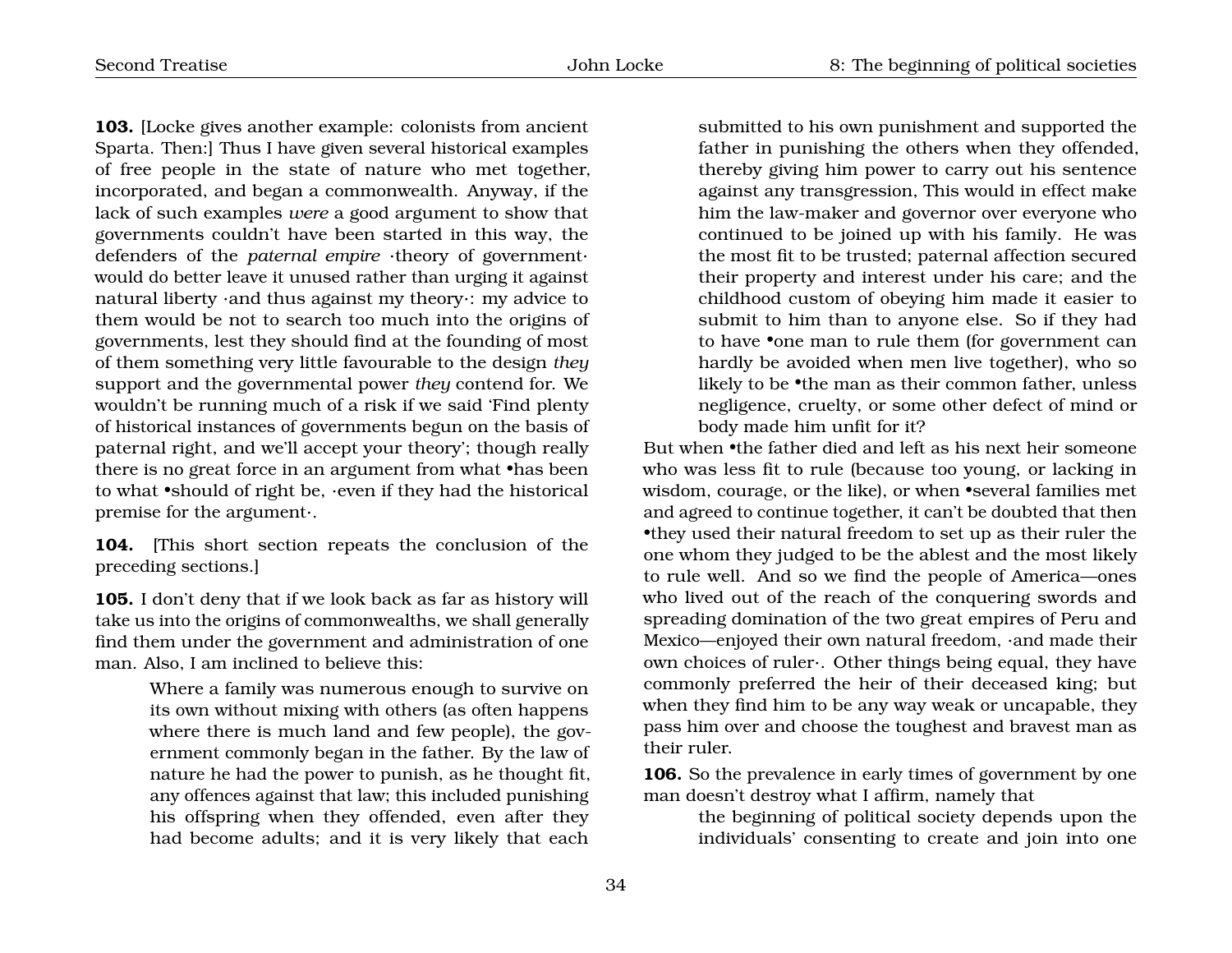**103.** [Locke gives another example: colonists from ancient Sparta. Then:] Thus I have given several historical examples of free people in the state of nature who met together, incorporated, and began a commonwealth. Anyway, if the lack of such examples *were* a good argument to show that governments couldn't have been started in this way, the defenders of the *paternal empire* ·theory of government· would do better leave it unused rather than urging it against natural liberty ·and thus against my theory·: my advice to them would be not to search too much into the origins of governments, lest they should find at the founding of most of them something very little favourable to the design *they* support and the governmental power *they* contend for. We wouldn't be running much of a risk if we said 'Find plenty of historical instances of governments begun on the basis of paternal right, and we'll accept your theory'; though really there is no great force in an argument from what •has been to what •should of right be, ·even if they had the historical premise for the argument·.

**104.** [This short section repeats the conclusion of the preceding sections.]

**105.** I don't deny that if we look back as far as history will take us into the origins of commonwealths, we shall generally find them under the government and administration of one man. Also, I am inclined to believe this:

> Where a family was numerous enough to survive on its own without mixing with others (as often happens where there is much land and few people), the government commonly began in the father. By the law of nature he had the power to punish, as he thought fit, any offences against that law; this included punishing his offspring when they offended, even after they had become adults; and it is very likely that each submitted to his own punishment and supported the father in punishing the others when they offended, thereby giving him power to carry out his sentence against any transgression, This would in effect make him the law-maker and governor over everyone who continued to be joined up with his family. He was the most fit to be trusted; paternal affection secured their property and interest under his care; and the childhood custom of obeying him made it easier to submit to him than to anyone else. So if they had to have •one man to rule them (for government can hardly be avoided when men live together), who so likely to be •the man as their common father, unless negligence, cruelty, or some other defect of mind or body made him unfit for it?

But when •the father died and left as his next heir someone who was less fit to rule (because too young, or lacking in wisdom, courage, or the like), or when •several families met and agreed to continue together, it can't be doubted that then •they used their natural freedom to set up as their ruler the one whom they judged to be the ablest and the most likely to rule well. And so we find the people of America—ones who lived out of the reach of the conquering swords and spreading domination of the two great empires of Peru and Mexico—enjoyed their own natural freedom, ·and made their own choices of ruler·. Other things being equal, they have commonly preferred the heir of their deceased king; but when they find him to be any way weak or uncapable, they pass him over and choose the toughest and bravest man as their ruler.

**106.** So the prevalence in early times of government by one man doesn't destroy what I affirm, namely that

> the beginning of political society depends upon the individuals' consenting to create and join into one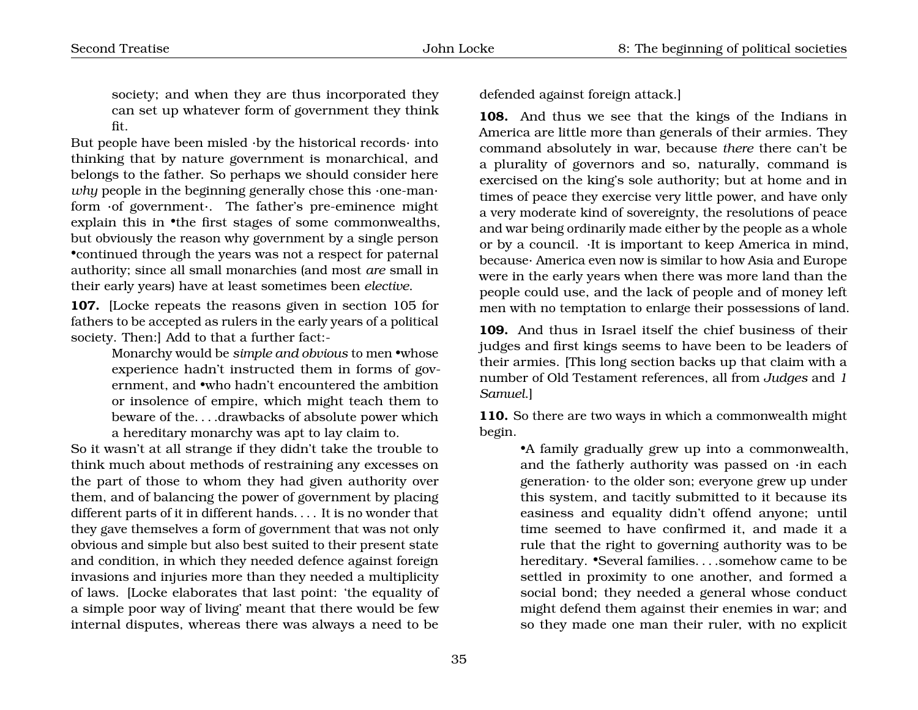society; and when they are thus incorporated they can set up whatever form of government they think fit.

But people have been misled ·by the historical records· into thinking that by nature government is monarchical, and belongs to the father. So perhaps we should consider here *why* people in the beginning generally chose this ·one-man· form ·of government·. The father's pre-eminence might explain this in •the first stages of some commonwealths, but obviously the reason why government by a single person •continued through the years was not a respect for paternal authority; since all small monarchies (and most *are* small in their early years) have at least sometimes been *elective*.

**107.** [Locke repeats the reasons given in section 105 for fathers to be accepted as rulers in the early years of a political society. Then:] Add to that a further fact:-

> Monarchy would be *simple and obvious* to men •whose experience hadn't instructed them in forms of government, and •who hadn't encountered the ambition or insolence of empire, which might teach them to beware of the. . . .drawbacks of absolute power which a hereditary monarchy was apt to lay claim to.

So it wasn't at all strange if they didn't take the trouble to think much about methods of restraining any excesses on the part of those to whom they had given authority over them, and of balancing the power of government by placing different parts of it in different hands. . . . It is no wonder that they gave themselves a form of government that was not only obvious and simple but also best suited to their present state and condition, in which they needed defence against foreign invasions and injuries more than they needed a multiplicity of laws. [Locke elaborates that last point: 'the equality of a simple poor way of living' meant that there would be few internal disputes, whereas there was always a need to be defended against foreign attack.]

**108.** And thus we see that the kings of the Indians in America are little more than generals of their armies. They command absolutely in war, because *there* there can't be a plurality of governors and so, naturally, command is exercised on the king's sole authority; but at home and in times of peace they exercise very little power, and have only a very moderate kind of sovereignty, the resolutions of peace and war being ordinarily made either by the people as a whole or by a council. ·It is important to keep America in mind, because· America even now is similar to how Asia and Europe were in the early years when there was more land than the people could use, and the lack of people and of money left men with no temptation to enlarge their possessions of land.

**109.** And thus in Israel itself the chief business of their judges and first kings seems to have been to be leaders of their armies. [This long section backs up that claim with a number of Old Testament references, all from *Judges* and *1 Samuel*.]

**110.** So there are two ways in which a commonwealth might begin.

> •A family gradually grew up into a commonwealth, and the fatherly authority was passed on ·in each generation· to the older son; everyone grew up under this system, and tacitly submitted to it because its easiness and equality didn't offend anyone; until time seemed to have confirmed it, and made it a rule that the right to governing authority was to be hereditary. •Several families. . . .somehow came to be settled in proximity to one another, and formed a social bond; they needed a general whose conduct might defend them against their enemies in war; and so they made one man their ruler, with no explicit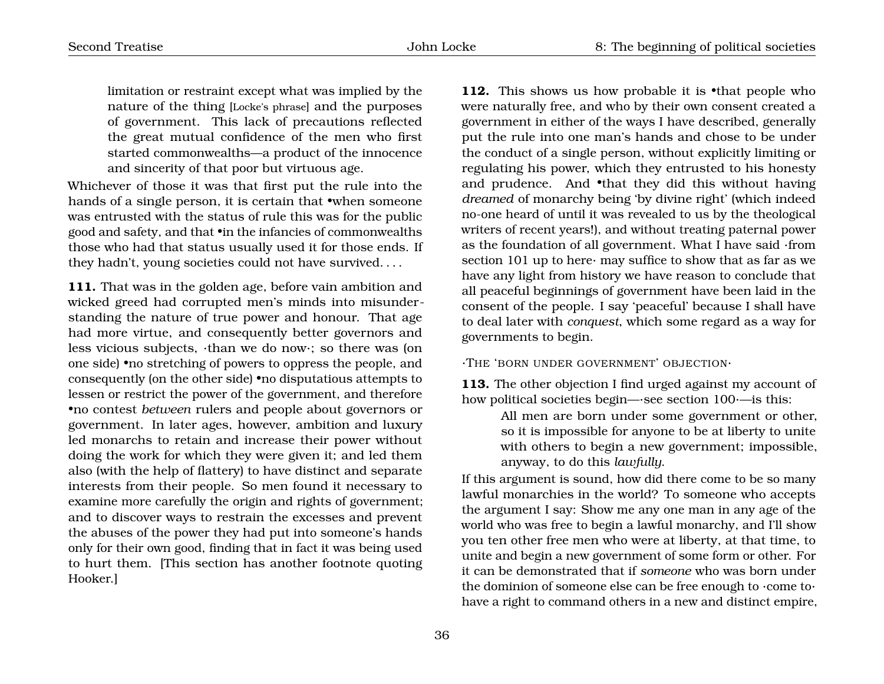> limitation or restraint except what was implied by the nature of the thing [Locke's phrase] and the purposes of government. This lack of precautions reflected the great mutual confidence of the men who first started commonwealths—a product of the innocence and sincerity of that poor but virtuous age.

Whichever of those it was that first put the rule into the hands of a single person, it is certain that •when someone was entrusted with the status of rule this was for the public good and safety, and that •in the infancies of commonwealths those who had that status usually used it for those ends. If they hadn't, young societies could not have survived. . . .

**111.** That was in the golden age, before vain ambition and wicked greed had corrupted men's minds into misunderstanding the nature of true power and honour. That age had more virtue, and consequently better governors and less vicious subjects, ·than we do now·; so there was (on one side) •no stretching of powers to oppress the people, and consequently (on the other side) •no disputatious attempts to lessen or restrict the power of the government, and therefore •no contest *between* rulers and people about governors or government. In later ages, however, ambition and luxury led monarchs to retain and increase their power without doing the work for which they were given it; and led them also (with the help of flattery) to have distinct and separate interests from their people. So men found it necessary to examine more carefully the origin and rights of government; and to discover ways to restrain the excesses and prevent the abuses of the power they had put into someone's hands only for their own good, finding that in fact it was being used to hurt them. [This section has another footnote quoting Hooker.]

**112.** This shows us how probable it is •that people who were naturally free, and who by their own consent created a government in either of the ways I have described, generally put the rule into one man's hands and chose to be under the conduct of a single person, without explicitly limiting or regulating his power, which they entrusted to his honesty and prudence. And •that they did this without having *dreamed* of monarchy being 'by divine right' (which indeed no-one heard of until it was revealed to us by the theological writers of recent years!), and without treating paternal power as the foundation of all government. What I have said ·from section 101 up to here· may suffice to show that as far as we have any light from history we have reason to conclude that all peaceful beginnings of government have been laid in the consent of the people. I say 'peaceful' because I shall have to deal later with *conquest*, which some regard as a way for governments to begin.

·The 'born under government' objection·

**113.** The other objection I find urged against my account of how political societies begin—·see section 100·—is this:

> All men are born under some government or other, so it is impossible for anyone to be at liberty to unite with others to begin a new government; impossible, anyway, to do this *lawfully*.

If this argument is sound, how did there come to be so many lawful monarchies in the world? To someone who accepts the argument I say: Show me any one man in any age of the world who was free to begin a lawful monarchy, and I'll show you ten other free men who were at liberty, at that time, to unite and begin a new government of some form or other. For it can be demonstrated that if *someone* who was born under the dominion of someone else can be free enough to ·come to· have a right to command others in a new and distinct empire,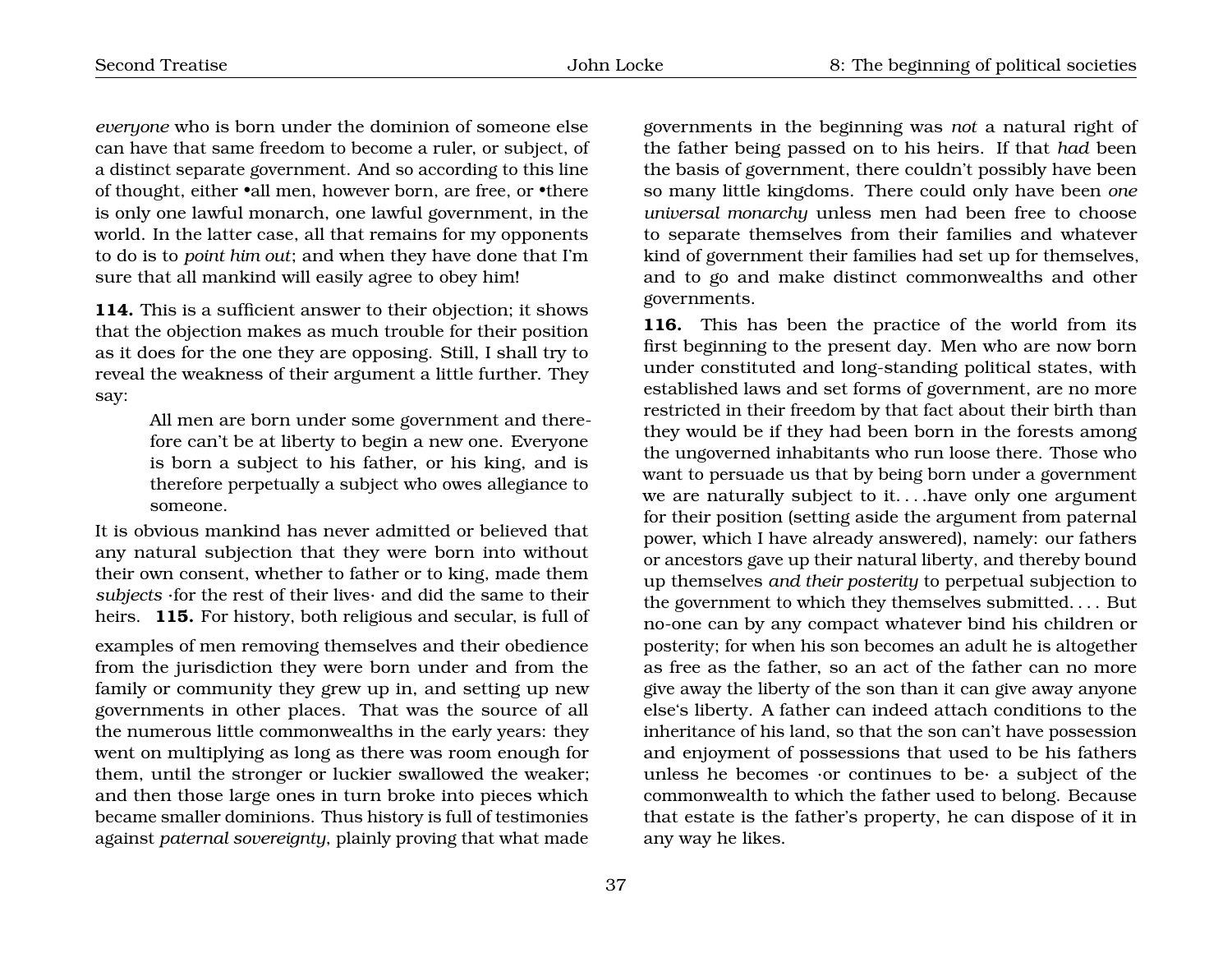*everyone* who is born under the dominion of someone else can have that same freedom to become a ruler, or subject, of a distinct separate government. And so according to this line of thought, either •all men, however born, are free, or •there is only one lawful monarch, one lawful government, in the world. In the latter case, all that remains for my opponents to do is to *point him out*; and when they have done that I'm sure that all mankind will easily agree to obey him!

**114.** This is a sufficient answer to their objection; it shows that the objection makes as much trouble for their position as it does for the one they are opposing. Still, I shall try to reveal the weakness of their argument a little further. They say:

> All men are born under some government and therefore can't be at liberty to begin a new one. Everyone is born a subject to his father, or his king, and is therefore perpetually a subject who owes allegiance to someone.

It is obvious mankind has never admitted or believed that any natural subjection that they were born into without their own consent, whether to father or to king, made them *subjects* ·for the rest of their lives· and did the same to their heirs. **115.** For history, both religious and secular, is full of examples of men removing themselves and their obedience from the jurisdiction they were born under and from the family or community they grew up in, and setting up new governments in other places. That was the source of all the numerous little commonwealths in the early years: they went on multiplying as long as there was room enough for them, until the stronger or luckier swallowed the weaker; and then those large ones in turn broke into pieces which became smaller dominions. Thus history is full of testimonies against *paternal sovereignty*, plainly proving that what made governments in the beginning was *not* a natural right of the father being passed on to his heirs. If that *had* been the basis of government, there couldn't possibly have been so many little kingdoms. There could only have been *one universal monarchy* unless men had been free to choose to separate themselves from their families and whatever kind of government their families had set up for themselves, and to go and make distinct commonwealths and other governments.

**116.** This has been the practice of the world from its first beginning to the present day. Men who are now born under constituted and long-standing political states, with established laws and set forms of government, are no more restricted in their freedom by that fact about their birth than they would be if they had been born in the forests among the ungoverned inhabitants who run loose there. Those who want to persuade us that by being born under a government we are naturally subject to it. . . .have only one argument for their position (setting aside the argument from paternal power, which I have already answered), namely: our fathers or ancestors gave up their natural liberty, and thereby bound up themselves *and their posterity* to perpetual subjection to the government to which they themselves submitted. . . . But no-one can by any compact whatever bind his children or posterity; for when his son becomes an adult he is altogether as free as the father, so an act of the father can no more give away the liberty of the son than it can give away anyone else's liberty. A father can indeed attach conditions to the inheritance of his land, so that the son can't have possession and enjoyment of possessions that used to be his fathers unless he becomes ·or continues to be· a subject of the commonwealth to which the father used to belong. Because that estate is the father's property, he can dispose of it in any way he likes.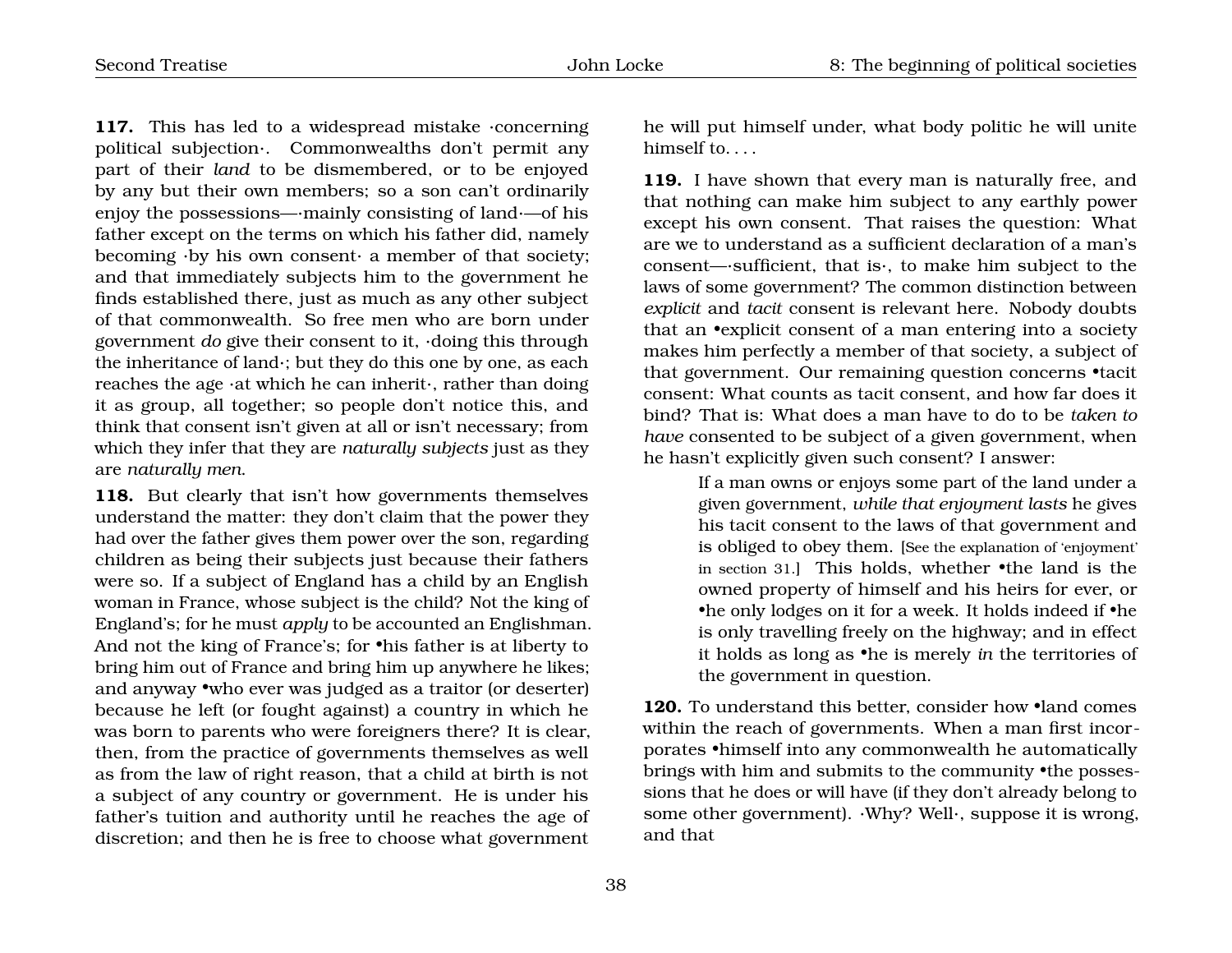**117.** This has led to a widespread mistake ·concerning political subjection·. Commonwealths don't permit any part of their *land* to be dismembered, or to be enjoyed by any but their own members; so a son can't ordinarily enjoy the possessions—·mainly consisting of land·—of his father except on the terms on which his father did, namely becoming ·by his own consent· a member of that society; and that immediately subjects him to the government he finds established there, just as much as any other subject of that commonwealth. So free men who are born under government *do* give their consent to it, ·doing this through the inheritance of land·; but they do this one by one, as each reaches the age ·at which he can inherit·, rather than doing it as group, all together; so people don't notice this, and think that consent isn't given at all or isn't necessary; from which they infer that they are *naturally subjects* just as they are *naturally men*.

**118.** But clearly that isn't how governments themselves understand the matter: they don't claim that the power they had over the father gives them power over the son, regarding children as being their subjects just because their fathers were so. If a subject of England has a child by an English woman in France, whose subject is the child? Not the king of England's; for he must *apply* to be accounted an Englishman. And not the king of France's; for •his father is at liberty to bring him out of France and bring him up anywhere he likes; and anyway •who ever was judged as a traitor (or deserter) because he left (or fought against) a country in which he was born to parents who were foreigners there? It is clear, then, from the practice of governments themselves as well as from the law of right reason, that a child at birth is not a subject of any country or government. He is under his father's tuition and authority until he reaches the age of discretion; and then he is free to choose what government he will put himself under, what body politic he will unite himself to. . . .

**119.** I have shown that every man is naturally free, and that nothing can make him subject to any earthly power except his own consent. That raises the question: What are we to understand as a sufficient declaration of a man's consent—·sufficient, that is·, to make him subject to the laws of some government? The common distinction between *explicit* and *tacit* consent is relevant here. Nobody doubts that an •explicit consent of a man entering into a society makes him perfectly a member of that society, a subject of that government. Our remaining question concerns •tacit consent: What counts as tacit consent, and how far does it bind? That is: What does a man have to do to be *taken to have* consented to be subject of a given government, when he hasn't explicitly given such consent? I answer:

> If a man owns or enjoys some part of the land under a given government, *while that enjoyment lasts* he gives his tacit consent to the laws of that government and is obliged to obey them. [See the explanation of 'enjoyment' in section 31.] This holds, whether •the land is the owned property of himself and his heirs for ever, or •he only lodges on it for a week. It holds indeed if •he is only travelling freely on the highway; and in effect it holds as long as •he is merely *in* the territories of the government in question.

**120.** To understand this better, consider how •land comes within the reach of governments. When a man first incorporates •himself into any commonwealth he automatically brings with him and submits to the community •the possessions that he does or will have (if they don't already belong to some other government). ·Why? Well·, suppose it is wrong, and that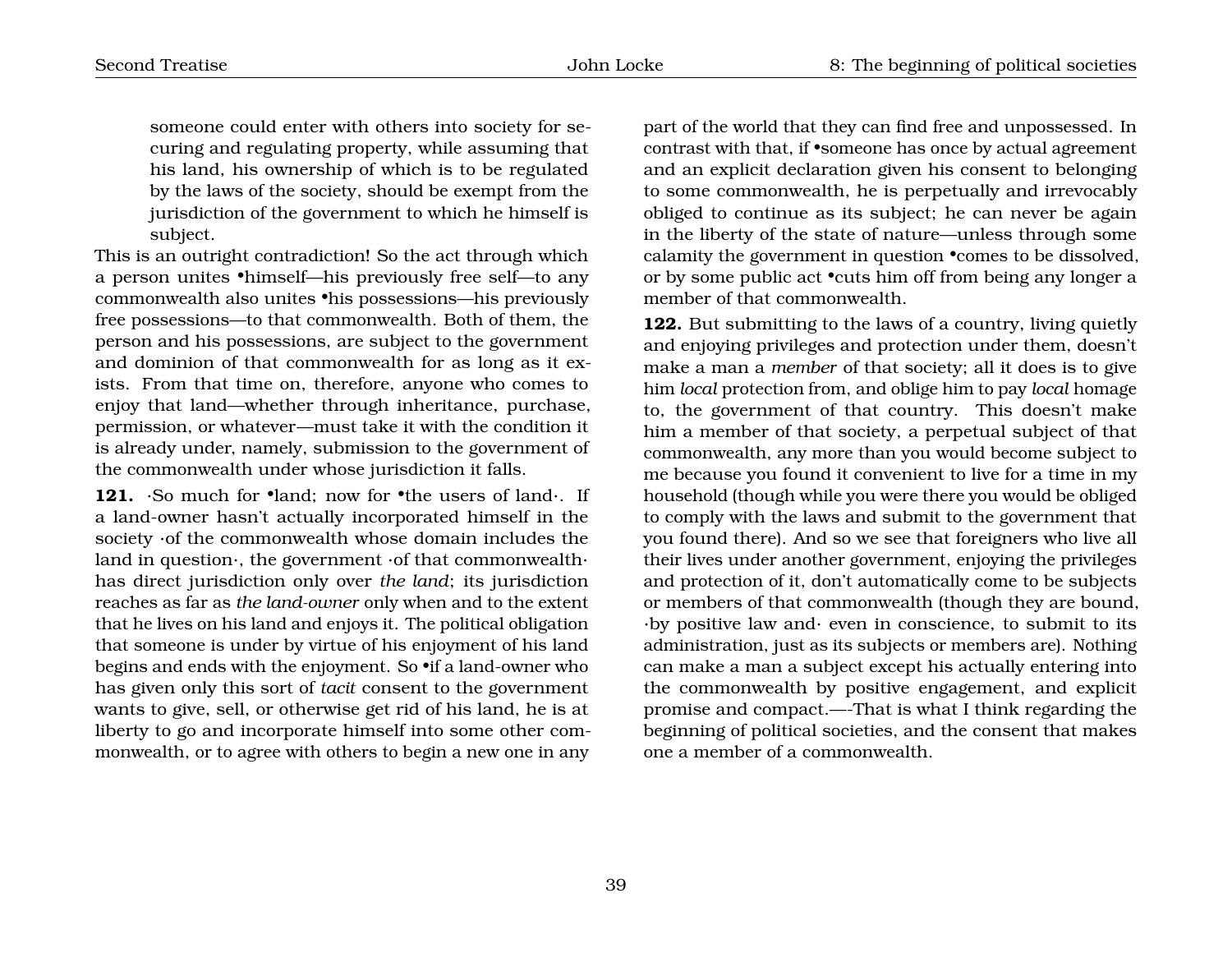someone could enter with others into society for securing and regulating property, while assuming that his land, his ownership of which is to be regulated by the laws of the society, should be exempt from the jurisdiction of the government to which he himself is subject.

This is an outright contradiction! So the act through which a person unites •himself—his previously free self—to any commonwealth also unites •his possessions—his previously free possessions—to that commonwealth. Both of them, the person and his possessions, are subject to the government and dominion of that commonwealth for as long as it exists. From that time on, therefore, anyone who comes to enjoy that land—whether through inheritance, purchase, permission, or whatever—must take it with the condition it is already under, namely, submission to the government of the commonwealth under whose jurisdiction it falls.

**121.** ·So much for •land; now for •the users of land·. If a land-owner hasn't actually incorporated himself in the society ·of the commonwealth whose domain includes the land in question·, the government ·of that commonwealth· has direct jurisdiction only over *the land*; its jurisdiction reaches as far as *the land-owner* only when and to the extent that he lives on his land and enjoys it. The political obligation that someone is under by virtue of his enjoyment of his land begins and ends with the enjoyment. So •if a land-owner who has given only this sort of *tacit* consent to the government wants to give, sell, or otherwise get rid of his land, he is at liberty to go and incorporate himself into some other commonwealth, or to agree with others to begin a new one in any part of the world that they can find free and unpossessed. In contrast with that, if •someone has once by actual agreement and an explicit declaration given his consent to belonging to some commonwealth, he is perpetually and irrevocably obliged to continue as its subject; he can never be again in the liberty of the state of nature—unless through some calamity the government in question •comes to be dissolved, or by some public act •cuts him off from being any longer a member of that commonwealth.

**122.** But submitting to the laws of a country, living quietly and enjoying privileges and protection under them, doesn't make a man a *member* of that society; all it does is to give him *local* protection from, and oblige him to pay *local* homage to, the government of that country. This doesn't make him a member of that society, a perpetual subject of that commonwealth, any more than you would become subject to me because you found it convenient to live for a time in my household (though while you were there you would be obliged to comply with the laws and submit to the government that you found there). And so we see that foreigners who live all their lives under another government, enjoying the privileges and protection of it, don't automatically come to be subjects or members of that commonwealth (though they are bound, ·by positive law and· even in conscience, to submit to its administration, just as its subjects or members are). Nothing can make a man a subject except his actually entering into the commonwealth by positive engagement, and explicit promise and compact.—-That is what I think regarding the beginning of political societies, and the consent that makes one a member of a commonwealth.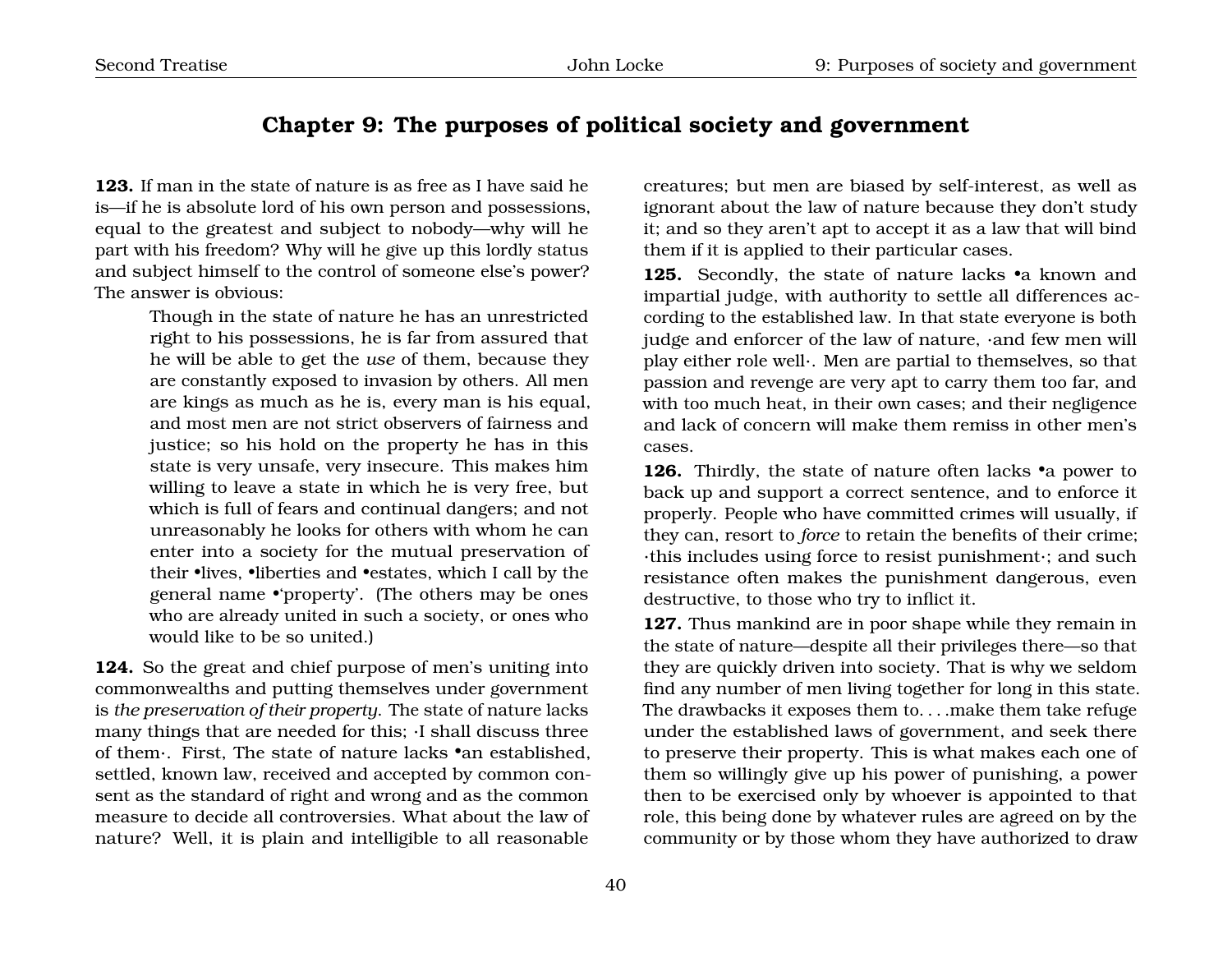## Chapter 9: The purposes of political society and government

**123.** If man in the state of nature is as free as I have said he is—if he is absolute lord of his own person and possessions, equal to the greatest and subject to nobody—why will he part with his freedom? Why will he give up this lordly status and subject himself to the control of someone else's power? The answer is obvious:

> Though in the state of nature he has an unrestricted right to his possessions, he is far from assured that he will be able to get the *use* of them, because they are constantly exposed to invasion by others. All men are kings as much as he is, every man is his equal, and most men are not strict observers of fairness and justice; so his hold on the property he has in this state is very unsafe, very insecure. This makes him willing to leave a state in which he is very free, but which is full of fears and continual dangers; and not unreasonably he looks for others with whom he can enter into a society for the mutual preservation of their •lives, •liberties and •estates, which I call by the general name •'property'. (The others may be ones who are already united in such a society, or ones who would like to be so united.)

**124.** So the great and chief purpose of men's uniting into commonwealths and putting themselves under government is *the preservation of their property*. The state of nature lacks many things that are needed for this; ·I shall discuss three of them·. First, The state of nature lacks •an established, settled, known law, received and accepted by common consent as the standard of right and wrong and as the common measure to decide all controversies. What about the law of nature? Well, it is plain and intelligible to all reasonable creatures; but men are biased by self-interest, as well as ignorant about the law of nature because they don't study it; and so they aren't apt to accept it as a law that will bind them if it is applied to their particular cases.

**125.** Secondly, the state of nature lacks •a known and impartial judge, with authority to settle all differences according to the established law. In that state everyone is both judge and enforcer of the law of nature, ·and few men will play either role well·. Men are partial to themselves, so that passion and revenge are very apt to carry them too far, and with too much heat, in their own cases; and their negligence and lack of concern will make them remiss in other men's cases.

**126.** Thirdly, the state of nature often lacks •a power to back up and support a correct sentence, and to enforce it properly. People who have committed crimes will usually, if they can, resort to *force* to retain the benefits of their crime; ·this includes using force to resist punishment·; and such resistance often makes the punishment dangerous, even destructive, to those who try to inflict it.

**127.** Thus mankind are in poor shape while they remain in the state of nature—despite all their privileges there—so that they are quickly driven into society. That is why we seldom find any number of men living together for long in this state. The drawbacks it exposes them to. . . .make them take refuge under the established laws of government, and seek there to preserve their property. This is what makes each one of them so willingly give up his power of punishing, a power then to be exercised only by whoever is appointed to that role, this being done by whatever rules are agreed on by the community or by those whom they have authorized to draw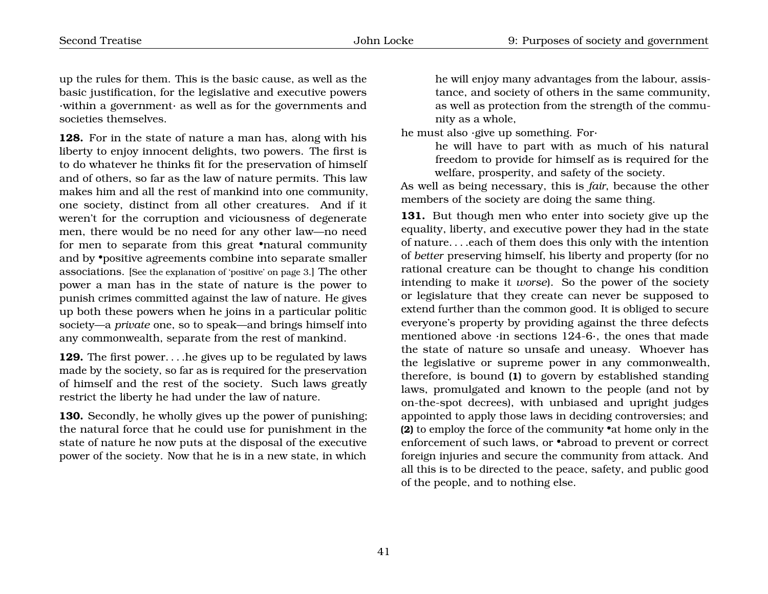up the rules for them. This is the basic cause, as well as the basic justification, for the legislative and executive powers ·within a government· as well as for the governments and societies themselves.

**128.** For in the state of nature a man has, along with his liberty to enjoy innocent delights, two powers. The first is to do whatever he thinks fit for the preservation of himself and of others, so far as the law of nature permits. This law makes him and all the rest of mankind into one community, one society, distinct from all other creatures. And if it weren't for the corruption and viciousness of degenerate men, there would be no need for any other law—no need for men to separate from this great •natural community and by •positive agreements combine into separate smaller associations. [See the explanation of 'positive' on page 3.] The other power a man has in the state of nature is the power to punish crimes committed against the law of nature. He gives up both these powers when he joins in a particular politic society—a *private* one, so to speak—and brings himself into any commonwealth, separate from the rest of mankind.

**129.** The first power. . . .he gives up to be regulated by laws made by the society, so far as is required for the preservation of himself and the rest of the society. Such laws greatly restrict the liberty he had under the law of nature.

**130.** Secondly, he wholly gives up the power of punishing; the natural force that he could use for punishment in the state of nature he now puts at the disposal of the executive power of the society. Now that he is in a new state, in which

> he will enjoy many advantages from the labour, assistance, and society of others in the same community, as well as protection from the strength of the community as a whole,

he must also ·give up something. For·

> he will have to part with as much of his natural freedom to provide for himself as is required for the welfare, prosperity, and safety of the society.

As well as being necessary, this is *fair*, because the other members of the society are doing the same thing.

**131.** But though men who enter into society give up the equality, liberty, and executive power they had in the state of nature. . . .each of them does this only with the intention of *better* preserving himself, his liberty and property (for no rational creature can be thought to change his condition intending to make it *worse*). So the power of the society or legislature that they create can never be supposed to extend further than the common good. It is obliged to secure everyone's property by providing against the three defects mentioned above ·in sections 124-6·, the ones that made the state of nature so unsafe and uneasy. Whoever has the legislative or supreme power in any commonwealth, therefore, is bound **(1)** to govern by established standing laws, promulgated and known to the people (and not by on-the-spot decrees), with unbiased and upright judges appointed to apply those laws in deciding controversies; and **(2)** to employ the force of the community •at home only in the enforcement of such laws, or •abroad to prevent or correct foreign injuries and secure the community from attack. And all this is to be directed to the peace, safety, and public good of the people, and to nothing else.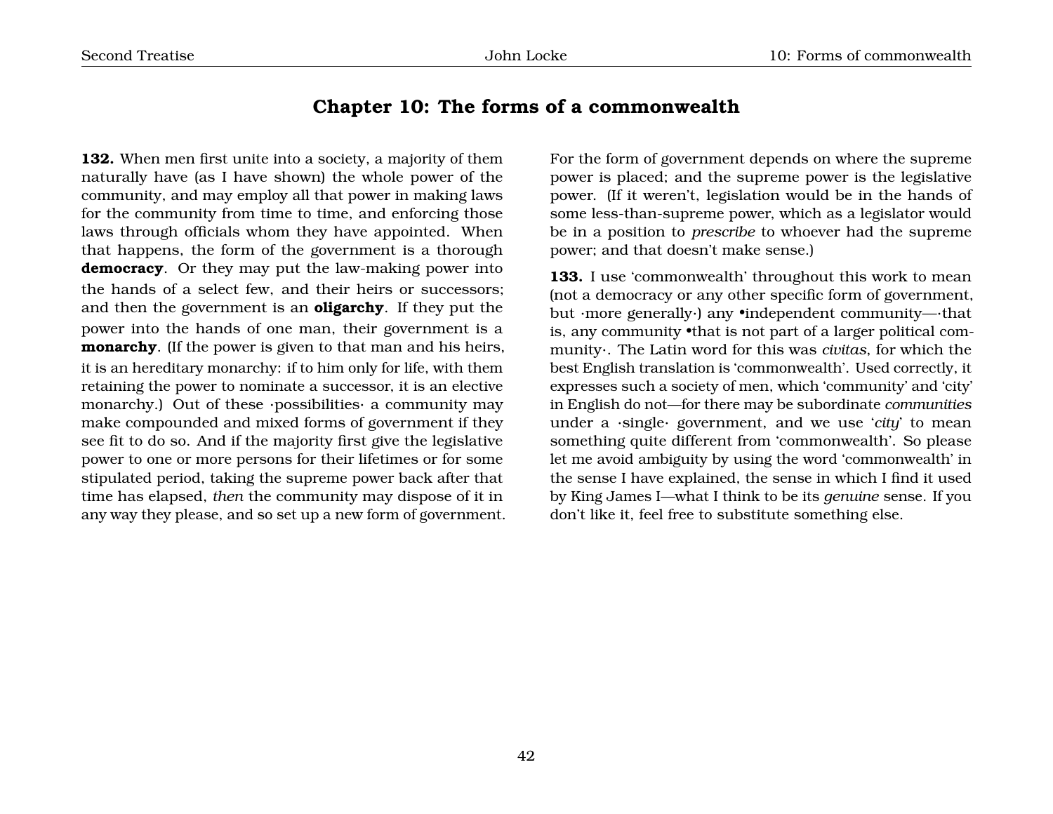## Chapter 10: The forms of a commonwealth

**132.** When men first unite into a society, a majority of them naturally have (as I have shown) the whole power of the community, and may employ all that power in making laws for the community from time to time, and enforcing those laws through officials whom they have appointed. When that happens, the form of the government is a thorough **democracy**. Or they may put the law-making power into the hands of a select few, and their heirs or successors; and then the government is an **oligarchy**. If they put the power into the hands of one man, their government is a **monarchy**. (If the power is given to that man and his heirs, it is an hereditary monarchy: if to him only for life, with them retaining the power to nominate a successor, it is an elective monarchy.) Out of these ·possibilities· a community may make compounded and mixed forms of government if they see fit to do so. And if the majority first give the legislative power to one or more persons for their lifetimes or for some stipulated period, taking the supreme power back after that time has elapsed, *then* the community may dispose of it in any way they please, and so set up a new form of government. For the form of government depends on where the supreme power is placed; and the supreme power is the legislative power. (If it weren't, legislation would be in the hands of some less-than-supreme power, which as a legislator would be in a position to *prescribe* to whoever had the supreme power; and that doesn't make sense.)

**133.** I use 'commonwealth' throughout this work to mean (not a democracy or any other specific form of government, but ·more generally·) any •independent community—·that is, any community •that is not part of a larger political community·. The Latin word for this was *civitas*, for which the best English translation is 'commonwealth'. Used correctly, it expresses such a society of men, which 'community' and 'city' in English do not—for there may be subordinate *communities* under a ·single· government, and we use '*city*' to mean something quite different from 'commonwealth'. So please let me avoid ambiguity by using the word 'commonwealth' in the sense I have explained, the sense in which I find it used by King James I—what I think to be its *genuine* sense. If you don't like it, feel free to substitute something else.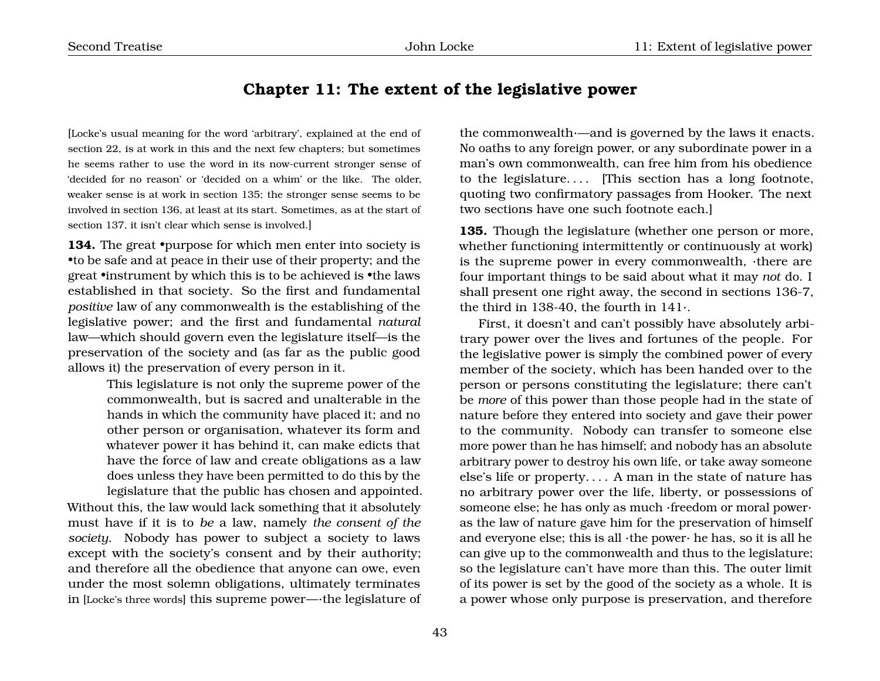# Chapter 11: The extent of the legislative power

[Locke's usual meaning for the word 'arbitrary', explained at the end of section 22, is at work in this and the next few chapters; but sometimes he seems rather to use the word in its now-current stronger sense of 'decided for no reason' or 'decided on a whim' or the like. The older, weaker sense is at work in section 135; the stronger sense seems to be involved in section 136, at least at its start. Sometimes, as at the start of section 137, it isn't clear which sense is involved.]

**134.** The great •purpose for which men enter into society is •to be safe and at peace in their use of their property; and the great •instrument by which this is to be achieved is •the laws established in that society. So the first and fundamental *positive* law of any commonwealth is the establishing of the legislative power; and the first and fundamental *natural* law—which should govern even the legislature itself—is the preservation of the society and (as far as the public good allows it) the preservation of every person in it.

> This legislature is not only the supreme power of the commonwealth, but is sacred and unalterable in the hands in which the community have placed it; and no other person or organisation, whatever its form and whatever power it has behind it, can make edicts that have the force of law and create obligations as a law does unless they have been permitted to do this by the legislature that the public has chosen and appointed.

Without this, the law would lack something that it absolutely must have if it is to *be* a law, namely *the consent of the society*. Nobody has power to subject a society to laws except with the society's consent and by their authority; and therefore all the obedience that anyone can owe, even under the most solemn obligations, ultimately terminates in [Locke's three words] this supreme power—·the legislature of the commonwealth·—and is governed by the laws it enacts. No oaths to any foreign power, or any subordinate power in a man's own commonwealth, can free him from his obedience to the legislature. . . . [This section has a long footnote, quoting two confirmatory passages from Hooker. The next two sections have one such footnote each.]

**135.** Though the legislature (whether one person or more, whether functioning intermittently or continuously at work) is the supreme power in every commonwealth, ·there are four important things to be said about what it may *not* do. I shall present one right away, the second in sections 136-7, the third in 138-40, the fourth in 141·.

First, it doesn't and can't possibly have absolutely arbitrary power over the lives and fortunes of the people. For the legislative power is simply the combined power of every member of the society, which has been handed over to the person or persons constituting the legislature; there can't be *more* of this power than those people had in the state of nature before they entered into society and gave their power to the community. Nobody can transfer to someone else more power than he has himself; and nobody has an absolute arbitrary power to destroy his own life, or take away someone else's life or property. . . . A man in the state of nature has no arbitrary power over the life, liberty, or possessions of someone else; he has only as much ·freedom or moral power· as the law of nature gave him for the preservation of himself and everyone else; this is all ·the power· he has, so it is all he can give up to the commonwealth and thus to the legislature; so the legislature can't have more than this. The outer limit of its power is set by the good of the society as a whole. It is a power whose only purpose is preservation, and therefore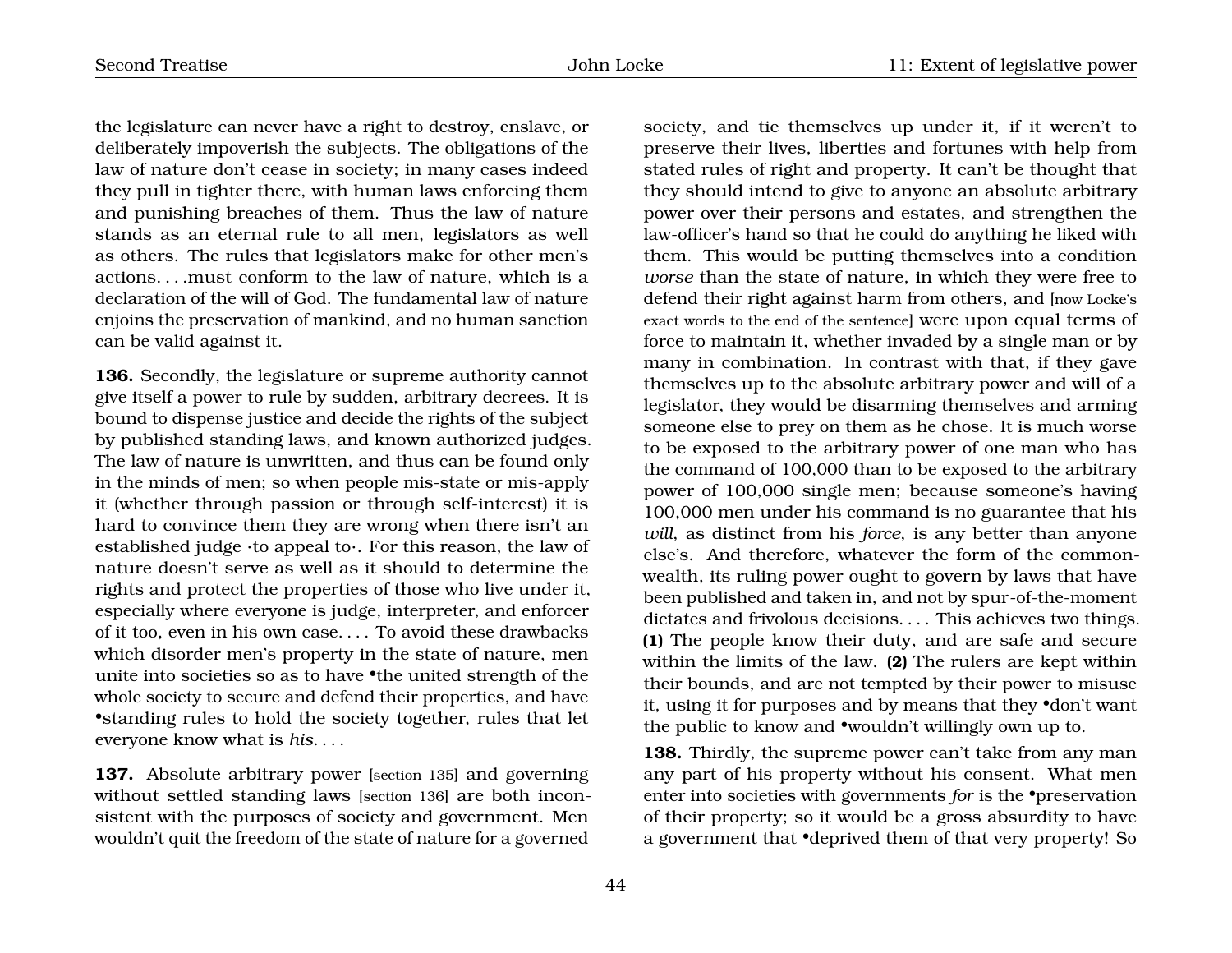the legislature can never have a right to destroy, enslave, or deliberately impoverish the subjects. The obligations of the law of nature don't cease in society; in many cases indeed they pull in tighter there, with human laws enforcing them and punishing breaches of them. Thus the law of nature stands as an eternal rule to all men, legislators as well as others. The rules that legislators make for other men's actions. . . .must conform to the law of nature, which is a declaration of the will of God. The fundamental law of nature enjoins the preservation of mankind, and no human sanction can be valid against it.

**136.** Secondly, the legislature or supreme authority cannot give itself a power to rule by sudden, arbitrary decrees. It is bound to dispense justice and decide the rights of the subject by published standing laws, and known authorized judges. The law of nature is unwritten, and thus can be found only in the minds of men; so when people mis-state or mis-apply it (whether through passion or through self-interest) it is hard to convince them they are wrong when there isn't an established judge ·to appeal to·. For this reason, the law of nature doesn't serve as well as it should to determine the rights and protect the properties of those who live under it, especially where everyone is judge, interpreter, and enforcer of it too, even in his own case. . . . To avoid these drawbacks which disorder men's property in the state of nature, men unite into societies so as to have •the united strength of the whole society to secure and defend their properties, and have •standing rules to hold the society together, rules that let everyone know what is *his*. . . .

**137.** Absolute arbitrary power [section 135] and governing without settled standing laws [section 136] are both inconsistent with the purposes of society and government. Men wouldn't quit the freedom of the state of nature for a governed society, and tie themselves up under it, if it weren't to preserve their lives, liberties and fortunes with help from stated rules of right and property. It can't be thought that they should intend to give to anyone an absolute arbitrary power over their persons and estates, and strengthen the law-officer's hand so that he could do anything he liked with them. This would be putting themselves into a condition *worse* than the state of nature, in which they were free to defend their right against harm from others, and [now Locke's exact words to the end of the sentence] were upon equal terms of force to maintain it, whether invaded by a single man or by many in combination. In contrast with that, if they gave themselves up to the absolute arbitrary power and will of a legislator, they would be disarming themselves and arming someone else to prey on them as he chose. It is much worse to be exposed to the arbitrary power of one man who has the command of 100,000 than to be exposed to the arbitrary power of 100,000 single men; because someone's having 100,000 men under his command is no guarantee that his *will*, as distinct from his *force*, is any better than anyone else's. And therefore, whatever the form of the commonwealth, its ruling power ought to govern by laws that have been published and taken in, and not by spur-of-the-moment dictates and frivolous decisions. . . . This achieves two things. **(1)** The people know their duty, and are safe and secure within the limits of the law. **(2)** The rulers are kept within their bounds, and are not tempted by their power to misuse it, using it for purposes and by means that they •don't want the public to know and •wouldn't willingly own up to.

**138.** Thirdly, the supreme power can't take from any man any part of his property without his consent. What men enter into societies with governments *for* is the •preservation of their property; so it would be a gross absurdity to have a government that •deprived them of that very property! So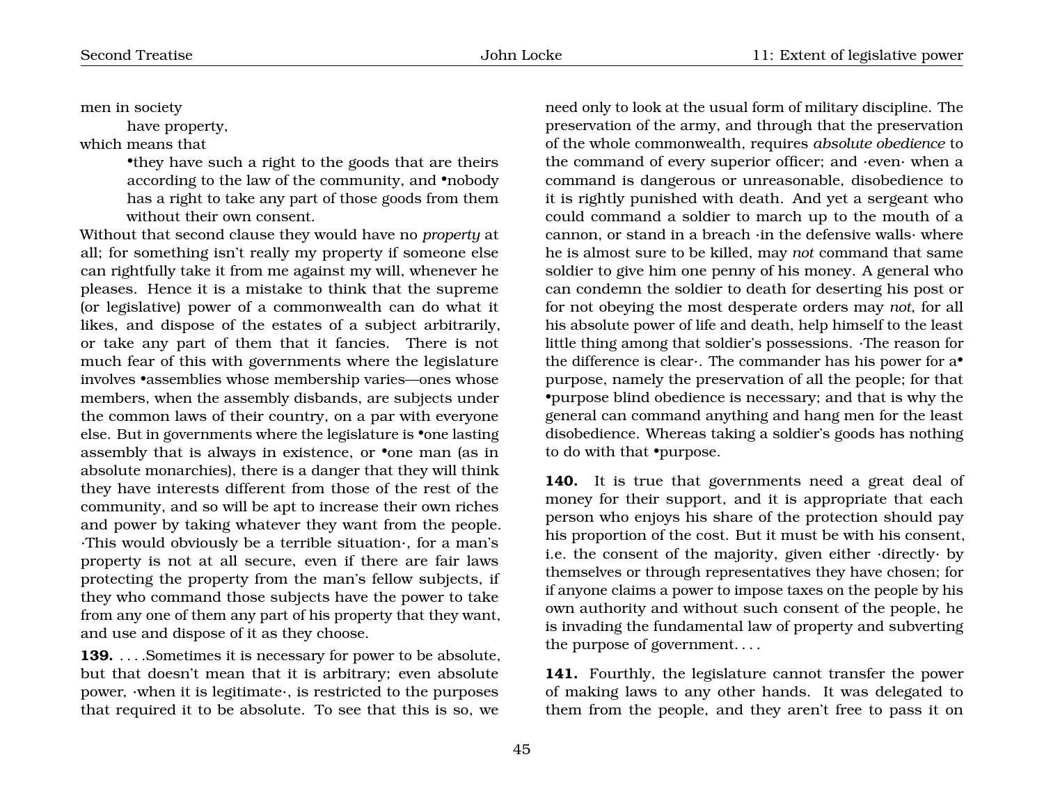men in society

have property,

which means that

•they have such a right to the goods that are theirs according to the law of the community, and •nobody has a right to take any part of those goods from them without their own consent.

Without that second clause they would have no *property* at all; for something isn't really my property if someone else can rightfully take it from me against my will, whenever he pleases. Hence it is a mistake to think that the supreme (or legislative) power of a commonwealth can do what it likes, and dispose of the estates of a subject arbitrarily, or take any part of them that it fancies. There is not much fear of this with governments where the legislature involves •assemblies whose membership varies—ones whose members, when the assembly disbands, are subjects under the common laws of their country, on a par with everyone else. But in governments where the legislature is •one lasting assembly that is always in existence, or •one man (as in absolute monarchies), there is a danger that they will think they have interests different from those of the rest of the community, and so will be apt to increase their own riches and power by taking whatever they want from the people. ·This would obviously be a terrible situation·, for a man's property is not at all secure, even if there are fair laws protecting the property from the man's fellow subjects, if they who command those subjects have the power to take from any one of them any part of his property that they want, and use and dispose of it as they choose.

**139.** . . . .Sometimes it is necessary for power to be absolute, but that doesn't mean that it is arbitrary; even absolute power, ·when it is legitimate·, is restricted to the purposes that required it to be absolute. To see that this is so, we need only to look at the usual form of military discipline. The preservation of the army, and through that the preservation of the whole commonwealth, requires *absolute obedience* to the command of every superior officer; and ·even· when a command is dangerous or unreasonable, disobedience to it is rightly punished with death. And yet a sergeant who could command a soldier to march up to the mouth of a cannon, or stand in a breach ·in the defensive walls· where he is almost sure to be killed, may *not* command that same soldier to give him one penny of his money. A general who can condemn the soldier to death for deserting his post or for not obeying the most desperate orders may *not*, for all his absolute power of life and death, help himself to the least little thing among that soldier's possessions. ·The reason for the difference is clear·. The commander has his power for a• purpose, namely the preservation of all the people; for that •purpose blind obedience is necessary; and that is why the general can command anything and hang men for the least disobedience. Whereas taking a soldier's goods has nothing to do with that •purpose.

**140.** It is true that governments need a great deal of money for their support, and it is appropriate that each person who enjoys his share of the protection should pay his proportion of the cost. But it must be with his consent, i.e. the consent of the majority, given either ·directly· by themselves or through representatives they have chosen; for if anyone claims a power to impose taxes on the people by his own authority and without such consent of the people, he is invading the fundamental law of property and subverting the purpose of government. . . .

**141.** Fourthly, the legislature cannot transfer the power of making laws to any other hands. It was delegated to them from the people, and they aren't free to pass it on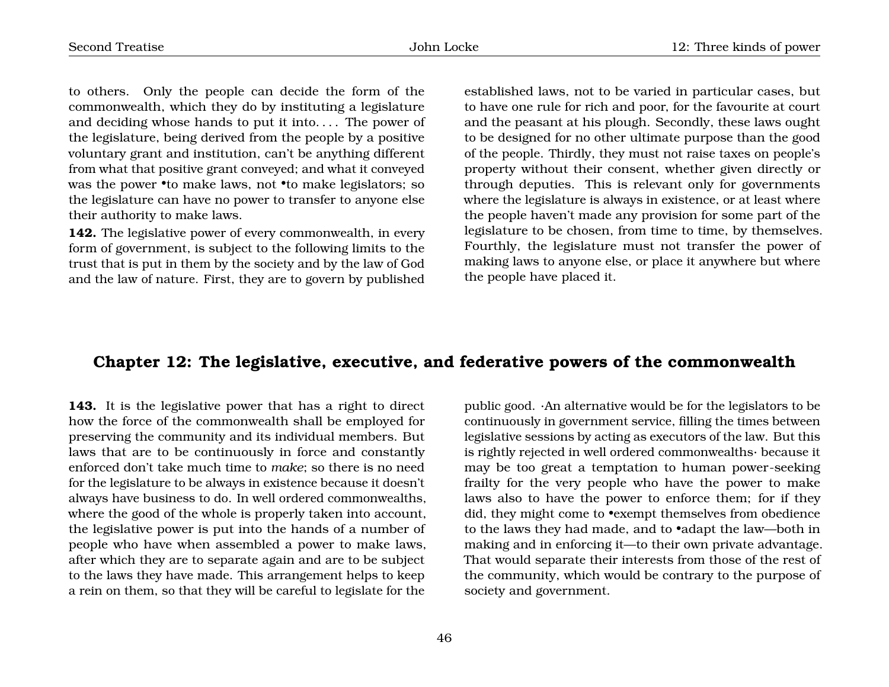to others. Only the people can decide the form of the commonwealth, which they do by instituting a legislature and deciding whose hands to put it into. . . . The power of the legislature, being derived from the people by a positive voluntary grant and institution, can't be anything different from what that positive grant conveyed; and what it conveyed was the power •to make laws, not •to make legislators; so the legislature can have no power to transfer to anyone else their authority to make laws.

**142.** The legislative power of every commonwealth, in every form of government, is subject to the following limits to the trust that is put in them by the society and by the law of God and the law of nature. First, they are to govern by published established laws, not to be varied in particular cases, but to have one rule for rich and poor, for the favourite at court and the peasant at his plough. Secondly, these laws ought to be designed for no other ultimate purpose than the good of the people. Thirdly, they must not raise taxes on people's property without their consent, whether given directly or through deputies. This is relevant only for governments where the legislature is always in existence, or at least where the people haven't made any provision for some part of the legislature to be chosen, from time to time, by themselves. Fourthly, the legislature must not transfer the power of making laws to anyone else, or place it anywhere but where the people have placed it.

## Chapter 12: The legislative, executive, and federative powers of the commonwealth

**143.** It is the legislative power that has a right to direct how the force of the commonwealth shall be employed for preserving the community and its individual members. But laws that are to be continuously in force and constantly enforced don't take much time to *make*; so there is no need for the legislature to be always in existence because it doesn't always have business to do. In well ordered commonwealths, where the good of the whole is properly taken into account, the legislative power is put into the hands of a number of people who have when assembled a power to make laws, after which they are to separate again and are to be subject to the laws they have made. This arrangement helps to keep a rein on them, so that they will be careful to legislate for the public good. ·An alternative would be for the legislators to be continuously in government service, filling the times between legislative sessions by acting as executors of the law. But this is rightly rejected in well ordered commonwealths· because it may be too great a temptation to human power-seeking frailty for the very people who have the power to make laws also to have the power to enforce them; for if they did, they might come to •exempt themselves from obedience to the laws they had made, and to •adapt the law—both in making and in enforcing it—to their own private advantage. That would separate their interests from those of the rest of the community, which would be contrary to the purpose of society and government.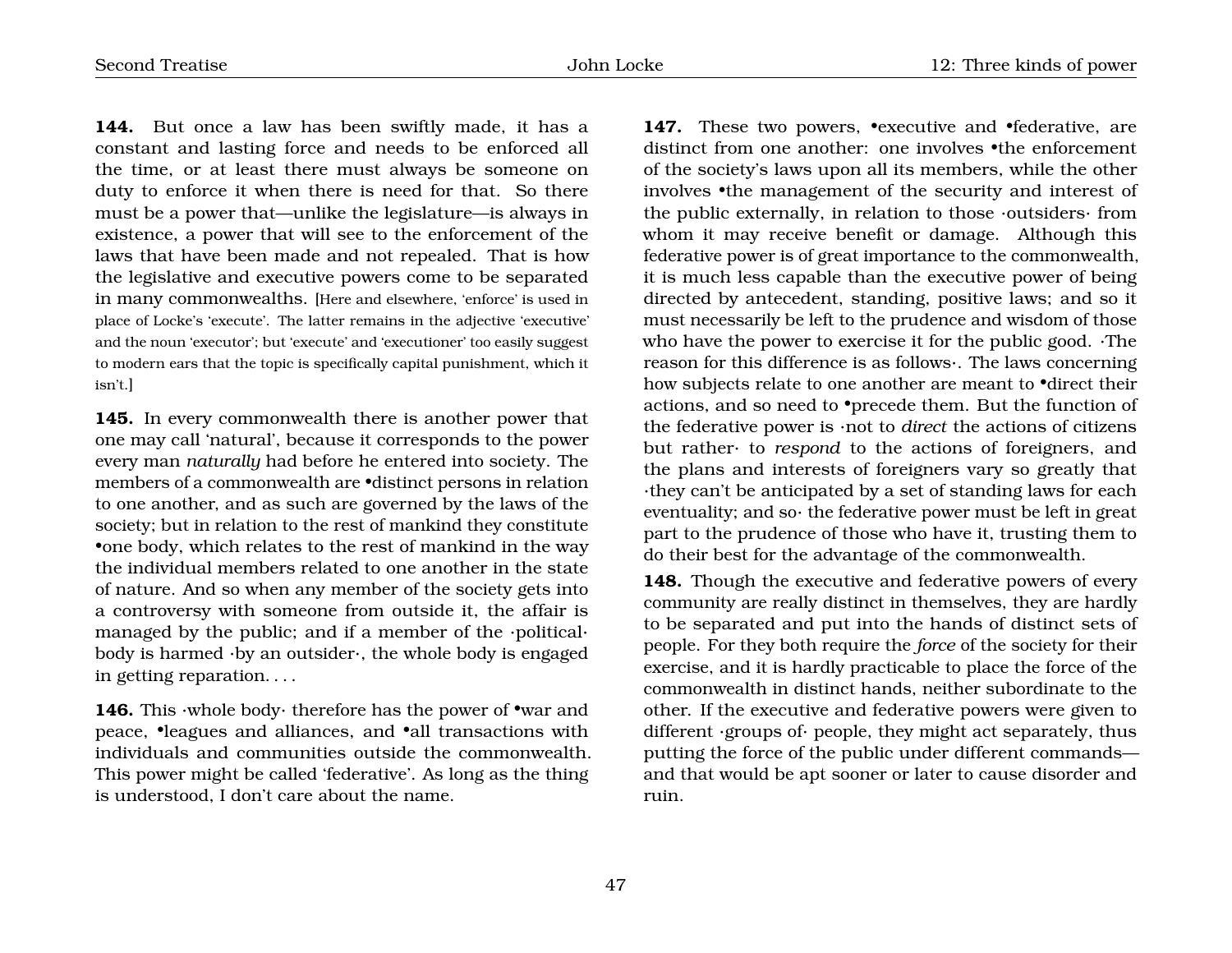**144.** But once a law has been swiftly made, it has a constant and lasting force and needs to be enforced all the time, or at least there must always be someone on duty to enforce it when there is need for that. So there must be a power that—unlike the legislature—is always in existence, a power that will see to the enforcement of the laws that have been made and not repealed. That is how the legislative and executive powers come to be separated in many commonwealths. [Here and elsewhere, 'enforce' is used in place of Locke's 'execute'. The latter remains in the adjective 'executive' and the noun 'executor'; but 'execute' and 'executioner' too easily suggest to modern ears that the topic is specifically capital punishment, which it isn't.]

**145.** In every commonwealth there is another power that one may call 'natural', because it corresponds to the power every man *naturally* had before he entered into society. The members of a commonwealth are •distinct persons in relation to one another, and as such are governed by the laws of the society; but in relation to the rest of mankind they constitute •one body, which relates to the rest of mankind in the way the individual members related to one another in the state of nature. And so when any member of the society gets into a controversy with someone from outside it, the affair is managed by the public; and if a member of the ·political· body is harmed ·by an outsider·, the whole body is engaged in getting reparation. . . .

**146.** This ·whole body· therefore has the power of •war and peace, •leagues and alliances, and •all transactions with individuals and communities outside the commonwealth. This power might be called 'federative'. As long as the thing is understood, I don't care about the name.

**147.** These two powers, •executive and •federative, are distinct from one another: one involves •the enforcement of the society's laws upon all its members, while the other involves •the management of the security and interest of the public externally, in relation to those ·outsiders· from whom it may receive benefit or damage. Although this federative power is of great importance to the commonwealth, it is much less capable than the executive power of being directed by antecedent, standing, positive laws; and so it must necessarily be left to the prudence and wisdom of those who have the power to exercise it for the public good. ·The reason for this difference is as follows·. The laws concerning how subjects relate to one another are meant to •direct their actions, and so need to •precede them. But the function of the federative power is ·not to *direct* the actions of citizens but rather· to *respond* to the actions of foreigners, and the plans and interests of foreigners vary so greatly that ·they can't be anticipated by a set of standing laws for each eventuality; and so· the federative power must be left in great part to the prudence of those who have it, trusting them to do their best for the advantage of the commonwealth.

**148.** Though the executive and federative powers of every community are really distinct in themselves, they are hardly to be separated and put into the hands of distinct sets of people. For they both require the *force* of the society for their exercise, and it is hardly practicable to place the force of the commonwealth in distinct hands, neither subordinate to the other. If the executive and federative powers were given to different ·groups of· people, they might act separately, thus putting the force of the public under different commands—and that would be apt sooner or later to cause disorder and ruin.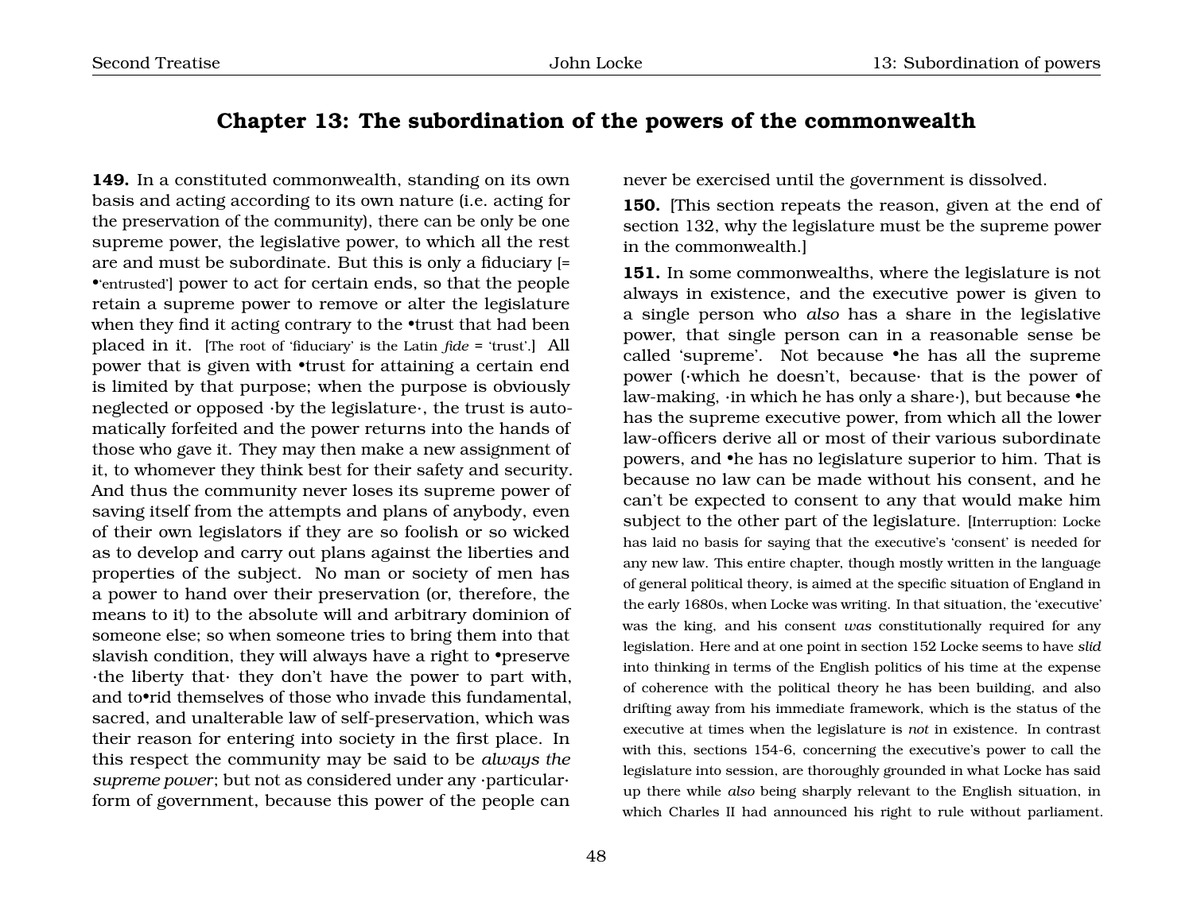## Chapter 13: The subordination of the powers of the commonwealth

**149.** In a constituted commonwealth, standing on its own basis and acting according to its own nature (i.e. acting for the preservation of the community), there can be only be one supreme power, the legislative power, to which all the rest are and must be subordinate. But this is only a fiduciary [= •'entrusted'] power to act for certain ends, so that the people retain a supreme power to remove or alter the legislature when they find it acting contrary to the •trust that had been placed in it. [The root of 'fiduciary' is the Latin *fide* = 'trust'.] All power that is given with •trust for attaining a certain end is limited by that purpose; when the purpose is obviously neglected or opposed ·by the legislature·, the trust is automatically forfeited and the power returns into the hands of those who gave it. They may then make a new assignment of it, to whomever they think best for their safety and security. And thus the community never loses its supreme power of saving itself from the attempts and plans of anybody, even of their own legislators if they are so foolish or so wicked as to develop and carry out plans against the liberties and properties of the subject. No man or society of men has a power to hand over their preservation (or, therefore, the means to it) to the absolute will and arbitrary dominion of someone else; so when someone tries to bring them into that slavish condition, they will always have a right to •preserve ·the liberty that· they don't have the power to part with, and to•rid themselves of those who invade this fundamental, sacred, and unalterable law of self-preservation, which was their reason for entering into society in the first place. In this respect the community may be said to be *always the supreme power*; but not as considered under any ·particular· form of government, because this power of the people can never be exercised until the government is dissolved.

**150.** [This section repeats the reason, given at the end of section 132, why the legislature must be the supreme power in the commonwealth.]

**151.** In some commonwealths, where the legislature is not always in existence, and the executive power is given to a single person who *also* has a share in the legislative power, that single person can in a reasonable sense be called 'supreme'. Not because •he has all the supreme power (·which he doesn't, because· that is the power of law-making, ·in which he has only a share·), but because •he has the supreme executive power, from which all the lower law-officers derive all or most of their various subordinate powers, and •he has no legislature superior to him. That is because no law can be made without his consent, and he can't be expected to consent to any that would make him subject to the other part of the legislature. [Interruption: Locke has laid no basis for saying that the executive's 'consent' is needed for any new law. This entire chapter, though mostly written in the language of general political theory, is aimed at the specific situation of England in the early 1680s, when Locke was writing. In that situation, the 'executive' was the king, and his consent *was* constitutionally required for any legislation. Here and at one point in section 152 Locke seems to have *slid* into thinking in terms of the English politics of his time at the expense of coherence with the political theory he has been building, and also drifting away from his immediate framework, which is the status of the executive at times when the legislature is *not* in existence. In contrast with this, sections 154-6, concerning the executive's power to call the legislature into session, are thoroughly grounded in what Locke has said up there while *also* being sharply relevant to the English situation, in which Charles II had announced his right to rule without parliament.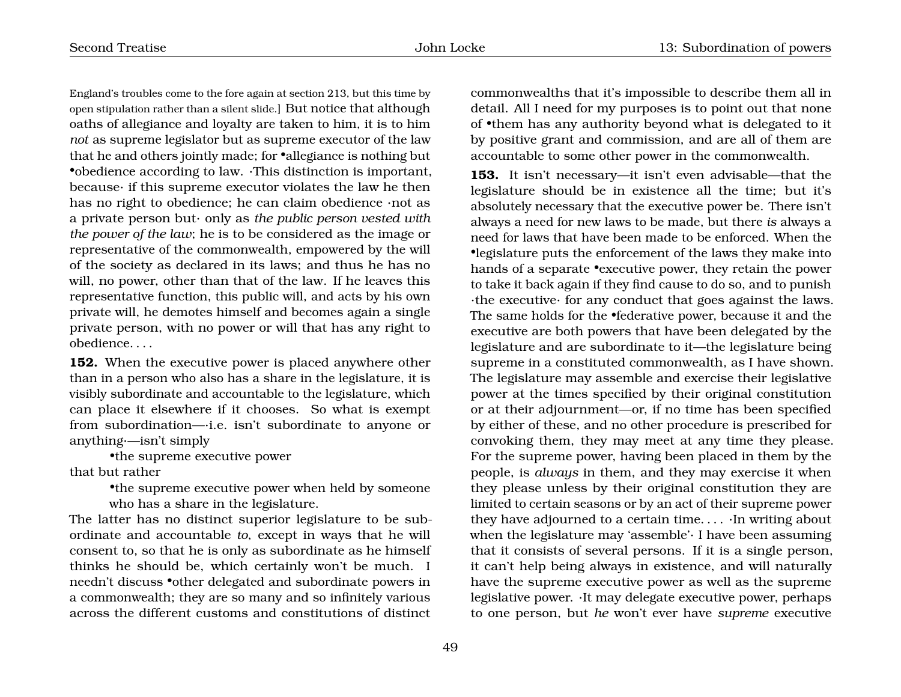England's troubles come to the fore again at section 213, but this time by open stipulation rather than a silent slide.] But notice that although oaths of allegiance and loyalty are taken to him, it is to him *not* as supreme legislator but as supreme executor of the law that he and others jointly made; for •allegiance is nothing but •obedience according to law. ·This distinction is important, because· if this supreme executor violates the law he then has no right to obedience; he can claim obedience ·not as a private person but· only as *the public person vested with the power of the law*; he is to be considered as the image or representative of the commonwealth, empowered by the will of the society as declared in its laws; and thus he has no will, no power, other than that of the law. If he leaves this representative function, this public will, and acts by his own private will, he demotes himself and becomes again a single private person, with no power or will that has any right to obedience. . . .

**152.** When the executive power is placed anywhere other than in a person who also has a share in the legislature, it is visibly subordinate and accountable to the legislature, which can place it elsewhere if it chooses. So what is exempt from subordination—·i.e. isn't subordinate to anyone or anything·—isn't simply

> •the supreme executive power

that but rather

> •the supreme executive power when held by someone who has a share in the legislature.

The latter has no distinct superior legislature to be subordinate and accountable *to*, except in ways that he will consent to, so that he is only as subordinate as he himself thinks he should be, which certainly won't be much. I needn't discuss •other delegated and subordinate powers in a commonwealth; they are so many and so infinitely various across the different customs and constitutions of distinct commonwealths that it's impossible to describe them all in detail. All I need for my purposes is to point out that none of •them has any authority beyond what is delegated to it by positive grant and commission, and are all of them are accountable to some other power in the commonwealth.

**153.** It isn't necessary—it isn't even advisable—that the legislature should be in existence all the time; but it's absolutely necessary that the executive power be. There isn't always a need for new laws to be made, but there *is* always a need for laws that have been made to be enforced. When the •legislature puts the enforcement of the laws they make into hands of a separate •executive power, they retain the power to take it back again if they find cause to do so, and to punish ·the executive· for any conduct that goes against the laws. The same holds for the •federative power, because it and the executive are both powers that have been delegated by the legislature and are subordinate to it—the legislature being supreme in a constituted commonwealth, as I have shown. The legislature may assemble and exercise their legislative power at the times specified by their original constitution or at their adjournment—or, if no time has been specified by either of these, and no other procedure is prescribed for convoking them, they may meet at any time they please. For the supreme power, having been placed in them by the people, is *always* in them, and they may exercise it when they please unless by their original constitution they are limited to certain seasons or by an act of their supreme power they have adjourned to a certain time. . . . ·In writing about when the legislature may 'assemble'· I have been assuming that it consists of several persons. If it is a single person, it can't help being always in existence, and will naturally have the supreme executive power as well as the supreme legislative power. ·It may delegate executive power, perhaps to one person, but *he* won't ever have *supreme* executive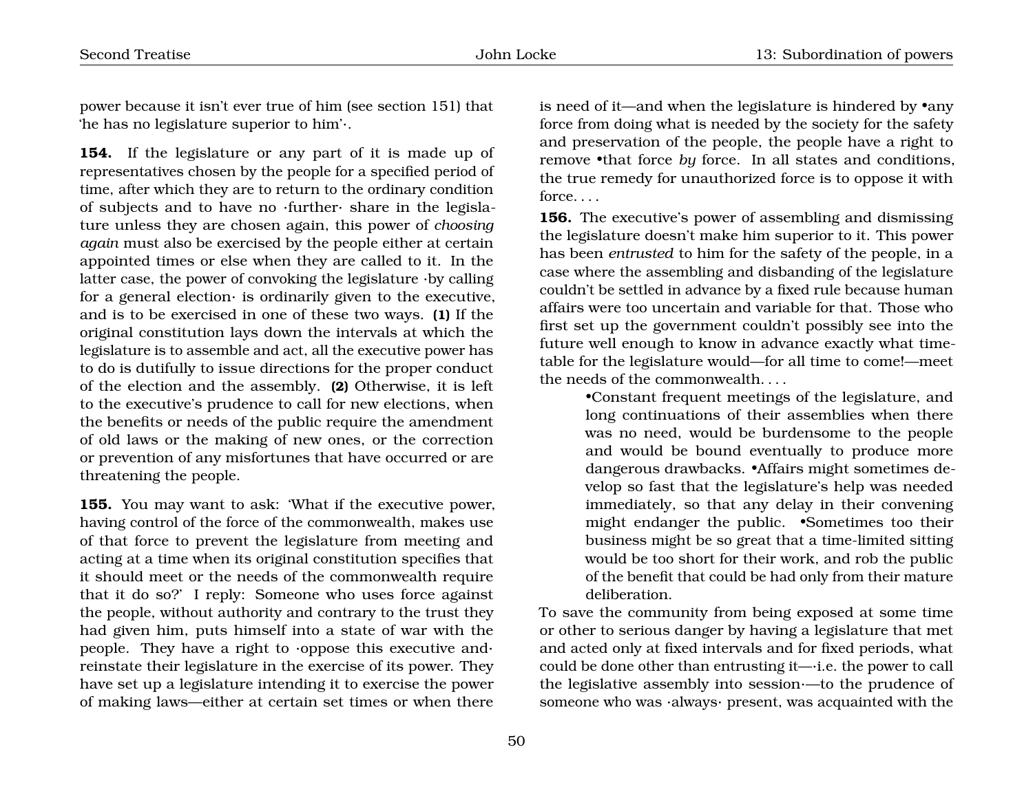power because it isn't ever true of him (see section 151) that 'he has no legislature superior to him'·.

**154.** If the legislature or any part of it is made up of representatives chosen by the people for a specified period of time, after which they are to return to the ordinary condition of subjects and to have no ·further· share in the legislature unless they are chosen again, this power of *choosing again* must also be exercised by the people either at certain appointed times or else when they are called to it. In the latter case, the power of convoking the legislature ·by calling for a general election· is ordinarily given to the executive, and is to be exercised in one of these two ways. **(1)** If the original constitution lays down the intervals at which the legislature is to assemble and act, all the executive power has to do is dutifully to issue directions for the proper conduct of the election and the assembly. **(2)** Otherwise, it is left to the executive's prudence to call for new elections, when the benefits or needs of the public require the amendment of old laws or the making of new ones, or the correction or prevention of any misfortunes that have occurred or are threatening the people.

**155.** You may want to ask: 'What if the executive power, having control of the force of the commonwealth, makes use of that force to prevent the legislature from meeting and acting at a time when its original constitution specifies that it should meet or the needs of the commonwealth require that it do so?' I reply: Someone who uses force against the people, without authority and contrary to the trust they had given him, puts himself into a state of war with the people. They have a right to ·oppose this executive and· reinstate their legislature in the exercise of its power. They have set up a legislature intending it to exercise the power of making laws—either at certain set times or when there is need of it—and when the legislature is hindered by •any force from doing what is needed by the society for the safety and preservation of the people, the people have a right to remove •that force *by* force. In all states and conditions, the true remedy for unauthorized force is to oppose it with force. . . .

**156.** The executive's power of assembling and dismissing the legislature doesn't make him superior to it. This power has been *entrusted* to him for the safety of the people, in a case where the assembling and disbanding of the legislature couldn't be settled in advance by a fixed rule because human affairs were too uncertain and variable for that. Those who first set up the government couldn't possibly see into the future well enough to know in advance exactly what time-table for the legislature would—for all time to come!—meet the needs of the commonwealth. . . .

> •Constant frequent meetings of the legislature, and long continuations of their assemblies when there was no need, would be burdensome to the people and would be bound eventually to produce more dangerous drawbacks. •Affairs might sometimes develop so fast that the legislature's help was needed immediately, so that any delay in their convening might endanger the public. •Sometimes too their business might be so great that a time-limited sitting would be too short for their work, and rob the public of the benefit that could be had only from their mature deliberation.

To save the community from being exposed at some time or other to serious danger by having a legislature that met and acted only at fixed intervals and for fixed periods, what could be done other than entrusting it—·i.e. the power to call the legislative assembly into session·—to the prudence of someone who was ·always· present, was acquainted with the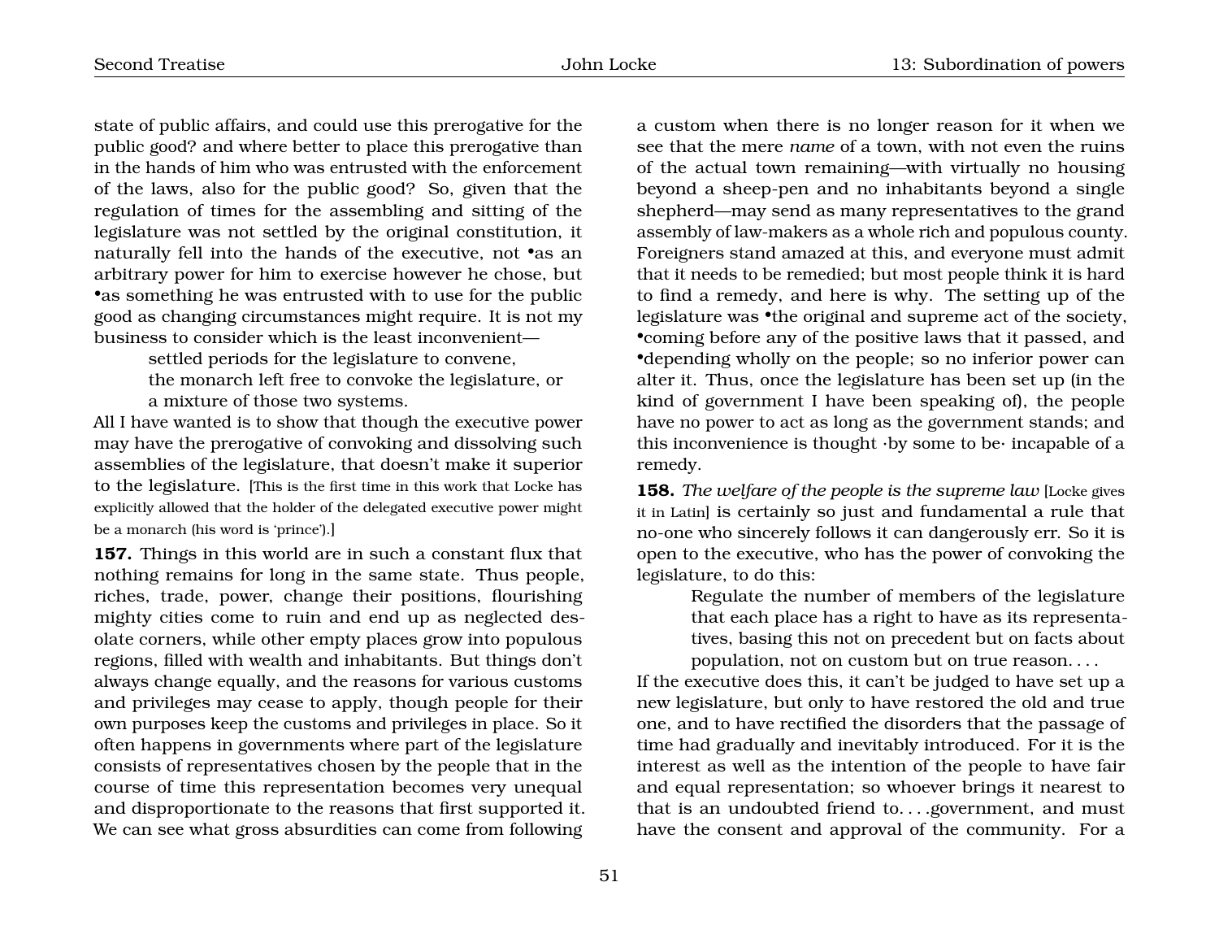state of public affairs, and could use this prerogative for the public good? and where better to place this prerogative than in the hands of him who was entrusted with the enforcement of the laws, also for the public good? So, given that the regulation of times for the assembling and sitting of the legislature was not settled by the original constitution, it naturally fell into the hands of the executive, not •as an arbitrary power for him to exercise however he chose, but •as something he was entrusted with to use for the public good as changing circumstances might require. It is not my business to consider which is the least inconvenient—

> settled periods for the legislature to convene,
> the monarch left free to convoke the legislature, or
> a mixture of those two systems.

All I have wanted is to show that though the executive power may have the prerogative of convoking and dissolving such assemblies of the legislature, that doesn't make it superior to the legislature. [This is the first time in this work that Locke has explicitly allowed that the holder of the delegated executive power might be a monarch (his word is 'prince').]

**157.** Things in this world are in such a constant flux that nothing remains for long in the same state. Thus people, riches, trade, power, change their positions, flourishing mighty cities come to ruin and end up as neglected desolate corners, while other empty places grow into populous regions, filled with wealth and inhabitants. But things don't always change equally, and the reasons for various customs and privileges may cease to apply, though people for their own purposes keep the customs and privileges in place. So it often happens in governments where part of the legislature consists of representatives chosen by the people that in the course of time this representation becomes very unequal and disproportionate to the reasons that first supported it. We can see what gross absurdities can come from following a custom when there is no longer reason for it when we see that the mere *name* of a town, with not even the ruins of the actual town remaining—with virtually no housing beyond a sheep-pen and no inhabitants beyond a single shepherd—may send as many representatives to the grand assembly of law-makers as a whole rich and populous county. Foreigners stand amazed at this, and everyone must admit that it needs to be remedied; but most people think it is hard to find a remedy, and here is why. The setting up of the legislature was •the original and supreme act of the society, •coming before any of the positive laws that it passed, and •depending wholly on the people; so no inferior power can alter it. Thus, once the legislature has been set up (in the kind of government I have been speaking of), the people have no power to act as long as the government stands; and this inconvenience is thought ·by some to be· incapable of a remedy.

**158.** *The welfare of the people is the supreme law* [Locke gives it in Latin] is certainly so just and fundamental a rule that no-one who sincerely follows it can dangerously err. So it is open to the executive, who has the power of convoking the legislature, to do this:

> Regulate the number of members of the legislature that each place has a right to have as its representatives, basing this not on precedent but on facts about population, not on custom but on true reason. . . .

If the executive does this, it can't be judged to have set up a new legislature, but only to have restored the old and true one, and to have rectified the disorders that the passage of time had gradually and inevitably introduced. For it is the interest as well as the intention of the people to have fair and equal representation; so whoever brings it nearest to that is an undoubted friend to. . . .government, and must have the consent and approval of the community. For a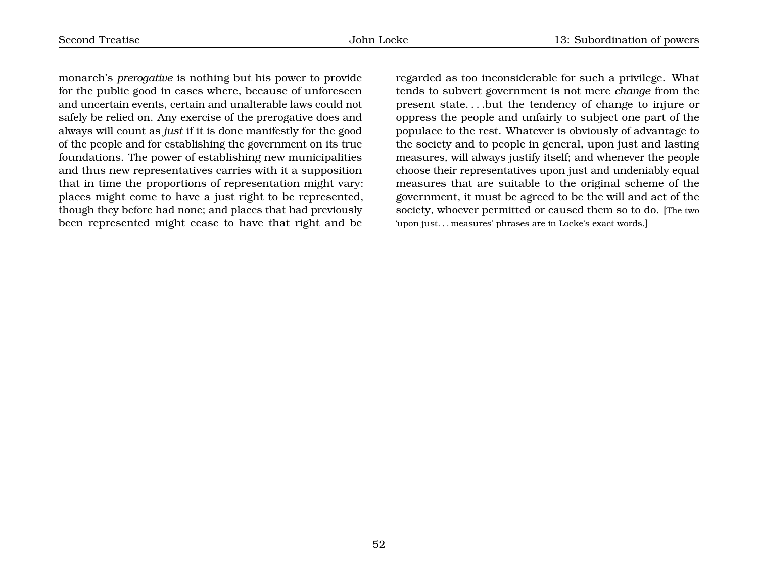monarch's *prerogative* is nothing but his power to provide for the public good in cases where, because of unforeseen and uncertain events, certain and unalterable laws could not safely be relied on. Any exercise of the prerogative does and always will count as *just* if it is done manifestly for the good of the people and for establishing the government on its true foundations. The power of establishing new municipalities and thus new representatives carries with it a supposition that in time the proportions of representation might vary: places might come to have a just right to be represented, though they before had none; and places that had previously been represented might cease to have that right and be regarded as too inconsiderable for such a privilege. What tends to subvert government is not mere *change* from the present state. . . .but the tendency of change to injure or oppress the people and unfairly to subject one part of the populace to the rest. Whatever is obviously of advantage to the society and to people in general, upon just and lasting measures, will always justify itself; and whenever the people choose their representatives upon just and undeniably equal measures that are suitable to the original scheme of the government, it must be agreed to be the will and act of the society, whoever permitted or caused them so to do. [The two 'upon just. . . measures' phrases are in Locke's exact words.]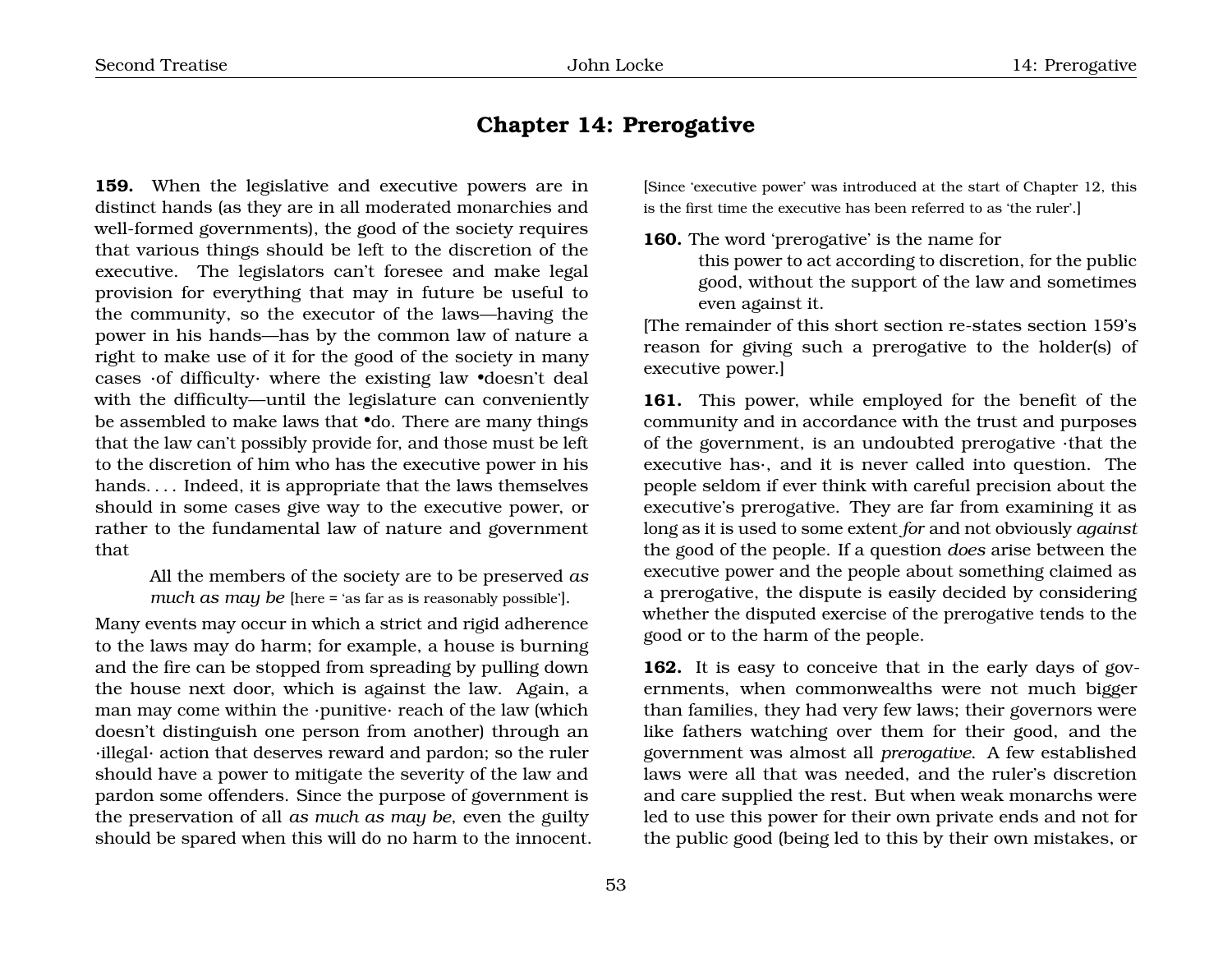# Chapter 14: Prerogative

**159.** When the legislative and executive powers are in distinct hands (as they are in all moderated monarchies and well-formed governments), the good of the society requires that various things should be left to the discretion of the executive. The legislators can't foresee and make legal provision for everything that may in future be useful to the community, so the executor of the laws—having the power in his hands—has by the common law of nature a right to make use of it for the good of the society in many cases ·of difficulty· where the existing law •doesn't deal with the difficulty—until the legislature can conveniently be assembled to make laws that •do. There are many things that the law can't possibly provide for, and those must be left to the discretion of him who has the executive power in his hands. . . . Indeed, it is appropriate that the laws themselves should in some cases give way to the executive power, or rather to the fundamental law of nature and government that

> All the members of the society are to be preserved *as much as may be* [here = 'as far as is reasonably possible'].

Many events may occur in which a strict and rigid adherence to the laws may do harm; for example, a house is burning and the fire can be stopped from spreading by pulling down the house next door, which is against the law. Again, a man may come within the ·punitive· reach of the law (which doesn't distinguish one person from another) through an ·illegal· action that deserves reward and pardon; so the ruler should have a power to mitigate the severity of the law and pardon some offenders. Since the purpose of government is the preservation of all *as much as may be*, even the guilty should be spared when this will do no harm to the innocent. [Since 'executive power' was introduced at the start of Chapter 12, this is the first time the executive has been referred to as 'the ruler'.]

**160.** The word 'prerogative' is the name for

> this power to act according to discretion, for the public good, without the support of the law and sometimes even against it.

[The remainder of this short section re-states section 159's reason for giving such a prerogative to the holder(s) of executive power.]

**161.** This power, while employed for the benefit of the community and in accordance with the trust and purposes of the government, is an undoubted prerogative ·that the executive has·, and it is never called into question. The people seldom if ever think with careful precision about the executive's prerogative. They are far from examining it as long as it is used to some extent *for* and not obviously *against* the good of the people. If a question *does* arise between the executive power and the people about something claimed as a prerogative, the dispute is easily decided by considering whether the disputed exercise of the prerogative tends to the good or to the harm of the people.

**162.** It is easy to conceive that in the early days of governments, when commonwealths were not much bigger than families, they had very few laws; their governors were like fathers watching over them for their good, and the government was almost all *prerogative*. A few established laws were all that was needed, and the ruler's discretion and care supplied the rest. But when weak monarchs were led to use this power for their own private ends and not for the public good (being led to this by their own mistakes, or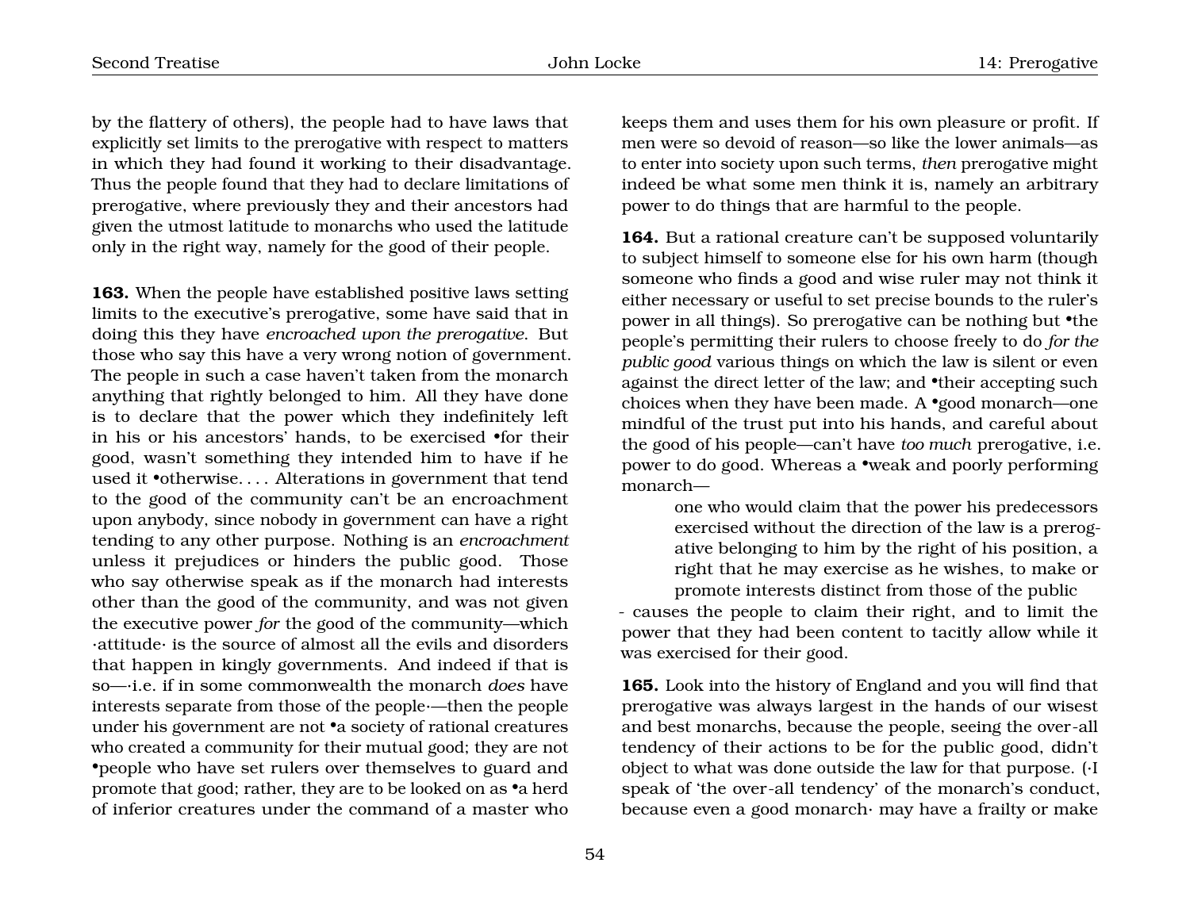by the flattery of others), the people had to have laws that explicitly set limits to the prerogative with respect to matters in which they had found it working to their disadvantage. Thus the people found that they had to declare limitations of prerogative, where previously they and their ancestors had given the utmost latitude to monarchs who used the latitude only in the right way, namely for the good of their people.

**163.** When the people have established positive laws setting limits to the executive's prerogative, some have said that in doing this they have *encroached upon the prerogative*. But those who say this have a very wrong notion of government. The people in such a case haven't taken from the monarch anything that rightly belonged to him. All they have done is to declare that the power which they indefinitely left in his or his ancestors' hands, to be exercised •for their good, wasn't something they intended him to have if he used it •otherwise. . . . Alterations in government that tend to the good of the community can't be an encroachment upon anybody, since nobody in government can have a right tending to any other purpose. Nothing is an *encroachment* unless it prejudices or hinders the public good. Those who say otherwise speak as if the monarch had interests other than the good of the community, and was not given the executive power *for* the good of the community—which ·attitude· is the source of almost all the evils and disorders that happen in kingly governments. And indeed if that is so—·i.e. if in some commonwealth the monarch *does* have interests separate from those of the people·—then the people under his government are not •a society of rational creatures who created a community for their mutual good; they are not •people who have set rulers over themselves to guard and promote that good; rather, they are to be looked on as •a herd of inferior creatures under the command of a master who keeps them and uses them for his own pleasure or profit. If men were so devoid of reason—so like the lower animals—as to enter into society upon such terms, *then* prerogative might indeed be what some men think it is, namely an arbitrary power to do things that are harmful to the people.

**164.** But a rational creature can't be supposed voluntarily to subject himself to someone else for his own harm (though someone who finds a good and wise ruler may not think it either necessary or useful to set precise bounds to the ruler's power in all things). So prerogative can be nothing but •the people's permitting their rulers to choose freely to do *for the public good* various things on which the law is silent or even against the direct letter of the law; and •their accepting such choices when they have been made. A •good monarch—one mindful of the trust put into his hands, and careful about the good of his people—can't have *too much* prerogative, i.e. power to do good. Whereas a •weak and poorly performing monarch—

> one who would claim that the power his predecessors exercised without the direction of the law is a prerogative belonging to him by the right of his position, a right that he may exercise as he wishes, to make or promote interests distinct from those of the public

- causes the people to claim their right, and to limit the power that they had been content to tacitly allow while it was exercised for their good.

**165.** Look into the history of England and you will find that prerogative was always largest in the hands of our wisest and best monarchs, because the people, seeing the over-all tendency of their actions to be for the public good, didn't object to what was done outside the law for that purpose. (·I speak of 'the over-all tendency' of the monarch's conduct, because even a good monarch· may have a frailty or make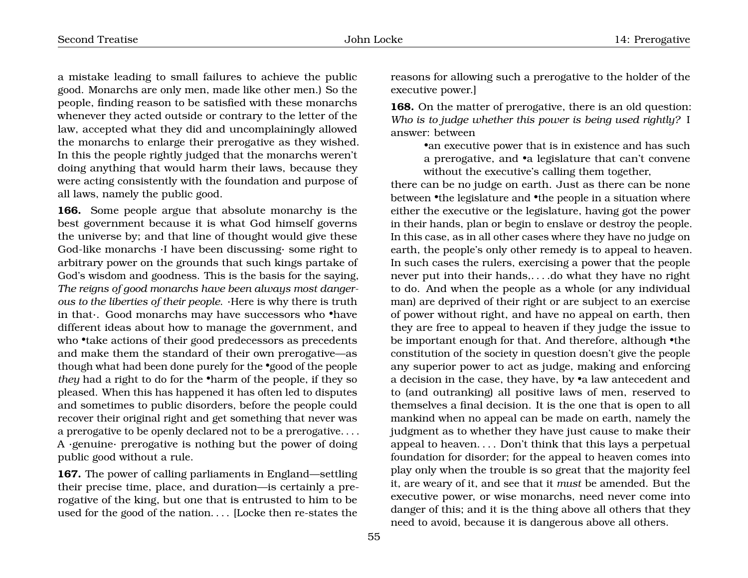a mistake leading to small failures to achieve the public good. Monarchs are only men, made like other men.) So the people, finding reason to be satisfied with these monarchs whenever they acted outside or contrary to the letter of the law, accepted what they did and uncomplainingly allowed the monarchs to enlarge their prerogative as they wished. In this the people rightly judged that the monarchs weren't doing anything that would harm their laws, because they were acting consistently with the foundation and purpose of all laws, namely the public good.

**166.** Some people argue that absolute monarchy is the best government because it is what God himself governs the universe by; and that line of thought would give these God-like monarchs ·I have been discussing· some right to arbitrary power on the grounds that such kings partake of God's wisdom and goodness. This is the basis for the saying, *The reigns of good monarchs have been always most dangerous to the liberties of their people.* ·Here is why there is truth in that·. Good monarchs may have successors who •have different ideas about how to manage the government, and who •take actions of their good predecessors as precedents and make them the standard of their own prerogative—as though what had been done purely for the •good of the people *they* had a right to do for the •harm of the people, if they so pleased. When this has happened it has often led to disputes and sometimes to public disorders, before the people could recover their original right and get something that never was a prerogative to be openly declared not to be a prerogative. . . . A ·genuine· prerogative is nothing but the power of doing public good without a rule.

**167.** The power of calling parliaments in England—settling their precise time, place, and duration—is certainly a prerogative of the king, but one that is entrusted to him to be used for the good of the nation. . . . [Locke then re-states the reasons for allowing such a prerogative to the holder of the executive power.]

**168.** On the matter of prerogative, there is an old question: *Who is to judge whether this power is being used rightly?* I answer: between

> •an executive power that is in existence and has such a prerogative, and •a legislature that can't convene without the executive's calling them together,

there can be no judge on earth. Just as there can be none between •the legislature and •the people in a situation where either the executive or the legislature, having got the power in their hands, plan or begin to enslave or destroy the people. In this case, as in all other cases where they have no judge on earth, the people's only other remedy is to appeal to heaven. In such cases the rulers, exercising a power that the people never put into their hands,. . . .do what they have no right to do. And when the people as a whole (or any individual man) are deprived of their right or are subject to an exercise of power without right, and have no appeal on earth, then they are free to appeal to heaven if they judge the issue to be important enough for that. And therefore, although •the constitution of the society in question doesn't give the people any superior power to act as judge, making and enforcing a decision in the case, they have, by •a law antecedent and to (and outranking) all positive laws of men, reserved to themselves a final decision. It is the one that is open to all mankind when no appeal can be made on earth, namely the judgment as to whether they have just cause to make their appeal to heaven. . . . Don't think that this lays a perpetual foundation for disorder; for the appeal to heaven comes into play only when the trouble is so great that the majority feel it, are weary of it, and see that it *must* be amended. But the executive power, or wise monarchs, need never come into danger of this; and it is the thing above all others that they need to avoid, because it is dangerous above all others.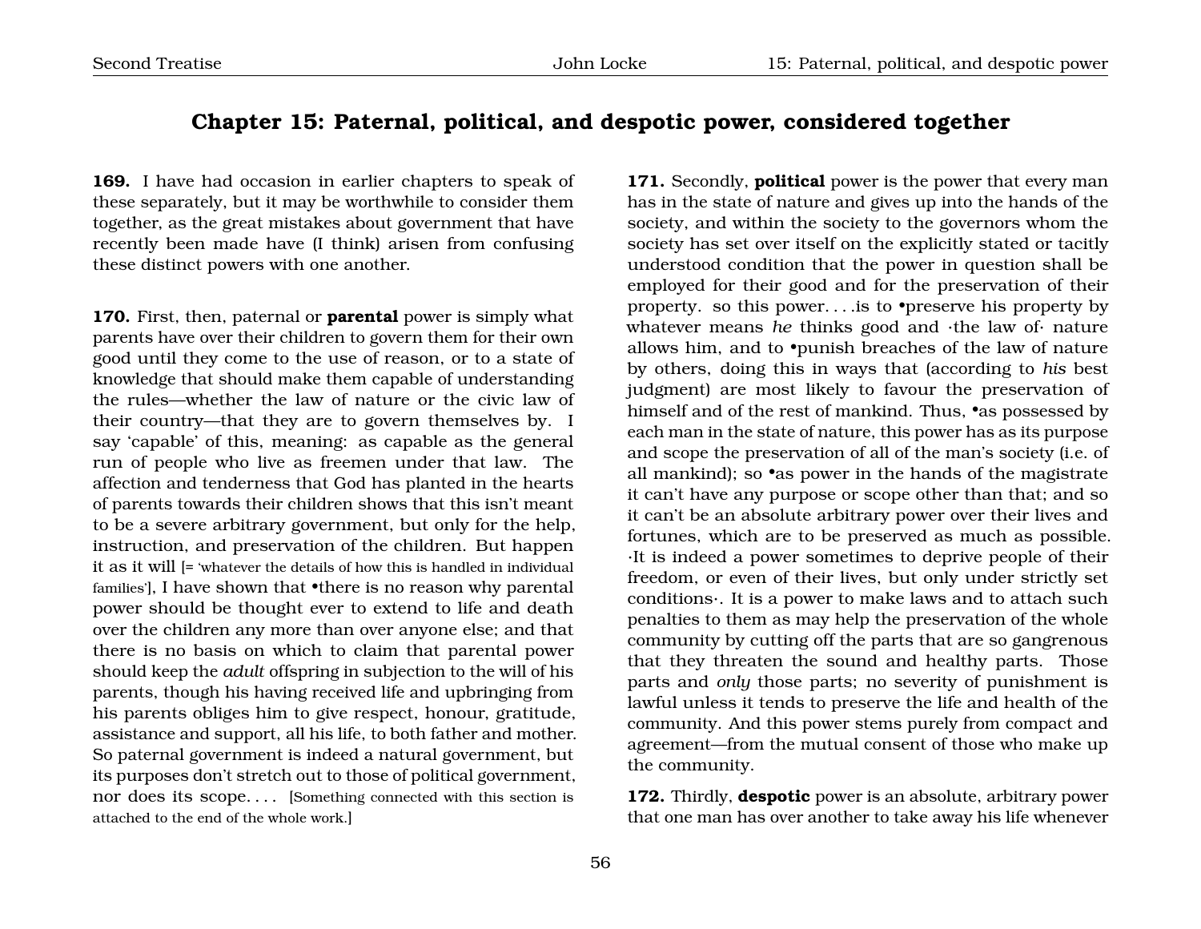## Chapter 15: Paternal, political, and despotic power, considered together

**169.** I have had occasion in earlier chapters to speak of these separately, but it may be worthwhile to consider them together, as the great mistakes about government that have recently been made have (I think) arisen from confusing these distinct powers with one another.

**170.** First, then, paternal or **parental** power is simply what parents have over their children to govern them for their own good until they come to the use of reason, or to a state of knowledge that should make them capable of understanding the rules—whether the law of nature or the civic law of their country—that they are to govern themselves by. I say 'capable' of this, meaning: as capable as the general run of people who live as freemen under that law. The affection and tenderness that God has planted in the hearts of parents towards their children shows that this isn't meant to be a severe arbitrary government, but only for the help, instruction, and preservation of the children. But happen it as it will [= 'whatever the details of how this is handled in individual families'], I have shown that •there is no reason why parental power should be thought ever to extend to life and death over the children any more than over anyone else; and that there is no basis on which to claim that parental power should keep the *adult* offspring in subjection to the will of his parents, though his having received life and upbringing from his parents obliges him to give respect, honour, gratitude, assistance and support, all his life, to both father and mother. So paternal government is indeed a natural government, but its purposes don't stretch out to those of political government, nor does its scope. . . . [Something connected with this section is attached to the end of the whole work.]

**171.** Secondly, **political** power is the power that every man has in the state of nature and gives up into the hands of the society, and within the society to the governors whom the society has set over itself on the explicitly stated or tacitly understood condition that the power in question shall be employed for their good and for the preservation of their property. so this power. . . .is to •preserve his property by whatever means *he* thinks good and ·the law of· nature allows him, and to •punish breaches of the law of nature by others, doing this in ways that (according to *his* best judgment) are most likely to favour the preservation of himself and of the rest of mankind. Thus, •as possessed by each man in the state of nature, this power has as its purpose and scope the preservation of all of the man's society (i.e. of all mankind); so •as power in the hands of the magistrate it can't have any purpose or scope other than that; and so it can't be an absolute arbitrary power over their lives and fortunes, which are to be preserved as much as possible. ·It is indeed a power sometimes to deprive people of their freedom, or even of their lives, but only under strictly set conditions·. It is a power to make laws and to attach such penalties to them as may help the preservation of the whole community by cutting off the parts that are so gangrenous that they threaten the sound and healthy parts. Those parts and *only* those parts; no severity of punishment is lawful unless it tends to preserve the life and health of the community. And this power stems purely from compact and agreement—from the mutual consent of those who make up the community.

**172.** Thirdly, **despotic** power is an absolute, arbitrary power that one man has over another to take away his life whenever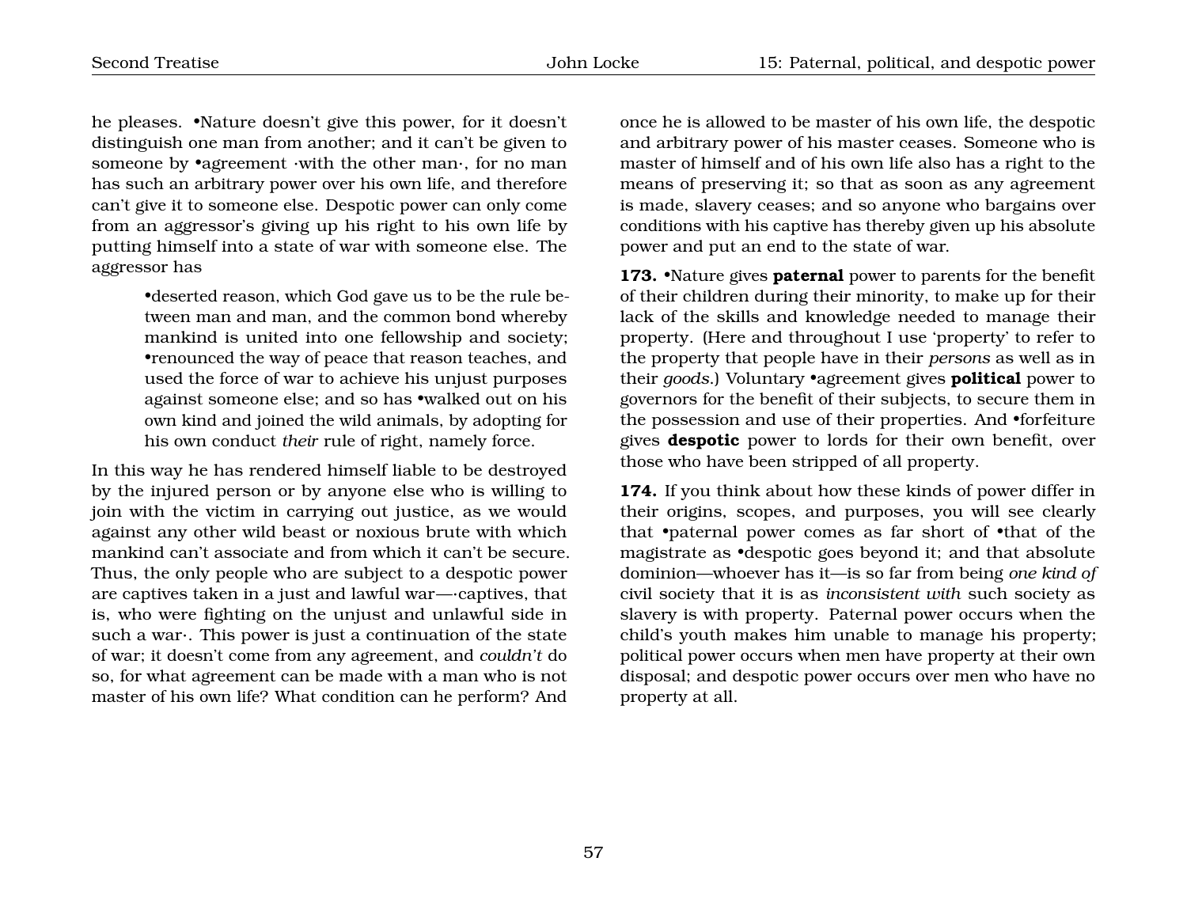he pleases. •Nature doesn't give this power, for it doesn't distinguish one man from another; and it can't be given to someone by •agreement ·with the other man·, for no man has such an arbitrary power over his own life, and therefore can't give it to someone else. Despotic power can only come from an aggressor's giving up his right to his own life by putting himself into a state of war with someone else. The aggressor has

> •deserted reason, which God gave us to be the rule between man and man, and the common bond whereby mankind is united into one fellowship and society; •renounced the way of peace that reason teaches, and used the force of war to achieve his unjust purposes against someone else; and so has •walked out on his own kind and joined the wild animals, by adopting for his own conduct *their* rule of right, namely force.

In this way he has rendered himself liable to be destroyed by the injured person or by anyone else who is willing to join with the victim in carrying out justice, as we would against any other wild beast or noxious brute with which mankind can't associate and from which it can't be secure. Thus, the only people who are subject to a despotic power are captives taken in a just and lawful war—·captives, that is, who were fighting on the unjust and unlawful side in such a war·. This power is just a continuation of the state of war; it doesn't come from any agreement, and *couldn't* do so, for what agreement can be made with a man who is not master of his own life? What condition can he perform? And once he is allowed to be master of his own life, the despotic and arbitrary power of his master ceases. Someone who is master of himself and of his own life also has a right to the means of preserving it; so that as soon as any agreement is made, slavery ceases; and so anyone who bargains over conditions with his captive has thereby given up his absolute power and put an end to the state of war.

**173.** •Nature gives **paternal** power to parents for the benefit of their children during their minority, to make up for their lack of the skills and knowledge needed to manage their property. (Here and throughout I use 'property' to refer to the property that people have in their *persons* as well as in their *goods*.) Voluntary •agreement gives **political** power to governors for the benefit of their subjects, to secure them in the possession and use of their properties. And •forfeiture gives **despotic** power to lords for their own benefit, over those who have been stripped of all property.

**174.** If you think about how these kinds of power differ in their origins, scopes, and purposes, you will see clearly that •paternal power comes as far short of •that of the magistrate as •despotic goes beyond it; and that absolute dominion—whoever has it—is so far from being *one kind of* civil society that it is as *inconsistent with* such society as slavery is with property. Paternal power occurs when the child's youth makes him unable to manage his property; political power occurs when men have property at their own disposal; and despotic power occurs over men who have no property at all.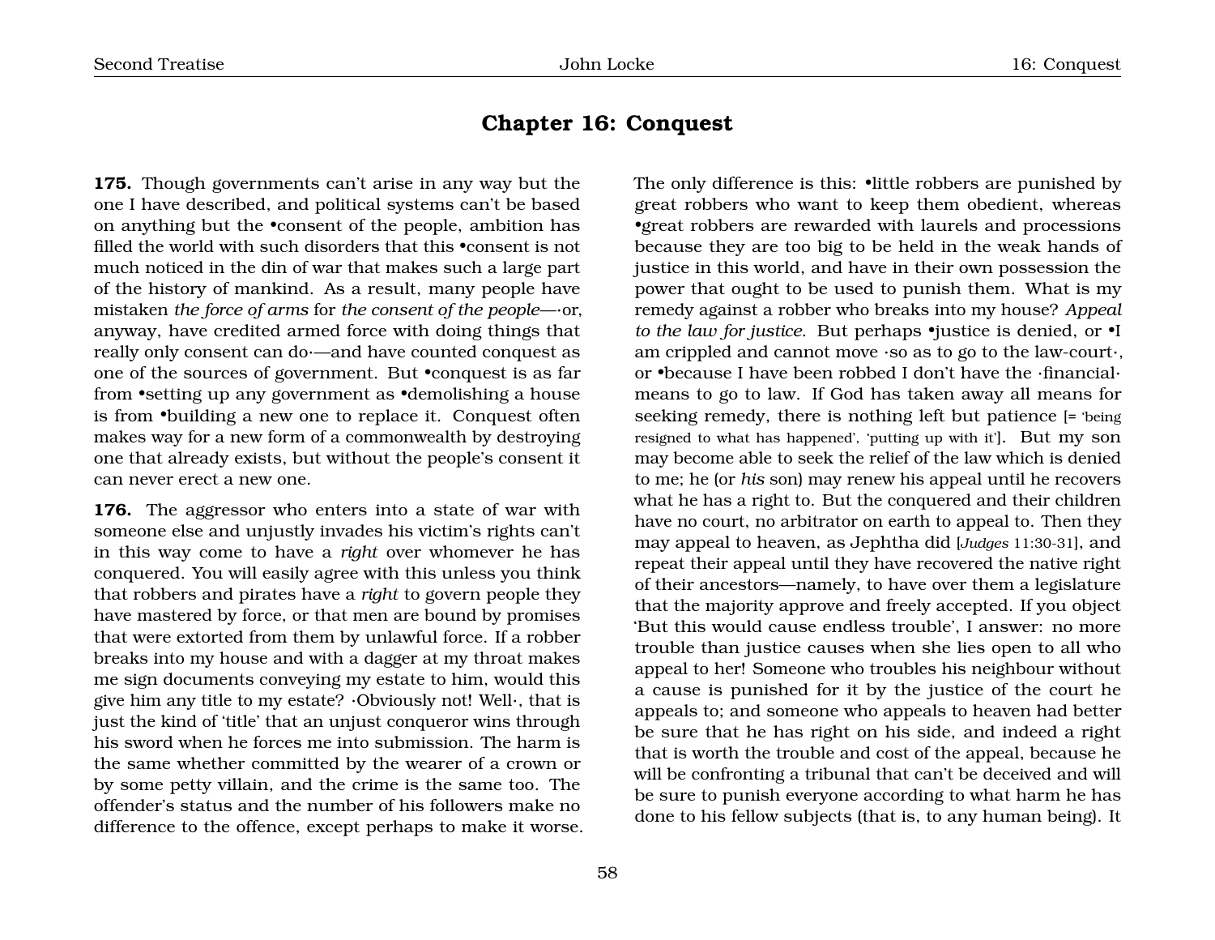# Chapter 16: Conquest

**175.** Though governments can't arise in any way but the one I have described, and political systems can't be based on anything but the •consent of the people, ambition has filled the world with such disorders that this •consent is not much noticed in the din of war that makes such a large part of the history of mankind. As a result, many people have mistaken *the force of arms* for *the consent of the people*—·or, anyway, have credited armed force with doing things that really only consent can do·—and have counted conquest as one of the sources of government. But •conquest is as far from •setting up any government as •demolishing a house is from •building a new one to replace it. Conquest often makes way for a new form of a commonwealth by destroying one that already exists, but without the people's consent it can never erect a new one.

**176.** The aggressor who enters into a state of war with someone else and unjustly invades his victim's rights can't in this way come to have a *right* over whomever he has conquered. You will easily agree with this unless you think that robbers and pirates have a *right* to govern people they have mastered by force, or that men are bound by promises that were extorted from them by unlawful force. If a robber breaks into my house and with a dagger at my throat makes me sign documents conveying my estate to him, would this give him any title to my estate? ·Obviously not! Well·, that is just the kind of 'title' that an unjust conqueror wins through his sword when he forces me into submission. The harm is the same whether committed by the wearer of a crown or by some petty villain, and the crime is the same too. The offender's status and the number of his followers make no difference to the offence, except perhaps to make it worse. The only difference is this: •little robbers are punished by great robbers who want to keep them obedient, whereas •great robbers are rewarded with laurels and processions because they are too big to be held in the weak hands of justice in this world, and have in their own possession the power that ought to be used to punish them. What is my remedy against a robber who breaks into my house? *Appeal to the law for justice.* But perhaps •justice is denied, or •I am crippled and cannot move ·so as to go to the law-court·, or •because I have been robbed I don't have the ·financial· means to go to law. If God has taken away all means for seeking remedy, there is nothing left but patience [= 'being resigned to what has happened', 'putting up with it']. But my son may become able to seek the relief of the law which is denied to me; he (or *his* son) may renew his appeal until he recovers what he has a right to. But the conquered and their children have no court, no arbitrator on earth to appeal to. Then they may appeal to heaven, as Jephtha did [*Judges* 11:30-31], and repeat their appeal until they have recovered the native right of their ancestors—namely, to have over them a legislature that the majority approve and freely accepted. If you object 'But this would cause endless trouble', I answer: no more trouble than justice causes when she lies open to all who appeal to her! Someone who troubles his neighbour without a cause is punished for it by the justice of the court he appeals to; and someone who appeals to heaven had better be sure that he has right on his side, and indeed a right that is worth the trouble and cost of the appeal, because he will be confronting a tribunal that can't be deceived and will be sure to punish everyone according to what harm he has done to his fellow subjects (that is, to any human being). It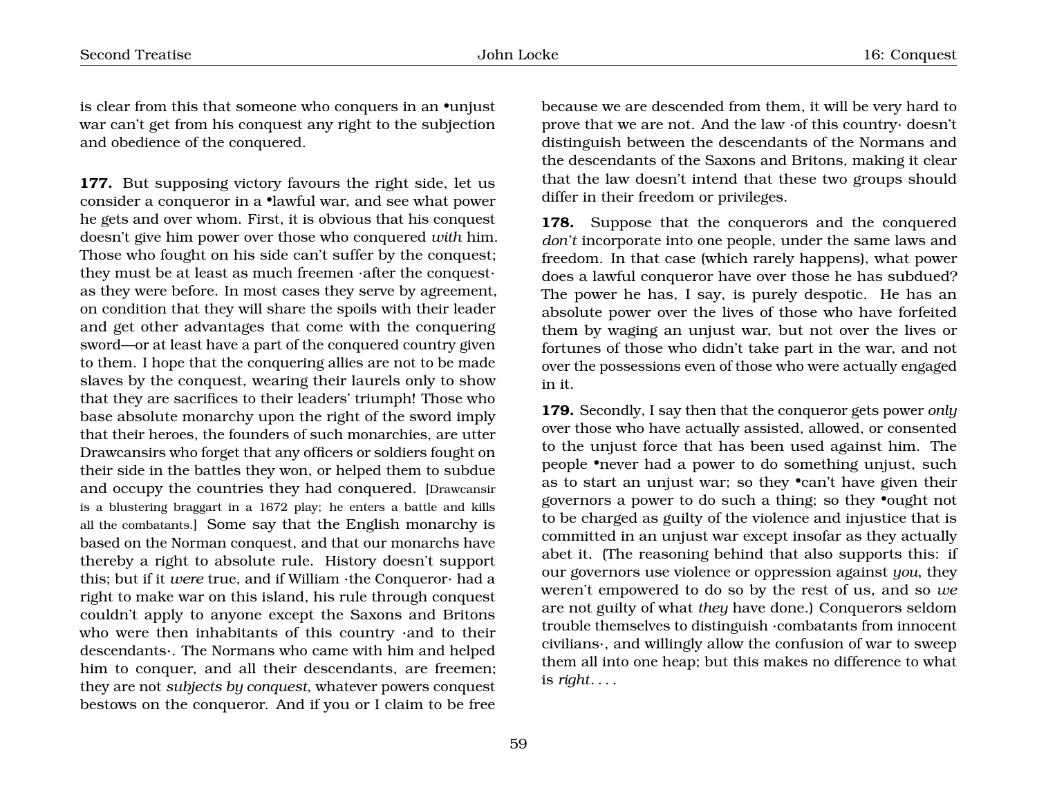is clear from this that someone who conquers in an •unjust war can't get from his conquest any right to the subjection and obedience of the conquered.

**177.** But supposing victory favours the right side, let us consider a conqueror in a •lawful war, and see what power he gets and over whom. First, it is obvious that his conquest doesn't give him power over those who conquered *with* him. Those who fought on his side can't suffer by the conquest; they must be at least as much freemen ·after the conquest· as they were before. In most cases they serve by agreement, on condition that they will share the spoils with their leader and get other advantages that come with the conquering sword—or at least have a part of the conquered country given to them. I hope that the conquering allies are not to be made slaves by the conquest, wearing their laurels only to show that they are sacrifices to their leaders' triumph! Those who base absolute monarchy upon the right of the sword imply that their heroes, the founders of such monarchies, are utter Drawcansirs who forget that any officers or soldiers fought on their side in the battles they won, or helped them to subdue and occupy the countries they had conquered. [Drawcansir is a blustering braggart in a 1672 play; he enters a battle and kills all the combatants.] Some say that the English monarchy is based on the Norman conquest, and that our monarchs have thereby a right to absolute rule. History doesn't support this; but if it *were* true, and if William ·the Conqueror· had a right to make war on this island, his rule through conquest couldn't apply to anyone except the Saxons and Britons who were then inhabitants of this country ·and to their descendants·. The Normans who came with him and helped him to conquer, and all their descendants, are freemen; they are not *subjects by conquest*, whatever powers conquest bestows on the conqueror. And if you or I claim to be free because we are descended from them, it will be very hard to prove that we are not. And the law ·of this country· doesn't distinguish between the descendants of the Normans and the descendants of the Saxons and Britons, making it clear that the law doesn't intend that these two groups should differ in their freedom or privileges.

**178.** Suppose that the conquerors and the conquered *don't* incorporate into one people, under the same laws and freedom. In that case (which rarely happens), what power does a lawful conqueror have over those he has subdued? The power he has, I say, is purely despotic. He has an absolute power over the lives of those who have forfeited them by waging an unjust war, but not over the lives or fortunes of those who didn't take part in the war, and not over the possessions even of those who were actually engaged in it.

**179.** Secondly, I say then that the conqueror gets power *only* over those who have actually assisted, allowed, or consented to the unjust force that has been used against him. The people •never had a power to do something unjust, such as to start an unjust war; so they •can't have given their governors a power to do such a thing; so they •ought not to be charged as guilty of the violence and injustice that is committed in an unjust war except insofar as they actually abet it. (The reasoning behind that also supports this: if our governors use violence or oppression against *you*, they weren't empowered to do so by the rest of us, and so *we* are not guilty of what *they* have done.) Conquerors seldom trouble themselves to distinguish ·combatants from innocent civilians·, and willingly allow the confusion of war to sweep them all into one heap; but this makes no difference to what is *right*. . . .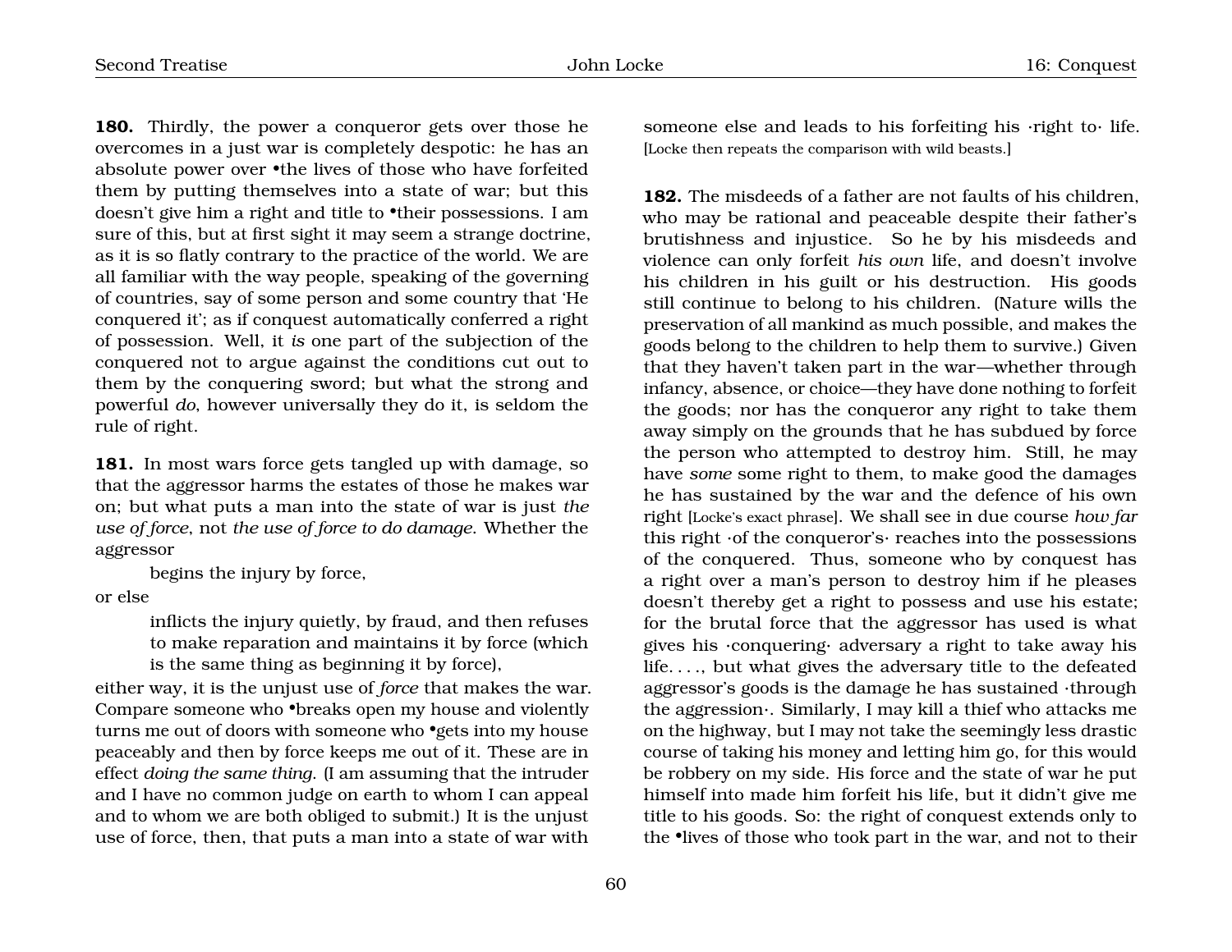**180.** Thirdly, the power a conqueror gets over those he overcomes in a just war is completely despotic: he has an absolute power over •the lives of those who have forfeited them by putting themselves into a state of war; but this doesn't give him a right and title to •their possessions. I am sure of this, but at first sight it may seem a strange doctrine, as it is so flatly contrary to the practice of the world. We are all familiar with the way people, speaking of the governing of countries, say of some person and some country that 'He conquered it'; as if conquest automatically conferred a right of possession. Well, it *is* one part of the subjection of the conquered not to argue against the conditions cut out to them by the conquering sword; but what the strong and powerful *do*, however universally they do it, is seldom the rule of right.

**181.** In most wars force gets tangled up with damage, so that the aggressor harms the estates of those he makes war on; but what puts a man into the state of war is just *the use of force*, not *the use of force to do damage*. Whether the aggressor

> begins the injury by force,

or else

> inflicts the injury quietly, by fraud, and then refuses to make reparation and maintains it by force (which is the same thing as beginning it by force),

either way, it is the unjust use of *force* that makes the war. Compare someone who •breaks open my house and violently turns me out of doors with someone who •gets into my house peaceably and then by force keeps me out of it. These are in effect *doing the same thing*. (I am assuming that the intruder and I have no common judge on earth to whom I can appeal and to whom we are both obliged to submit.) It is the unjust use of force, then, that puts a man into a state of war with someone else and leads to his forfeiting his ·right to· life. [Locke then repeats the comparison with wild beasts.]

**182.** The misdeeds of a father are not faults of his children, who may be rational and peaceable despite their father's brutishness and injustice. So he by his misdeeds and violence can only forfeit *his own* life, and doesn't involve his children in his guilt or his destruction. His goods still continue to belong to his children. (Nature wills the preservation of all mankind as much possible, and makes the goods belong to the children to help them to survive.) Given that they haven't taken part in the war—whether through infancy, absence, or choice—they have done nothing to forfeit the goods; nor has the conqueror any right to take them away simply on the grounds that he has subdued by force the person who attempted to destroy him. Still, he may have *some* some right to them, to make good the damages he has sustained by the war and the defence of his own right [Locke's exact phrase]. We shall see in due course *how far* this right ·of the conqueror's· reaches into the possessions of the conquered. Thus, someone who by conquest has a right over a man's person to destroy him if he pleases doesn't thereby get a right to possess and use his estate; for the brutal force that the aggressor has used is what gives his ·conquering· adversary a right to take away his life. . . ., but what gives the adversary title to the defeated aggressor's goods is the damage he has sustained ·through the aggression·. Similarly, I may kill a thief who attacks me on the highway, but I may not take the seemingly less drastic course of taking his money and letting him go, for this would be robbery on my side. His force and the state of war he put himself into made him forfeit his life, but it didn't give me title to his goods. So: the right of conquest extends only to the •lives of those who took part in the war, and not to their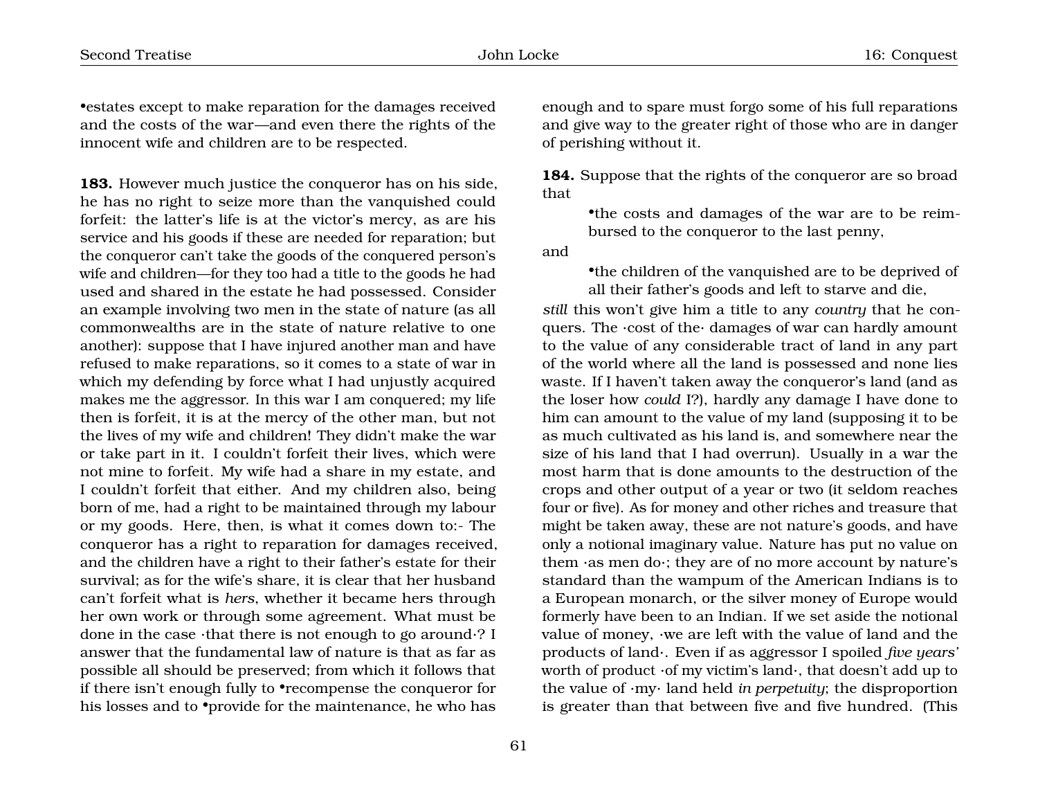•estates except to make reparation for the damages received and the costs of the war—and even there the rights of the innocent wife and children are to be respected.

**183.** However much justice the conqueror has on his side, he has no right to seize more than the vanquished could forfeit: the latter's life is at the victor's mercy, as are his service and his goods if these are needed for reparation; but the conqueror can't take the goods of the conquered person's wife and children—for they too had a title to the goods he had used and shared in the estate he had possessed. Consider an example involving two men in the state of nature (as all commonwealths are in the state of nature relative to one another): suppose that I have injured another man and have refused to make reparations, so it comes to a state of war in which my defending by force what I had unjustly acquired makes me the aggressor. In this war I am conquered; my life then is forfeit, it is at the mercy of the other man, but not the lives of my wife and children! They didn't make the war or take part in it. I couldn't forfeit their lives, which were not mine to forfeit. My wife had a share in my estate, and I couldn't forfeit that either. And my children also, being born of me, had a right to be maintained through my labour or my goods. Here, then, is what it comes down to:- The conqueror has a right to reparation for damages received, and the children have a right to their father's estate for their survival; as for the wife's share, it is clear that her husband can't forfeit what is *hers*, whether it became hers through her own work or through some agreement. What must be done in the case ·that there is not enough to go around·? I answer that the fundamental law of nature is that as far as possible all should be preserved; from which it follows that if there isn't enough fully to •recompense the conqueror for his losses and to •provide for the maintenance, he who has enough and to spare must forgo some of his full reparations and give way to the greater right of those who are in danger of perishing without it.

**184.** Suppose that the rights of the conqueror are so broad that

> •the costs and damages of the war are to be reimbursed to the conqueror to the last penny,

and

> •the children of the vanquished are to be deprived of all their father's goods and left to starve and die,

*still* this won't give him a title to any *country* that he conquers. The ·cost of the· damages of war can hardly amount to the value of any considerable tract of land in any part of the world where all the land is possessed and none lies waste. If I haven't taken away the conqueror's land (and as the loser how *could* I?), hardly any damage I have done to him can amount to the value of my land (supposing it to be as much cultivated as his land is, and somewhere near the size of his land that I had overrun). Usually in a war the most harm that is done amounts to the destruction of the crops and other output of a year or two (it seldom reaches four or five). As for money and other riches and treasure that might be taken away, these are not nature's goods, and have only a notional imaginary value. Nature has put no value on them ·as men do·; they are of no more account by nature's standard than the wampum of the American Indians is to a European monarch, or the silver money of Europe would formerly have been to an Indian. If we set aside the notional value of money, ·we are left with the value of land and the products of land·. Even if as aggressor I spoiled *five years'* worth of product ·of my victim's land·, that doesn't add up to the value of ·my· land held *in perpetuity*; the disproportion is greater than that between five and five hundred. (This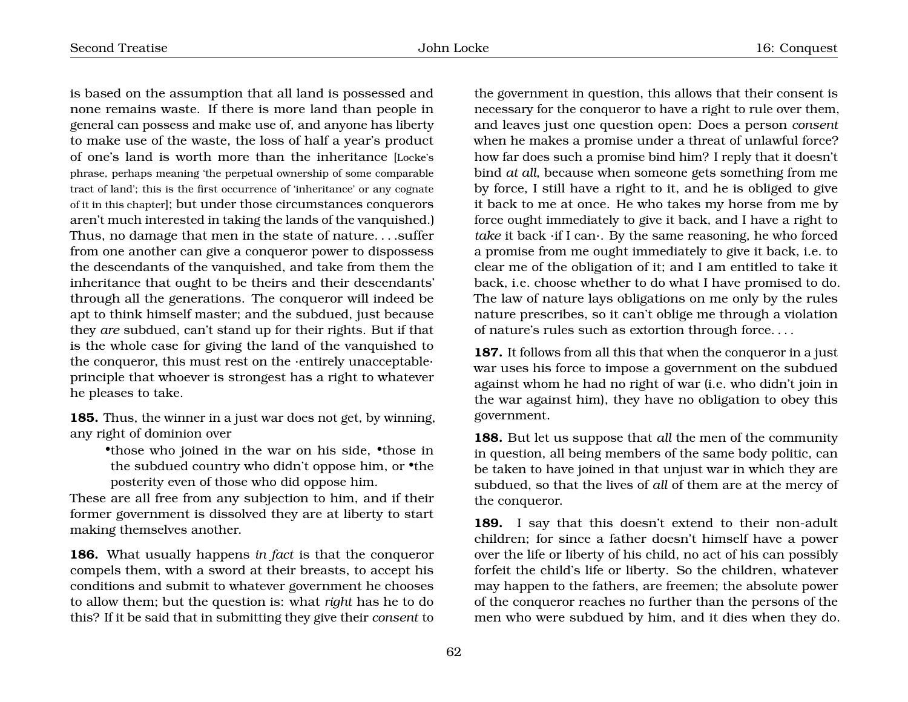is based on the assumption that all land is possessed and none remains waste. If there is more land than people in general can possess and make use of, and anyone has liberty to make use of the waste, the loss of half a year's product of one's land is worth more than the inheritance [Locke's phrase, perhaps meaning 'the perpetual ownership of some comparable tract of land'; this is the first occurrence of 'inheritance' or any cognate of it in this chapter]; but under those circumstances conquerors aren't much interested in taking the lands of the vanquished.) Thus, no damage that men in the state of nature. . . .suffer from one another can give a conqueror power to dispossess the descendants of the vanquished, and take from them the inheritance that ought to be theirs and their descendants' through all the generations. The conqueror will indeed be apt to think himself master; and the subdued, just because they *are* subdued, can't stand up for their rights. But if that is the whole case for giving the land of the vanquished to the conqueror, this must rest on the ·entirely unacceptable· principle that whoever is strongest has a right to whatever he pleases to take.

**185.** Thus, the winner in a just war does not get, by winning, any right of dominion over

- those who joined in the war on his side,
- those in the subdued country who didn't oppose him, or
- the posterity even of those who did oppose him.

These are all free from any subjection to him, and if their former government is dissolved they are at liberty to start making themselves another.

**186.** What usually happens *in fact* is that the conqueror compels them, with a sword at their breasts, to accept his conditions and submit to whatever government he chooses to allow them; but the question is: what *right* has he to do this? If it be said that in submitting they give their *consent* to the government in question, this allows that their consent is necessary for the conqueror to have a right to rule over them, and leaves just one question open: Does a person *consent* when he makes a promise under a threat of unlawful force? how far does such a promise bind him? I reply that it doesn't bind *at all*, because when someone gets something from me by force, I still have a right to it, and he is obliged to give it back to me at once. He who takes my horse from me by force ought immediately to give it back, and I have a right to *take* it back ·if I can·. By the same reasoning, he who forced a promise from me ought immediately to give it back, i.e. to clear me of the obligation of it; and I am entitled to take it back, i.e. choose whether to do what I have promised to do. The law of nature lays obligations on me only by the rules nature prescribes, so it can't oblige me through a violation of nature's rules such as extortion through force. . . .

**187.** It follows from all this that when the conqueror in a just war uses his force to impose a government on the subdued against whom he had no right of war (i.e. who didn't join in the war against him), they have no obligation to obey this government.

**188.** But let us suppose that *all* the men of the community in question, all being members of the same body politic, can be taken to have joined in that unjust war in which they are subdued, so that the lives of *all* of them are at the mercy of the conqueror.

**189.** I say that this doesn't extend to their non-adult children; for since a father doesn't himself have a power over the life or liberty of his child, no act of his can possibly forfeit the child's life or liberty. So the children, whatever may happen to the fathers, are freemen; the absolute power of the conqueror reaches no further than the persons of the men who were subdued by him, and it dies when they do.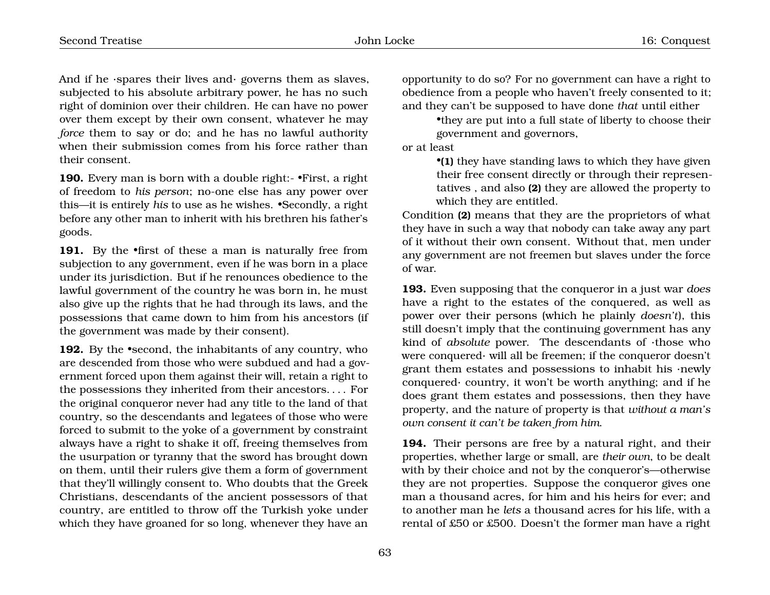And if he ·spares their lives and· governs them as slaves, subjected to his absolute arbitrary power, he has no such right of dominion over their children. He can have no power over them except by their own consent, whatever he may *force* them to say or do; and he has no lawful authority when their submission comes from his force rather than their consent.

**190.** Every man is born with a double right:- •First, a right of freedom to *his person*; no-one else has any power over this—it is entirely *his* to use as he wishes. •Secondly, a right before any other man to inherit with his brethren his father's goods.

**191.** By the •first of these a man is naturally free from subjection to any government, even if he was born in a place under its jurisdiction. But if he renounces obedience to the lawful government of the country he was born in, he must also give up the rights that he had through its laws, and the possessions that came down to him from his ancestors (if the government was made by their consent).

**192.** By the •second, the inhabitants of any country, who are descended from those who were subdued and had a government forced upon them against their will, retain a right to the possessions they inherited from their ancestors. . . . For the original conqueror never had any title to the land of that country, so the descendants and legatees of those who were forced to submit to the yoke of a government by constraint always have a right to shake it off, freeing themselves from the usurpation or tyranny that the sword has brought down on them, until their rulers give them a form of government that they'll willingly consent to. Who doubts that the Greek Christians, descendants of the ancient possessors of that country, are entitled to throw off the Turkish yoke under which they have groaned for so long, whenever they have an opportunity to do so? For no government can have a right to obedience from a people who haven't freely consented to it; and they can't be supposed to have done *that* until either

> •they are put into a full state of liberty to choose their government and governors,

or at least

> •**(1)** they have standing laws to which they have given their free consent directly or through their representatives , and also **(2)** they are allowed the property to which they are entitled.

Condition **(2)** means that they are the proprietors of what they have in such a way that nobody can take away any part of it without their own consent. Without that, men under any government are not freemen but slaves under the force of war.

**193.** Even supposing that the conqueror in a just war *does* have a right to the estates of the conquered, as well as power over their persons (which he plainly *doesn't*), this still doesn't imply that the continuing government has any kind of *absolute* power. The descendants of ·those who were conquered· will all be freemen; if the conqueror doesn't grant them estates and possessions to inhabit his ·newly conquered· country, it won't be worth anything; and if he does grant them estates and possessions, then they have property, and the nature of property is that *without a man's own consent it can't be taken from him*.

**194.** Their persons are free by a natural right, and their properties, whether large or small, are *their own*, to be dealt with by their choice and not by the conqueror's—otherwise they are not properties. Suppose the conqueror gives one man a thousand acres, for him and his heirs for ever; and to another man he *lets* a thousand acres for his life, with a rental of £50 or £500. Doesn't the former man have a right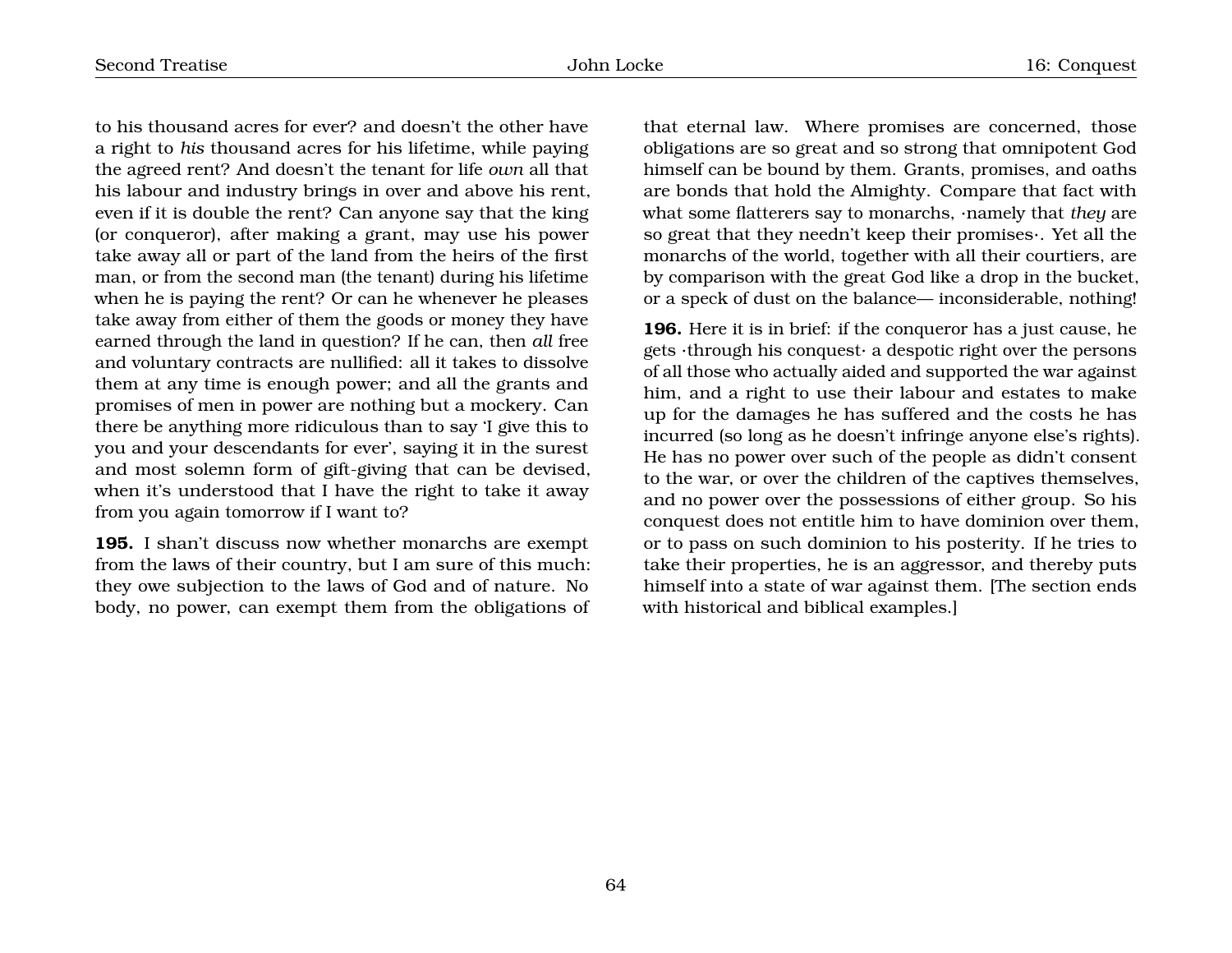to his thousand acres for ever? and doesn't the other have a right to *his* thousand acres for his lifetime, while paying the agreed rent? And doesn't the tenant for life *own* all that his labour and industry brings in over and above his rent, even if it is double the rent? Can anyone say that the king (or conqueror), after making a grant, may use his power take away all or part of the land from the heirs of the first man, or from the second man (the tenant) during his lifetime when he is paying the rent? Or can he whenever he pleases take away from either of them the goods or money they have earned through the land in question? If he can, then *all* free and voluntary contracts are nullified: all it takes to dissolve them at any time is enough power; and all the grants and promises of men in power are nothing but a mockery. Can there be anything more ridiculous than to say 'I give this to you and your descendants for ever', saying it in the surest and most solemn form of gift-giving that can be devised, when it's understood that I have the right to take it away from you again tomorrow if I want to?

**195.** I shan't discuss now whether monarchs are exempt from the laws of their country, but I am sure of this much: they owe subjection to the laws of God and of nature. No body, no power, can exempt them from the obligations of that eternal law. Where promises are concerned, those obligations are so great and so strong that omnipotent God himself can be bound by them. Grants, promises, and oaths are bonds that hold the Almighty. Compare that fact with what some flatterers say to monarchs, ·namely that *they* are so great that they needn't keep their promises·. Yet all the monarchs of the world, together with all their courtiers, are by comparison with the great God like a drop in the bucket, or a speck of dust on the balance— inconsiderable, nothing!

**196.** Here it is in brief: if the conqueror has a just cause, he gets ·through his conquest· a despotic right over the persons of all those who actually aided and supported the war against him, and a right to use their labour and estates to make up for the damages he has suffered and the costs he has incurred (so long as he doesn't infringe anyone else's rights). He has no power over such of the people as didn't consent to the war, or over the children of the captives themselves, and no power over the possessions of either group. So his conquest does not entitle him to have dominion over them, or to pass on such dominion to his posterity. If he tries to take their properties, he is an aggressor, and thereby puts himself into a state of war against them. [The section ends with historical and biblical examples.]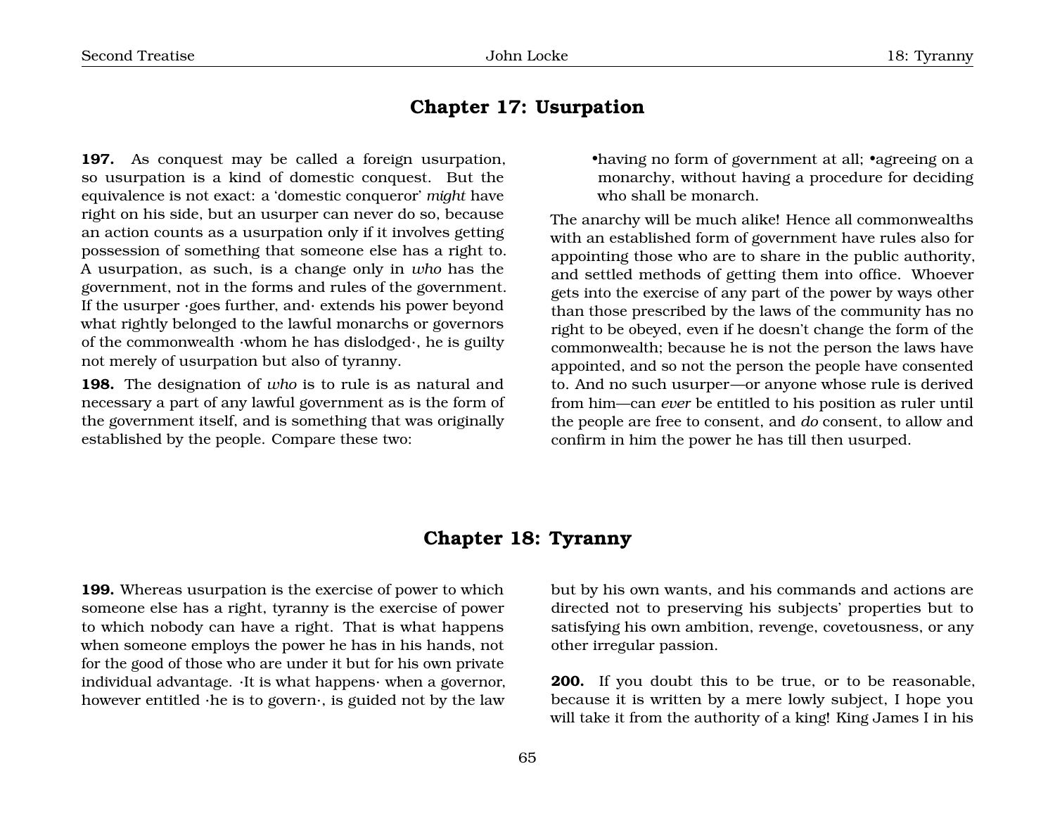## Chapter 17: Usurpation

**197.** As conquest may be called a foreign usurpation, so usurpation is a kind of domestic conquest. But the equivalence is not exact: a 'domestic conqueror' *might* have right on his side, but an usurper can never do so, because an action counts as a usurpation only if it involves getting possession of something that someone else has a right to. A usurpation, as such, is a change only in *who* has the government, not in the forms and rules of the government. If the usurper ·goes further, and· extends his power beyond what rightly belonged to the lawful monarchs or governors of the commonwealth ·whom he has dislodged·, he is guilty not merely of usurpation but also of tyranny.

**198.** The designation of *who* is to rule is as natural and necessary a part of any lawful government as is the form of the government itself, and is something that was originally established by the people. Compare these two:

- having no form of government at all;
- agreeing on a monarchy, without having a procedure for deciding who shall be monarch.

The anarchy will be much alike! Hence all commonwealths with an established form of government have rules also for appointing those who are to share in the public authority, and settled methods of getting them into office. Whoever gets into the exercise of any part of the power by ways other than those prescribed by the laws of the community has no right to be obeyed, even if he doesn't change the form of the commonwealth; because he is not the person the laws have appointed, and so not the person the people have consented to. And no such usurper—or anyone whose rule is derived from him—can *ever* be entitled to his position as ruler until the people are free to consent, and *do* consent, to allow and confirm in him the power he has till then usurped.

## Chapter 18: Tyranny

**199.** Whereas usurpation is the exercise of power to which someone else has a right, tyranny is the exercise of power to which nobody can have a right. That is what happens when someone employs the power he has in his hands, not for the good of those who are under it but for his own private individual advantage. ·It is what happens· when a governor, however entitled ·he is to govern·, is guided not by the law but by his own wants, and his commands and actions are directed not to preserving his subjects' properties but to satisfying his own ambition, revenge, covetousness, or any other irregular passion.

**200.** If you doubt this to be true, or to be reasonable, because it is written by a mere lowly subject, I hope you will take it from the authority of a king! King James I in his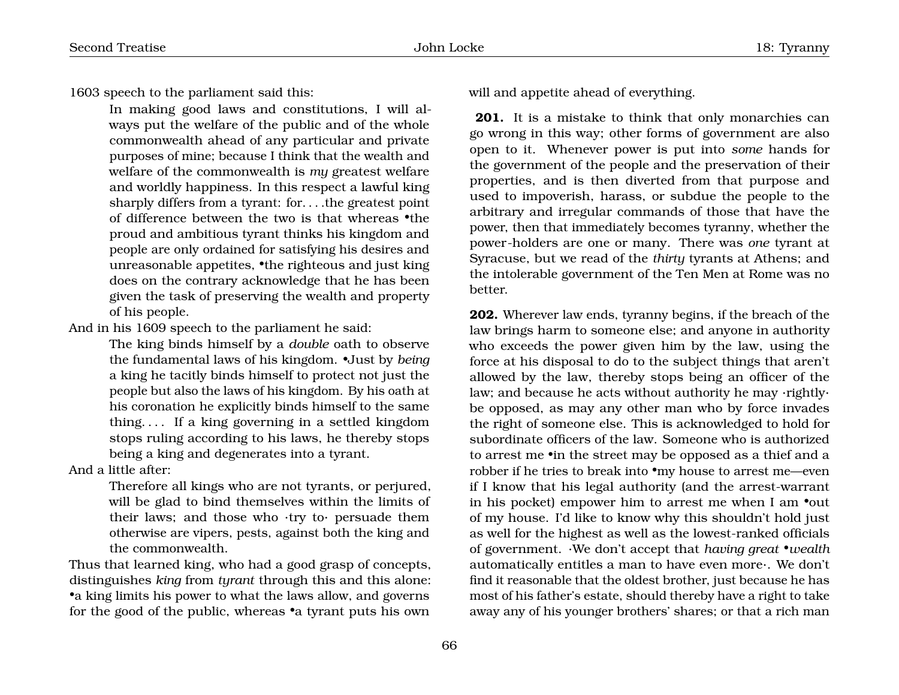1603 speech to the parliament said this:

> In making good laws and constitutions, I will always put the welfare of the public and of the whole commonwealth ahead of any particular and private purposes of mine; because I think that the wealth and welfare of the commonwealth is *my* greatest welfare and worldly happiness. In this respect a lawful king sharply differs from a tyrant: for. . . .the greatest point of difference between the two is that whereas •the proud and ambitious tyrant thinks his kingdom and people are only ordained for satisfying his desires and unreasonable appetites, •the righteous and just king does on the contrary acknowledge that he has been given the task of preserving the wealth and property of his people.

And in his 1609 speech to the parliament he said:

> The king binds himself by a *double* oath to observe the fundamental laws of his kingdom. •Just by *being* a king he tacitly binds himself to protect not just the people but also the laws of his kingdom. By his oath at his coronation he explicitly binds himself to the same thing. . . . If a king governing in a settled kingdom stops ruling according to his laws, he thereby stops being a king and degenerates into a tyrant.

And a little after:

> Therefore all kings who are not tyrants, or perjured, will be glad to bind themselves within the limits of their laws; and those who ·try to· persuade them otherwise are vipers, pests, against both the king and the commonwealth.

Thus that learned king, who had a good grasp of concepts, distinguishes *king* from *tyrant* through this and this alone: •a king limits his power to what the laws allow, and governs for the good of the public, whereas •a tyrant puts his own will and appetite ahead of everything.

**201.** It is a mistake to think that only monarchies can go wrong in this way; other forms of government are also open to it. Whenever power is put into *some* hands for the government of the people and the preservation of their properties, and is then diverted from that purpose and used to impoverish, harass, or subdue the people to the arbitrary and irregular commands of those that have the power, then that immediately becomes tyranny, whether the power-holders are one or many. There was *one* tyrant at Syracuse, but we read of the *thirty* tyrants at Athens; and the intolerable government of the Ten Men at Rome was no better.

**202.** Wherever law ends, tyranny begins, if the breach of the law brings harm to someone else; and anyone in authority who exceeds the power given him by the law, using the force at his disposal to do to the subject things that aren't allowed by the law, thereby stops being an officer of the law; and because he acts without authority he may ·rightly· be opposed, as may any other man who by force invades the right of someone else. This is acknowledged to hold for subordinate officers of the law. Someone who is authorized to arrest me •in the street may be opposed as a thief and a robber if he tries to break into •my house to arrest me—even if I know that his legal authority (and the arrest-warrant in his pocket) empower him to arrest me when I am •out of my house. I'd like to know why this shouldn't hold just as well for the highest as well as the lowest-ranked officials of government. ·We don't accept that *having great •wealth* automatically entitles a man to have even more·. We don't find it reasonable that the oldest brother, just because he has most of his father's estate, should thereby have a right to take away any of his younger brothers' shares; or that a rich man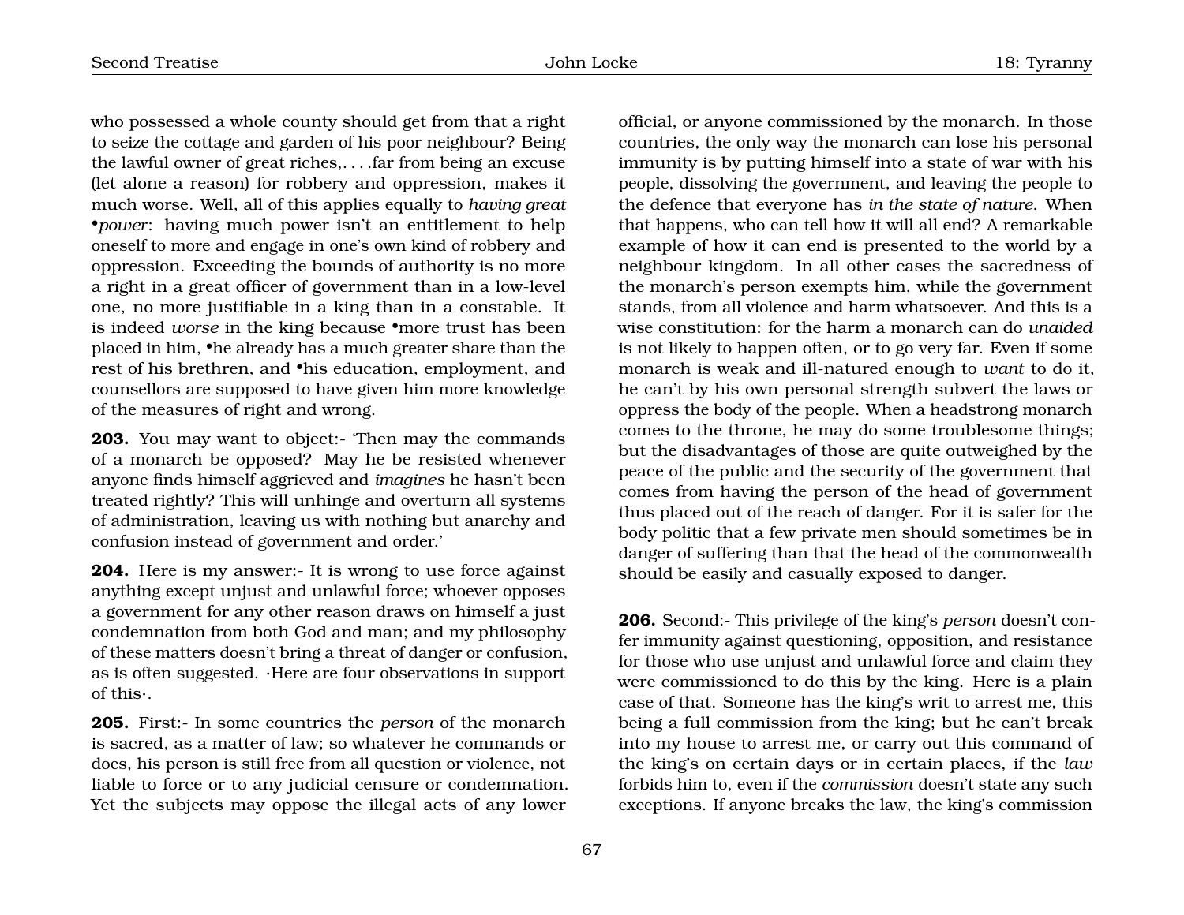who possessed a whole county should get from that a right to seize the cottage and garden of his poor neighbour? Being the lawful owner of great riches,. . . .far from being an excuse (let alone a reason) for robbery and oppression, makes it much worse. Well, all of this applies equally to *having great* •*power*: having much power isn't an entitlement to help oneself to more and engage in one's own kind of robbery and oppression. Exceeding the bounds of authority is no more a right in a great officer of government than in a low-level one, no more justifiable in a king than in a constable. It is indeed *worse* in the king because •more trust has been placed in him, •he already has a much greater share than the rest of his brethren, and •his education, employment, and counsellors are supposed to have given him more knowledge of the measures of right and wrong.

**203.** You may want to object:- 'Then may the commands of a monarch be opposed? May he be resisted whenever anyone finds himself aggrieved and *imagines* he hasn't been treated rightly? This will unhinge and overturn all systems of administration, leaving us with nothing but anarchy and confusion instead of government and order.'

**204.** Here is my answer:- It is wrong to use force against anything except unjust and unlawful force; whoever opposes a government for any other reason draws on himself a just condemnation from both God and man; and my philosophy of these matters doesn't bring a threat of danger or confusion, as is often suggested. ·Here are four observations in support of this·.

**205.** First:- In some countries the *person* of the monarch is sacred, as a matter of law; so whatever he commands or does, his person is still free from all question or violence, not liable to force or to any judicial censure or condemnation. Yet the subjects may oppose the illegal acts of any lower official, or anyone commissioned by the monarch. In those countries, the only way the monarch can lose his personal immunity is by putting himself into a state of war with his people, dissolving the government, and leaving the people to the defence that everyone has *in the state of nature*. When that happens, who can tell how it will all end? A remarkable example of how it can end is presented to the world by a neighbour kingdom. In all other cases the sacredness of the monarch's person exempts him, while the government stands, from all violence and harm whatsoever. And this is a wise constitution: for the harm a monarch can do *unaided* is not likely to happen often, or to go very far. Even if some monarch is weak and ill-natured enough to *want* to do it, he can't by his own personal strength subvert the laws or oppress the body of the people. When a headstrong monarch comes to the throne, he may do some troublesome things; but the disadvantages of those are quite outweighed by the peace of the public and the security of the government that comes from having the person of the head of government thus placed out of the reach of danger. For it is safer for the body politic that a few private men should sometimes be in danger of suffering than that the head of the commonwealth should be easily and casually exposed to danger.

**206.** Second:- This privilege of the king's *person* doesn't confer immunity against questioning, opposition, and resistance for those who use unjust and unlawful force and claim they were commissioned to do this by the king. Here is a plain case of that. Someone has the king's writ to arrest me, this being a full commission from the king; but he can't break into my house to arrest me, or carry out this command of the king's on certain days or in certain places, if the *law* forbids him to, even if the *commission* doesn't state any such exceptions. If anyone breaks the law, the king's commission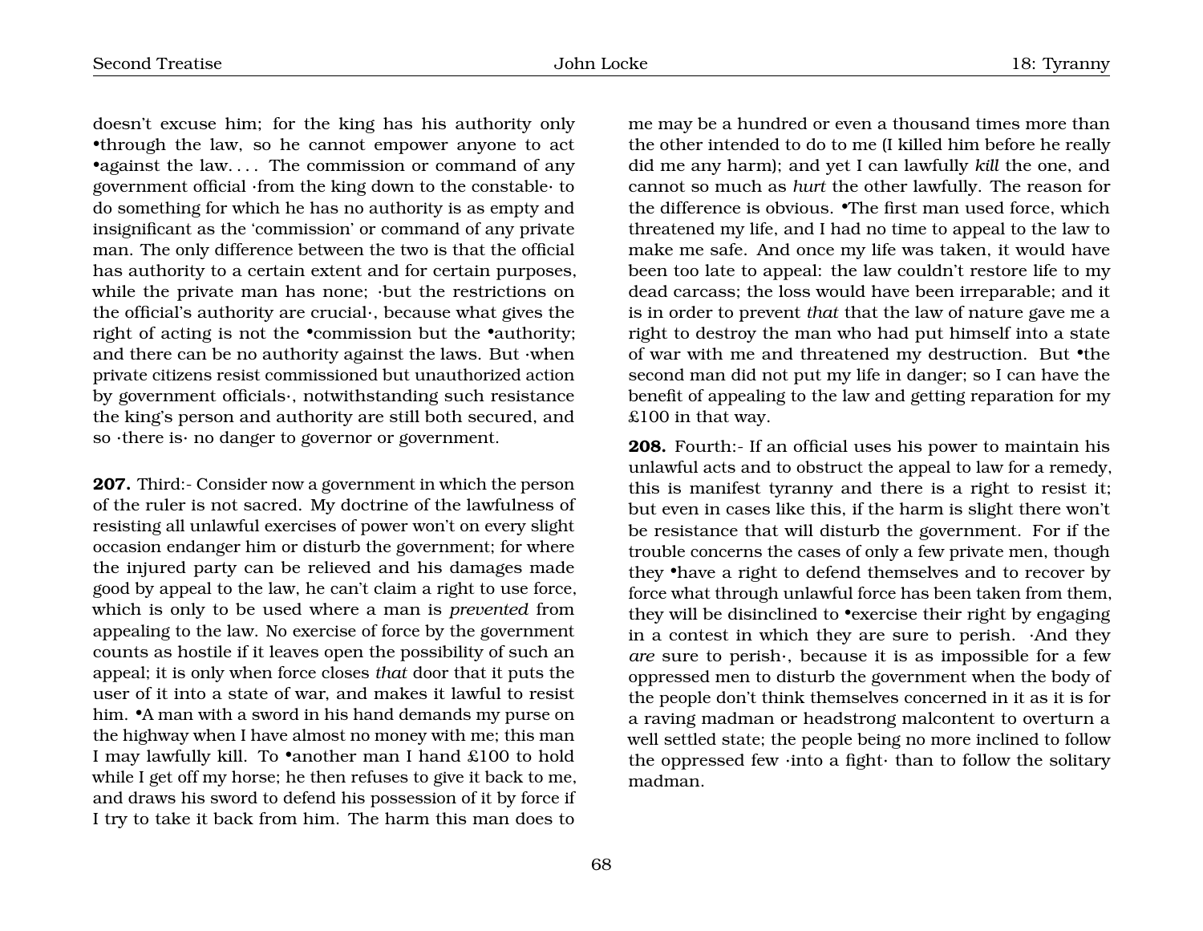doesn't excuse him; for the king has his authority only •through the law, so he cannot empower anyone to act •against the law. . . . The commission or command of any government official ·from the king down to the constable· to do something for which he has no authority is as empty and insignificant as the 'commission' or command of any private man. The only difference between the two is that the official has authority to a certain extent and for certain purposes, while the private man has none; ·but the restrictions on the official's authority are crucial·, because what gives the right of acting is not the •commission but the •authority; and there can be no authority against the laws. But ·when private citizens resist commissioned but unauthorized action by government officials·, notwithstanding such resistance the king's person and authority are still both secured, and so ·there is· no danger to governor or government.

**207.** Third:- Consider now a government in which the person of the ruler is not sacred. My doctrine of the lawfulness of resisting all unlawful exercises of power won't on every slight occasion endanger him or disturb the government; for where the injured party can be relieved and his damages made good by appeal to the law, he can't claim a right to use force, which is only to be used where a man is *prevented* from appealing to the law. No exercise of force by the government counts as hostile if it leaves open the possibility of such an appeal; it is only when force closes *that* door that it puts the user of it into a state of war, and makes it lawful to resist him. •A man with a sword in his hand demands my purse on the highway when I have almost no money with me; this man I may lawfully kill. To •another man I hand £100 to hold while I get off my horse; he then refuses to give it back to me, and draws his sword to defend his possession of it by force if I try to take it back from him. The harm this man does to me may be a hundred or even a thousand times more than the other intended to do to me (I killed him before he really did me any harm); and yet I can lawfully *kill* the one, and cannot so much as *hurt* the other lawfully. The reason for the difference is obvious. •The first man used force, which threatened my life, and I had no time to appeal to the law to make me safe. And once my life was taken, it would have been too late to appeal: the law couldn't restore life to my dead carcass; the loss would have been irreparable; and it is in order to prevent *that* that the law of nature gave me a right to destroy the man who had put himself into a state of war with me and threatened my destruction. But •the second man did not put my life in danger; so I can have the benefit of appealing to the law and getting reparation for my £100 in that way.

**208.** Fourth:- If an official uses his power to maintain his unlawful acts and to obstruct the appeal to law for a remedy, this is manifest tyranny and there is a right to resist it; but even in cases like this, if the harm is slight there won't be resistance that will disturb the government. For if the trouble concerns the cases of only a few private men, though they •have a right to defend themselves and to recover by force what through unlawful force has been taken from them, they will be disinclined to •exercise their right by engaging in a contest in which they are sure to perish. ·And they *are* sure to perish·, because it is as impossible for a few oppressed men to disturb the government when the body of the people don't think themselves concerned in it as it is for a raving madman or headstrong malcontent to overturn a well settled state; the people being no more inclined to follow the oppressed few ·into a fight· than to follow the solitary madman.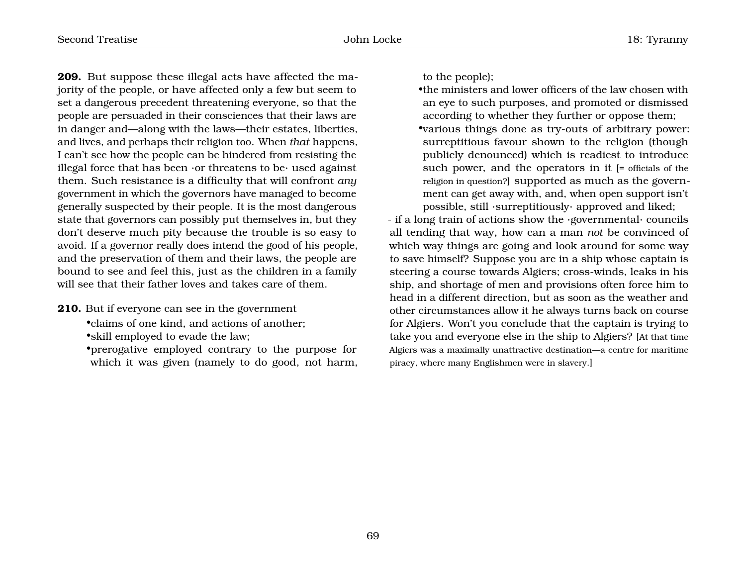**209.** But suppose these illegal acts have affected the majority of the people, or have affected only a few but seem to set a dangerous precedent threatening everyone, so that the people are persuaded in their consciences that their laws are in danger and—along with the laws—their estates, liberties, and lives, and perhaps their religion too. When *that* happens, I can't see how the people can be hindered from resisting the illegal force that has been ·or threatens to be· used against them. Such resistance is a difficulty that will confront *any* government in which the governors have managed to become generally suspected by their people. It is the most dangerous state that governors can possibly put themselves in, but they don't deserve much pity because the trouble is so easy to avoid. If a governor really does intend the good of his people, and the preservation of them and their laws, the people are bound to see and feel this, just as the children in a family will see that their father loves and takes care of them.

**210.** But if everyone can see in the government

- claims of one kind, and actions of another;
- skill employed to evade the law;
- prerogative employed contrary to the purpose for which it was given (namely to do good, not harm, to the people);
- the ministers and lower officers of the law chosen with an eye to such purposes, and promoted or dismissed according to whether they further or oppose them;
- various things done as try-outs of arbitrary power: surreptitious favour shown to the religion (though publicly denounced) which is readiest to introduce such power, and the operators in it [= officials of the religion in question?] supported as much as the government can get away with, and, when open support isn't possible, still ·surreptitiously· approved and liked;

- if a long train of actions show the ·governmental· councils all tending that way, how can a man *not* be convinced of which way things are going and look around for some way to save himself? Suppose you are in a ship whose captain is steering a course towards Algiers; cross-winds, leaks in his ship, and shortage of men and provisions often force him to head in a different direction, but as soon as the weather and other circumstances allow it he always turns back on course for Algiers. Won't you conclude that the captain is trying to take you and everyone else in the ship to Algiers? [At that time Algiers was a maximally unattractive destination—a centre for maritime piracy, where many Englishmen were in slavery.]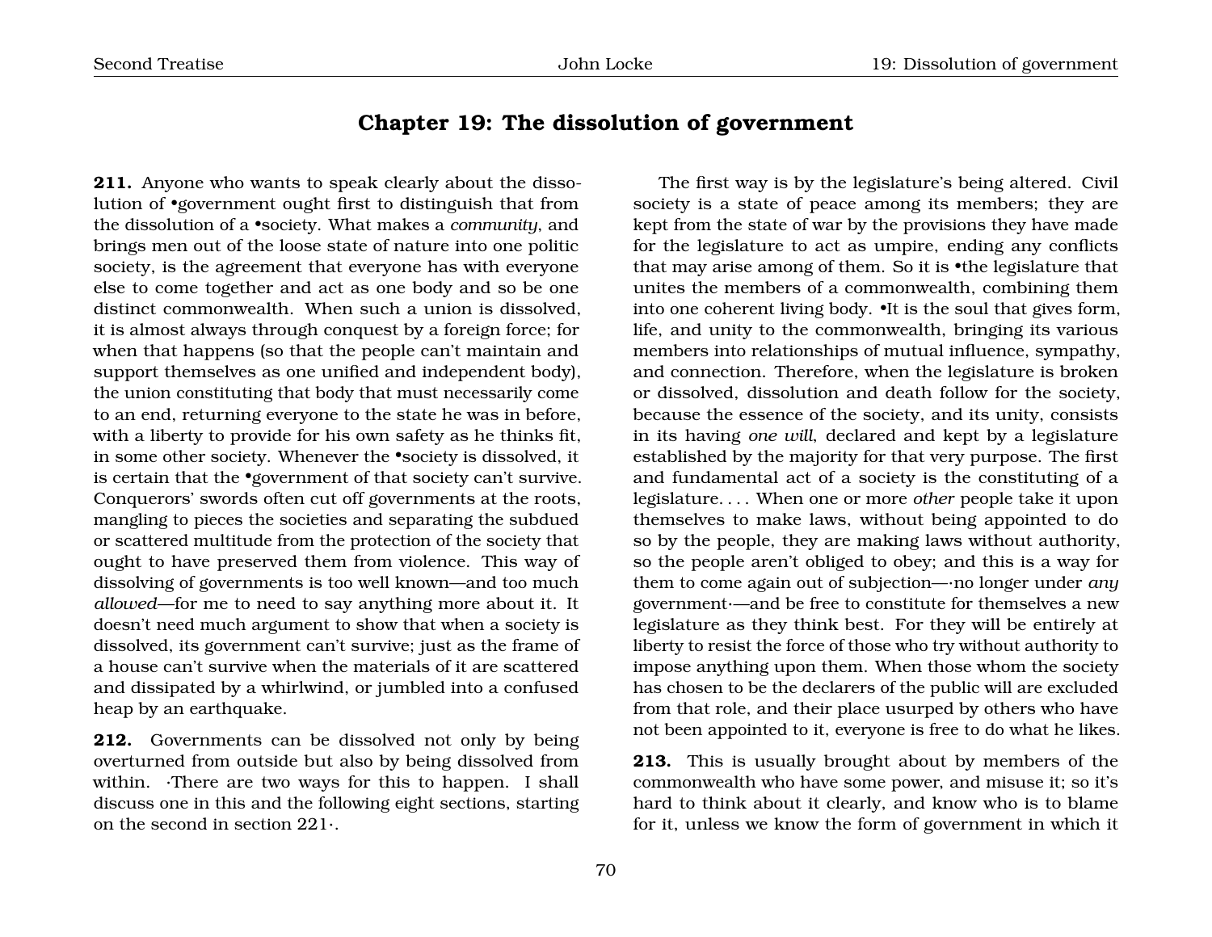## Chapter 19: The dissolution of government

**211.** Anyone who wants to speak clearly about the dissolution of •government ought first to distinguish that from the dissolution of a •society. What makes a *community*, and brings men out of the loose state of nature into one politic society, is the agreement that everyone has with everyone else to come together and act as one body and so be one distinct commonwealth. When such a union is dissolved, it is almost always through conquest by a foreign force; for when that happens (so that the people can't maintain and support themselves as one unified and independent body), the union constituting that body that must necessarily come to an end, returning everyone to the state he was in before, with a liberty to provide for his own safety as he thinks fit, in some other society. Whenever the •society is dissolved, it is certain that the •government of that society can't survive. Conquerors' swords often cut off governments at the roots, mangling to pieces the societies and separating the subdued or scattered multitude from the protection of the society that ought to have preserved them from violence. This way of dissolving of governments is too well known—and too much *allowed*—for me to need to say anything more about it. It doesn't need much argument to show that when a society is dissolved, its government can't survive; just as the frame of a house can't survive when the materials of it are scattered and dissipated by a whirlwind, or jumbled into a confused heap by an earthquake.

**212.** Governments can be dissolved not only by being overturned from outside but also by being dissolved from within. ·There are two ways for this to happen. I shall discuss one in this and the following eight sections, starting on the second in section 221·.

The first way is by the legislature's being altered. Civil society is a state of peace among its members; they are kept from the state of war by the provisions they have made for the legislature to act as umpire, ending any conflicts that may arise among of them. So it is •the legislature that unites the members of a commonwealth, combining them into one coherent living body. •It is the soul that gives form, life, and unity to the commonwealth, bringing its various members into relationships of mutual influence, sympathy, and connection. Therefore, when the legislature is broken or dissolved, dissolution and death follow for the society, because the essence of the society, and its unity, consists in its having *one will*, declared and kept by a legislature established by the majority for that very purpose. The first and fundamental act of a society is the constituting of a legislature. . . . When one or more *other* people take it upon themselves to make laws, without being appointed to do so by the people, they are making laws without authority, so the people aren't obliged to obey; and this is a way for them to come again out of subjection—·no longer under *any* government·—and be free to constitute for themselves a new legislature as they think best. For they will be entirely at liberty to resist the force of those who try without authority to impose anything upon them. When those whom the society has chosen to be the declarers of the public will are excluded from that role, and their place usurped by others who have not been appointed to it, everyone is free to do what he likes.

**213.** This is usually brought about by members of the commonwealth who have some power, and misuse it; so it's hard to think about it clearly, and know who is to blame for it, unless we know the form of government in which it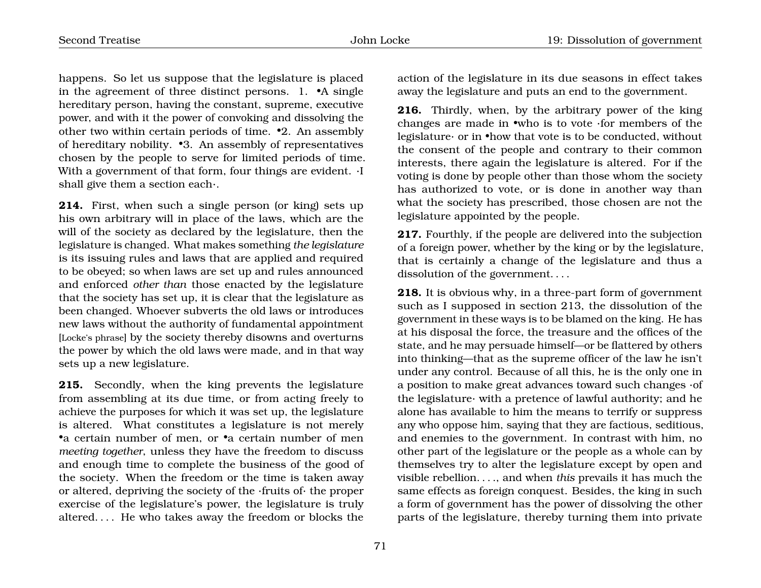happens. So let us suppose that the legislature is placed in the agreement of three distinct persons. 1. •A single hereditary person, having the constant, supreme, executive power, and with it the power of convoking and dissolving the other two within certain periods of time. •2. An assembly of hereditary nobility. •3. An assembly of representatives chosen by the people to serve for limited periods of time. With a government of that form, four things are evident. ·I shall give them a section each·.

**214.** First, when such a single person (or king) sets up his own arbitrary will in place of the laws, which are the will of the society as declared by the legislature, then the legislature is changed. What makes something *the legislature* is its issuing rules and laws that are applied and required to be obeyed; so when laws are set up and rules announced and enforced *other than* those enacted by the legislature that the society has set up, it is clear that the legislature as been changed. Whoever subverts the old laws or introduces new laws without the authority of fundamental appointment [Locke's phrase] by the society thereby disowns and overturns the power by which the old laws were made, and in that way sets up a new legislature.

**215.** Secondly, when the king prevents the legislature from assembling at its due time, or from acting freely to achieve the purposes for which it was set up, the legislature is altered. What constitutes a legislature is not merely •a certain number of men, or •a certain number of men *meeting together*, unless they have the freedom to discuss and enough time to complete the business of the good of the society. When the freedom or the time is taken away or altered, depriving the society of the ·fruits of· the proper exercise of the legislature's power, the legislature is truly altered. . . . He who takes away the freedom or blocks the action of the legislature in its due seasons in effect takes away the legislature and puts an end to the government.

**216.** Thirdly, when, by the arbitrary power of the king changes are made in •who is to vote ·for members of the legislature· or in •how that vote is to be conducted, without the consent of the people and contrary to their common interests, there again the legislature is altered. For if the voting is done by people other than those whom the society has authorized to vote, or is done in another way than what the society has prescribed, those chosen are not the legislature appointed by the people.

**217.** Fourthly, if the people are delivered into the subjection of a foreign power, whether by the king or by the legislature, that is certainly a change of the legislature and thus a dissolution of the government. . . .

**218.** It is obvious why, in a three-part form of government such as I supposed in section 213, the dissolution of the government in these ways is to be blamed on the king. He has at his disposal the force, the treasure and the offices of the state, and he may persuade himself—or be flattered by others into thinking—that as the supreme officer of the law he isn't under any control. Because of all this, he is the only one in a position to make great advances toward such changes ·of the legislature· with a pretence of lawful authority; and he alone has available to him the means to terrify or suppress any who oppose him, saying that they are factious, seditious, and enemies to the government. In contrast with him, no other part of the legislature or the people as a whole can by themselves try to alter the legislature except by open and visible rebellion. . . ., and when *this* prevails it has much the same effects as foreign conquest. Besides, the king in such a form of government has the power of dissolving the other parts of the legislature, thereby turning them into private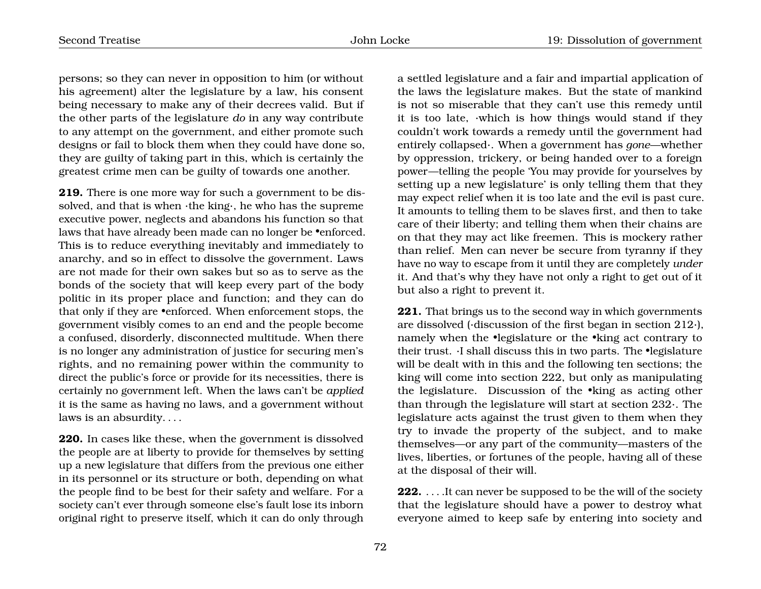persons; so they can never in opposition to him (or without his agreement) alter the legislature by a law, his consent being necessary to make any of their decrees valid. But if the other parts of the legislature *do* in any way contribute to any attempt on the government, and either promote such designs or fail to block them when they could have done so, they are guilty of taking part in this, which is certainly the greatest crime men can be guilty of towards one another.

**219.** There is one more way for such a government to be dissolved, and that is when ·the king·, he who has the supreme executive power, neglects and abandons his function so that laws that have already been made can no longer be •enforced. This is to reduce everything inevitably and immediately to anarchy, and so in effect to dissolve the government. Laws are not made for their own sakes but so as to serve as the bonds of the society that will keep every part of the body politic in its proper place and function; and they can do that only if they are •enforced. When enforcement stops, the government visibly comes to an end and the people become a confused, disorderly, disconnected multitude. When there is no longer any administration of justice for securing men's rights, and no remaining power within the community to direct the public's force or provide for its necessities, there is certainly no government left. When the laws can't be *applied* it is the same as having no laws, and a government without laws is an absurdity. . . .

**220.** In cases like these, when the government is dissolved the people are at liberty to provide for themselves by setting up a new legislature that differs from the previous one either in its personnel or its structure or both, depending on what the people find to be best for their safety and welfare. For a society can't ever through someone else's fault lose its inborn original right to preserve itself, which it can do only through a settled legislature and a fair and impartial application of the laws the legislature makes. But the state of mankind is not so miserable that they can't use this remedy until it is too late, ·which is how things would stand if they couldn't work towards a remedy until the government had entirely collapsed·. When a government has *gone*—whether by oppression, trickery, or being handed over to a foreign power—telling the people 'You may provide for yourselves by setting up a new legislature' is only telling them that they may expect relief when it is too late and the evil is past cure. It amounts to telling them to be slaves first, and then to take care of their liberty; and telling them when their chains are on that they may act like freemen. This is mockery rather than relief. Men can never be secure from tyranny if they have no way to escape from it until they are completely *under* it. And that's why they have not only a right to get out of it but also a right to prevent it.

**221.** That brings us to the second way in which governments are dissolved (·discussion of the first began in section 212·), namely when the •legislature or the •king act contrary to their trust. ·I shall discuss this in two parts. The •legislature will be dealt with in this and the following ten sections; the king will come into section 222, but only as manipulating the legislature. Discussion of the •king as acting other than through the legislature will start at section 232·. The legislature acts against the trust given to them when they try to invade the property of the subject, and to make themselves—or any part of the community—masters of the lives, liberties, or fortunes of the people, having all of these at the disposal of their will.

**222.** . . . .It can never be supposed to be the will of the society that the legislature should have a power to destroy what everyone aimed to keep safe by entering into society and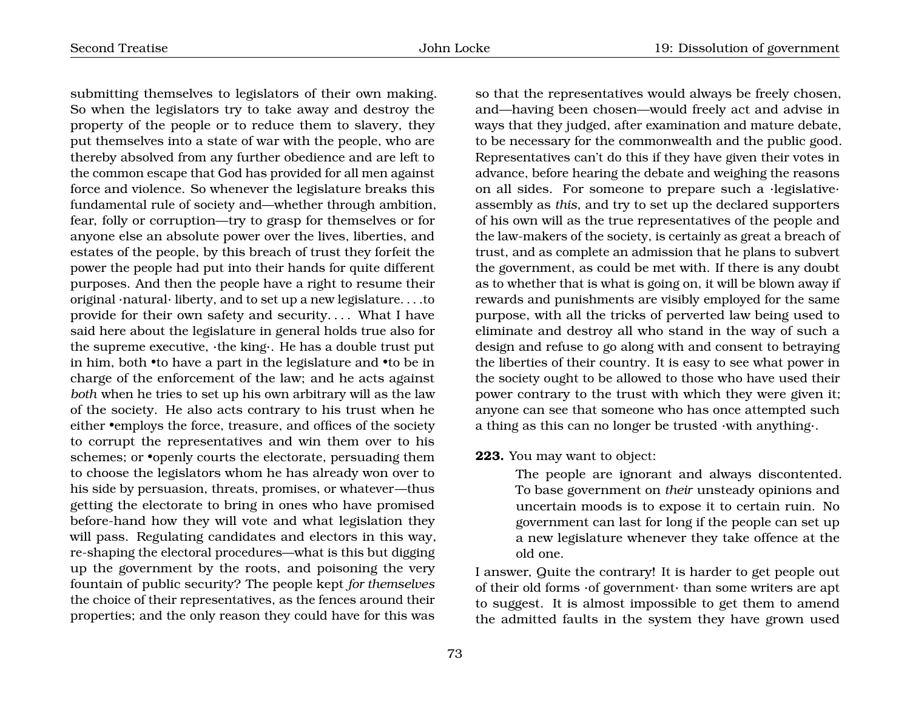submitting themselves to legislators of their own making. So when the legislators try to take away and destroy the property of the people or to reduce them to slavery, they put themselves into a state of war with the people, who are thereby absolved from any further obedience and are left to the common escape that God has provided for all men against force and violence. So whenever the legislature breaks this fundamental rule of society and—whether through ambition, fear, folly or corruption—try to grasp for themselves or for anyone else an absolute power over the lives, liberties, and estates of the people, by this breach of trust they forfeit the power the people had put into their hands for quite different purposes. And then the people have a right to resume their original ·natural· liberty, and to set up a new legislature. . . .to provide for their own safety and security. . . . What I have said here about the legislature in general holds true also for the supreme executive, ·the king·. He has a double trust put in him, both •to have a part in the legislature and •to be in charge of the enforcement of the law; and he acts against *both* when he tries to set up his own arbitrary will as the law of the society. He also acts contrary to his trust when he either •employs the force, treasure, and offices of the society to corrupt the representatives and win them over to his schemes; or •openly courts the electorate, persuading them to choose the legislators whom he has already won over to his side by persuasion, threats, promises, or whatever—thus getting the electorate to bring in ones who have promised before-hand how they will vote and what legislation they will pass. Regulating candidates and electors in this way, re-shaping the electoral procedures—what is this but digging up the government by the roots, and poisoning the very fountain of public security? The people kept *for themselves* the choice of their representatives, as the fences around their properties; and the only reason they could have for this was so that the representatives would always be freely chosen, and—having been chosen—would freely act and advise in ways that they judged, after examination and mature debate, to be necessary for the commonwealth and the public good. Representatives can't do this if they have given their votes in advance, before hearing the debate and weighing the reasons on all sides. For someone to prepare such a ·legislative· assembly as *this*, and try to set up the declared supporters of his own will as the true representatives of the people and the law-makers of the society, is certainly as great a breach of trust, and as complete an admission that he plans to subvert the government, as could be met with. If there is any doubt as to whether that is what is going on, it will be blown away if rewards and punishments are visibly employed for the same purpose, with all the tricks of perverted law being used to eliminate and destroy all who stand in the way of such a design and refuse to go along with and consent to betraying the liberties of their country. It is easy to see what power in the society ought to be allowed to those who have used their power contrary to the trust with which they were given it; anyone can see that someone who has once attempted such a thing as this can no longer be trusted ·with anything·.

**223.** You may want to object:

> The people are ignorant and always discontented. To base government on *their* unsteady opinions and uncertain moods is to expose it to certain ruin. No government can last for long if the people can set up a new legislature whenever they take offence at the old one.

I answer, Quite the contrary! It is harder to get people out of their old forms ·of government· than some writers are apt to suggest. It is almost impossible to get them to amend the admitted faults in the system they have grown used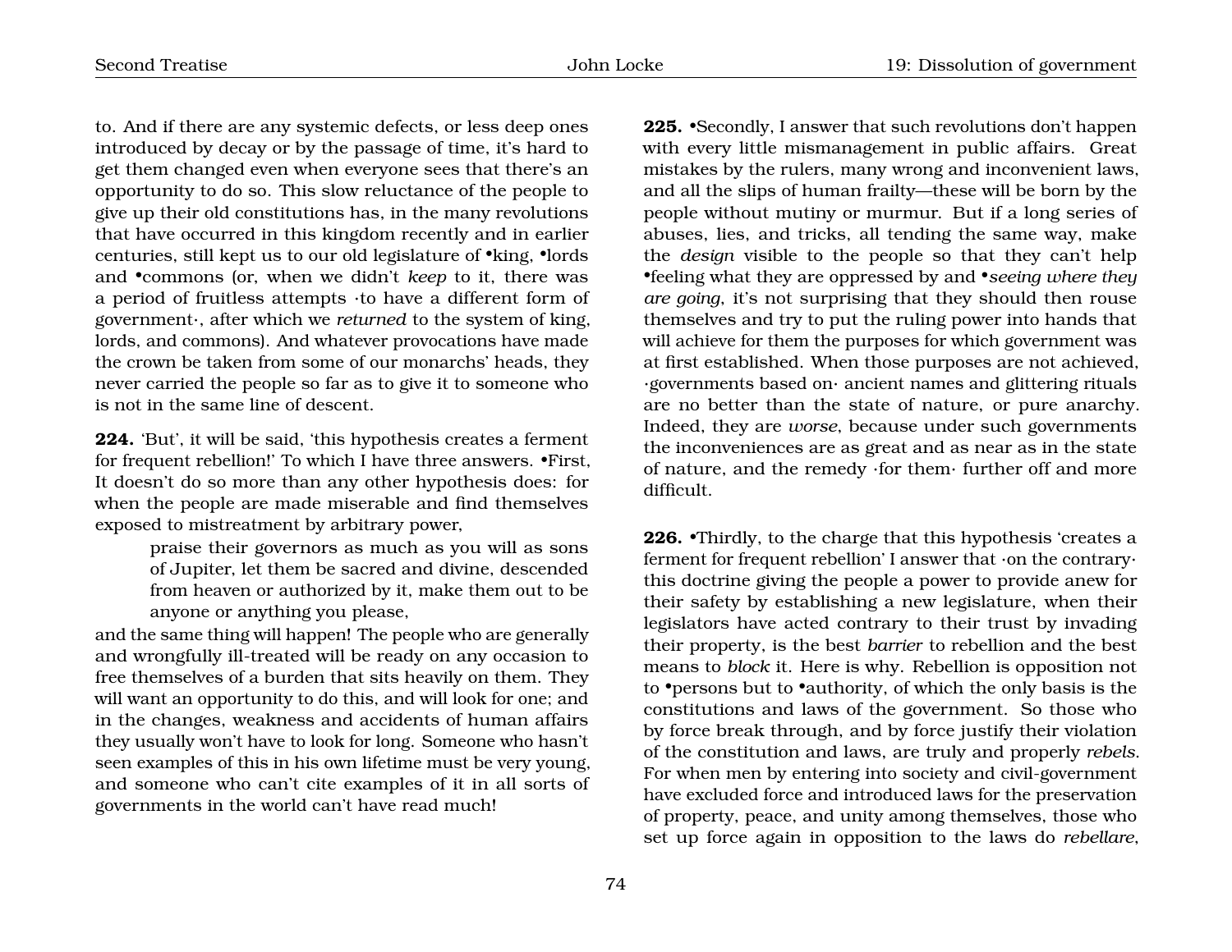to. And if there are any systemic defects, or less deep ones introduced by decay or by the passage of time, it's hard to get them changed even when everyone sees that there's an opportunity to do so. This slow reluctance of the people to give up their old constitutions has, in the many revolutions that have occurred in this kingdom recently and in earlier centuries, still kept us to our old legislature of •king, •lords and •commons (or, when we didn't *keep* to it, there was a period of fruitless attempts ·to have a different form of government·, after which we *returned* to the system of king, lords, and commons). And whatever provocations have made the crown be taken from some of our monarchs' heads, they never carried the people so far as to give it to someone who is not in the same line of descent.

**224.** 'But', it will be said, 'this hypothesis creates a ferment for frequent rebellion!' To which I have three answers. •First, It doesn't do so more than any other hypothesis does: for when the people are made miserable and find themselves exposed to mistreatment by arbitrary power,

> praise their governors as much as you will as sons of Jupiter, let them be sacred and divine, descended from heaven or authorized by it, make them out to be anyone or anything you please,

and the same thing will happen! The people who are generally and wrongfully ill-treated will be ready on any occasion to free themselves of a burden that sits heavily on them. They will want an opportunity to do this, and will look for one; and in the changes, weakness and accidents of human affairs they usually won't have to look for long. Someone who hasn't seen examples of this in his own lifetime must be very young, and someone who can't cite examples of it in all sorts of governments in the world can't have read much!

**225.** •Secondly, I answer that such revolutions don't happen with every little mismanagement in public affairs. Great mistakes by the rulers, many wrong and inconvenient laws, and all the slips of human frailty—these will be born by the people without mutiny or murmur. But if a long series of abuses, lies, and tricks, all tending the same way, make the *design* visible to the people so that they can't help •feeling what they are oppressed by and •*seeing where they are going*, it's not surprising that they should then rouse themselves and try to put the ruling power into hands that will achieve for them the purposes for which government was at first established. When those purposes are not achieved, ·governments based on· ancient names and glittering rituals are no better than the state of nature, or pure anarchy. Indeed, they are *worse*, because under such governments the inconveniences are as great and as near as in the state of nature, and the remedy ·for them· further off and more difficult.

**226.** •Thirdly, to the charge that this hypothesis 'creates a ferment for frequent rebellion' I answer that ·on the contrary· this doctrine giving the people a power to provide anew for their safety by establishing a new legislature, when their legislators have acted contrary to their trust by invading their property, is the best *barrier* to rebellion and the best means to *block* it. Here is why. Rebellion is opposition not to •persons but to •authority, of which the only basis is the constitutions and laws of the government. So those who by force break through, and by force justify their violation of the constitution and laws, are truly and properly *rebels*. For when men by entering into society and civil-government have excluded force and introduced laws for the preservation of property, peace, and unity among themselves, those who set up force again in opposition to the laws do *rebellare*,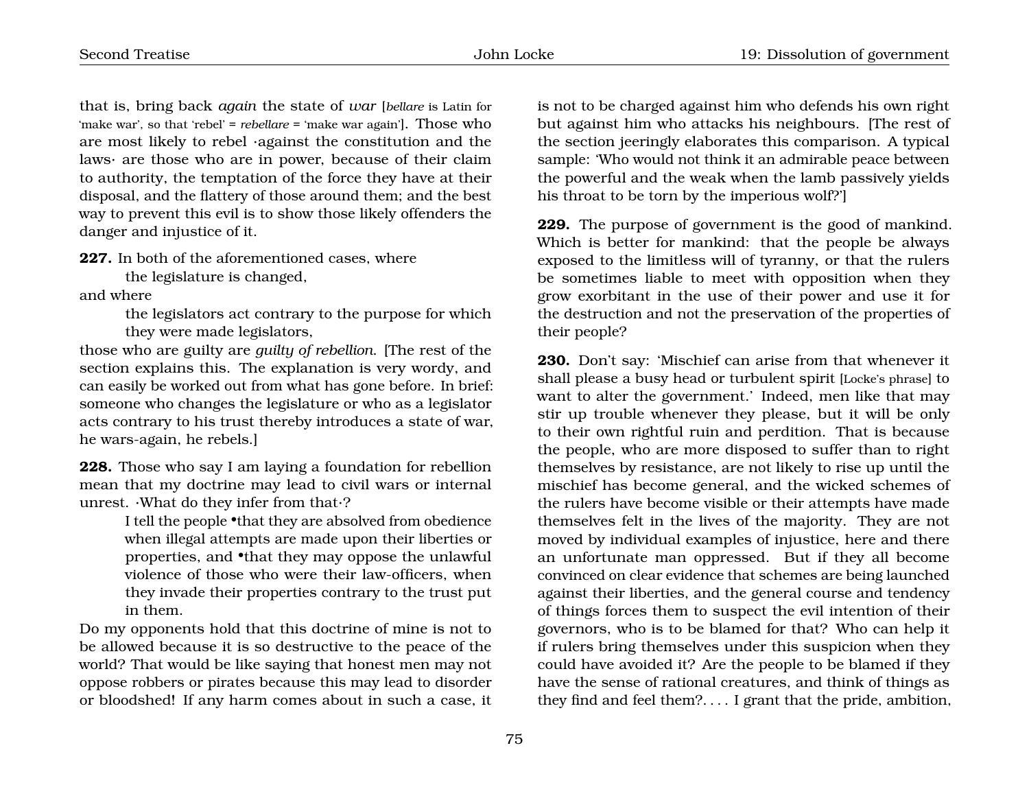that is, bring back *again* the state of *war* [*bellare* is Latin for 'make war', so that 'rebel' = *rebellare* = 'make war again']. Those who are most likely to rebel ·against the constitution and the laws· are those who are in power, because of their claim to authority, the temptation of the force they have at their disposal, and the flattery of those around them; and the best way to prevent this evil is to show those likely offenders the danger and injustice of it.

**227.** In both of the aforementioned cases, where

> the legislature is changed,

and where

> the legislators act contrary to the purpose for which they were made legislators,

those who are guilty are *guilty of rebellion*. [The rest of the section explains this. The explanation is very wordy, and can easily be worked out from what has gone before. In brief: someone who changes the legislature or who as a legislator acts contrary to his trust thereby introduces a state of war, he wars-again, he rebels.]

**228.** Those who say I am laying a foundation for rebellion mean that my doctrine may lead to civil wars or internal unrest. ·What do they infer from that·?

> I tell the people •that they are absolved from obedience when illegal attempts are made upon their liberties or properties, and •that they may oppose the unlawful violence of those who were their law-officers, when they invade their properties contrary to the trust put in them.

Do my opponents hold that this doctrine of mine is not to be allowed because it is so destructive to the peace of the world? That would be like saying that honest men may not oppose robbers or pirates because this may lead to disorder or bloodshed! If any harm comes about in such a case, it is not to be charged against him who defends his own right but against him who attacks his neighbours. [The rest of the section jeeringly elaborates this comparison. A typical sample: 'Who would not think it an admirable peace between the powerful and the weak when the lamb passively yields his throat to be torn by the imperious wolf?']

**229.** The purpose of government is the good of mankind. Which is better for mankind: that the people be always exposed to the limitless will of tyranny, or that the rulers be sometimes liable to meet with opposition when they grow exorbitant in the use of their power and use it for the destruction and not the preservation of the properties of their people?

**230.** Don't say: 'Mischief can arise from that whenever it shall please a busy head or turbulent spirit [Locke's phrase] to want to alter the government.' Indeed, men like that may stir up trouble whenever they please, but it will be only to their own rightful ruin and perdition. That is because the people, who are more disposed to suffer than to right themselves by resistance, are not likely to rise up until the mischief has become general, and the wicked schemes of the rulers have become visible or their attempts have made themselves felt in the lives of the majority. They are not moved by individual examples of injustice, here and there an unfortunate man oppressed. But if they all become convinced on clear evidence that schemes are being launched against their liberties, and the general course and tendency of things forces them to suspect the evil intention of their governors, who is to be blamed for that? Who can help it if rulers bring themselves under this suspicion when they could have avoided it? Are the people to be blamed if they have the sense of rational creatures, and think of things as they find and feel them?. . . . I grant that the pride, ambition,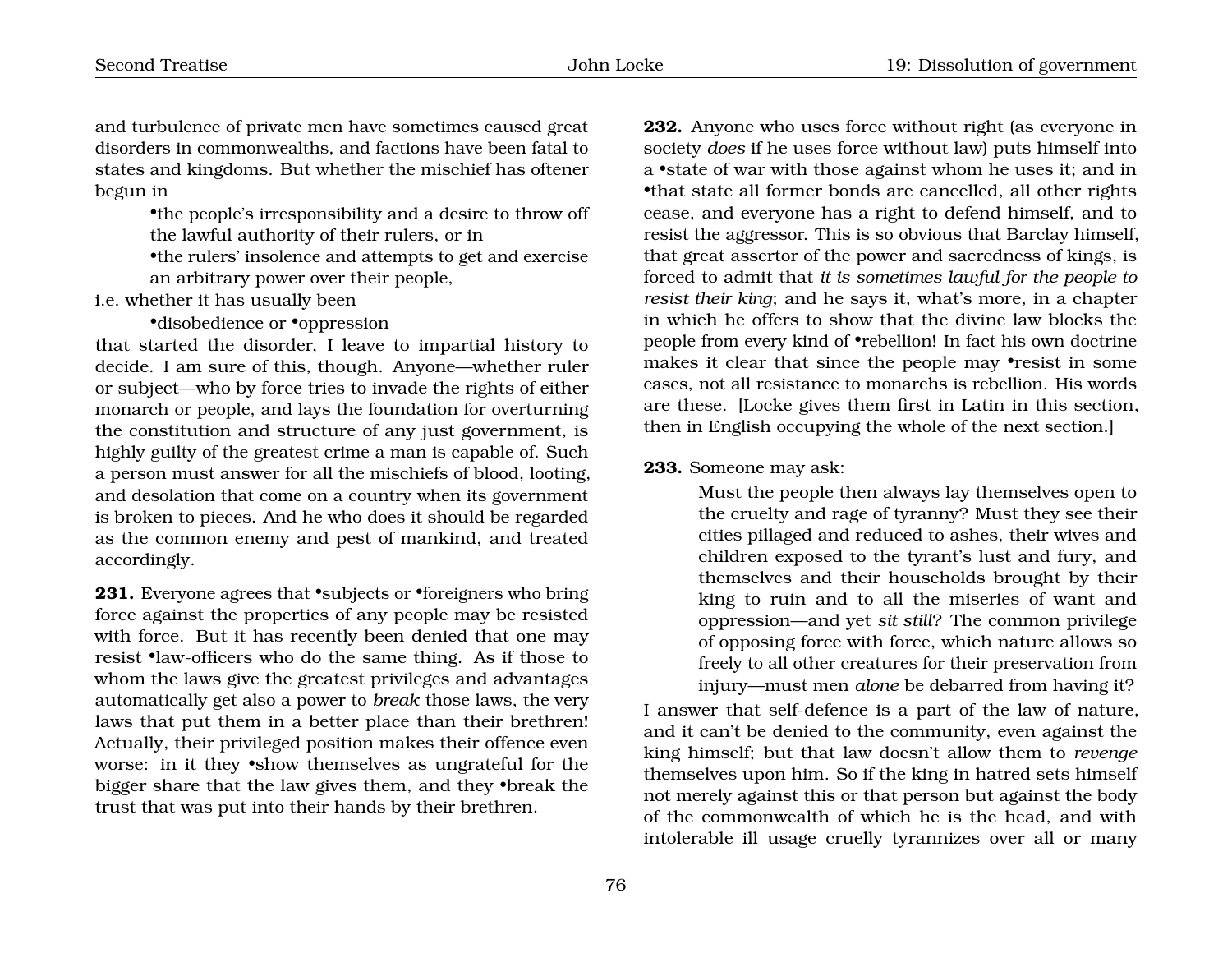and turbulence of private men have sometimes caused great disorders in commonwealths, and factions have been fatal to states and kingdoms. But whether the mischief has oftener begun in

•the people's irresponsibility and a desire to throw off the lawful authority of their rulers, or in
•the rulers' insolence and attempts to get and exercise an arbitrary power over their people,

i.e. whether it has usually been

•disobedience or •oppression

that started the disorder, I leave to impartial history to decide. I am sure of this, though. Anyone—whether ruler or subject—who by force tries to invade the rights of either monarch or people, and lays the foundation for overturning the constitution and structure of any just government, is highly guilty of the greatest crime a man is capable of. Such a person must answer for all the mischiefs of blood, looting, and desolation that come on a country when its government is broken to pieces. And he who does it should be regarded as the common enemy and pest of mankind, and treated accordingly.

**231.** Everyone agrees that •subjects or •foreigners who bring force against the properties of any people may be resisted with force. But it has recently been denied that one may resist •law-officers who do the same thing. As if those to whom the laws give the greatest privileges and advantages automatically get also a power to *break* those laws, the very laws that put them in a better place than their brethren! Actually, their privileged position makes their offence even worse: in it they •show themselves as ungrateful for the bigger share that the law gives them, and they •break the trust that was put into their hands by their brethren.

**232.** Anyone who uses force without right (as everyone in society *does* if he uses force without law) puts himself into a •state of war with those against whom he uses it; and in •that state all former bonds are cancelled, all other rights cease, and everyone has a right to defend himself, and to resist the aggressor. This is so obvious that Barclay himself, that great assertor of the power and sacredness of kings, is forced to admit that *it is sometimes lawful for the people to resist their king*; and he says it, what's more, in a chapter in which he offers to show that the divine law blocks the people from every kind of •rebellion! In fact his own doctrine makes it clear that since the people may •resist in some cases, not all resistance to monarchs is rebellion. His words are these. [Locke gives them first in Latin in this section, then in English occupying the whole of the next section.]

**233.** Someone may ask:

> Must the people then always lay themselves open to the cruelty and rage of tyranny? Must they see their cities pillaged and reduced to ashes, their wives and children exposed to the tyrant's lust and fury, and themselves and their households brought by their king to ruin and to all the miseries of want and oppression—and yet *sit still*? The common privilege of opposing force with force, which nature allows so freely to all other creatures for their preservation from injury—must men *alone* be debarred from having it?

I answer that self-defence is a part of the law of nature, and it can't be denied to the community, even against the king himself; but that law doesn't allow them to *revenge* themselves upon him. So if the king in hatred sets himself not merely against this or that person but against the body of the commonwealth of which he is the head, and with intolerable ill usage cruelly tyrannizes over all or many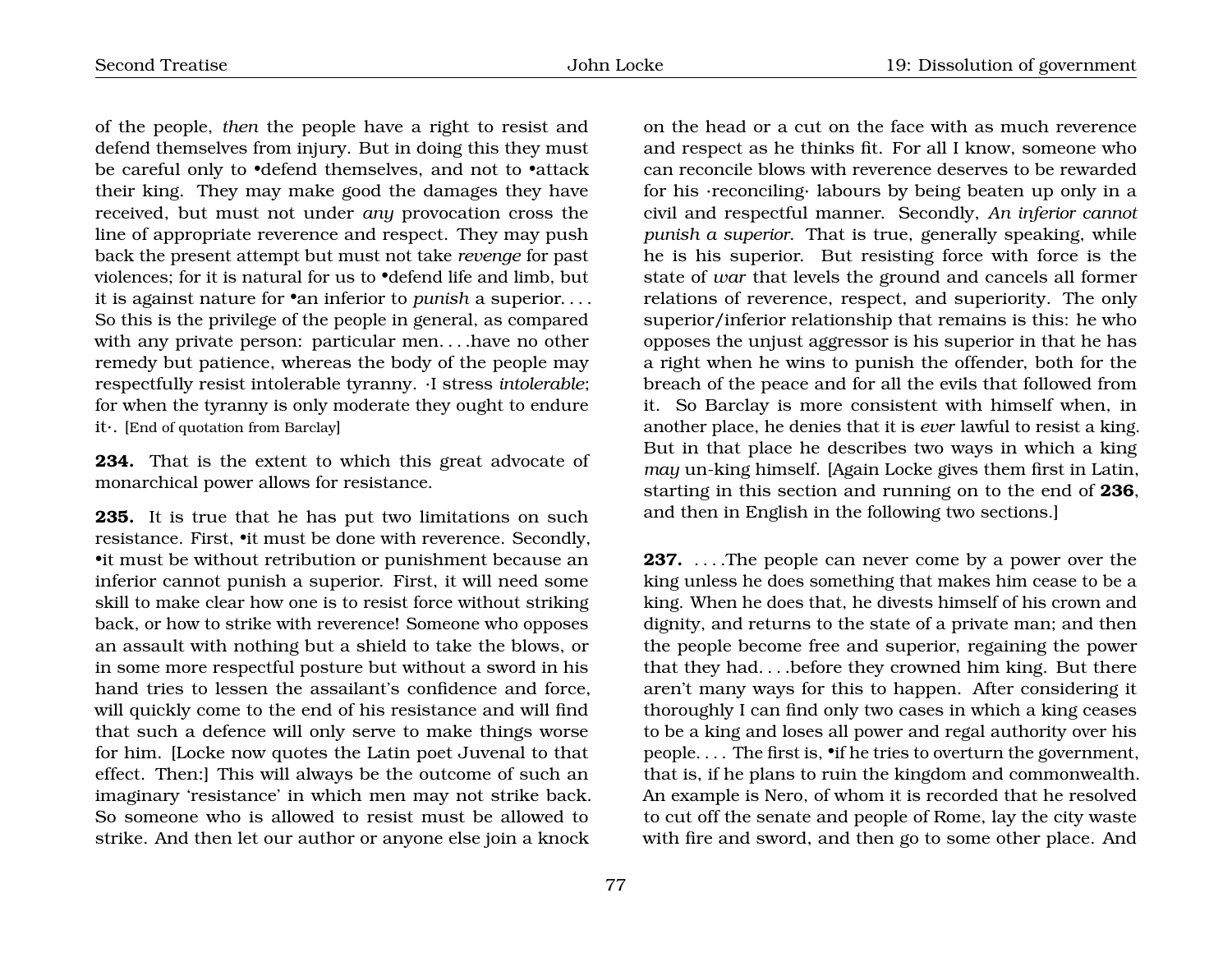of the people, *then* the people have a right to resist and defend themselves from injury. But in doing this they must be careful only to •defend themselves, and not to •attack their king. They may make good the damages they have received, but must not under *any* provocation cross the line of appropriate reverence and respect. They may push back the present attempt but must not take *revenge* for past violences; for it is natural for us to •defend life and limb, but it is against nature for •an inferior to *punish* a superior. . . . So this is the privilege of the people in general, as compared with any private person: particular men. . . .have no other remedy but patience, whereas the body of the people may respectfully resist intolerable tyranny. ·I stress *intolerable*; for when the tyranny is only moderate they ought to endure it·. [End of quotation from Barclay]

**234.** That is the extent to which this great advocate of monarchical power allows for resistance.

**235.** It is true that he has put two limitations on such resistance. First, •it must be done with reverence. Secondly, •it must be without retribution or punishment because an inferior cannot punish a superior. First, it will need some skill to make clear how one is to resist force without striking back, or how to strike with reverence! Someone who opposes an assault with nothing but a shield to take the blows, or in some more respectful posture but without a sword in his hand tries to lessen the assailant's confidence and force, will quickly come to the end of his resistance and will find that such a defence will only serve to make things worse for him. [Locke now quotes the Latin poet Juvenal to that effect. Then:] This will always be the outcome of such an imaginary 'resistance' in which men may not strike back. So someone who is allowed to resist must be allowed to strike. And then let our author or anyone else join a knock on the head or a cut on the face with as much reverence and respect as he thinks fit. For all I know, someone who can reconcile blows with reverence deserves to be rewarded for his ·reconciling· labours by being beaten up only in a civil and respectful manner. Secondly, *An inferior cannot punish a superior*. That is true, generally speaking, while he is his superior. But resisting force with force is the state of *war* that levels the ground and cancels all former relations of reverence, respect, and superiority. The only superior/inferior relationship that remains is this: he who opposes the unjust aggressor is his superior in that he has a right when he wins to punish the offender, both for the breach of the peace and for all the evils that followed from it. So Barclay is more consistent with himself when, in another place, he denies that it is *ever* lawful to resist a king. But in that place he describes two ways in which a king *may* un-king himself. [Again Locke gives them first in Latin, starting in this section and running on to the end of **236**, and then in English in the following two sections.]

**237.** . . . .The people can never come by a power over the king unless he does something that makes him cease to be a king. When he does that, he divests himself of his crown and dignity, and returns to the state of a private man; and then the people become free and superior, regaining the power that they had. . . .before they crowned him king. But there aren't many ways for this to happen. After considering it thoroughly I can find only two cases in which a king ceases to be a king and loses all power and regal authority over his people. . . . The first is, •if he tries to overturn the government, that is, if he plans to ruin the kingdom and commonwealth. An example is Nero, of whom it is recorded that he resolved to cut off the senate and people of Rome, lay the city waste with fire and sword, and then go to some other place. And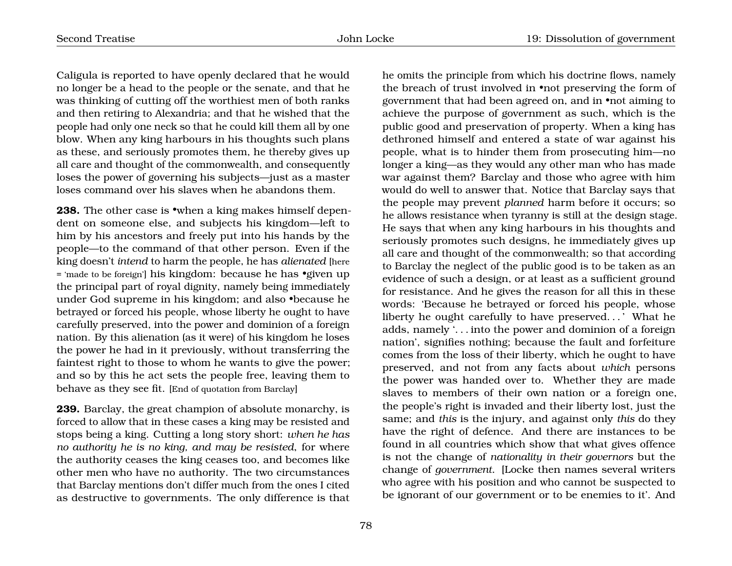Caligula is reported to have openly declared that he would no longer be a head to the people or the senate, and that he was thinking of cutting off the worthiest men of both ranks and then retiring to Alexandria; and that he wished that the people had only one neck so that he could kill them all by one blow. When any king harbours in his thoughts such plans as these, and seriously promotes them, he thereby gives up all care and thought of the commonwealth, and consequently loses the power of governing his subjects—just as a master loses command over his slaves when he abandons them.

**238.** The other case is •when a king makes himself dependent on someone else, and subjects his kingdom—left to him by his ancestors and freely put into his hands by the people—to the command of that other person. Even if the king doesn't *intend* to harm the people, he has *alienated* [here = 'made to be foreign'] his kingdom: because he has •given up the principal part of royal dignity, namely being immediately under God supreme in his kingdom; and also •because he betrayed or forced his people, whose liberty he ought to have carefully preserved, into the power and dominion of a foreign nation. By this alienation (as it were) of his kingdom he loses the power he had in it previously, without transferring the faintest right to those to whom he wants to give the power; and so by this he act sets the people free, leaving them to behave as they see fit. [End of quotation from Barclay]

**239.** Barclay, the great champion of absolute monarchy, is forced to allow that in these cases a king may be resisted and stops being a king. Cutting a long story short: *when he has no authority he is no king, and may be resisted*, for where the authority ceases the king ceases too, and becomes like other men who have no authority. The two circumstances that Barclay mentions don't differ much from the ones I cited as destructive to governments. The only difference is that he omits the principle from which his doctrine flows, namely the breach of trust involved in •not preserving the form of government that had been agreed on, and in •not aiming to achieve the purpose of government as such, which is the public good and preservation of property. When a king has dethroned himself and entered a state of war against his people, what is to hinder them from prosecuting him—no longer a king—as they would any other man who has made war against them? Barclay and those who agree with him would do well to answer that. Notice that Barclay says that the people may prevent *planned* harm before it occurs; so he allows resistance when tyranny is still at the design stage. He says that when any king harbours in his thoughts and seriously promotes such designs, he immediately gives up all care and thought of the commonwealth; so that according to Barclay the neglect of the public good is to be taken as an evidence of such a design, or at least as a sufficient ground for resistance. And he gives the reason for all this in these words: 'Because he betrayed or forced his people, whose liberty he ought carefully to have preserved. . . ' What he adds, namely '. . . into the power and dominion of a foreign nation', signifies nothing; because the fault and forfeiture comes from the loss of their liberty, which he ought to have preserved, and not from any facts about *which* persons the power was handed over to. Whether they are made slaves to members of their own nation or a foreign one, the people's right is invaded and their liberty lost, just the same; and *this* is the injury, and against only *this* do they have the right of defence. And there are instances to be found in all countries which show that what gives offence is not the change of *nationality in their governors* but the change of *government*. [Locke then names several writers who agree with his position and who cannot be suspected to be ignorant of our government or to be enemies to it'. And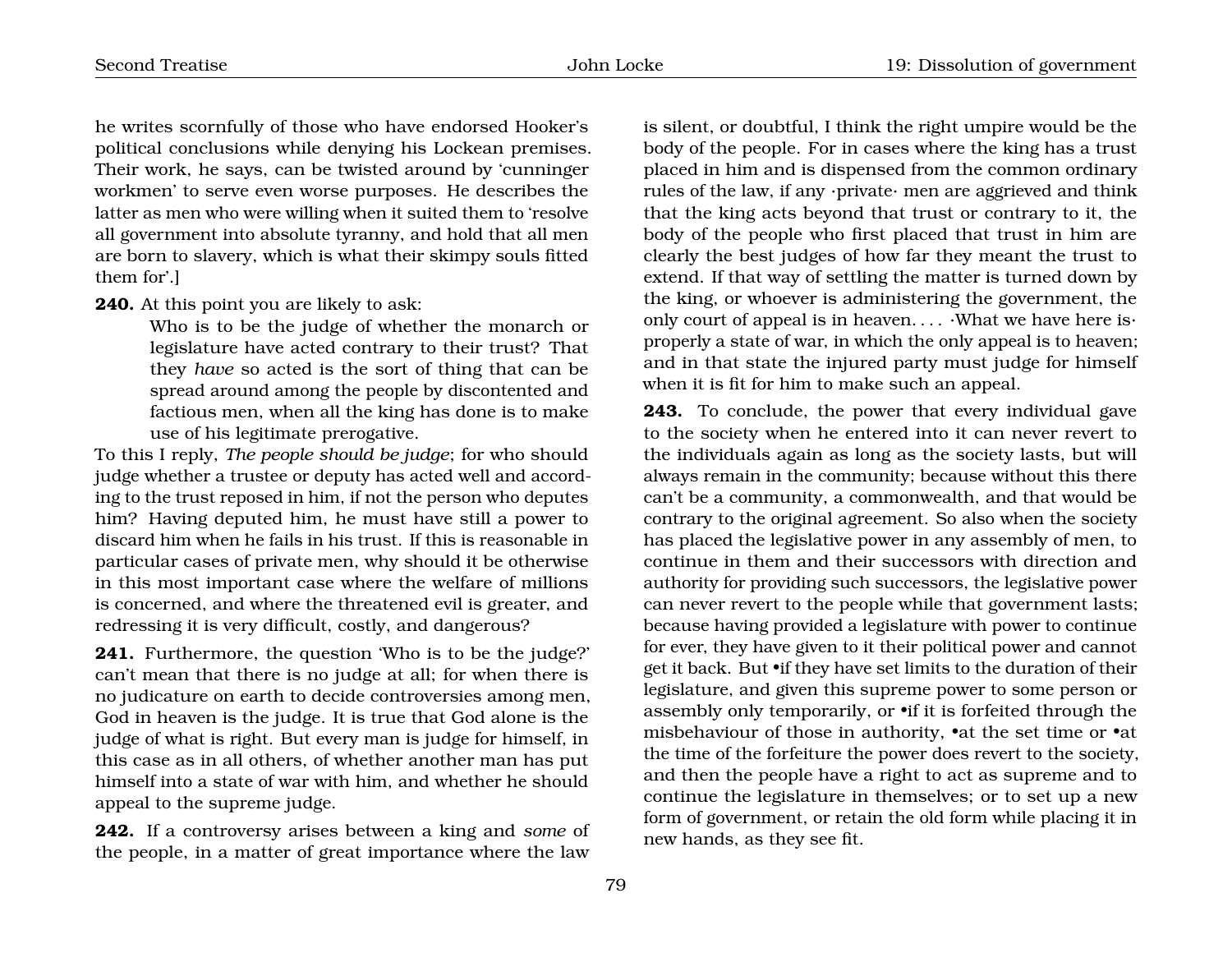he writes scornfully of those who have endorsed Hooker's political conclusions while denying his Lockean premises. Their work, he says, can be twisted around by 'cunninger workmen' to serve even worse purposes. He describes the latter as men who were willing when it suited them to 'resolve all government into absolute tyranny, and hold that all men are born to slavery, which is what their skimpy souls fitted them for'.]

**240.** At this point you are likely to ask:

> Who is to be the judge of whether the monarch or legislature have acted contrary to their trust? That they *have* so acted is the sort of thing that can be spread around among the people by discontented and factious men, when all the king has done is to make use of his legitimate prerogative.

To this I reply, *The people should be judge*; for who should judge whether a trustee or deputy has acted well and according to the trust reposed in him, if not the person who deputes him? Having deputed him, he must have still a power to discard him when he fails in his trust. If this is reasonable in particular cases of private men, why should it be otherwise in this most important case where the welfare of millions is concerned, and where the threatened evil is greater, and redressing it is very difficult, costly, and dangerous?

**241.** Furthermore, the question 'Who is to be the judge?' can't mean that there is no judge at all; for when there is no judicature on earth to decide controversies among men, God in heaven is the judge. It is true that God alone is the judge of what is right. But every man is judge for himself, in this case as in all others, of whether another man has put himself into a state of war with him, and whether he should appeal to the supreme judge.

**242.** If a controversy arises between a king and *some* of the people, in a matter of great importance where the law is silent, or doubtful, I think the right umpire would be the body of the people. For in cases where the king has a trust placed in him and is dispensed from the common ordinary rules of the law, if any ·private· men are aggrieved and think that the king acts beyond that trust or contrary to it, the body of the people who first placed that trust in him are clearly the best judges of how far they meant the trust to extend. If that way of settling the matter is turned down by the king, or whoever is administering the government, the only court of appeal is in heaven. . . . ·What we have here is· properly a state of war, in which the only appeal is to heaven; and in that state the injured party must judge for himself when it is fit for him to make such an appeal.

**243.** To conclude, the power that every individual gave to the society when he entered into it can never revert to the individuals again as long as the society lasts, but will always remain in the community; because without this there can't be a community, a commonwealth, and that would be contrary to the original agreement. So also when the society has placed the legislative power in any assembly of men, to continue in them and their successors with direction and authority for providing such successors, the legislative power can never revert to the people while that government lasts; because having provided a legislature with power to continue for ever, they have given to it their political power and cannot get it back. But •if they have set limits to the duration of their legislature, and given this supreme power to some person or assembly only temporarily, or •if it is forfeited through the misbehaviour of those in authority, •at the set time or •at the time of the forfeiture the power does revert to the society, and then the people have a right to act as supreme and to continue the legislature in themselves; or to set up a new form of government, or retain the old form while placing it in new hands, as they see fit.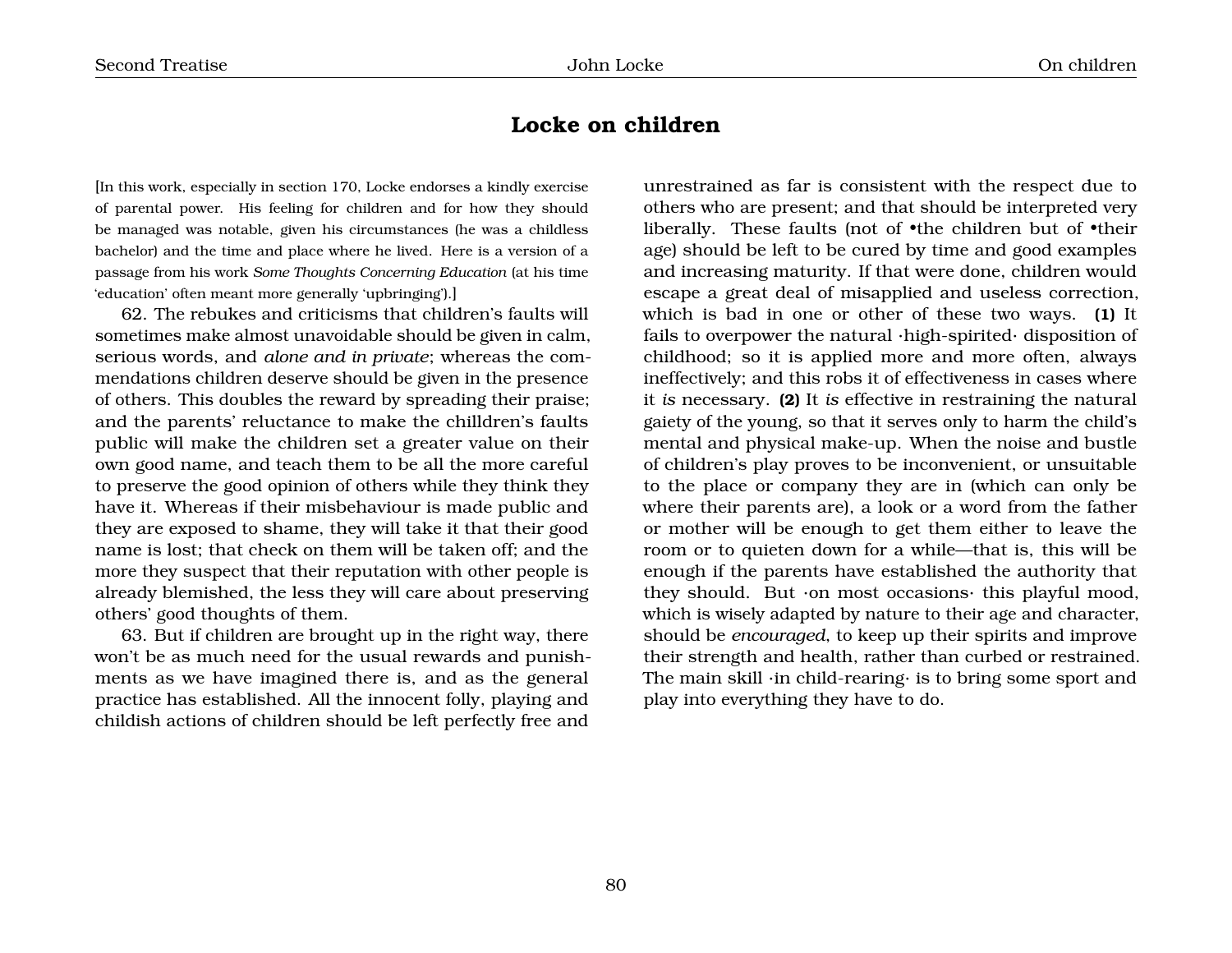# Locke on children

[In this work, especially in section 170, Locke endorses a kindly exercise of parental power. His feeling for children and for how they should be managed was notable, given his circumstances (he was a childless bachelor) and the time and place where he lived. Here is a version of a passage from his work *Some Thoughts Concerning Education* (at his time 'education' often meant more generally 'upbringing').]

62. The rebukes and criticisms that children's faults will sometimes make almost unavoidable should be given in calm, serious words, and *alone and in private*; whereas the commendations children deserve should be given in the presence of others. This doubles the reward by spreading their praise; and the parents' reluctance to make the chilldren's faults public will make the children set a greater value on their own good name, and teach them to be all the more careful to preserve the good opinion of others while they think they have it. Whereas if their misbehaviour is made public and they are exposed to shame, they will take it that their good name is lost; that check on them will be taken off; and the more they suspect that their reputation with other people is already blemished, the less they will care about preserving others' good thoughts of them.

63. But if children are brought up in the right way, there won't be as much need for the usual rewards and punishments as we have imagined there is, and as the general practice has established. All the innocent folly, playing and childish actions of children should be left perfectly free and unrestrained as far is consistent with the respect due to others who are present; and that should be interpreted very liberally. These faults (not of •the children but of •their age) should be left to be cured by time and good examples and increasing maturity. If that were done, children would escape a great deal of misapplied and useless correction, which is bad in one or other of these two ways. **(1)** It fails to overpower the natural ·high-spirited· disposition of childhood; so it is applied more and more often, always ineffectively; and this robs it of effectiveness in cases where it *is* necessary. **(2)** It *is* effective in restraining the natural gaiety of the young, so that it serves only to harm the child's mental and physical make-up. When the noise and bustle of children's play proves to be inconvenient, or unsuitable to the place or company they are in (which can only be where their parents are), a look or a word from the father or mother will be enough to get them either to leave the room or to quieten down for a while—that is, this will be enough if the parents have established the authority that they should. But ·on most occasions· this playful mood, which is wisely adapted by nature to their age and character, should be *encouraged*, to keep up their spirits and improve their strength and health, rather than curbed or restrained. The main skill ·in child-rearing· is to bring some sport and play into everything they have to do.